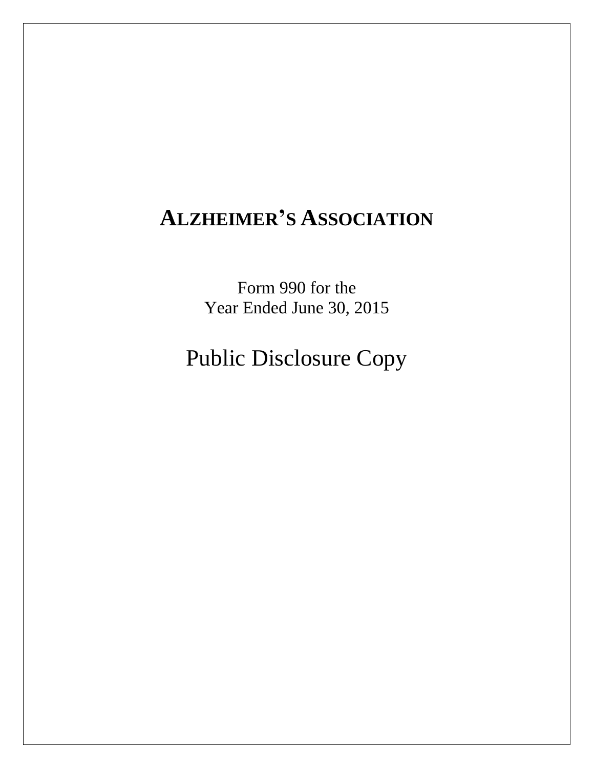# ALZHEIMER'S ASSOCIATION

Form 990 for the
Year Ended June 30, 2015

Public Disclosure Copy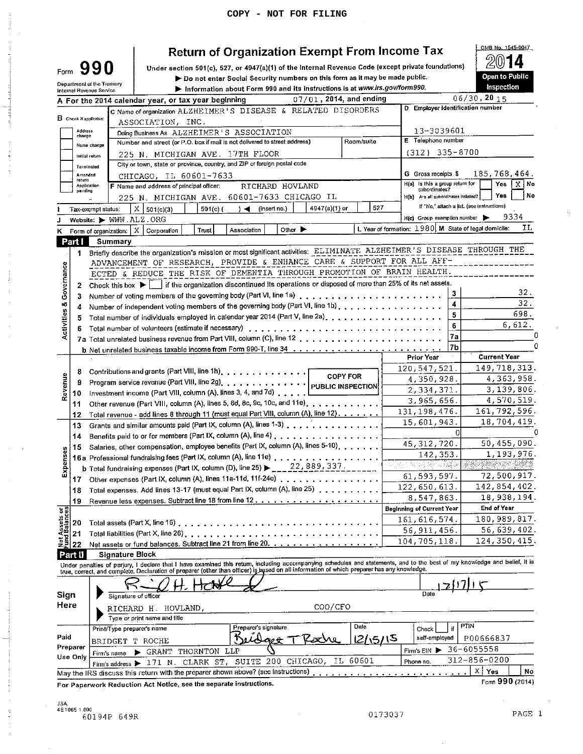COPY - NOT FOR FILING

# Form 990 — Return of Organization Exempt From Income Tax

OMB No. 1545-0047

**2014**

**Open to Public Inspection**

Under section 501(c), 527, or 4947(a)(1) of the Internal Revenue Code (except private foundations)

▶ Do not enter Social Security numbers on this form as it may be made public.

▶ Information about Form 990 and its instructions is at www.irs.gov/form990.

Department of the Treasury
Internal Revenue Service

**A** For the 2014 calendar year, or tax year beginning 07/01, 2014, and ending 06/30, 20 15

**B** Check if applicable: Address change / Name change / Initial return / Terminated / Amended return / Application pending

**C** Name of organization ALZHEIMER'S DISEASE & RELATED DISORDERS ASSOCIATION, INC.

Doing Business As ALZHEIMER'S ASSOCIATION

Number and street (or P.O. box if mail is not delivered to street address) 225 N. MICHIGAN AVE. 17TH FLOOR — Room/suite

City or town, state or province, country, and ZIP or foreign postal code CHICAGO, IL 60601-7633

**D** Employer identification number 13-3039601

**E** Telephone number (312) 335-8700

**G** Gross receipts $ 185,768,464.

**F** Name and address of principal officer: RICHARD HOVLAND, 225 N. MICHIGAN AVE. 60601-7633 CHICAGO IL

H(a) Is this a group return for subordinates? Yes [ ] No [X]

H(b) Are all subordinates included? Yes [ ] No [ ]

If "No," attach a list. (see instructions)

**I** Tax-exempt status: [X] 501(c)(3) [ ] 501(c) ( ) ◀ (insert no.) [ ] 4947(a)(1) or [ ] 527

**J** Website: ▶ WWW.ALZ.ORG

H(c) Group exemption number ▶ 9334

**K** Form of organization: [X] Corporation [ ] Trust [ ] Association [ ] Other ▶

**L** Year of formation: 1980 **M** State of legal domicile: IL

## Part I Summary

**Activities & Governance**

1 Briefly describe the organization's mission or most significant activities: ELIMINATE ALZHEIMER'S DISEASE THROUGH THE ADVANCEMENT OF RESEARCH, PROVIDE & ENHANCE CARE & SUPPORT FOR ALL AFFECTED & REDUCE THE RISK OF DEMENTIA THROUGH PROMOTION OF BRAIN HEALTH.

2 Check this box ▶ [ ] if the organization discontinued its operations or disposed of more than 25% of its net assets.

| | | | |
|---|---|---|---|
| 3 | Number of voting members of the governing body (Part VI, line 1a) | 3 | 32. |
| 4 | Number of independent voting members of the governing body (Part VI, line 1b) | 4 | 32. |
| 5 | Total number of individuals employed in calendar year 2014 (Part V, line 2a) | 5 | 698. |
| 6 | Total number of volunteers (estimate if necessary) | 6 | 6,612. |
| 7a | Total unrelated business revenue from Part VIII, column (C), line 12 | 7a | 0 |
| b | Net unrelated business taxable income from Form 990-T, line 34 | 7b | 0 |

COPY FOR PUBLIC INSPECTION

| | | | Prior Year | Current Year |
|---|---|---|---|---|
| **Revenue** | 8 | Contributions and grants (Part VIII, line 1h) | 120,547,521. | 149,718,313. |
| | 9 | Program service revenue (Part VIII, line 2g) | 4,350,928. | 4,363,958. |
| | 10 | Investment income (Part VIII, column (A), lines 3, 4, and 7d) | 2,334,371. | 3,139,806. |
| | 11 | Other revenue (Part VIII, column (A), lines 5, 6d, 8c, 9c, 10c, and 11e) | 3,965,656. | 4,570,519. |
| | 12 | Total revenue - add lines 8 through 11 (must equal Part VIII, column (A), line 12) | 131,198,476. | 161,792,596. |
| **Expenses** | 13 | Grants and similar amounts paid (Part IX, column (A), lines 1-3) | 15,601,943. | 18,704,419. |
| | 14 | Benefits paid to or for members (Part IX, column (A), line 4) | 0 | 0 |
| | 15 | Salaries, other compensation, employee benefits (Part IX, column (A), lines 5-10) | 45,312,720. | 50,455,090. |
| | 16a | Professional fundraising fees (Part IX, column (A), line 11e) | 142,353. | 1,193,976. |
| | b | Total fundraising expenses (Part IX, column (D), line 25) ▶ 22,889,337. | | |
| | 17 | Other expenses (Part IX, column (A), lines 11a-11d, 11f-24e) | 61,593,597. | 72,500,917. |
| | 18 | Total expenses. Add lines 13-17 (must equal Part IX, column (A), line 25) | 122,650,613. | 142,854,402. |
| | 19 | Revenue less expenses. Subtract line 18 from line 12 | 8,547,863. | 18,938,194. |
| | | | **Beginning of Current Year** | **End of Year** |
| **Net Assets or Fund Balances** | 20 | Total assets (Part X, line 16) | 161,616,574. | 180,989,817. |
| | 21 | Total liabilities (Part X, line 26) | 56,911,456. | 56,639,402. |
| | 22 | Net assets or fund balances. Subtract line 21 from line 20 | 104,705,118. | 124,350,415. |

## Part II Signature Block

Under penalties of perjury, I declare that I have examined this return, including accompanying schedules and statements, and to the best of my knowledge and belief, it is true, correct, and complete. Declaration of preparer (other than officer) is based on all information of which preparer has any knowledge.

**Sign Here**

Signature of officer: [signature] — Date: 12/17/15

RICHARD H. HOVLAND, COO/CFO
Type or print name and title

**Paid Preparer Use Only**

| Print/Type preparer's name | Preparer's signature | Date | Check [ ] if self-employed | PTIN |
|---|---|---|---|---|
| BRIDGET T ROCHE | [signature] Bridget T Roche | 12/15/15 | | P00666837 |

Firm's name ▶ GRANT THORNTON LLP — Firm's EIN ▶ 36-6055558

Firm's address ▶ 171 N. CLARK ST, SUITE 200 CHICAGO, IL 60601 — Phone no. 312-856-0200

May the IRS discuss this return with the preparer shown above? (see instructions) [X] Yes [ ] No

For Paperwork Reduction Act Notice, see the separate instructions. Form **990** (2014)

JSA 4E1065 1.000
60194P 649R 0173037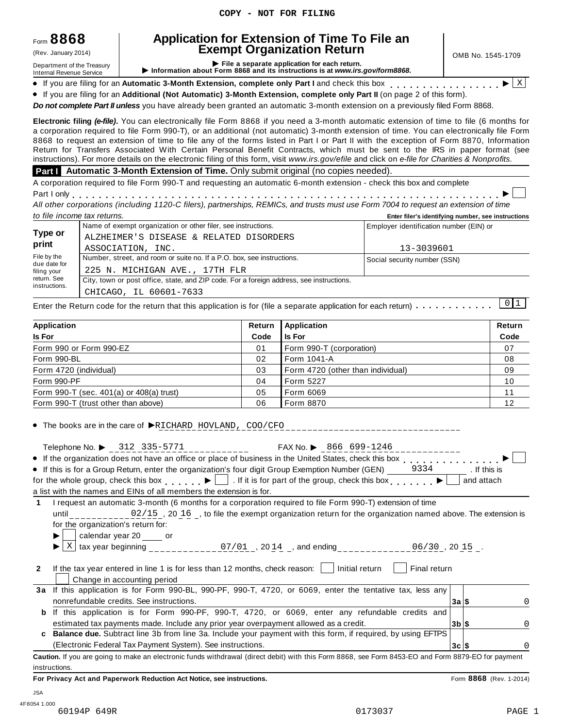COPY - NOT FOR FILING

Form **8868**
(Rev. January 2014)
Department of the Treasury
Internal Revenue Service

# Application for Extension of Time To File an Exempt Organization Return

▶ File a separate application for each return.
▶ Information about Form 8868 and its instructions is at *www.irs.gov/form8868*.

OMB No. 1545-1709

- If you are filing for an **Automatic 3-Month Extension, complete only Part I** and check this box . . . . . . . . . . . . . . . . ▶ [X]
- If you are filing for an **Additional (Not Automatic) 3-Month Extension, complete only Part II** (on page 2 of this form).

***Do not complete Part II unless*** you have already been granted an automatic 3-month extension on a previously filed Form 8868.

**Electronic filing *(e-file)*.** You can electronically file Form 8868 if you need a 3-month automatic extension of time to file (6 months for a corporation required to file Form 990-T), or an additional (not automatic) 3-month extension of time. You can electronically file Form 8868 to request an extension of time to file any of the forms listed in Part I or Part II with the exception of Form 8870, Information Return for Transfers Associated With Certain Personal Benefit Contracts, which must be sent to the IRS in paper format (see instructions). For more details on the electronic filing of this form, visit *www.irs.gov/efile* and click on *e-file for Charities & Nonprofits*.

## Part I Automatic 3-Month Extension of Time. Only submit original (no copies needed).

A corporation required to file Form 990-T and requesting an automatic 6-month extension - check this box and complete Part I only . . . . . . . . . . . . . . . . . . . . . . . . . . . . . . . . . . . . . . . . . . . . . . . . . . . . . . . . . . . . . . . . ▶ [ ]

*All other corporations (including 1120-C filers), partnerships, REMICs, and trusts must use Form 7004 to request an extension of time to file income tax returns.*

**Enter filer's identifying number, see instructions**

| | | |
|---|---|---|
| **Type or print** | Name of exempt organization or other filer, see instructions.<br>ALZHEIMER'S DISEASE & RELATED DISORDERS ASSOCIATION, INC. | Employer identification number (EIN) or<br>13-3039601 |
| File by the due date for filing your return. See instructions. | Number, street, and room or suite no. If a P.O. box, see instructions.<br>225 N. MICHIGAN AVE., 17TH FLR | Social security number (SSN) |
| | City, town or post office, state, and ZIP code. For a foreign address, see instructions.<br>CHICAGO, IL 60601-7633 | |

Enter the Return code for the return that this application is for (file a separate application for each return) . . . . . . . . . . . 0 1

| Application Is For | Return Code | Application Is For | Return Code |
|---|---|---|---|
| Form 990 or Form 990-EZ | 01 | Form 990-T (corporation) | 07 |
| Form 990-BL | 02 | Form 1041-A | 08 |
| Form 4720 (individual) | 03 | Form 4720 (other than individual) | 09 |
| Form 990-PF | 04 | Form 5227 | 10 |
| Form 990-T (sec. 401(a) or 408(a) trust) | 05 | Form 6069 | 11 |
| Form 990-T (trust other than above) | 06 | Form 8870 | 12 |

- The books are in the care of ▶ RICHARD HOVLAND, COO/CFO

Telephone No. ▶ 312 335-5771    FAX No. ▶ 866 699-1246

- If the organization does not have an office or place of business in the United States, check this box . . . . . . . . . . . . . . . ▶ [ ]
- If this is for a Group Return, enter the organization's four digit Group Exemption Number (GEN) 9334 . If this is for the whole group, check this box . . . . . . ▶ [ ] . If it is for part of the group, check this box . . . . . . . ▶ [ ] and attach a list with the names and EINs of all members the extension is for.

**1** I request an automatic 3-month (6 months for a corporation required to file Form 990-T) extension of time until 02/15 , 20 16 , to file the exempt organization return for the organization named above. The extension is for the organization's return for:

▶ [ ] calendar year 20 ____ or

▶ [X] tax year beginning 07/01 , 20 14 , and ending 06/30 , 20 15 .

**2** If the tax year entered in line 1 is for less than 12 months, check reason: [ ] Initial return [ ] Final return [ ] Change in accounting period

| | | | |
|---|---|---|---|
| **3a** | If this application is for Form 990-BL, 990-PF, 990-T, 4720, or 6069, enter the tentative tax, less any nonrefundable credits. See instructions. | **3a** $ | 0 |
| **b** | If this application is for Form 990-PF, 990-T, 4720, or 6069, enter any refundable credits and estimated tax payments made. Include any prior year overpayment allowed as a credit. | **3b** $ | 0 |
| **c** | **Balance due.** Subtract line 3b from line 3a. Include your payment with this form, if required, by using EFTPS (Electronic Federal Tax Payment System). See instructions. | **3c** $ | 0 |

**Caution.** If you are going to make an electronic funds withdrawal (direct debit) with this Form 8868, see Form 8453-EO and Form 8879-EO for payment instructions.

**For Privacy Act and Paperwork Reduction Act Notice, see instructions.** Form **8868** (Rev. 1-2014)

JSA
4F8054 1.000
60194P 649R 0173037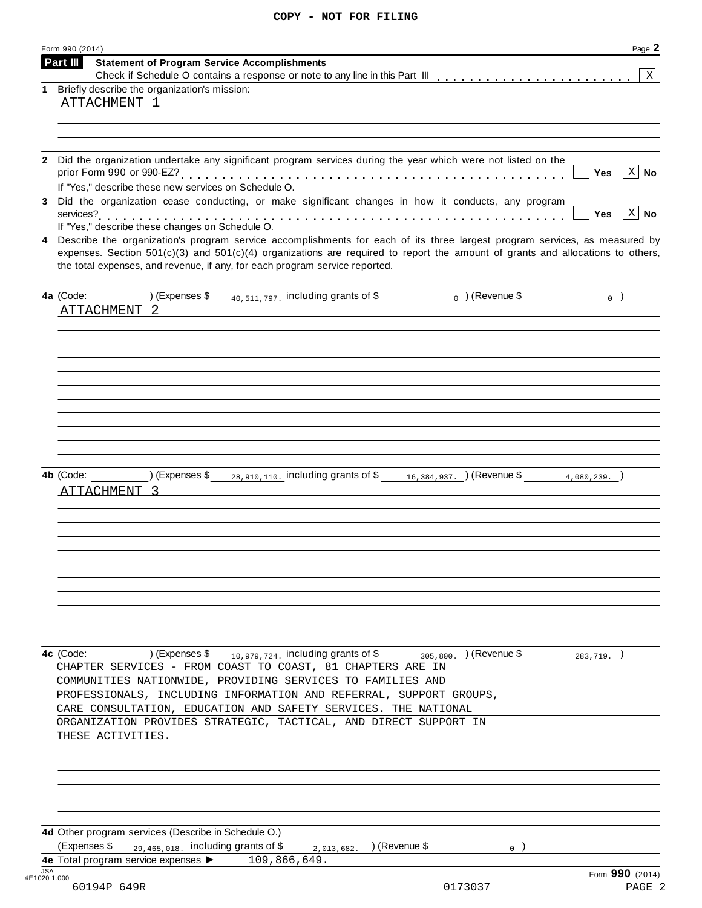COPY - NOT FOR FILING

## Part III Statement of Program Service Accomplishments

Check if Schedule O contains a response or note to any line in this Part III . . . . . . . . . . . . . . . . . . . . . . . [X]

**1** Briefly describe the organization's mission:

ATTACHMENT 1

**2** Did the organization undertake any significant program services during the year which were not listed on the prior Form 990 or 990-EZ? . . . . . . . . . . . . . . . . . . . . . . . . . . . . . . . . . . . . . . . . . . . . [ ] Yes [X] No

If "Yes," describe these new services on Schedule O.

**3** Did the organization cease conducting, or make significant changes in how it conducts, any program services? . . . . . . . . . . . . . . . . . . . . . . . . . . . . . . . . . . . . . . . . . . . . . . . . . . . . . . . [ ] Yes [X] No

If "Yes," describe these changes on Schedule O.

**4** Describe the organization's program service accomplishments for each of its three largest program services, as measured by expenses. Section 501(c)(3) and 501(c)(4) organizations are required to report the amount of grants and allocations to others, the total expenses, and revenue, if any, for each program service reported.

**4a** (Code: ) (Expenses $ 40,511,797. including grants of $ 0 ) (Revenue $ 0 )

ATTACHMENT 2

**4b** (Code: ) (Expenses $ 28,910,110. including grants of $ 16,384,937. ) (Revenue $ 4,080,239. )

ATTACHMENT 3

**4c** (Code: ) (Expenses $ 10,979,724. including grants of $ 305,800. ) (Revenue $ 283,719. )

CHAPTER SERVICES - FROM COAST TO COAST, 81 CHAPTERS ARE IN COMMUNITIES NATIONWIDE, PROVIDING SERVICES TO FAMILIES AND PROFESSIONALS, INCLUDING INFORMATION AND REFERRAL, SUPPORT GROUPS, CARE CONSULTATION, EDUCATION AND SAFETY SERVICES. THE NATIONAL ORGANIZATION PROVIDES STRATEGIC, TACTICAL, AND DIRECT SUPPORT IN THESE ACTIVITIES.

**4d** Other program services (Describe in Schedule O.)

(Expenses $ 29,465,018. including grants of $ 2,013,682. ) (Revenue $ 0 )

**4e** Total program service expenses ► 109,866,649.

JSA 4E1020 1.000

60194P 649R 0173037

Form 990 (2014)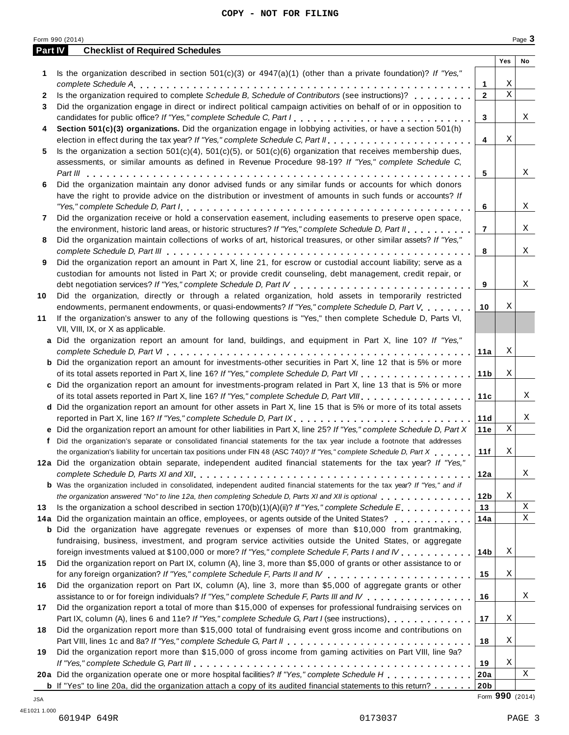COPY - NOT FOR FILING

Form 990 (2014)

## Part IV Checklist of Required Schedules

| | | | Yes | No |
|---|---|---|---|---|
| **1** | Is the organization described in section 501(c)(3) or 4947(a)(1) (other than a private foundation)? *If "Yes," complete Schedule A* | **1** | X | |
| **2** | Is the organization required to complete *Schedule B, Schedule of Contributors* (see instructions)? | **2** | X | |
| **3** | Did the organization engage in direct or indirect political campaign activities on behalf of or in opposition to candidates for public office? *If "Yes," complete Schedule C, Part I* | **3** | | X |
| **4** | **Section 501(c)(3) organizations.** Did the organization engage in lobbying activities, or have a section 501(h) election in effect during the tax year? *If "Yes," complete Schedule C, Part II* | **4** | X | |
| **5** | Is the organization a section 501(c)(4), 501(c)(5), or 501(c)(6) organization that receives membership dues, assessments, or similar amounts as defined in Revenue Procedure 98-19? *If "Yes," complete Schedule C, Part III* | **5** | | X |
| **6** | Did the organization maintain any donor advised funds or any similar funds or accounts for which donors have the right to provide advice on the distribution or investment of amounts in such funds or accounts? *If "Yes," complete Schedule D, Part I* | **6** | | X |
| **7** | Did the organization receive or hold a conservation easement, including easements to preserve open space, the environment, historic land areas, or historic structures? *If "Yes," complete Schedule D, Part II* | **7** | | X |
| **8** | Did the organization maintain collections of works of art, historical treasures, or other similar assets? *If "Yes," complete Schedule D, Part III* | **8** | | X |
| **9** | Did the organization report an amount in Part X, line 21, for escrow or custodial account liability; serve as a custodian for amounts not listed in Part X; or provide credit counseling, debt management, credit repair, or debt negotiation services? *If "Yes," complete Schedule D, Part IV* | **9** | | X |
| **10** | Did the organization, directly or through a related organization, hold assets in temporarily restricted endowments, permanent endowments, or quasi-endowments? *If "Yes," complete Schedule D, Part V* | **10** | X | |
| **11** | If the organization's answer to any of the following questions is "Yes," then complete Schedule D, Parts VI, VII, VIII, IX, or X as applicable. | | | |
| **a** | Did the organization report an amount for land, buildings, and equipment in Part X, line 10? *If "Yes," complete Schedule D, Part VI* | **11a** | X | |
| **b** | Did the organization report an amount for investments-other securities in Part X, line 12 that is 5% or more of its total assets reported in Part X, line 16? *If "Yes," complete Schedule D, Part VII* | **11b** | X | |
| **c** | Did the organization report an amount for investments-program related in Part X, line 13 that is 5% or more of its total assets reported in Part X, line 16? *If "Yes," complete Schedule D, Part VIII* | **11c** | | X |
| **d** | Did the organization report an amount for other assets in Part X, line 15 that is 5% or more of its total assets reported in Part X, line 16? *If "Yes," complete Schedule D, Part IX* | **11d** | | X |
| **e** | Did the organization report an amount for other liabilities in Part X, line 25? *If "Yes," complete Schedule D, Part X* | **11e** | X | |
| **f** | Did the organization's separate or consolidated financial statements for the tax year include a footnote that addresses the organization's liability for uncertain tax positions under FIN 48 (ASC 740)? *If "Yes," complete Schedule D, Part X* | **11f** | X | |
| **12a** | Did the organization obtain separate, independent audited financial statements for the tax year? *If "Yes," complete Schedule D, Parts XI and XII* | **12a** | | X |
| **b** | Was the organization included in consolidated, independent audited financial statements for the tax year? *If "Yes," and if the organization answered "No" to line 12a, then completing Schedule D, Parts XI and XII is optional* | **12b** | X | |
| **13** | Is the organization a school described in section 170(b)(1)(A)(ii)? *If "Yes," complete Schedule E* | **13** | | X |
| **14a** | Did the organization maintain an office, employees, or agents outside of the United States? | **14a** | | X |
| **b** | Did the organization have aggregate revenues or expenses of more than $10,000 from grantmaking, fundraising, business, investment, and program service activities outside the United States, or aggregate foreign investments valued at $100,000 or more? *If "Yes," complete Schedule F, Parts I and IV* | **14b** | X | |
| **15** | Did the organization report on Part IX, column (A), line 3, more than $5,000 of grants or other assistance to or for any foreign organization? *If "Yes," complete Schedule F, Parts II and IV* | **15** | X | |
| **16** | Did the organization report on Part IX, column (A), line 3, more than $5,000 of aggregate grants or other assistance to or for foreign individuals? *If "Yes," complete Schedule F, Parts III and IV* | **16** | | X |
| **17** | Did the organization report a total of more than $15,000 of expenses for professional fundraising services on Part IX, column (A), lines 6 and 11e? *If "Yes," complete Schedule G, Part I* (see instructions) | **17** | X | |
| **18** | Did the organization report more than $15,000 total of fundraising event gross income and contributions on Part VIII, lines 1c and 8a? *If "Yes," complete Schedule G, Part II* | **18** | X | |
| **19** | Did the organization report more than $15,000 of gross income from gaming activities on Part VIII, line 9a? *If "Yes," complete Schedule G, Part III* | **19** | X | |
| **20a** | Did the organization operate one or more hospital facilities? *If "Yes," complete Schedule H* | **20a** | | X |
| **b** | If "Yes" to line 20a, did the organization attach a copy of its audited financial statements to this return? | **20b** | | |

Form **990** (2014)

JSA
4E1021 1.000
60194P 649R 0173037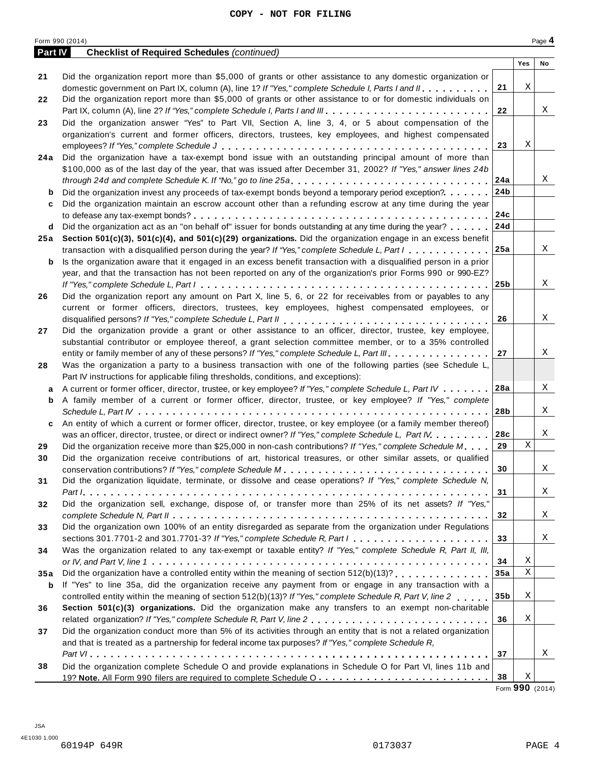COPY - NOT FOR FILING

Form 990 (2014)

## Part IV Checklist of Required Schedules *(continued)*

| | | | Yes | No |
|---|---|---|---|---|
| **21** | Did the organization report more than $5,000 of grants or other assistance to any domestic organization or domestic government on Part IX, column (A), line 1? *If "Yes," complete Schedule I, Parts I and II* | 21 | X | |
| **22** | Did the organization report more than $5,000 of grants or other assistance to or for domestic individuals on Part IX, column (A), line 2? *If "Yes," complete Schedule I, Parts I and III* | 22 | | X |
| **23** | Did the organization answer "Yes" to Part VII, Section A, line 3, 4, or 5 about compensation of the organization's current and former officers, directors, trustees, key employees, and highest compensated employees? *If "Yes," complete Schedule J* | 23 | X | |
| **24a** | Did the organization have a tax-exempt bond issue with an outstanding principal amount of more than $100,000 as of the last day of the year, that was issued after December 31, 2002? *If "Yes," answer lines 24b through 24d and complete Schedule K. If "No," go to line 25a* | 24a | | X |
| **b** | Did the organization invest any proceeds of tax-exempt bonds beyond a temporary period exception? | 24b | | |
| **c** | Did the organization maintain an escrow account other than a refunding escrow at any time during the year to defease any tax-exempt bonds? | 24c | | |
| **d** | Did the organization act as an "on behalf of" issuer for bonds outstanding at any time during the year? | 24d | | |
| **25a** | **Section 501(c)(3), 501(c)(4), and 501(c)(29) organizations.** Did the organization engage in an excess benefit transaction with a disqualified person during the year? *If "Yes," complete Schedule L, Part I* | 25a | | X |
| **b** | Is the organization aware that it engaged in an excess benefit transaction with a disqualified person in a prior year, and that the transaction has not been reported on any of the organization's prior Forms 990 or 990-EZ? *If "Yes," complete Schedule L, Part I* | 25b | | X |
| **26** | Did the organization report any amount on Part X, line 5, 6, or 22 for receivables from or payables to any current or former officers, directors, trustees, key employees, highest compensated employees, or disqualified persons? *If "Yes," complete Schedule L, Part II* | 26 | | X |
| **27** | Did the organization provide a grant or other assistance to an officer, director, trustee, key employee, substantial contributor or employee thereof, a grant selection committee member, or to a 35% controlled entity or family member of any of these persons? *If "Yes," complete Schedule L, Part III* | 27 | | X |
| **28** | Was the organization a party to a business transaction with one of the following parties (see Schedule L, Part IV instructions for applicable filing thresholds, conditions, and exceptions): | | | |
| **a** | A current or former officer, director, trustee, or key employee? *If "Yes," complete Schedule L, Part IV* | 28a | | X |
| **b** | A family member of a current or former officer, director, trustee, or key employee? *If "Yes," complete Schedule L, Part IV* | 28b | | X |
| **c** | An entity of which a current or former officer, director, trustee, or key employee (or a family member thereof) was an officer, director, trustee, or direct or indirect owner? *If "Yes," complete Schedule L, Part IV* | 28c | | X |
| **29** | Did the organization receive more than $25,000 in non-cash contributions? *If "Yes," complete Schedule M* | 29 | X | |
| **30** | Did the organization receive contributions of art, historical treasures, or other similar assets, or qualified conservation contributions? *If "Yes," complete Schedule M* | 30 | | X |
| **31** | Did the organization liquidate, terminate, or dissolve and cease operations? *If "Yes," complete Schedule N, Part I* | 31 | | X |
| **32** | Did the organization sell, exchange, dispose of, or transfer more than 25% of its net assets? *If "Yes," complete Schedule N, Part II* | 32 | | X |
| **33** | Did the organization own 100% of an entity disregarded as separate from the organization under Regulations sections 301.7701-2 and 301.7701-3? *If "Yes," complete Schedule R, Part I* | 33 | | X |
| **34** | Was the organization related to any tax-exempt or taxable entity? *If "Yes," complete Schedule R, Part II, III, or IV, and Part V, line 1* | 34 | X | |
| **35a** | Did the organization have a controlled entity within the meaning of section 512(b)(13)? | 35a | X | |
| **b** | If "Yes" to line 35a, did the organization receive any payment from or engage in any transaction with a controlled entity within the meaning of section 512(b)(13)? *If "Yes," complete Schedule R, Part V, line 2* | 35b | X | |
| **36** | **Section 501(c)(3) organizations.** Did the organization make any transfers to an exempt non-charitable related organization? *If "Yes," complete Schedule R, Part V, line 2* | 36 | X | |
| **37** | Did the organization conduct more than 5% of its activities through an entity that is not a related organization and that is treated as a partnership for federal income tax purposes? *If "Yes," complete Schedule R, Part VI* | 37 | | X |
| **38** | Did the organization complete Schedule O and provide explanations in Schedule O for Part VI, lines 11b and 19? **Note.** All Form 990 filers are required to complete Schedule O | 38 | X | |

Form **990** (2014)

JSA
4E1030 1.000
60194P 649R 0173037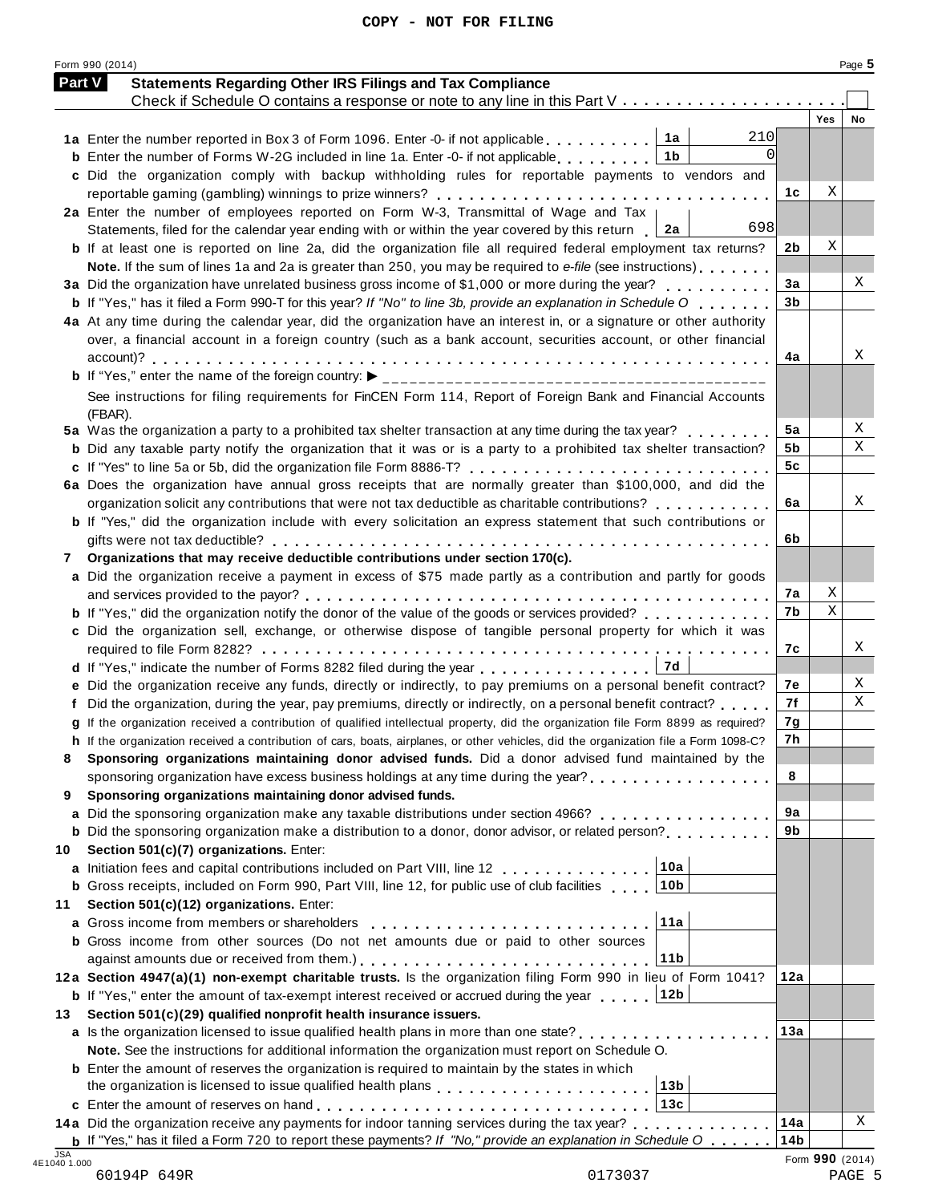COPY - NOT FOR FILING

## Part V Statements Regarding Other IRS Filings and Tax Compliance

Check if Schedule O contains a response or note to any line in this Part V . . . . . . . . . . . . . . . . . . . . . ☐

| | | | | Yes | No |
|---|---|---|---|---|---|
| **1a** | Enter the number reported in Box 3 of Form 1096. Enter -0- if not applicable | 1a | 210 | | |
| **b** | Enter the number of Forms W-2G included in line 1a. Enter -0- if not applicable | 1b | 0 | | |
| **c** | Did the organization comply with backup withholding rules for reportable payments to vendors and reportable gaming (gambling) winnings to prize winners? | | 1c | X | |
| **2a** | Enter the number of employees reported on Form W-3, Transmittal of Wage and Tax Statements, filed for the calendar year ending with or within the year covered by this return | 2a | 698 | | |
| **b** | If at least one is reported on line 2a, did the organization file all required federal employment tax returns? | | 2b | X | |
| | **Note.** If the sum of lines 1a and 2a is greater than 250, you may be required to *e-file* (see instructions) | | | | |
| **3a** | Did the organization have unrelated business gross income of $1,000 or more during the year? | | 3a | | X |
| **b** | If "Yes," has it filed a Form 990-T for this year? *If "No" to line 3b, provide an explanation in Schedule O* | | 3b | | |
| **4a** | At any time during the calendar year, did the organization have an interest in, or a signature or other authority over, a financial account in a foreign country (such as a bank account, securities account, or other financial account)? | | 4a | | X |
| **b** | If "Yes," enter the name of the foreign country: ▶ | | | | |
| | See instructions for filing requirements for FinCEN Form 114, Report of Foreign Bank and Financial Accounts (FBAR). | | | | |
| **5a** | Was the organization a party to a prohibited tax shelter transaction at any time during the tax year? | | 5a | | X |
| **b** | Did any taxable party notify the organization that it was or is a party to a prohibited tax shelter transaction? | | 5b | | X |
| **c** | If "Yes" to line 5a or 5b, did the organization file Form 8886-T? | | 5c | | |
| **6a** | Does the organization have annual gross receipts that are normally greater than $100,000, and did the organization solicit any contributions that were not tax deductible as charitable contributions? | | 6a | | X |
| **b** | If "Yes," did the organization include with every solicitation an express statement that such contributions or gifts were not tax deductible? | | 6b | | |
| **7** | **Organizations that may receive deductible contributions under section 170(c).** | | | | |
| **a** | Did the organization receive a payment in excess of $75 made partly as a contribution and partly for goods and services provided to the payor? | | 7a | X | |
| **b** | If "Yes," did the organization notify the donor of the value of the goods or services provided? | | 7b | X | |
| **c** | Did the organization sell, exchange, or otherwise dispose of tangible personal property for which it was required to file Form 8282? | | 7c | | X |
| **d** | If "Yes," indicate the number of Forms 8282 filed during the year | 7d | | | |
| **e** | Did the organization receive any funds, directly or indirectly, to pay premiums on a personal benefit contract? | | 7e | | X |
| **f** | Did the organization, during the year, pay premiums, directly or indirectly, on a personal benefit contract? | | 7f | | X |
| **g** | If the organization received a contribution of qualified intellectual property, did the organization file Form 8899 as required? | | 7g | | |
| **h** | If the organization received a contribution of cars, boats, airplanes, or other vehicles, did the organization file a Form 1098-C? | | 7h | | |
| **8** | **Sponsoring organizations maintaining donor advised funds.** Did a donor advised fund maintained by the sponsoring organization have excess business holdings at any time during the year? | | 8 | | |
| **9** | **Sponsoring organizations maintaining donor advised funds.** | | | | |
| **a** | Did the sponsoring organization make any taxable distributions under section 4966? | | 9a | | |
| **b** | Did the sponsoring organization make a distribution to a donor, donor advisor, or related person? | | 9b | | |
| **10** | **Section 501(c)(7) organizations.** Enter: | | | | |
| **a** | Initiation fees and capital contributions included on Part VIII, line 12 | 10a | | | |
| **b** | Gross receipts, included on Form 990, Part VIII, line 12, for public use of club facilities | 10b | | | |
| **11** | **Section 501(c)(12) organizations.** Enter: | | | | |
| **a** | Gross income from members or shareholders | 11a | | | |
| **b** | Gross income from other sources (Do not net amounts due or paid to other sources against amounts due or received from them.) | 11b | | | |
| **12a** | **Section 4947(a)(1) non-exempt charitable trusts.** Is the organization filing Form 990 in lieu of Form 1041? | | 12a | | |
| **b** | If "Yes," enter the amount of tax-exempt interest received or accrued during the year | 12b | | | |
| **13** | **Section 501(c)(29) qualified nonprofit health insurance issuers.** | | | | |
| **a** | Is the organization licensed to issue qualified health plans in more than one state? | | 13a | | |
| | **Note.** See the instructions for additional information the organization must report on Schedule O. | | | | |
| **b** | Enter the amount of reserves the organization is required to maintain by the states in which the organization is licensed to issue qualified health plans | 13b | | | |
| **c** | Enter the amount of reserves on hand | 13c | | | |
| **14a** | Did the organization receive any payments for indoor tanning services during the tax year? | | 14a | | X |
| **b** | If "Yes," has it filed a Form 720 to report these payments? *If "No," provide an explanation in Schedule O* | | 14b | | |

Form **990** (2014)

60194P 649R 0173037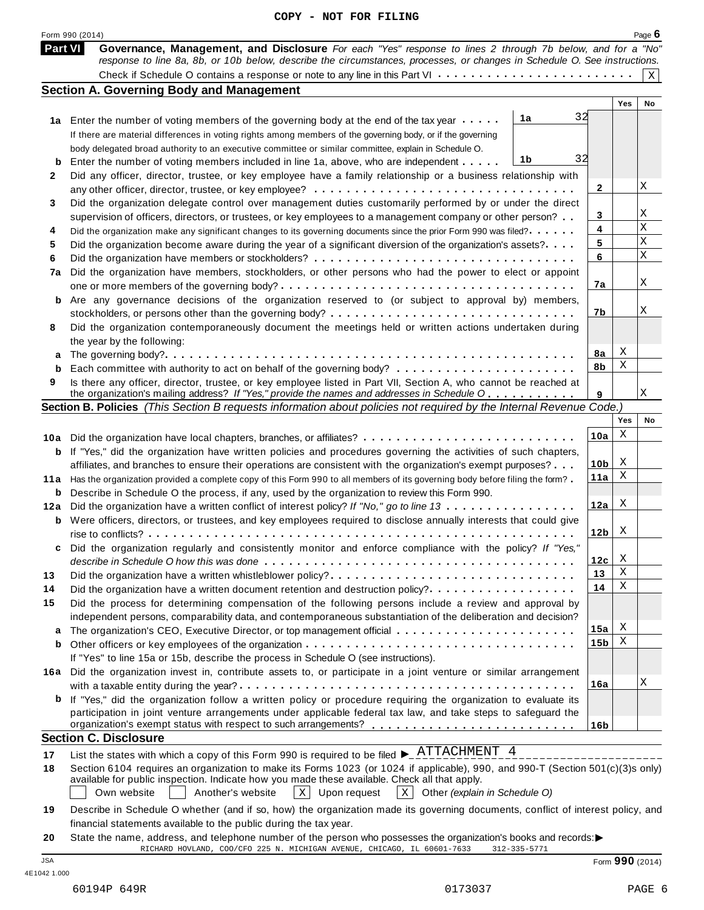COPY - NOT FOR FILING

Form 990 (2014) Page **6**

## Part VI Governance, Management, and Disclosure

*For each "Yes" response to lines 2 through 7b below, and for a "No" response to line 8a, 8b, or 10b below, describe the circumstances, processes, or changes in Schedule O. See instructions.*

Check if Schedule O contains a response or note to any line in this Part VI . . . . . . . . . . . . . . . . . . . . . . . . [X]

### Section A. Governing Body and Management

| | | | | Yes | No |
|---|---|---|---|---|---|
| **1a** | Enter the number of voting members of the governing body at the end of the tax year . . . . . | 1a | 32 | | |
| | If there are material differences in voting rights among members of the governing body, or if the governing body delegated broad authority to an executive committee or similar committee, explain in Schedule O. | | | | |
| **b** | Enter the number of voting members included in line 1a, above, who are independent . . . . . | 1b | 32 | | |
| **2** | Did any officer, director, trustee, or key employee have a family relationship or a business relationship with any other officer, director, trustee, or key employee? . . . . . . . . . . . . . . . . . . . . . . . . . . . . . . . | 2 | | | X |
| **3** | Did the organization delegate control over management duties customarily performed by or under the direct supervision of officers, directors, or trustees, or key employees to a management company or other person? . . | 3 | | | X |
| **4** | Did the organization make any significant changes to its governing documents since the prior Form 990 was filed? . . . . . . | 4 | | | X |
| **5** | Did the organization become aware during the year of a significant diversion of the organization's assets? . . . . | 5 | | | X |
| **6** | Did the organization have members or stockholders? . . . . . . . . . . . . . . . . . . . . . . . . . . . . . . . | 6 | | | X |
| **7a** | Did the organization have members, stockholders, or other persons who had the power to elect or appoint one or more members of the governing body? . . . . . . . . . . . . . . . . . . . . . . . . . . . . . . . . . . . | 7a | | | X |
| **b** | Are any governance decisions of the organization reserved to (or subject to approval by) members, stockholders, or persons other than the governing body? . . . . . . . . . . . . . . . . . . . . . . . . . . . . . | 7b | | | X |
| **8** | Did the organization contemporaneously document the meetings held or written actions undertaken during the year by the following: | | | | |
| **a** | The governing body? . . . . . . . . . . . . . . . . . . . . . . . . . . . . . . . . . . . . . . . . . . . . . . . . . . . | 8a | | X | |
| **b** | Each committee with authority to act on behalf of the governing body? . . . . . . . . . . . . . . . . . . . . . . | 8b | | X | |
| **9** | Is there any officer, director, trustee, or key employee listed in Part VII, Section A, who cannot be reached at the organization's mailing address? *If "Yes," provide the names and addresses in Schedule O* . . . . . . . . . . | 9 | | | X |

### Section B. Policies *(This Section B requests information about policies not required by the Internal Revenue Code.)*

| | | | Yes | No |
|---|---|---|---|---|
| **10a** | Did the organization have local chapters, branches, or affiliates? . . . . . . . . . . . . . . . . . . . . . . . . . | 10a | X | |
| **b** | If "Yes," did the organization have written policies and procedures governing the activities of such chapters, affiliates, and branches to ensure their operations are consistent with the organization's exempt purposes? . . . | 10b | X | |
| **11a** | Has the organization provided a complete copy of this Form 990 to all members of its governing body before filing the form? . | 11a | X | |
| **b** | Describe in Schedule O the process, if any, used by the organization to review this Form 990. | | | |
| **12a** | Did the organization have a written conflict of interest policy? *If "No," go to line 13* . . . . . . . . . . . . . . . . | 12a | X | |
| **b** | Were officers, directors, or trustees, and key employees required to disclose annually interests that could give rise to conflicts? . . . . . . . . . . . . . . . . . . . . . . . . . . . . . . . . . . . . . . . . . . . . . . . . . . | 12b | X | |
| **c** | Did the organization regularly and consistently monitor and enforce compliance with the policy? *If "Yes," describe in Schedule O how this was done* . . . . . . . . . . . . . . . . . . . . . . . . . . . . . . . . . . . | 12c | X | |
| **13** | Did the organization have a written whistleblower policy? . . . . . . . . . . . . . . . . . . . . . . . . . . . . . . | 13 | X | |
| **14** | Did the organization have a written document retention and destruction policy? . . . . . . . . . . . . . . . . . | 14 | X | |
| **15** | Did the process for determining compensation of the following persons include a review and approval by independent persons, comparability data, and contemporaneous substantiation of the deliberation and decision? | | | |
| **a** | The organization's CEO, Executive Director, or top management official . . . . . . . . . . . . . . . . . . . . . | 15a | X | |
| **b** | Other officers or key employees of the organization . . . . . . . . . . . . . . . . . . . . . . . . . . . . . . . . | 15b | X | |
| | If "Yes" to line 15a or 15b, describe the process in Schedule O (see instructions). | | | |
| **16a** | Did the organization invest in, contribute assets to, or participate in a joint venture or similar arrangement with a taxable entity during the year? . . . . . . . . . . . . . . . . . . . . . . . . . . . . . . . . . . . . . . | 16a | | X |
| **b** | If "Yes," did the organization follow a written policy or procedure requiring the organization to evaluate its participation in joint venture arrangements under applicable federal tax law, and take steps to safeguard the organization's exempt status with respect to such arrangements? . . . . . . . . . . . . . . . . . . . . . . . | 16b | | |

### Section C. Disclosure

**17** List the states with which a copy of this Form 990 is required to be filed ▶ ATTACHMENT 4

**18** Section 6104 requires an organization to make its Forms 1023 (or 1024 if applicable), 990, and 990-T (Section 501(c)(3)s only) available for public inspection. Indicate how you made these available. Check all that apply.

[ ] Own website [ ] Another's website [X] Upon request [X] Other *(explain in Schedule O)*

**19** Describe in Schedule O whether (and if so, how) the organization made its governing documents, conflict of interest policy, and financial statements available to the public during the tax year.

**20** State the name, address, and telephone number of the person who possesses the organization's books and records: ▶
RICHARD HOVLAND, COO/CFO 225 N. MICHIGAN AVENUE, CHICAGO, IL 60601-7633 312-335-5771

JSA
4E1042 1.000 Form **990** (2014)

60194P 649R 0173037 PAGE 6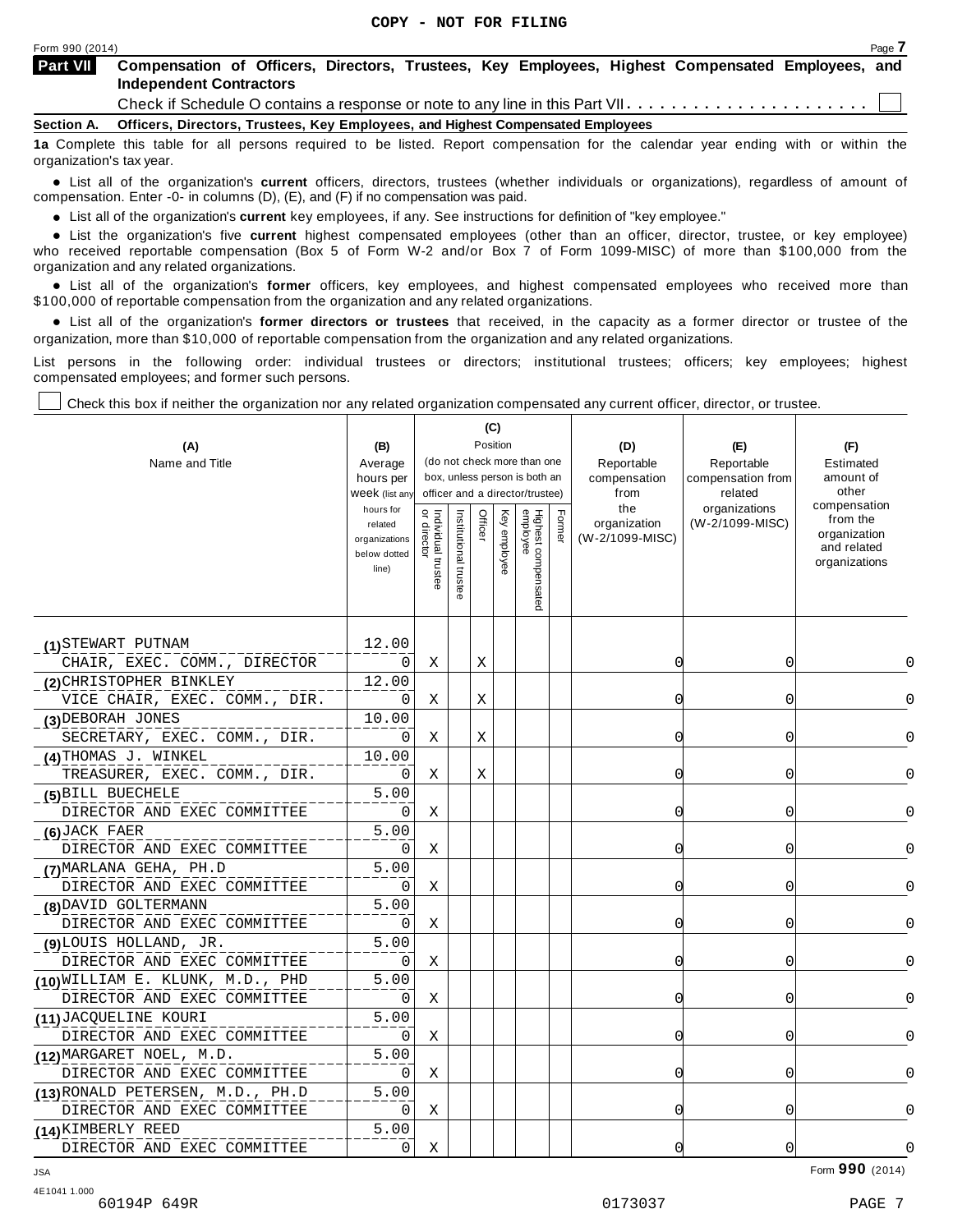COPY - NOT FOR FILING

**Part VII** **Compensation of Officers, Directors, Trustees, Key Employees, Highest Compensated Employees, and Independent Contractors**

Check if Schedule O contains a response or note to any line in this Part VII . . . . . . . . . . . . . . . . . . . . . . ☐

**Section A. Officers, Directors, Trustees, Key Employees, and Highest Compensated Employees**

**1a** Complete this table for all persons required to be listed. Report compensation for the calendar year ending with or within the organization's tax year.

- List all of the organization's **current** officers, directors, trustees (whether individuals or organizations), regardless of amount of compensation. Enter -0- in columns (D), (E), and (F) if no compensation was paid.
- List all of the organization's **current** key employees, if any. See instructions for definition of "key employee."
- List the organization's five **current** highest compensated employees (other than an officer, director, trustee, or key employee) who received reportable compensation (Box 5 of Form W-2 and/or Box 7 of Form 1099-MISC) of more than $100,000 from the organization and any related organizations.
- List all of the organization's **former** officers, key employees, and highest compensated employees who received more than $100,000 of reportable compensation from the organization and any related organizations.
- List all of the organization's **former directors or trustees** that received, in the capacity as a former director or trustee of the organization, more than $10,000 of reportable compensation from the organization and any related organizations.

List persons in the following order: individual trustees or directors; institutional trustees; officers; key employees; highest compensated employees; and former such persons.

☐ Check this box if neither the organization nor any related organization compensated any current officer, director, or trustee.

| (A) Name and Title | (B) Average hours per week (list any hours for related organizations below dotted line) | (C) Position: Individual trustee or director | Institutional trustee | Officer | Key employee | Highest compensated employee | Former | (D) Reportable compensation from the organization (W-2/1099-MISC) | (E) Reportable compensation from related organizations (W-2/1099-MISC) | (F) Estimated amount of other compensation from the organization and related organizations |
|---|---|---|---|---|---|---|---|---|---|---|
| (1) STEWART PUTNAM<br>CHAIR, EXEC. COMM., DIRECTOR | 12.00<br>0 | X | | X | | | | 0 | 0 | 0 |
| (2) CHRISTOPHER BINKLEY<br>VICE CHAIR, EXEC. COMM., DIR. | 12.00<br>0 | X | | X | | | | 0 | 0 | 0 |
| (3) DEBORAH JONES<br>SECRETARY, EXEC. COMM., DIR. | 10.00<br>0 | X | | X | | | | 0 | 0 | 0 |
| (4) THOMAS J. WINKEL<br>TREASURER, EXEC. COMM., DIR. | 10.00<br>0 | X | | X | | | | 0 | 0 | 0 |
| (5) BILL BUECHELE<br>DIRECTOR AND EXEC COMMITTEE | 5.00<br>0 | X | | | | | | 0 | 0 | 0 |
| (6) JACK FAER<br>DIRECTOR AND EXEC COMMITTEE | 5.00<br>0 | X | | | | | | 0 | 0 | 0 |
| (7) MARLANA GEHA, PH.D<br>DIRECTOR AND EXEC COMMITTEE | 5.00<br>0 | X | | | | | | 0 | 0 | 0 |
| (8) DAVID GOLTERMANN<br>DIRECTOR AND EXEC COMMITTEE | 5.00<br>0 | X | | | | | | 0 | 0 | 0 |
| (9) LOUIS HOLLAND, JR.<br>DIRECTOR AND EXEC COMMITTEE | 5.00<br>0 | X | | | | | | 0 | 0 | 0 |
| (10) WILLIAM E. KLUNK, M.D., PHD<br>DIRECTOR AND EXEC COMMITTEE | 5.00<br>0 | X | | | | | | 0 | 0 | 0 |
| (11) JACQUELINE KOURI<br>DIRECTOR AND EXEC COMMITTEE | 5.00<br>0 | X | | | | | | 0 | 0 | 0 |
| (12) MARGARET NOEL, M.D.<br>DIRECTOR AND EXEC COMMITTEE | 5.00<br>0 | X | | | | | | 0 | 0 | 0 |
| (13) RONALD PETERSEN, M.D., PH.D<br>DIRECTOR AND EXEC COMMITTEE | 5.00<br>0 | X | | | | | | 0 | 0 | 0 |
| (14) KIMBERLY REED<br>DIRECTOR AND EXEC COMMITTEE | 5.00<br>0 | X | | | | | | 0 | 0 | 0 |

JSA 4E1041 1.000

60194P 649R 0173037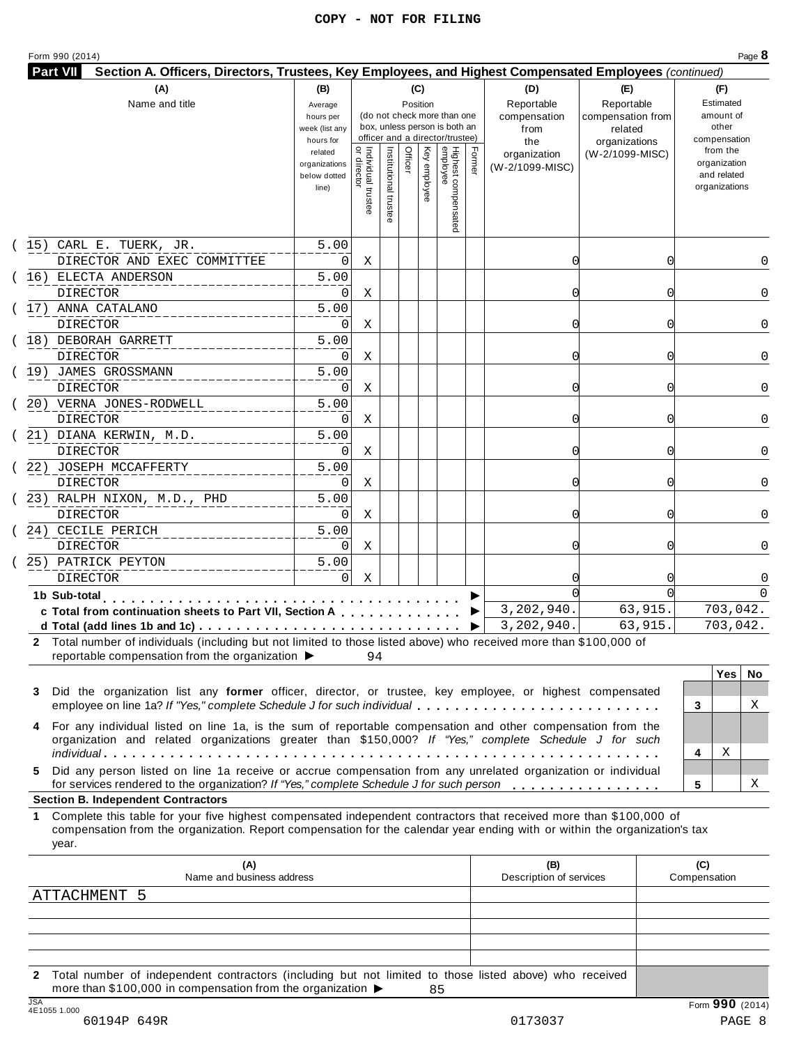COPY - NOT FOR FILING

## Part VII Section A. Officers, Directors, Trustees, Key Employees, and Highest Compensated Employees *(continued)*

| (A) Name and title | (B) Average hours per week (list any hours for related organizations below dotted line) | (C) Position: Individual trustee or director | Institutional trustee | Officer | Key employee | Highest compensated employee | Former | (D) Reportable compensation from the organization (W-2/1099-MISC) | (E) Reportable compensation from related organizations (W-2/1099-MISC) | (F) Estimated amount of other compensation from the organization and related organizations |
|---|---|---|---|---|---|---|---|---|---|---|
| (15) CARL E. TUERK, JR. DIRECTOR AND EXEC COMMITTEE | 5.00 / 0 | X | | | | | | 0 | 0 | 0 |
| (16) ELECTA ANDERSON DIRECTOR | 5.00 / 0 | X | | | | | | 0 | 0 | 0 |
| (17) ANNA CATALANO DIRECTOR | 5.00 / 0 | X | | | | | | 0 | 0 | 0 |
| (18) DEBORAH GARRETT DIRECTOR | 5.00 / 0 | X | | | | | | 0 | 0 | 0 |
| (19) JAMES GROSSMANN DIRECTOR | 5.00 / 0 | X | | | | | | 0 | 0 | 0 |
| (20) VERNA JONES-RODWELL DIRECTOR | 5.00 / 0 | X | | | | | | 0 | 0 | 0 |
| (21) DIANA KERWIN, M.D. DIRECTOR | 5.00 / 0 | X | | | | | | 0 | 0 | 0 |
| (22) JOSEPH MCCAFFERTY DIRECTOR | 5.00 / 0 | X | | | | | | 0 | 0 | 0 |
| (23) RALPH NIXON, M.D., PHD DIRECTOR | 5.00 / 0 | X | | | | | | 0 | 0 | 0 |
| (24) CECILE PERICH DIRECTOR | 5.00 / 0 | X | | | | | | 0 | 0 | 0 |
| (25) PATRICK PEYTON DIRECTOR | 5.00 / 0 | X | | | | | | 0 | 0 | 0 |
| **1b Sub-total** | | | | | | | | 0 | 0 | 0 |
| **c Total from continuation sheets to Part VII, Section A** | | | | | | | | 3,202,940. | 63,915. | 703,042. |
| **d Total (add lines 1b and 1c)** | | | | | | | | 3,202,940. | 63,915. | 703,042. |

**2** Total number of individuals (including but not limited to those listed above) who received more than $100,000 of reportable compensation from the organization ▶ 94

| | | Yes | No |
|---|---|---|---|
| **3** Did the organization list any **former** officer, director, or trustee, key employee, or highest compensated employee on line 1a? *If "Yes," complete Schedule J for such individual* | 3 | | X |
| **4** For any individual listed on line 1a, is the sum of reportable compensation and other compensation from the organization and related organizations greater than $150,000? *If "Yes," complete Schedule J for such individual* | 4 | X | |
| **5** Did any person listed on line 1a receive or accrue compensation from any unrelated organization or individual for services rendered to the organization? *If "Yes," complete Schedule J for such person* | 5 | | X |

### Section B. Independent Contractors

**1** Complete this table for your five highest compensated independent contractors that received more than $100,000 of compensation from the organization. Report compensation for the calendar year ending with or within the organization's tax year.

| (A) Name and business address | (B) Description of services | (C) Compensation |
|---|---|---|
| ATTACHMENT 5 | | |
| | | |
| | | |
| | | |
| | | |

**2** Total number of independent contractors (including but not limited to those listed above) who received more than $100,000 in compensation from the organization ▶ 85

Form **990** (2014)

60194P 649R 0173037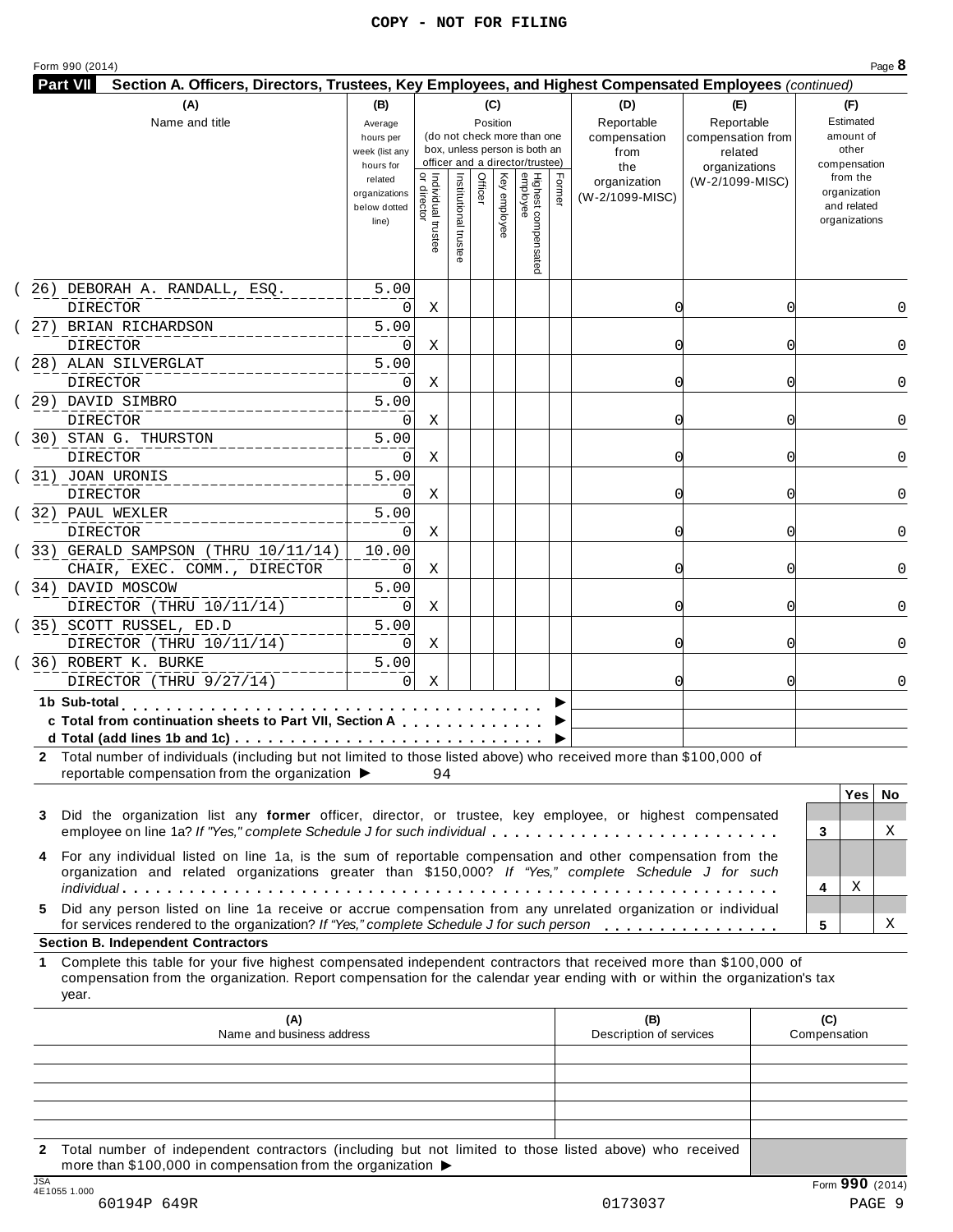COPY - NOT FOR FILING

Form 990 (2014)

## Part VII Section A. Officers, Directors, Trustees, Key Employees, and Highest Compensated Employees *(continued)*

| (A) Name and title | (B) Average hours per week (list any hours for related organizations below dotted line) | (C) Position: Individual trustee or director | Institutional trustee | Officer | Key employee | Highest compensated employee | Former | (D) Reportable compensation from the organization (W-2/1099-MISC) | (E) Reportable compensation from related organizations (W-2/1099-MISC) | (F) Estimated amount of other compensation from the organization and related organizations |
|---|---|---|---|---|---|---|---|---|---|---|
| (26) DEBORAH A. RANDALL, ESQ. DIRECTOR | 5.00 / 0 | X | | | | | | 0 | 0 | 0 |
| (27) BRIAN RICHARDSON DIRECTOR | 5.00 / 0 | X | | | | | | 0 | 0 | 0 |
| (28) ALAN SILVERGLAT DIRECTOR | 5.00 / 0 | X | | | | | | 0 | 0 | 0 |
| (29) DAVID SIMBRO DIRECTOR | 5.00 / 0 | X | | | | | | 0 | 0 | 0 |
| (30) STAN G. THURSTON DIRECTOR | 5.00 / 0 | X | | | | | | 0 | 0 | 0 |
| (31) JOAN URONIS DIRECTOR | 5.00 / 0 | X | | | | | | 0 | 0 | 0 |
| (32) PAUL WEXLER DIRECTOR | 5.00 / 0 | X | | | | | | 0 | 0 | 0 |
| (33) GERALD SAMPSON (THRU 10/11/14) CHAIR, EXEC. COMM., DIRECTOR | 10.00 / 0 | X | | | | | | 0 | 0 | 0 |
| (34) DAVID MOSCOW DIRECTOR (THRU 10/11/14) | 5.00 / 0 | X | | | | | | 0 | 0 | 0 |
| (35) SCOTT RUSSEL, ED.D DIRECTOR (THRU 10/11/14) | 5.00 / 0 | X | | | | | | 0 | 0 | 0 |
| (36) ROBERT K. BURKE DIRECTOR (THRU 9/27/14) | 5.00 / 0 | X | | | | | | 0 | 0 | 0 |
| **1b Sub-total** | | | | | | | | | | |
| **c Total from continuation sheets to Part VII, Section A** | | | | | | | | | | |
| **d Total (add lines 1b and 1c)** | | | | | | | | | | |

**2** Total number of individuals (including but not limited to those listed above) who received more than $100,000 of reportable compensation from the organization ▶ 94

| | | Yes | No |
|---|---|---|---|
| **3** Did the organization list any **former** officer, director, or trustee, key employee, or highest compensated employee on line 1a? *If "Yes," complete Schedule J for such individual* | 3 | | X |
| **4** For any individual listed on line 1a, is the sum of reportable compensation and other compensation from the organization and related organizations greater than $150,000? *If "Yes," complete Schedule J for such individual* | 4 | X | |
| **5** Did any person listed on line 1a receive or accrue compensation from any unrelated organization or individual for services rendered to the organization? *If "Yes," complete Schedule J for such person* | 5 | | X |

### Section B. Independent Contractors

**1** Complete this table for your five highest compensated independent contractors that received more than $100,000 of compensation from the organization. Report compensation for the calendar year ending with or within the organization's tax year.

| (A) Name and business address | (B) Description of services | (C) Compensation |
|---|---|---|
| | | |
| | | |
| | | |
| | | |
| | | |

**2** Total number of independent contractors (including but not limited to those listed above) who received more than $100,000 in compensation from the organization ▶

Form **990** (2014)

60194P 649R 0173037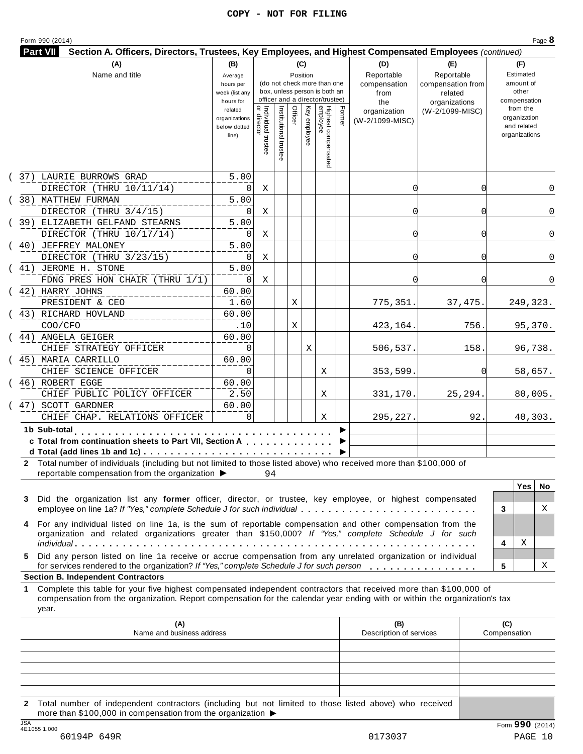COPY - NOT FOR FILING

Form 990 (2014)

**Part VII** **Section A. Officers, Directors, Trustees, Key Employees, and Highest Compensated Employees** *(continued)*

| (A) Name and title | (B) Average hours per week (list any hours for related organizations below dotted line) | (C) Position: Individual trustee or director | Institutional trustee | Officer | Key employee | Highest compensated employee | Former | (D) Reportable compensation from the organization (W-2/1099-MISC) | (E) Reportable compensation from related organizations (W-2/1099-MISC) | (F) Estimated amount of other compensation from the organization and related organizations |
|---|---|---|---|---|---|---|---|---|---|---|
| (37) LAURIE BURROWS GRAD<br>DIRECTOR (THRU 10/11/14) | 5.00<br>0 | X | | | | | | 0 | 0 | 0 |
| (38) MATTHEW FURMAN<br>DIRECTOR (THRU 3/4/15) | 5.00<br>0 | X | | | | | | 0 | 0 | 0 |
| (39) ELIZABETH GELFAND STEARNS<br>DIRECTOR (THRU 10/17/14) | 5.00<br>0 | X | | | | | | 0 | 0 | 0 |
| (40) JEFFREY MALONEY<br>DIRECTOR (THRU 3/23/15) | 5.00<br>0 | X | | | | | | 0 | 0 | 0 |
| (41) JEROME H. STONE<br>FDNG PRES HON CHAIR (THRU 1/1) | 5.00<br>0 | X | | | | | | 0 | 0 | 0 |
| (42) HARRY JOHNS<br>PRESIDENT & CEO | 60.00<br>1.60 | | | X | | | | 775,351. | 37,475. | 249,323. |
| (43) RICHARD HOVLAND<br>COO/CFO | 60.00<br>.10 | | | X | | | | 423,164. | 756. | 95,370. |
| (44) ANGELA GEIGER<br>CHIEF STRATEGY OFFICER | 60.00<br>0 | | | | X | | | 506,537. | 158. | 96,738. |
| (45) MARIA CARRILLO<br>CHIEF SCIENCE OFFICER | 60.00<br>0 | | | | | X | | 353,599. | 0 | 58,657. |
| (46) ROBERT EGGE<br>CHIEF PUBLIC POLICY OFFICER | 60.00<br>2.50 | | | | | X | | 331,170. | 25,294. | 80,005. |
| (47) SCOTT GARDNER<br>CHIEF CHAP. RELATIONS OFFICER | 60.00<br>0 | | | | | X | | 295,227. | 92. | 40,303. |
| **1b Sub-total** | | | | | | | | | | |
| **c Total from continuation sheets to Part VII, Section A** | | | | | | | | | | |
| **d Total (add lines 1b and 1c)** | | | | | | | | | | |

**2** Total number of individuals (including but not limited to those listed above) who received more than $100,000 of reportable compensation from the organization ▶ 94

| | | Yes | No |
|---|---|---|---|
| **3** Did the organization list any **former** officer, director, or trustee, key employee, or highest compensated employee on line 1a? *If "Yes," complete Schedule J for such individual* | 3 | | X |
| **4** For any individual listed on line 1a, is the sum of reportable compensation and other compensation from the organization and related organizations greater than $150,000? *If "Yes," complete Schedule J for such individual* | 4 | X | |
| **5** Did any person listed on line 1a receive or accrue compensation from any unrelated organization or individual for services rendered to the organization? *If "Yes," complete Schedule J for such person* | 5 | | X |

**Section B. Independent Contractors**

**1** Complete this table for your five highest compensated independent contractors that received more than $100,000 of compensation from the organization. Report compensation for the calendar year ending with or within the organization's tax year.

| (A) Name and business address | (B) Description of services | (C) Compensation |
|---|---|---|
| | | |
| | | |
| | | |
| | | |
| | | |

**2** Total number of independent contractors (including but not limited to those listed above) who received more than $100,000 in compensation from the organization ▶

JSA 4E1055 1.000

Form **990** (2014)

60194P 649R 0173037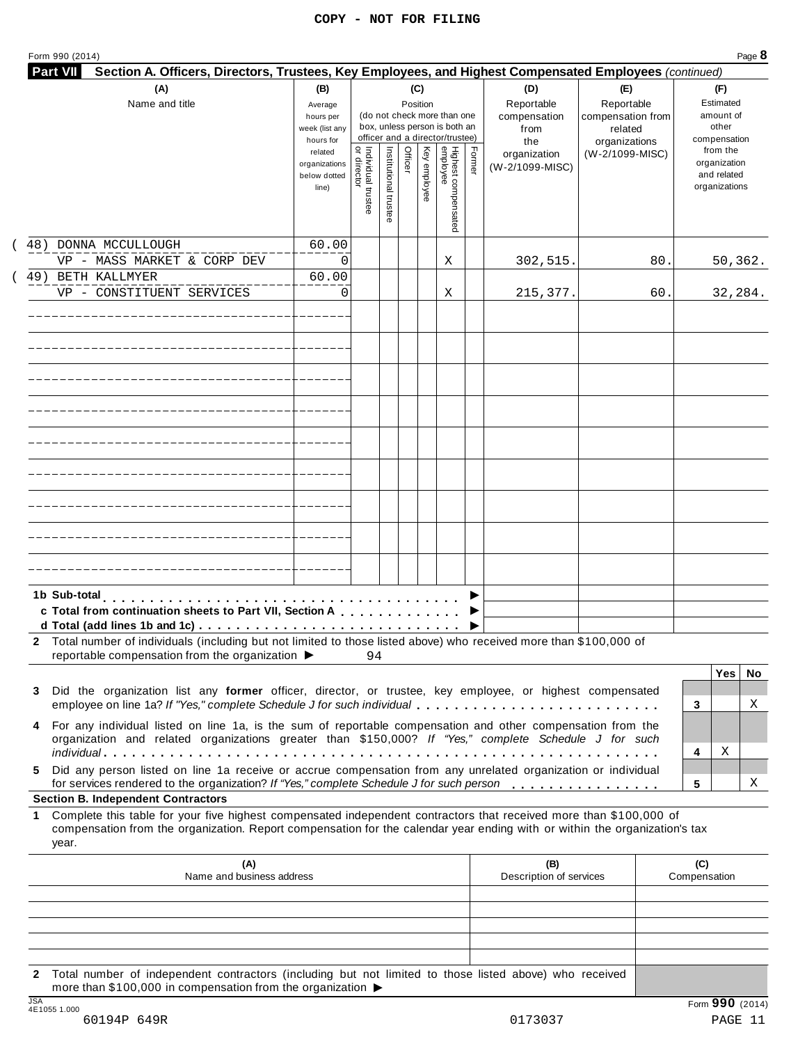COPY - NOT FOR FILING

Form 990 (2014)

**Part VII Section A. Officers, Directors, Trustees, Key Employees, and Highest Compensated Employees** *(continued)*

| (A) Name and title | (B) Average hours per week (list any hours for related organizations below dotted line) | (C) Position: Individual trustee or director | Institutional trustee | Officer | Key employee | Highest compensated employee | Former | (D) Reportable compensation from the organization (W-2/1099-MISC) | (E) Reportable compensation from related organizations (W-2/1099-MISC) | (F) Estimated amount of other compensation from the organization and related organizations |
|---|---|---|---|---|---|---|---|---|---|---|
| (48) DONNA MCCULLOUGH<br>VP - MASS MARKET & CORP DEV | 60.00<br>0 | | | | | X | | 302,515. | 80. | 50,362. |
| (49) BETH KALLMYER<br>VP - CONSTITUENT SERVICES | 60.00<br>0 | | | | | X | | 215,377. | 60. | 32,284. |
| | | | | | | | | | | |
| | | | | | | | | | | |
| | | | | | | | | | | |
| | | | | | | | | | | |
| | | | | | | | | | | |
| | | | | | | | | | | |
| | | | | | | | | | | |
| | | | | | | | | | | |
| | | | | | | | | | | |
| **1b Sub-total** ▶ | | | | | | | | | | |
| **c Total from continuation sheets to Part VII, Section A** ▶ | | | | | | | | | | |
| **d Total (add lines 1b and 1c)** ▶ | | | | | | | | | | |

**2** Total number of individuals (including but not limited to those listed above) who received more than $100,000 of reportable compensation from the organization ▶ 94

| | | Yes | No |
|---|---|---|---|
| **3** Did the organization list any **former** officer, director, or trustee, key employee, or highest compensated employee on line 1a? *If "Yes," complete Schedule J for such individual* | 3 | | X |
| **4** For any individual listed on line 1a, is the sum of reportable compensation and other compensation from the organization and related organizations greater than $150,000? *If "Yes," complete Schedule J for such individual* | 4 | X | |
| **5** Did any person listed on line 1a receive or accrue compensation from any unrelated organization or individual for services rendered to the organization? *If "Yes," complete Schedule J for such person* | 5 | | X |

**Section B. Independent Contractors**

**1** Complete this table for your five highest compensated independent contractors that received more than $100,000 of compensation from the organization. Report compensation for the calendar year ending with or within the organization's tax year.

| (A) Name and business address | (B) Description of services | (C) Compensation |
|---|---|---|
| | | |
| | | |
| | | |
| | | |
| | | |

**2** Total number of independent contractors (including but not limited to those listed above) who received more than $100,000 in compensation from the organization ▶

JSA 4E1055 1.000

60194P 649R 0173037

Form **990** (2014)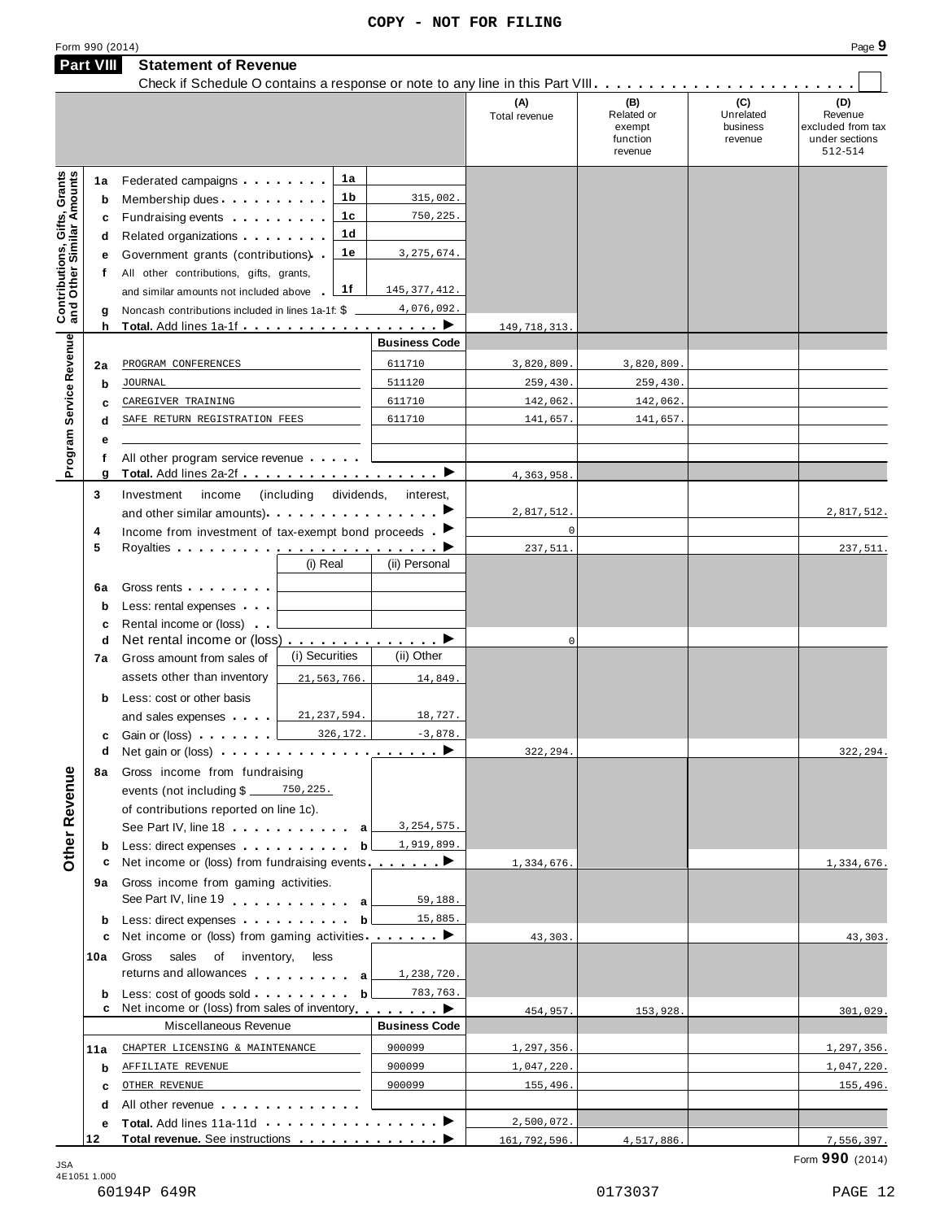COPY - NOT FOR FILING

Form 990 (2014)

## Part VIII Statement of Revenue

Check if Schedule O contains a response or note to any line in this Part VIII . . . . . . . . . . . . . . . . . . . . . . . . ☐

| | | | | (A) Total revenue | (B) Related or exempt function revenue | (C) Unrelated business revenue | (D) Revenue excluded from tax under sections 512-514 |
|---|---|---|---|---|---|---|---|
| **Contributions, Gifts, Grants and Other Similar Amounts** | 1a | Federated campaigns . . . . . . . . | 1a | | | | |
| | b | Membership dues . . . . . . . . . . | 1b 315,002. | | | | |
| | c | Fundraising events . . . . . . . . . | 1c 750,225. | | | | |
| | d | Related organizations . . . . . . . . | 1d | | | | |
| | e | Government grants (contributions) . . | 1e 3,275,674. | | | | |
| | f | All other contributions, gifts, grants, and similar amounts not included above . | 1f 145,377,412. | | | | |
| | g | Noncash contributions included in lines 1a-1f: $ 4,076,092. | | | | | |
| | h | **Total.** Add lines 1a-1f . . . . . . . . . . . . . . . . . ▶ | | 149,718,313. | | | |
| **Program Service Revenue** | | | **Business Code** | | | | |
| | 2a | PROGRAM CONFERENCES | 611710 | 3,820,809. | 3,820,809. | | |
| | b | JOURNAL | 511120 | 259,430. | 259,430. | | |
| | c | CAREGIVER TRAINING | 611710 | 142,062. | 142,062. | | |
| | d | SAFE RETURN REGISTRATION FEES | 611710 | 141,657. | 141,657. | | |
| | e | | | | | | |
| | f | All other program service revenue . . . . . | | | | | |
| | g | **Total.** Add lines 2a-2f . . . . . . . . . . . . . . . . . ▶ | | 4,363,958. | | | |
| **Other Revenue** | 3 | Investment income (including dividends, interest, and other similar amounts) . . . . . . . . . . . . . . . ▶ | | 2,817,512. | | | 2,817,512. |
| | 4 | Income from investment of tax-exempt bond proceeds . ▶ | | 0 | | | |
| | 5 | Royalties . . . . . . . . . . . . . . . . . . . . . . . . ▶ | | 237,511. | | | 237,511. |
| | | | (i) Real / (ii) Personal | | | | |
| | 6a | Gross rents . . . . . . . . | | | | | |
| | b | Less: rental expenses . . . | | | | | |
| | c | Rental income or (loss) . . | | | | | |
| | d | Net rental income or (loss) . . . . . . . . . . . . . . ▶ | | 0 | | | |
| | 7a | Gross amount from sales of assets other than inventory | (i) Securities 21,563,766. / (ii) Other 14,849. | | | | |
| | b | Less: cost or other basis and sales expenses . . . . | (i) 21,237,594. / (ii) 18,727. | | | | |
| | c | Gain or (loss) . . . . . . . | (i) 326,172. / (ii) -3,878. | | | | |
| | d | Net gain or (loss) . . . . . . . . . . . . . . . . . . . . ▶ | | 322,294. | | | 322,294. |
| | 8a | Gross income from fundraising events (not including $ 750,225. of contributions reported on line 1c). See Part IV, line 18 . . . . . . . . . . . a | 3,254,575. | | | | |
| | b | Less: direct expenses . . . . . . . . . . b | 1,919,899. | | | | |
| | c | Net income or (loss) from fundraising events . . . . . . . ▶ | | 1,334,676. | | | 1,334,676. |
| | 9a | Gross income from gaming activities. See Part IV, line 19 . . . . . . . . . . . a | 59,188. | | | | |
| | b | Less: direct expenses . . . . . . . . . . b | 15,885. | | | | |
| | c | Net income or (loss) from gaming activities . . . . . . . ▶ | | 43,303. | | | 43,303. |
| | 10a | Gross sales of inventory, less returns and allowances . . . . . . . . . a | 1,238,720. | | | | |
| | b | Less: cost of goods sold . . . . . . . . . b | 783,763. | | | | |
| | c | Net income or (loss) from sales of inventory . . . . . . . ▶ | | 454,957. | 153,928. | | 301,029. |
| | | Miscellaneous Revenue | **Business Code** | | | | |
| | 11a | CHAPTER LICENSING & MAINTENANCE | 900099 | 1,297,356. | | | 1,297,356. |
| | b | AFFILIATE REVENUE | 900099 | 1,047,220. | | | 1,047,220. |
| | c | OTHER REVENUE | 900099 | 155,496. | | | 155,496. |
| | d | All other revenue . . . . . . . . . . . . . | | | | | |
| | e | **Total.** Add lines 11a-11d . . . . . . . . . . . . . . . ▶ | | 2,500,072. | | | |
| | 12 | **Total revenue.** See instructions . . . . . . . . . . . . . ▶ | | 161,792,596. | 4,517,886. | | 7,556,397. |

Form **990** (2014)

JSA
4E1051 1.000

60194P 649R 0173037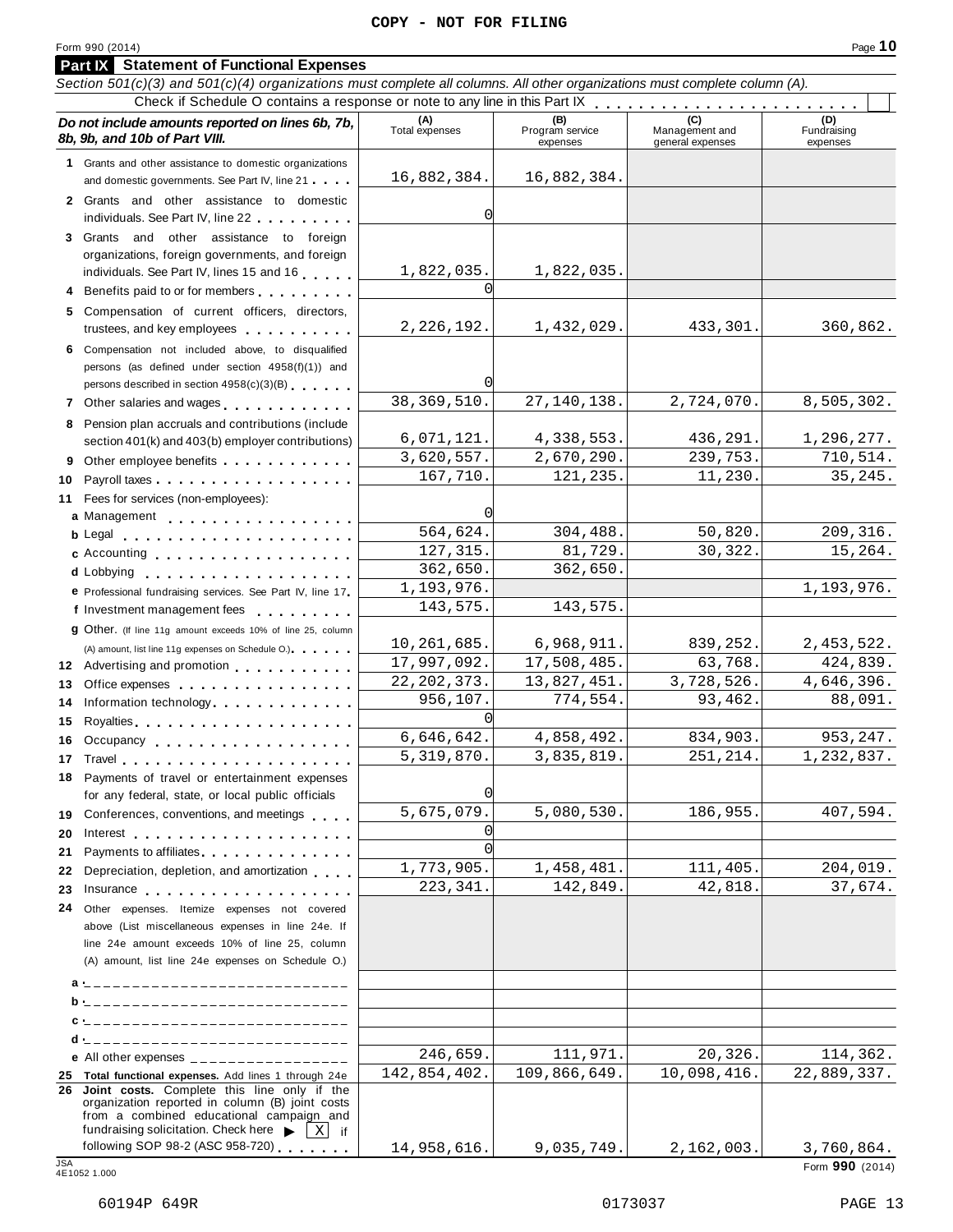COPY - NOT FOR FILING

Form 990 (2014)

## Part IX Statement of Functional Expenses

*Section 501(c)(3) and 501(c)(4) organizations must complete all columns. All other organizations must complete column (A).*

Check if Schedule O contains a response or note to any line in this Part IX

| *Do not include amounts reported on lines 6b, 7b, 8b, 9b, and 10b of Part VIII.* | (A) Total expenses | (B) Program service expenses | (C) Management and general expenses | (D) Fundraising expenses |
|---|---|---|---|---|
| 1 Grants and other assistance to domestic organizations and domestic governments. See Part IV, line 21 | 16,882,384. | 16,882,384. | | |
| 2 Grants and other assistance to domestic individuals. See Part IV, line 22 | 0 | | | |
| 3 Grants and other assistance to foreign organizations, foreign governments, and foreign individuals. See Part IV, lines 15 and 16 | 1,822,035. | 1,822,035. | | |
| 4 Benefits paid to or for members | 0 | | | |
| 5 Compensation of current officers, directors, trustees, and key employees | 2,226,192. | 1,432,029. | 433,301. | 360,862. |
| 6 Compensation not included above, to disqualified persons (as defined under section 4958(f)(1)) and persons described in section 4958(c)(3)(B) | 0 | | | |
| 7 Other salaries and wages | 38,369,510. | 27,140,138. | 2,724,070. | 8,505,302. |
| 8 Pension plan accruals and contributions (include section 401(k) and 403(b) employer contributions) | 6,071,121. | 4,338,553. | 436,291. | 1,296,277. |
| 9 Other employee benefits | 3,620,557. | 2,670,290. | 239,753. | 710,514. |
| 10 Payroll taxes | 167,710. | 121,235. | 11,230. | 35,245. |
| 11 Fees for services (non-employees): | | | | |
| a Management | 0 | | | |
| b Legal | 564,624. | 304,488. | 50,820. | 209,316. |
| c Accounting | 127,315. | 81,729. | 30,322. | 15,264. |
| d Lobbying | 362,650. | 362,650. | | |
| e Professional fundraising services. See Part IV, line 17 | 1,193,976. | | | 1,193,976. |
| f Investment management fees | 143,575. | 143,575. | | |
| g Other. (If line 11g amount exceeds 10% of line 25, column (A) amount, list line 11g expenses on Schedule O.) | 10,261,685. | 6,968,911. | 839,252. | 2,453,522. |
| 12 Advertising and promotion | 17,997,092. | 17,508,485. | 63,768. | 424,839. |
| 13 Office expenses | 22,202,373. | 13,827,451. | 3,728,526. | 4,646,396. |
| 14 Information technology | 956,107. | 774,554. | 93,462. | 88,091. |
| 15 Royalties | 0 | | | |
| 16 Occupancy | 6,646,642. | 4,858,492. | 834,903. | 953,247. |
| 17 Travel | 5,319,870. | 3,835,819. | 251,214. | 1,232,837. |
| 18 Payments of travel or entertainment expenses for any federal, state, or local public officials | 0 | | | |
| 19 Conferences, conventions, and meetings | 5,675,079. | 5,080,530. | 186,955. | 407,594. |
| 20 Interest | 0 | | | |
| 21 Payments to affiliates | 0 | | | |
| 22 Depreciation, depletion, and amortization | 1,773,905. | 1,458,481. | 111,405. | 204,019. |
| 23 Insurance | 223,341. | 142,849. | 42,818. | 37,674. |
| 24 Other expenses. Itemize expenses not covered above (List miscellaneous expenses in line 24e. If line 24e amount exceeds 10% of line 25, column (A) amount, list line 24e expenses on Schedule O.) | | | | |
| a | | | | |
| b | | | | |
| c | | | | |
| d | | | | |
| e All other expenses | 246,659. | 111,971. | 20,326. | 114,362. |
| 25 **Total functional expenses.** Add lines 1 through 24e | 142,854,402. | 109,866,649. | 10,098,416. | 22,889,337. |
| 26 **Joint costs.** Complete this line only if the organization reported in column (B) joint costs from a combined educational campaign and fundraising solicitation. Check here ▶ [X] if following SOP 98-2 (ASC 958-720) | 14,958,616. | 9,035,749. | 2,162,003. | 3,760,864. |

JSA 4E1052 1.000

Form **990** (2014)

60194P 649R 0173037 PAGE 13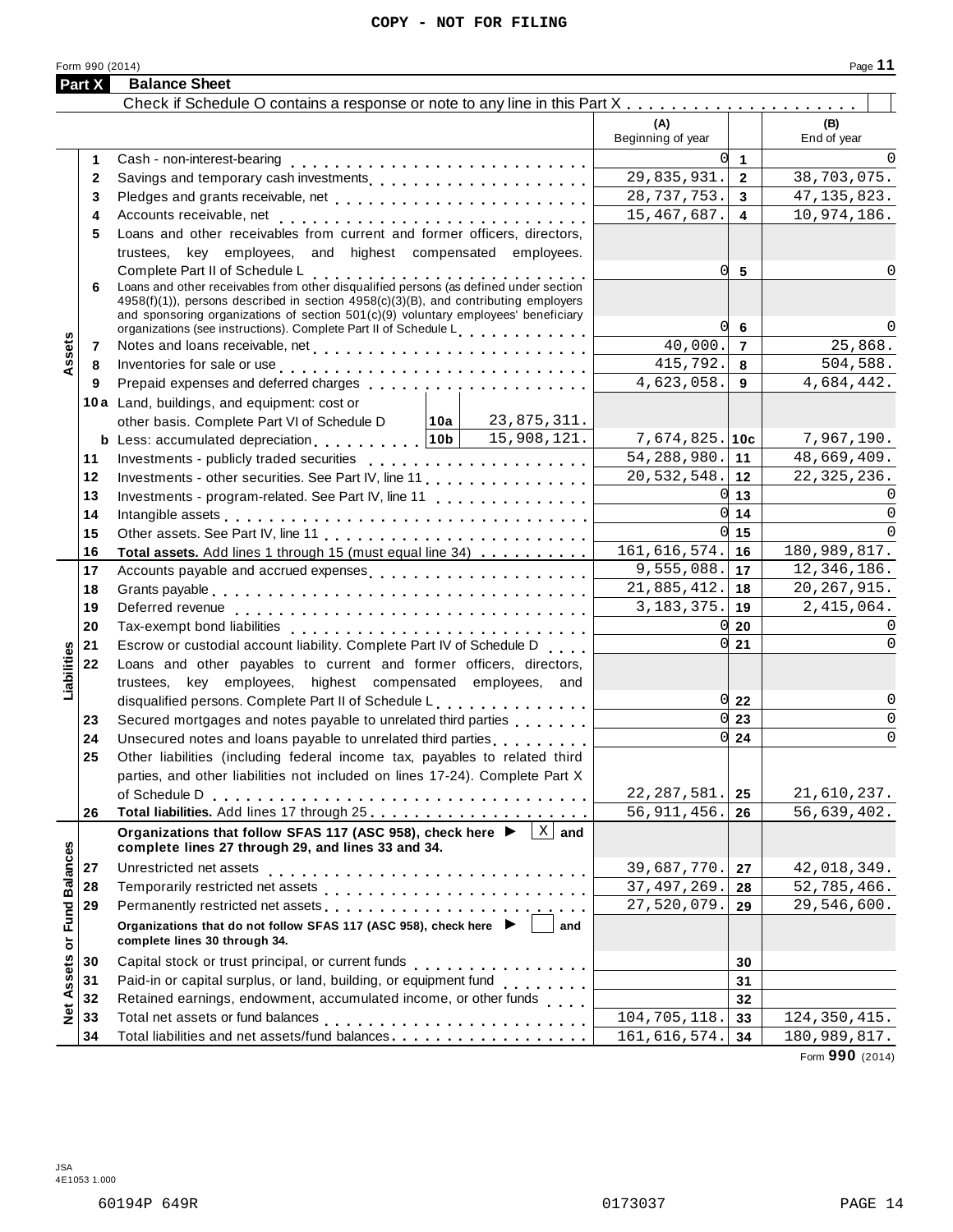COPY - NOT FOR FILING

Form 990 (2014) Page **11**

## Part X Balance Sheet

Check if Schedule O contains a response or note to any line in this Part X . . . . . . . . . . . . . . . . . . . . .

| | | | (A) Beginning of year | | (B) End of year |
|---|---|---|---|---|---|
| **Assets** | 1 | Cash - non-interest-bearing | 0 | 1 | 0 |
| | 2 | Savings and temporary cash investments | 29,835,931. | 2 | 38,703,075. |
| | 3 | Pledges and grants receivable, net | 28,737,753. | 3 | 47,135,823. |
| | 4 | Accounts receivable, net | 15,467,687. | 4 | 10,974,186. |
| | 5 | Loans and other receivables from current and former officers, directors, trustees, key employees, and highest compensated employees. Complete Part II of Schedule L | 0 | 5 | 0 |
| | 6 | Loans and other receivables from other disqualified persons (as defined under section 4958(f)(1)), persons described in section 4958(c)(3)(B), and contributing employers and sponsoring organizations of section 501(c)(9) voluntary employees' beneficiary organizations (see instructions). Complete Part II of Schedule L | 0 | 6 | 0 |
| | 7 | Notes and loans receivable, net | 40,000. | 7 | 25,868. |
| | 8 | Inventories for sale or use | 415,792. | 8 | 504,588. |
| | 9 | Prepaid expenses and deferred charges | 4,623,058. | 9 | 4,684,442. |
| | 10a | Land, buildings, and equipment: cost or other basis. Complete Part VI of Schedule D — 10a: 23,875,311. | | | |
| | b | Less: accumulated depreciation — 10b: 15,908,121. | 7,674,825. | 10c | 7,967,190. |
| | 11 | Investments - publicly traded securities | 54,288,980. | 11 | 48,669,409. |
| | 12 | Investments - other securities. See Part IV, line 11 | 20,532,548. | 12 | 22,325,236. |
| | 13 | Investments - program-related. See Part IV, line 11 | 0 | 13 | 0 |
| | 14 | Intangible assets | 0 | 14 | 0 |
| | 15 | Other assets. See Part IV, line 11 | 0 | 15 | 0 |
| | 16 | **Total assets.** Add lines 1 through 15 (must equal line 34) | 161,616,574. | 16 | 180,989,817. |
| **Liabilities** | 17 | Accounts payable and accrued expenses | 9,555,088. | 17 | 12,346,186. |
| | 18 | Grants payable | 21,885,412. | 18 | 20,267,915. |
| | 19 | Deferred revenue | 3,183,375. | 19 | 2,415,064. |
| | 20 | Tax-exempt bond liabilities | 0 | 20 | 0 |
| | 21 | Escrow or custodial account liability. Complete Part IV of Schedule D | 0 | 21 | 0 |
| | 22 | Loans and other payables to current and former officers, directors, trustees, key employees, highest compensated employees, and disqualified persons. Complete Part II of Schedule L | 0 | 22 | 0 |
| | 23 | Secured mortgages and notes payable to unrelated third parties | 0 | 23 | 0 |
| | 24 | Unsecured notes and loans payable to unrelated third parties | 0 | 24 | 0 |
| | 25 | Other liabilities (including federal income tax, payables to related third parties, and other liabilities not included on lines 17-24). Complete Part X of Schedule D | 22,287,581. | 25 | 21,610,237. |
| | 26 | **Total liabilities.** Add lines 17 through 25 | 56,911,456. | 26 | 56,639,402. |
| **Net Assets or Fund Balances** | | **Organizations that follow SFAS 117 (ASC 958), check here ▶ [X] and complete lines 27 through 29, and lines 33 and 34.** | | | |
| | 27 | Unrestricted net assets | 39,687,770. | 27 | 42,018,349. |
| | 28 | Temporarily restricted net assets | 37,497,269. | 28 | 52,785,466. |
| | 29 | Permanently restricted net assets | 27,520,079. | 29 | 29,546,600. |
| | | **Organizations that do not follow SFAS 117 (ASC 958), check here ▶ [ ] and complete lines 30 through 34.** | | | |
| | 30 | Capital stock or trust principal, or current funds | | 30 | |
| | 31 | Paid-in or capital surplus, or land, building, or equipment fund | | 31 | |
| | 32 | Retained earnings, endowment, accumulated income, or other funds | | 32 | |
| | 33 | Total net assets or fund balances | 104,705,118. | 33 | 124,350,415. |
| | 34 | Total liabilities and net assets/fund balances | 161,616,574. | 34 | 180,989,817. |

Form **990** (2014)

JSA 4E1053 1.000

60194P 649R 0173037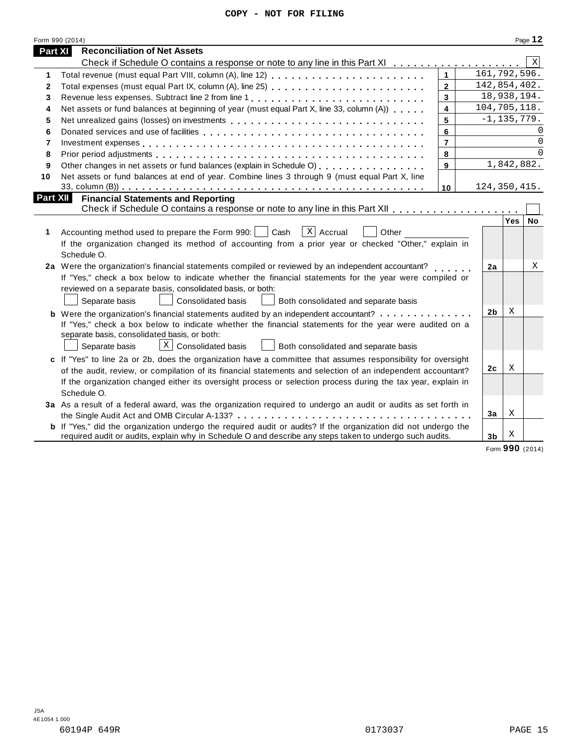COPY - NOT FOR FILING

Form 990 (2014)

## Part XI Reconciliation of Net Assets

Check if Schedule O contains a response or note to any line in this Part XI . . . . . . . . . . . . . . . . . . . [X]

| | | | |
|---|---|---|---|
| 1 | Total revenue (must equal Part VIII, column (A), line 12) | 1 | 161,792,596. |
| 2 | Total expenses (must equal Part IX, column (A), line 25) | 2 | 142,854,402. |
| 3 | Revenue less expenses. Subtract line 2 from line 1 | 3 | 18,938,194. |
| 4 | Net assets or fund balances at beginning of year (must equal Part X, line 33, column (A)) | 4 | 104,705,118. |
| 5 | Net unrealized gains (losses) on investments | 5 | -1,135,779. |
| 6 | Donated services and use of facilities | 6 | 0 |
| 7 | Investment expenses | 7 | 0 |
| 8 | Prior period adjustments | 8 | 0 |
| 9 | Other changes in net assets or fund balances (explain in Schedule O) | 9 | 1,842,882. |
| 10 | Net assets or fund balances at end of year. Combine lines 3 through 9 (must equal Part X, line 33, column (B)) | 10 | 124,350,415. |

## Part XII Financial Statements and Reporting

Check if Schedule O contains a response or note to any line in this Part XII . . . . . . . . . . . . . . . . . . [ ]

| | | | Yes | No |
|---|---|---|---|---|
| 1 | Accounting method used to prepare the Form 990: [ ] Cash [X] Accrual [ ] Other ____________<br>If the organization changed its method of accounting from a prior year or checked "Other," explain in Schedule O. | | | |
| 2a | Were the organization's financial statements compiled or reviewed by an independent accountant?<br>If "Yes," check a box below to indicate whether the financial statements for the year were compiled or reviewed on a separate basis, consolidated basis, or both:<br>[ ] Separate basis [ ] Consolidated basis [ ] Both consolidated and separate basis | 2a | | X |
| b | Were the organization's financial statements audited by an independent accountant?<br>If "Yes," check a box below to indicate whether the financial statements for the year were audited on a separate basis, consolidated basis, or both:<br>[ ] Separate basis [X] Consolidated basis [ ] Both consolidated and separate basis | 2b | X | |
| c | If "Yes" to line 2a or 2b, does the organization have a committee that assumes responsibility for oversight of the audit, review, or compilation of its financial statements and selection of an independent accountant?<br>If the organization changed either its oversight process or selection process during the tax year, explain in Schedule O. | 2c | X | |
| 3a | As a result of a federal award, was the organization required to undergo an audit or audits as set forth in the Single Audit Act and OMB Circular A-133? | 3a | X | |
| b | If "Yes," did the organization undergo the required audit or audits? If the organization did not undergo the required audit or audits, explain why in Schedule O and describe any steps taken to undergo such audits. | 3b | X | |

Form **990** (2014)

JSA
4E1054 1.000
60194P 649R 0173037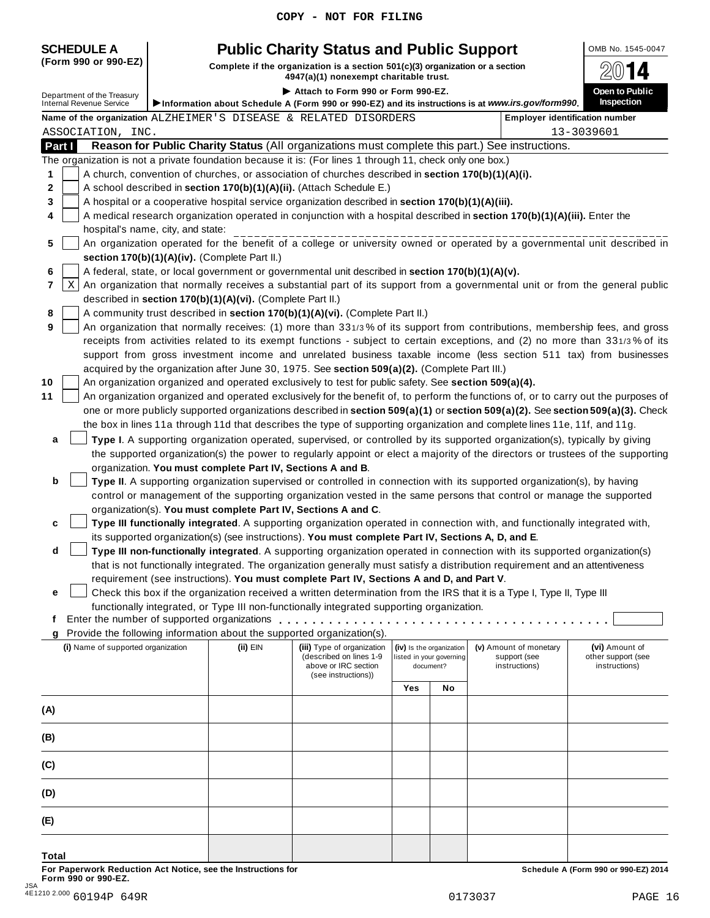COPY - NOT FOR FILING

**SCHEDULE A**
**(Form 990 or 990-EZ)**

Department of the Treasury
Internal Revenue Service

# Public Charity Status and Public Support

**Complete if the organization is a section 501(c)(3) organization or a section 4947(a)(1) nonexempt charitable trust.**

▶ **Attach to Form 990 or Form 990-EZ.**

▶**Information about Schedule A (Form 990 or 990-EZ) and its instructions is at *www.irs.gov/form990*.**

OMB No. 1545-0047

**2014**

**Open to Public Inspection**

**Name of the organization** ALZHEIMER'S DISEASE & RELATED DISORDERS ASSOCIATION, INC.

**Employer identification number** 13-3039601

**Part I** **Reason for Public Charity Status** (All organizations must complete this part.) See instructions.

The organization is not a private foundation because it is: (For lines 1 through 11, check only one box.)

1 [ ] A church, convention of churches, or association of churches described in **section 170(b)(1)(A)(i).**

2 [ ] A school described in **section 170(b)(1)(A)(ii).** (Attach Schedule E.)

3 [ ] A hospital or a cooperative hospital service organization described in **section 170(b)(1)(A)(iii).**

4 [ ] A medical research organization operated in conjunction with a hospital described in **section 170(b)(1)(A)(iii).** Enter the hospital's name, city, and state: ____________________

5 [ ] An organization operated for the benefit of a college or university owned or operated by a governmental unit described in **section 170(b)(1)(A)(iv).** (Complete Part II.)

6 [ ] A federal, state, or local government or governmental unit described in **section 170(b)(1)(A)(v).**

7 [X] An organization that normally receives a substantial part of its support from a governmental unit or from the general public described in **section 170(b)(1)(A)(vi).** (Complete Part II.)

8 [ ] A community trust described in **section 170(b)(1)(A)(vi).** (Complete Part II.)

9 [ ] An organization that normally receives: (1) more than 33 1/3 % of its support from contributions, membership fees, and gross receipts from activities related to its exempt functions - subject to certain exceptions, and (2) no more than 33 1/3 % of its support from gross investment income and unrelated business taxable income (less section 511 tax) from businesses acquired by the organization after June 30, 1975. See **section 509(a)(2).** (Complete Part III.)

10 [ ] An organization organized and operated exclusively to test for public safety. See **section 509(a)(4).**

11 [ ] An organization organized and operated exclusively for the benefit of, to perform the functions of, or to carry out the purposes of one or more publicly supported organizations described in **section 509(a)(1)** or **section 509(a)(2).** See **section 509(a)(3).** Check the box in lines 11a through 11d that describes the type of supporting organization and complete lines 11e, 11f, and 11g.

a [ ] **Type I**. A supporting organization operated, supervised, or controlled by its supported organization(s), typically by giving the supported organization(s) the power to regularly appoint or elect a majority of the directors or trustees of the supporting organization. **You must complete Part IV, Sections A and B**.

b [ ] **Type II**. A supporting organization supervised or controlled in connection with its supported organization(s), by having control or management of the supporting organization vested in the same persons that control or manage the supported organization(s). **You must complete Part IV, Sections A and C**.

c [ ] **Type III functionally integrated**. A supporting organization operated in connection with, and functionally integrated with, its supported organization(s) (see instructions). **You must complete Part IV, Sections A, D, and E**.

d [ ] **Type III non-functionally integrated**. A supporting organization operated in connection with its supported organization(s) that is not functionally integrated. The organization generally must satisfy a distribution requirement and an attentiveness requirement (see instructions). **You must complete Part IV, Sections A and D, and Part V**.

e [ ] Check this box if the organization received a written determination from the IRS that it is a Type I, Type II, Type III functionally integrated, or Type III non-functionally integrated supporting organization.

f Enter the number of supported organizations . . . . . . . . . . [ ]

g Provide the following information about the supported organization(s).

| (i) Name of supported organization | (ii) EIN | (iii) Type of organization (described on lines 1-9 above or IRC section (see instructions)) | (iv) Is the organization listed in your governing document? | | (v) Amount of monetary support (see instructions) | (vi) Amount of other support (see instructions) |
|---|---|---|---|---|---|---|
| | | | Yes | No | | |
| (A) | | | | | | |
| (B) | | | | | | |
| (C) | | | | | | |
| (D) | | | | | | |
| (E) | | | | | | |
| Total | | | | | | |

**For Paperwork Reduction Act Notice, see the Instructions for Form 990 or 990-EZ.** **Schedule A (Form 990 or 990-EZ) 2014**

JSA 4E1210 2.000 60194P 649R 0173037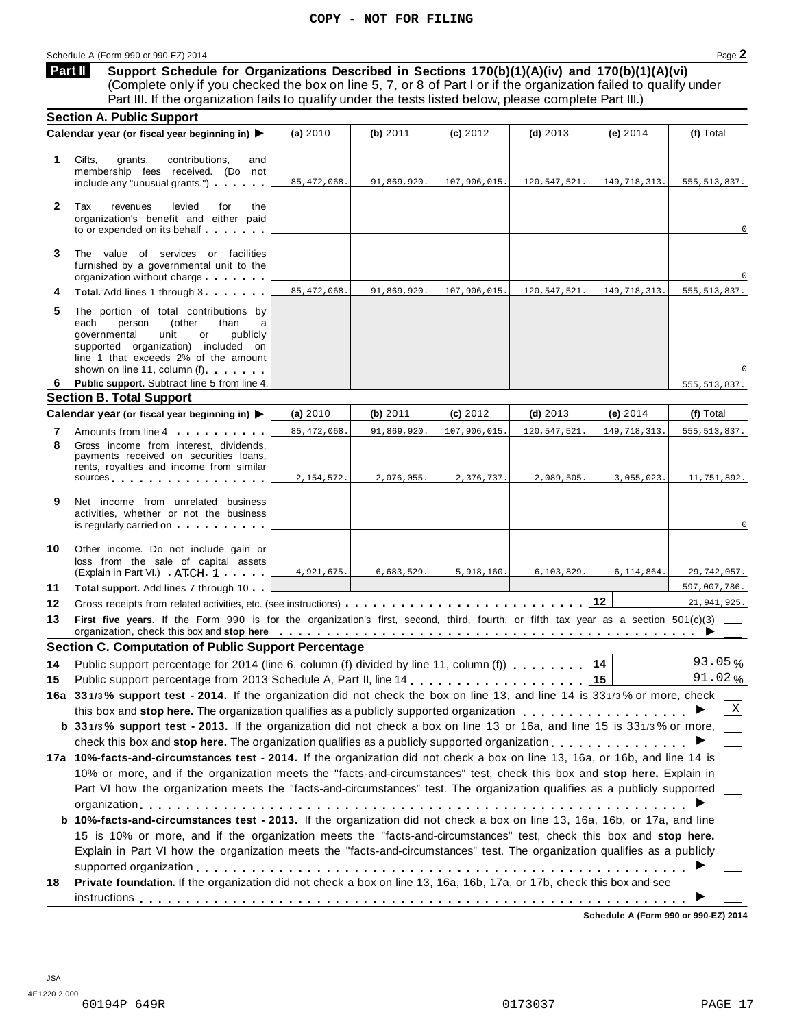COPY - NOT FOR FILING

Schedule A (Form 990 or 990-EZ) 2014 Page **2**

**Part II** **Support Schedule for Organizations Described in Sections 170(b)(1)(A)(iv) and 170(b)(1)(A)(vi)**
(Complete only if you checked the box on line 5, 7, or 8 of Part I or if the organization failed to qualify under Part III. If the organization fails to qualify under the tests listed below, please complete Part III.)

## Section A. Public Support

| Calendar year (or fiscal year beginning in) ▶ | (a) 2010 | (b) 2011 | (c) 2012 | (d) 2013 | (e) 2014 | (f) Total |
|---|---|---|---|---|---|---|
| **1** Gifts, grants, contributions, and membership fees received. (Do not include any "unusual grants.") | 85,472,068. | 91,869,920. | 107,906,015. | 120,547,521. | 149,718,313. | 555,513,837. |
| **2** Tax revenues levied for the organization's benefit and either paid to or expended on its behalf | | | | | | 0 |
| **3** The value of services or facilities furnished by a governmental unit to the organization without charge | | | | | | 0 |
| **4** **Total.** Add lines 1 through 3 | 85,472,068. | 91,869,920. | 107,906,015. | 120,547,521. | 149,718,313. | 555,513,837. |
| **5** The portion of total contributions by each person (other than a governmental unit or publicly supported organization) included on line 1 that exceeds 2% of the amount shown on line 11, column (f) | | | | | | 0 |
| **6** **Public support.** Subtract line 5 from line 4. | | | | | | 555,513,837. |

## Section B. Total Support

| Calendar year (or fiscal year beginning in) ▶ | (a) 2010 | (b) 2011 | (c) 2012 | (d) 2013 | (e) 2014 | (f) Total |
|---|---|---|---|---|---|---|
| **7** Amounts from line 4 | 85,472,068. | 91,869,920. | 107,906,015. | 120,547,521. | 149,718,313. | 555,513,837. |
| **8** Gross income from interest, dividends, payments received on securities loans, rents, royalties and income from similar sources | 2,154,572. | 2,076,055. | 2,376,737. | 2,089,505. | 3,055,023. | 11,751,892. |
| **9** Net income from unrelated business activities, whether or not the business is regularly carried on | | | | | | 0 |
| **10** Other income. Do not include gain or loss from the sale of capital assets (Explain in Part VI.) ATCH 1 | 4,921,675. | 6,683,529. | 5,918,160. | 6,103,829. | 6,114,864. | 29,742,057. |
| **11** **Total support.** Add lines 7 through 10 | | | | | | 597,007,786. |
| **12** Gross receipts from related activities, etc. (see instructions) | | | | | **12** | 21,941,925. |

**13** **First five years.** If the Form 990 is for the organization's first, second, third, fourth, or fifth tax year as a section 501(c)(3) organization, check this box and **stop here** ▶ ☐

## Section C. Computation of Public Support Percentage

**14** Public support percentage for 2014 (line 6, column (f) divided by line 11, column (f)) **14** 93.05 %

**15** Public support percentage from 2013 Schedule A, Part II, line 14 **15** 91.02 %

**16a** **33 1/3 % support test - 2014.** If the organization did not check the box on line 13, and line 14 is 33 1/3 % or more, check this box and **stop here.** The organization qualifies as a publicly supported organization ▶ ☒

**b** **33 1/3 % support test - 2013.** If the organization did not check a box on line 13 or 16a, and line 15 is 33 1/3 % or more, check this box and **stop here.** The organization qualifies as a publicly supported organization ▶ ☐

**17a** **10%-facts-and-circumstances test - 2014.** If the organization did not check a box on line 13, 16a, or 16b, and line 14 is 10% or more, and if the organization meets the "facts-and-circumstances" test, check this box and **stop here.** Explain in Part VI how the organization meets the "facts-and-circumstances" test. The organization qualifies as a publicly supported organization ▶ ☐

**b** **10%-facts-and-circumstances test - 2013.** If the organization did not check a box on line 13, 16a, 16b, or 17a, and line 15 is 10% or more, and if the organization meets the "facts-and-circumstances" test, check this box and **stop here.** Explain in Part VI how the organization meets the "facts-and-circumstances" test. The organization qualifies as a publicly supported organization ▶ ☐

**18** **Private foundation.** If the organization did not check a box on line 13, 16a, 16b, 17a, or 17b, check this box and see instructions ▶ ☐

**Schedule A (Form 990 or 990-EZ) 2014**

JSA
4E1220 2.000
60194P 649R 0173037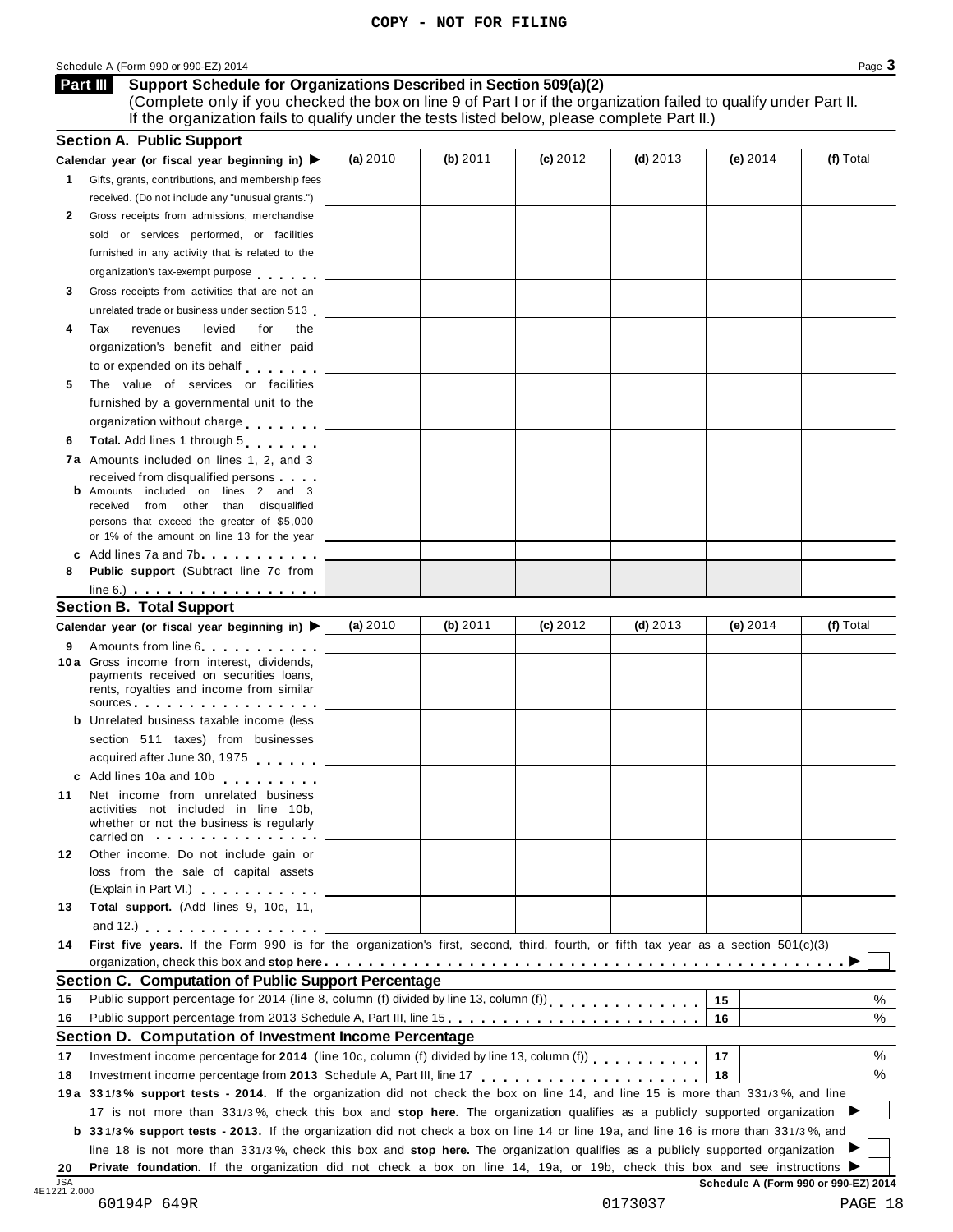COPY - NOT FOR FILING

## Part III Support Schedule for Organizations Described in Section 509(a)(2)

(Complete only if you checked the box on line 9 of Part I or if the organization failed to qualify under Part II. If the organization fails to qualify under the tests listed below, please complete Part II.)

### Section A. Public Support

| Calendar year (or fiscal year beginning in) ▶ | (a) 2010 | (b) 2011 | (c) 2012 | (d) 2013 | (e) 2014 | (f) Total |
|---|---|---|---|---|---|---|
| **1** Gifts, grants, contributions, and membership fees received. (Do not include any "unusual grants.") | | | | | | |
| **2** Gross receipts from admissions, merchandise sold or services performed, or facilities furnished in any activity that is related to the organization's tax-exempt purpose | | | | | | |
| **3** Gross receipts from activities that are not an unrelated trade or business under section 513 | | | | | | |
| **4** Tax revenues levied for the organization's benefit and either paid to or expended on its behalf | | | | | | |
| **5** The value of services or facilities furnished by a governmental unit to the organization without charge | | | | | | |
| **6** **Total.** Add lines 1 through 5 | | | | | | |
| **7a** Amounts included on lines 1, 2, and 3 received from disqualified persons | | | | | | |
| **b** Amounts included on lines 2 and 3 received from other than disqualified persons that exceed the greater of $5,000 or 1% of the amount on line 13 for the year | | | | | | |
| **c** Add lines 7a and 7b | | | | | | |
| **8** **Public support** (Subtract line 7c from line 6.) | | | | | | |

### Section B. Total Support

| Calendar year (or fiscal year beginning in) ▶ | (a) 2010 | (b) 2011 | (c) 2012 | (d) 2013 | (e) 2014 | (f) Total |
|---|---|---|---|---|---|---|
| **9** Amounts from line 6 | | | | | | |
| **10a** Gross income from interest, dividends, payments received on securities loans, rents, royalties and income from similar sources | | | | | | |
| **b** Unrelated business taxable income (less section 511 taxes) from businesses acquired after June 30, 1975 | | | | | | |
| **c** Add lines 10a and 10b | | | | | | |
| **11** Net income from unrelated business activities not included in line 10b, whether or not the business is regularly carried on | | | | | | |
| **12** Other income. Do not include gain or loss from the sale of capital assets (Explain in Part VI.) | | | | | | |
| **13** **Total support.** (Add lines 9, 10c, 11, and 12.) | | | | | | |

**14** **First five years.** If the Form 990 is for the organization's first, second, third, fourth, or fifth tax year as a section 501(c)(3) organization, check this box and **stop here** ▶ ☐

### Section C. Computation of Public Support Percentage

| | | | |
|---|---|---|---|
| **15** | Public support percentage for 2014 (line 8, column (f) divided by line 13, column (f)) | 15 | % |
| **16** | Public support percentage from 2013 Schedule A, Part III, line 15 | 16 | % |

### Section D. Computation of Investment Income Percentage

| | | | |
|---|---|---|---|
| **17** | Investment income percentage for **2014** (line 10c, column (f) divided by line 13, column (f)) | 17 | % |
| **18** | Investment income percentage from **2013** Schedule A, Part III, line 17 | 18 | % |

**19a** **33 1/3% support tests - 2014.** If the organization did not check the box on line 14, and line 15 is more than 33 1/3%, and line 17 is not more than 33 1/3%, check this box and **stop here.** The organization qualifies as a publicly supported organization ▶ ☐

**b** **33 1/3% support tests - 2013.** If the organization did not check a box on line 14 or line 19a, and line 16 is more than 33 1/3%, and line 18 is not more than 33 1/3%, check this box and **stop here.** The organization qualifies as a publicly supported organization ▶ ☐

**20** **Private foundation.** If the organization did not check a box on line 14, 19a, or 19b, check this box and see instructions ▶ ☐

JSA 4E1221 2.000

60194P 649R 0173037 PAGE 18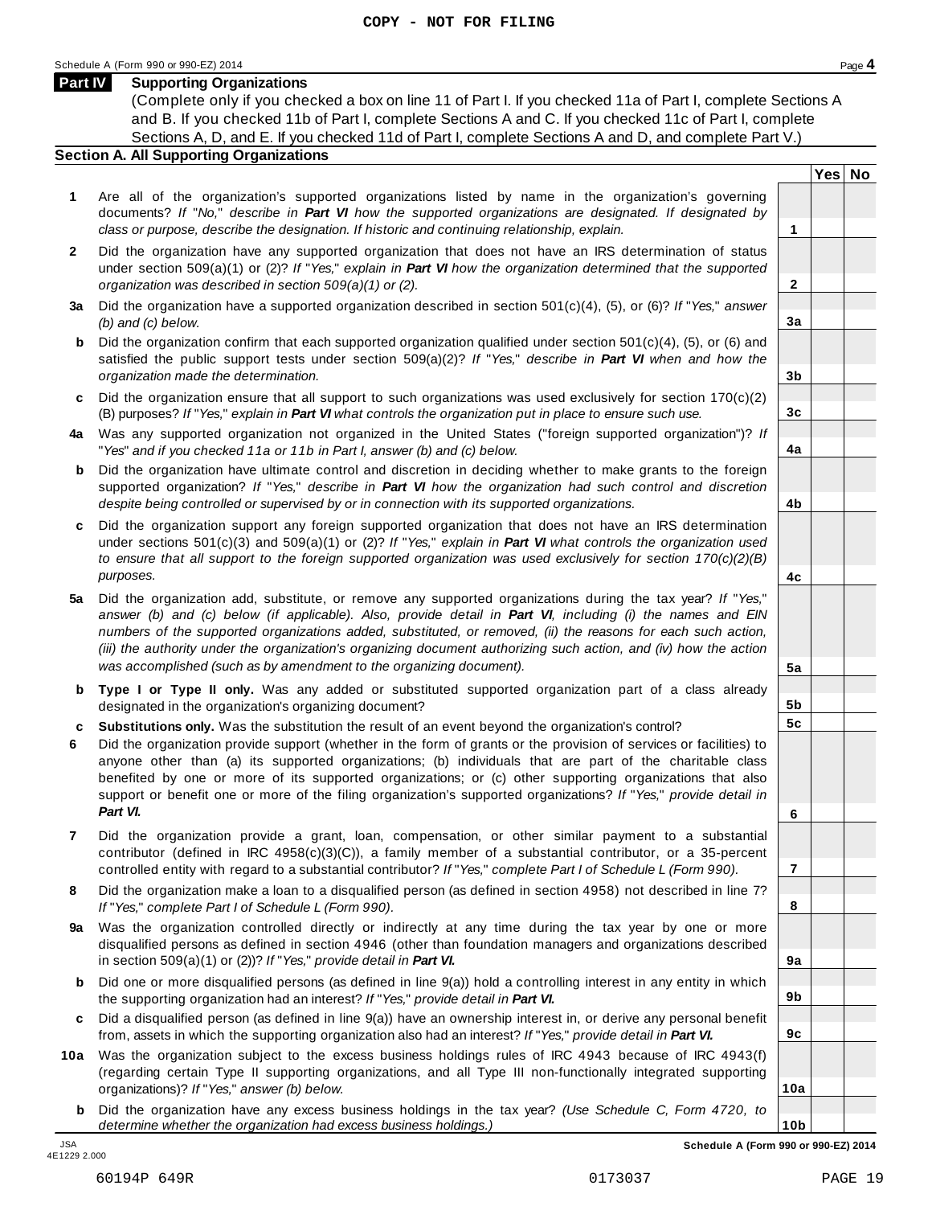COPY - NOT FOR FILING

## Part IV Supporting Organizations

(Complete only if you checked a box on line 11 of Part I. If you checked 11a of Part I, complete Sections A and B. If you checked 11b of Part I, complete Sections A and C. If you checked 11c of Part I, complete Sections A, D, and E. If you checked 11d of Part I, complete Sections A and D, and complete Part V.)

### Section A. All Supporting Organizations

| | | | Yes | No |
|---|---|---|---|---|
| **1** | Are all of the organization's supported organizations listed by name in the organization's governing documents? *If "No," describe in* ***Part VI*** *how the supported organizations are designated. If designated by class or purpose, describe the designation. If historic and continuing relationship, explain.* | 1 | | |
| **2** | Did the organization have any supported organization that does not have an IRS determination of status under section 509(a)(1) or (2)? *If "Yes," explain in* ***Part VI*** *how the organization determined that the supported organization was described in section 509(a)(1) or (2).* | 2 | | |
| **3a** | Did the organization have a supported organization described in section 501(c)(4), (5), or (6)? *If "Yes," answer (b) and (c) below.* | 3a | | |
| **b** | Did the organization confirm that each supported organization qualified under section 501(c)(4), (5), or (6) and satisfied the public support tests under section 509(a)(2)? *If "Yes," describe in* ***Part VI*** *when and how the organization made the determination.* | 3b | | |
| **c** | Did the organization ensure that all support to such organizations was used exclusively for section 170(c)(2)(B) purposes? *If "Yes," explain in* ***Part VI*** *what controls the organization put in place to ensure such use.* | 3c | | |
| **4a** | Was any supported organization not organized in the United States ("foreign supported organization")? *If "Yes" and if you checked 11a or 11b in Part I, answer (b) and (c) below.* | 4a | | |
| **b** | Did the organization have ultimate control and discretion in deciding whether to make grants to the foreign supported organization? *If "Yes," describe in* ***Part VI*** *how the organization had such control and discretion despite being controlled or supervised by or in connection with its supported organizations.* | 4b | | |
| **c** | Did the organization support any foreign supported organization that does not have an IRS determination under sections 501(c)(3) and 509(a)(1) or (2)? *If "Yes," explain in* ***Part VI*** *what controls the organization used to ensure that all support to the foreign supported organization was used exclusively for section 170(c)(2)(B) purposes.* | 4c | | |
| **5a** | Did the organization add, substitute, or remove any supported organizations during the tax year? *If "Yes," answer (b) and (c) below (if applicable). Also, provide detail in* ***Part VI****, including (i) the names and EIN numbers of the supported organizations added, substituted, or removed, (ii) the reasons for each such action, (iii) the authority under the organization's organizing document authorizing such action, and (iv) how the action was accomplished (such as by amendment to the organizing document).* | 5a | | |
| **b** | **Type I or Type II only.** Was any added or substituted supported organization part of a class already designated in the organization's organizing document? | 5b | | |
| **c** | **Substitutions only.** Was the substitution the result of an event beyond the organization's control? | 5c | | |
| **6** | Did the organization provide support (whether in the form of grants or the provision of services or facilities) to anyone other than (a) its supported organizations; (b) individuals that are part of the charitable class benefited by one or more of its supported organizations; or (c) other supporting organizations that also support or benefit one or more of the filing organization's supported organizations? *If "Yes," provide detail in* ***Part VI.*** | 6 | | |
| **7** | Did the organization provide a grant, loan, compensation, or other similar payment to a substantial contributor (defined in IRC 4958(c)(3)(C)), a family member of a substantial contributor, or a 35-percent controlled entity with regard to a substantial contributor? *If "Yes," complete Part I of Schedule L (Form 990).* | 7 | | |
| **8** | Did the organization make a loan to a disqualified person (as defined in section 4958) not described in line 7? *If "Yes," complete Part I of Schedule L (Form 990).* | 8 | | |
| **9a** | Was the organization controlled directly or indirectly at any time during the tax year by one or more disqualified persons as defined in section 4946 (other than foundation managers and organizations described in section 509(a)(1) or (2))? *If "Yes," provide detail in* ***Part VI.*** | 9a | | |
| **b** | Did one or more disqualified persons (as defined in line 9(a)) hold a controlling interest in any entity in which the supporting organization had an interest? *If "Yes," provide detail in* ***Part VI.*** | 9b | | |
| **c** | Did a disqualified person (as defined in line 9(a)) have an ownership interest in, or derive any personal benefit from, assets in which the supporting organization also had an interest? *If "Yes," provide detail in* ***Part VI.*** | 9c | | |
| **10a** | Was the organization subject to the excess business holdings rules of IRC 4943 because of IRC 4943(f) (regarding certain Type II supporting organizations, and all Type III non-functionally integrated supporting organizations)? *If "Yes," answer (b) below.* | 10a | | |
| **b** | Did the organization have any excess business holdings in the tax year? *(Use Schedule C, Form 4720, to determine whether the organization had excess business holdings.)* | 10b | | |

JSA
4E1229 2.000

60194P 649R 0173037 PAGE 19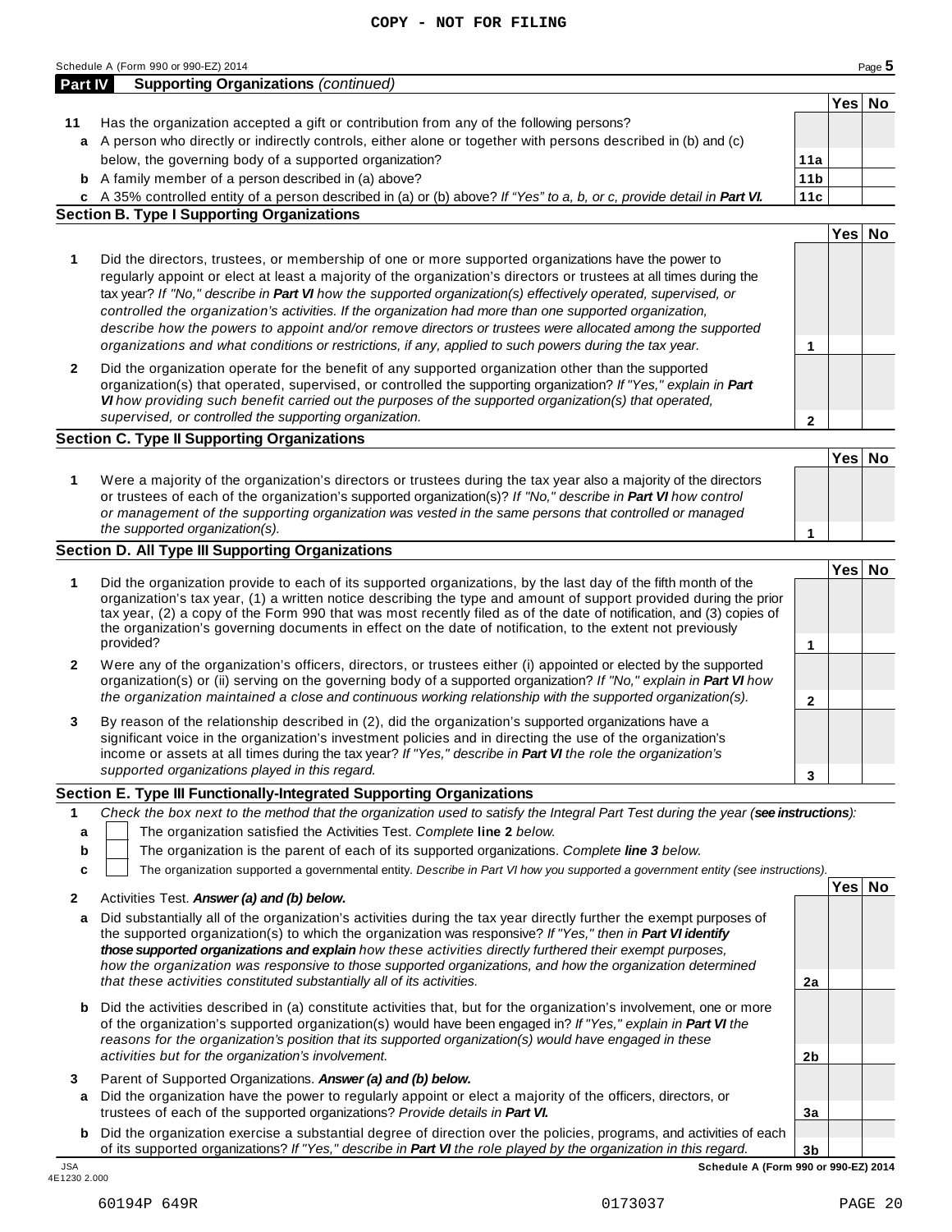COPY - NOT FOR FILING

## Part IV Supporting Organizations *(continued)*

| | | | Yes | No |
|---|---|---|---|---|
| **11** | Has the organization accepted a gift or contribution from any of the following persons? | | | |
| **a** | A person who directly or indirectly controls, either alone or together with persons described in (b) and (c) below, the governing body of a supported organization? | **11a** | | |
| **b** | A family member of a person described in (a) above? | **11b** | | |
| **c** | A 35% controlled entity of a person described in (a) or (b) above? *If "Yes" to a, b, or c, provide detail in **Part VI.*** | **11c** | | |

### Section B. Type I Supporting Organizations

| | | | Yes | No |
|---|---|---|---|---|
| **1** | Did the directors, trustees, or membership of one or more supported organizations have the power to regularly appoint or elect at least a majority of the organization's directors or trustees at all times during the tax year? *If "No," describe in **Part VI** how the supported organization(s) effectively operated, supervised, or controlled the organization's activities. If the organization had more than one supported organization, describe how the powers to appoint and/or remove directors or trustees were allocated among the supported organizations and what conditions or restrictions, if any, applied to such powers during the tax year.* | **1** | | |
| **2** | Did the organization operate for the benefit of any supported organization other than the supported organization(s) that operated, supervised, or controlled the supporting organization? *If "Yes," explain in **Part VI** how providing such benefit carried out the purposes of the supported organization(s) that operated, supervised, or controlled the supporting organization.* | **2** | | |

### Section C. Type II Supporting Organizations

| | | | Yes | No |
|---|---|---|---|---|
| **1** | Were a majority of the organization's directors or trustees during the tax year also a majority of the directors or trustees of each of the organization's supported organization(s)? *If "No," describe in **Part VI** how control or management of the supporting organization was vested in the same persons that controlled or managed the supported organization(s).* | **1** | | |

### Section D. All Type III Supporting Organizations

| | | | Yes | No |
|---|---|---|---|---|
| **1** | Did the organization provide to each of its supported organizations, by the last day of the fifth month of the organization's tax year, (1) a written notice describing the type and amount of support provided during the prior tax year, (2) a copy of the Form 990 that was most recently filed as of the date of notification, and (3) copies of the organization's governing documents in effect on the date of notification, to the extent not previously provided? | **1** | | |
| **2** | Were any of the organization's officers, directors, or trustees either (i) appointed or elected by the supported organization(s) or (ii) serving on the governing body of a supported organization? *If "No," explain in **Part VI** how the organization maintained a close and continuous working relationship with the supported organization(s).* | **2** | | |
| **3** | By reason of the relationship described in (2), did the organization's supported organizations have a significant voice in the organization's investment policies and in directing the use of the organization's income or assets at all times during the tax year? *If "Yes," describe in **Part VI** the role the organization's supported organizations played in this regard.* | **3** | | |

### Section E. Type III Functionally-Integrated Supporting Organizations

**1** *Check the box next to the method that the organization used to satisfy the Integral Part Test during the year (**see instructions**):*

- **a** ☐ The organization satisfied the Activities Test. *Complete* **line 2** *below.*
- **b** ☐ The organization is the parent of each of its supported organizations. *Complete **line 3** below.*
- **c** ☐ The organization supported a governmental entity. *Describe in Part VI how you supported a government entity (see instructions).*

| | | | Yes | No |
|---|---|---|---|---|
| **2** | Activities Test. ***Answer (a) and (b) below.*** | | | |
| **a** | Did substantially all of the organization's activities during the tax year directly further the exempt purposes of the supported organization(s) to which the organization was responsive? *If "Yes," then in **Part VI identify those supported organizations and explain** how these activities directly furthered their exempt purposes, how the organization was responsive to those supported organizations, and how the organization determined that these activities constituted substantially all of its activities.* | **2a** | | |
| **b** | Did the activities described in (a) constitute activities that, but for the organization's involvement, one or more of the organization's supported organization(s) would have been engaged in? *If "Yes," explain in **Part VI** the reasons for the organization's position that its supported organization(s) would have engaged in these activities but for the organization's involvement.* | **2b** | | |
| **3** | Parent of Supported Organizations. ***Answer (a) and (b) below.*** | | | |
| **a** | Did the organization have the power to regularly appoint or elect a majority of the officers, directors, or trustees of each of the supported organizations? *Provide details in **Part VI.*** | **3a** | | |
| **b** | Did the organization exercise a substantial degree of direction over the policies, programs, and activities of each of its supported organizations? *If "Yes," describe in **Part VI** the role played by the organization in this regard.* | **3b** | | |

JSA
4E1230 2.000

60194P 649R    0173037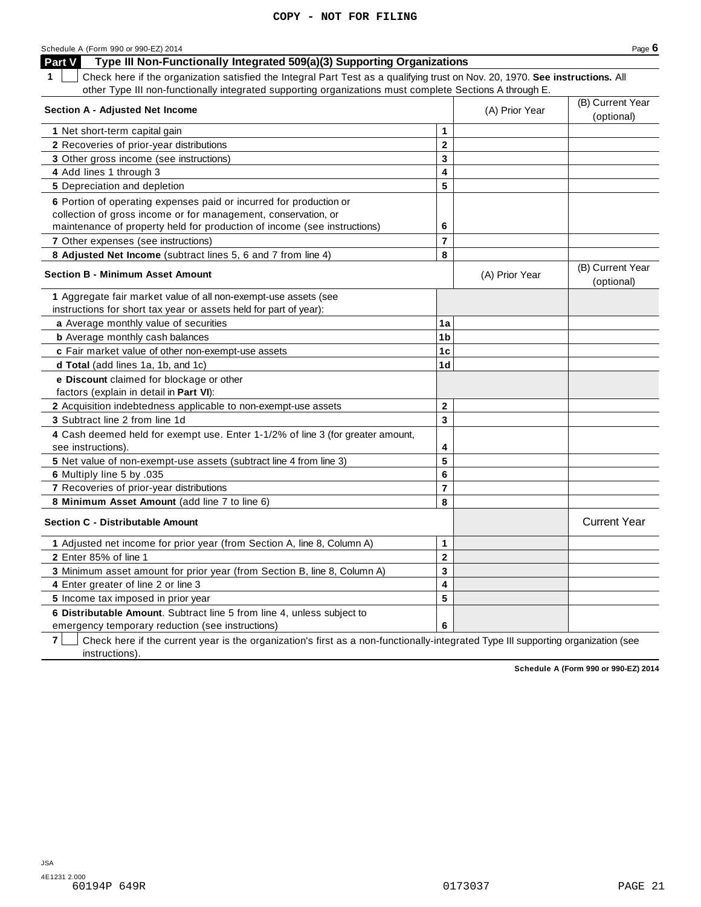COPY - NOT FOR FILING

## Part V Type III Non-Functionally Integrated 509(a)(3) Supporting Organizations

**1** ☐ Check here if the organization satisfied the Integral Part Test as a qualifying trust on Nov. 20, 1970. **See instructions.** All other Type III non-functionally integrated supporting organizations must complete Sections A through E.

| **Section A - Adjusted Net Income** | | (A) Prior Year | (B) Current Year (optional) |
|---|---|---|---|
| **1** Net short-term capital gain | 1 | | |
| **2** Recoveries of prior-year distributions | 2 | | |
| **3** Other gross income (see instructions) | 3 | | |
| **4** Add lines 1 through 3 | 4 | | |
| **5** Depreciation and depletion | 5 | | |
| **6** Portion of operating expenses paid or incurred for production or collection of gross income or for management, conservation, or maintenance of property held for production of income (see instructions) | 6 | | |
| **7** Other expenses (see instructions) | 7 | | |
| **8 Adjusted Net Income** (subtract lines 5, 6 and 7 from line 4) | 8 | | |

| **Section B - Minimum Asset Amount** | | (A) Prior Year | (B) Current Year (optional) |
|---|---|---|---|
| **1** Aggregate fair market value of all non-exempt-use assets (see instructions for short tax year or assets held for part of year): | | | |
| **a** Average monthly value of securities | 1a | | |
| **b** Average monthly cash balances | 1b | | |
| **c** Fair market value of other non-exempt-use assets | 1c | | |
| **d Total** (add lines 1a, 1b, and 1c) | 1d | | |
| **e Discount** claimed for blockage or other factors (explain in detail in **Part VI**): | | | |
| **2** Acquisition indebtedness applicable to non-exempt-use assets | 2 | | |
| **3** Subtract line 2 from line 1d | 3 | | |
| **4** Cash deemed held for exempt use. Enter 1-1/2% of line 3 (for greater amount, see instructions). | 4 | | |
| **5** Net value of non-exempt-use assets (subtract line 4 from line 3) | 5 | | |
| **6** Multiply line 5 by .035 | 6 | | |
| **7** Recoveries of prior-year distributions | 7 | | |
| **8 Minimum Asset Amount** (add line 7 to line 6) | 8 | | |

| **Section C - Distributable Amount** | | | Current Year |
|---|---|---|---|
| **1** Adjusted net income for prior year (from Section A, line 8, Column A) | 1 | | |
| **2** Enter 85% of line 1 | 2 | | |
| **3** Minimum asset amount for prior year (from Section B, line 8, Column A) | 3 | | |
| **4** Enter greater of line 2 or line 3 | 4 | | |
| **5** Income tax imposed in prior year | 5 | | |
| **6 Distributable Amount**. Subtract line 5 from line 4, unless subject to emergency temporary reduction (see instructions) | 6 | | |

**7** ☐ Check here if the current year is the organization's first as a non-functionally-integrated Type III supporting organization (see instructions).

**Schedule A (Form 990 or 990-EZ) 2014**

JSA
4E1231 2.000
60194P 649R 0173037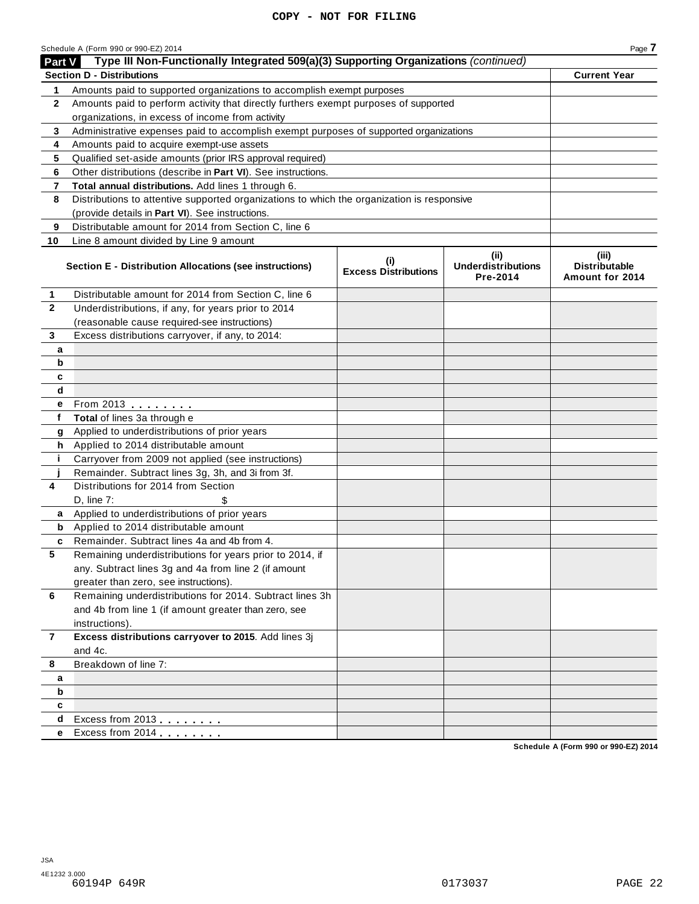COPY - NOT FOR FILING

Schedule A (Form 990 or 990-EZ) 2014

## Part V Type III Non-Functionally Integrated 509(a)(3) Supporting Organizations *(continued)*

| Section D - Distributions | | Current Year |
|---|---|---|
| 1 | Amounts paid to supported organizations to accomplish exempt purposes | |
| 2 | Amounts paid to perform activity that directly furthers exempt purposes of supported organizations, in excess of income from activity | |
| 3 | Administrative expenses paid to accomplish exempt purposes of supported organizations | |
| 4 | Amounts paid to acquire exempt-use assets | |
| 5 | Qualified set-aside amounts (prior IRS approval required) | |
| 6 | Other distributions (describe in **Part VI**). See instructions. | |
| 7 | **Total annual distributions.** Add lines 1 through 6. | |
| 8 | Distributions to attentive supported organizations to which the organization is responsive (provide details in **Part VI**). See instructions. | |
| 9 | Distributable amount for 2014 from Section C, line 6 | |
| 10 | Line 8 amount divided by Line 9 amount | |

| Section E - Distribution Allocations (see instructions) | | (i) Excess Distributions | (ii) Underdistributions Pre-2014 | (iii) Distributable Amount for 2014 |
|---|---|---|---|---|
| 1 | Distributable amount for 2014 from Section C, line 6 | | | |
| 2 | Underdistributions, if any, for years prior to 2014 (reasonable cause required-see instructions) | | | |
| 3 | Excess distributions carryover, if any, to 2014: | | | |
| a | | | | |
| b | | | | |
| c | | | | |
| d | | | | |
| e | From 2013 | | | |
| f | **Total** of lines 3a through e | | | |
| g | Applied to underdistributions of prior years | | | |
| h | Applied to 2014 distributable amount | | | |
| i | Carryover from 2009 not applied (see instructions) | | | |
| j | Remainder. Subtract lines 3g, 3h, and 3i from 3f. | | | |
| 4 | Distributions for 2014 from Section D, line 7: $ | | | |
| a | Applied to underdistributions of prior years | | | |
| b | Applied to 2014 distributable amount | | | |
| c | Remainder. Subtract lines 4a and 4b from 4. | | | |
| 5 | Remaining underdistributions for years prior to 2014, if any. Subtract lines 3g and 4a from line 2 (if amount greater than zero, see instructions). | | | |
| 6 | Remaining underdistributions for 2014. Subtract lines 3h and 4b from line 1 (if amount greater than zero, see instructions). | | | |
| 7 | **Excess distributions carryover to 2015**. Add lines 3j and 4c. | | | |
| 8 | Breakdown of line 7: | | | |
| a | | | | |
| b | | | | |
| c | | | | |
| d | Excess from 2013 | | | |
| e | Excess from 2014 | | | |

Schedule A (Form 990 or 990-EZ) 2014

JSA
4E1232 3.000
60194P 649R 0173037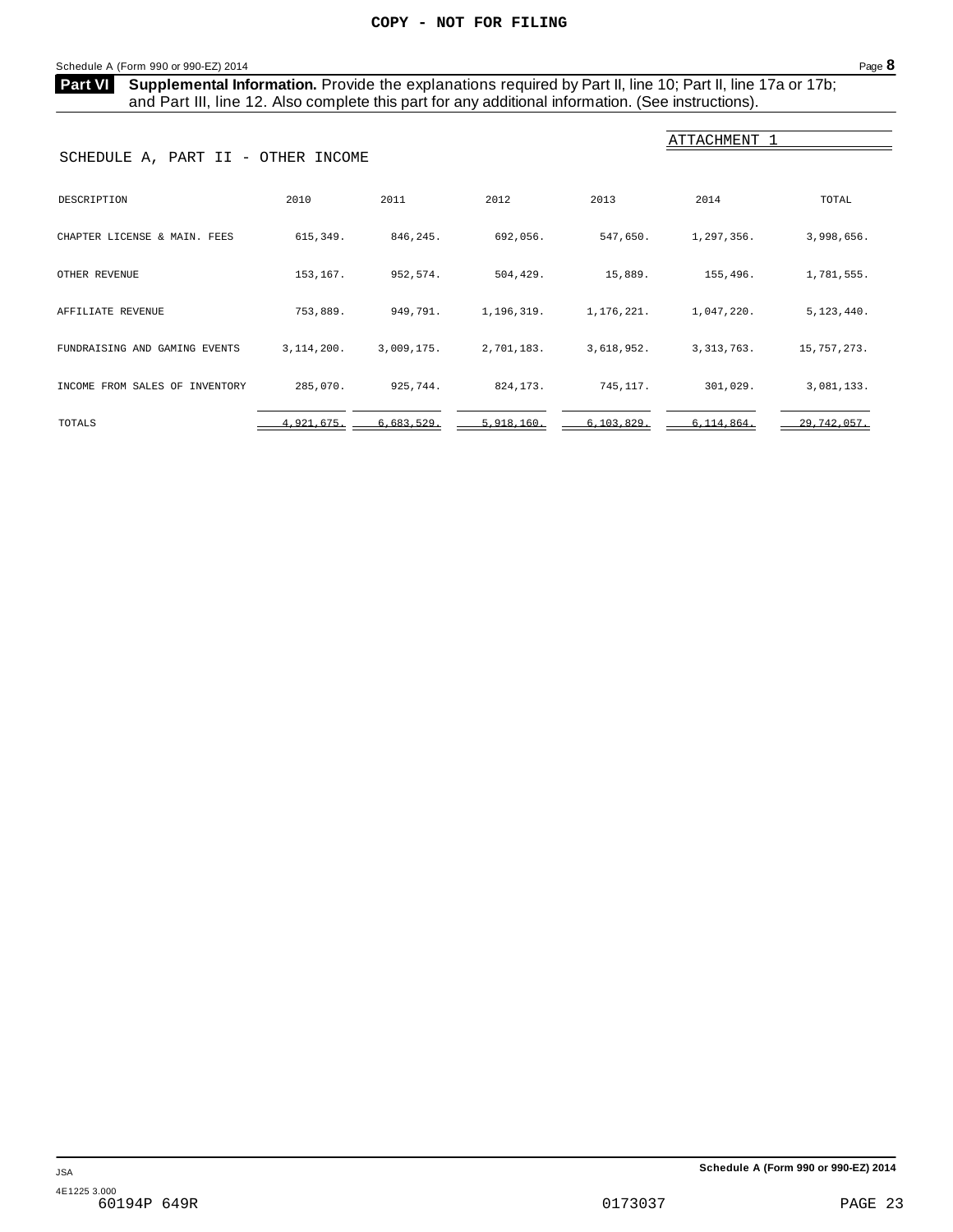COPY - NOT FOR FILING

**Part VI** **Supplemental Information.** Provide the explanations required by Part II, line 10; Part II, line 17a or 17b; and Part III, line 12. Also complete this part for any additional information. (See instructions).

ATTACHMENT 1

SCHEDULE A, PART II - OTHER INCOME

| DESCRIPTION | 2010 | 2011 | 2012 | 2013 | 2014 | TOTAL |
|---|---|---|---|---|---|---|
| CHAPTER LICENSE & MAIN. FEES | 615,349. | 846,245. | 692,056. | 547,650. | 1,297,356. | 3,998,656. |
| OTHER REVENUE | 153,167. | 952,574. | 504,429. | 15,889. | 155,496. | 1,781,555. |
| AFFILIATE REVENUE | 753,889. | 949,791. | 1,196,319. | 1,176,221. | 1,047,220. | 5,123,440. |
| FUNDRAISING AND GAMING EVENTS | 3,114,200. | 3,009,175. | 2,701,183. | 3,618,952. | 3,313,763. | 15,757,273. |
| INCOME FROM SALES OF INVENTORY | 285,070. | 925,744. | 824,173. | 745,117. | 301,029. | 3,081,133. |
| TOTALS | 4,921,675. | 6,683,529. | 5,918,160. | 6,103,829. | 6,114,864. | 29,742,057. |

JSA
4E1225 3.000
60194P 649R 0173037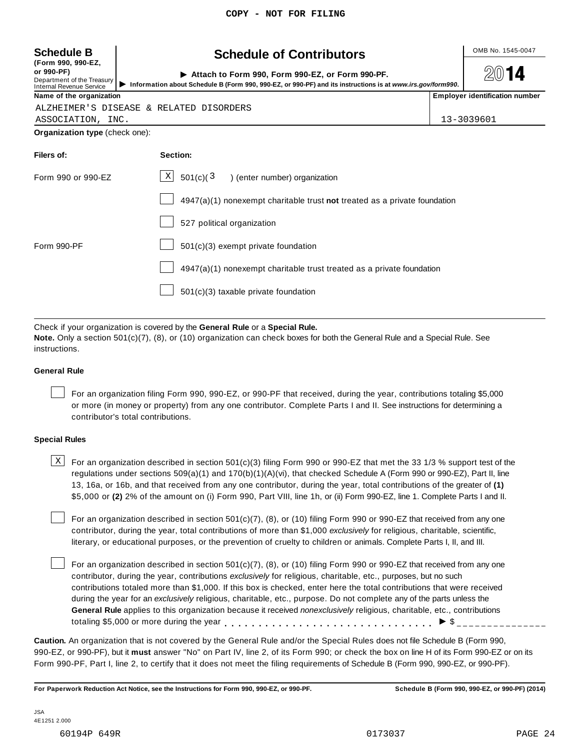COPY - NOT FOR FILING

**Schedule B** (Form 990, 990-EZ, or 990-PF)
Department of the Treasury
Internal Revenue Service

# Schedule of Contributors

► Attach to Form 990, Form 990-EZ, or Form 990-PF.
► Information about Schedule B (Form 990, 990-EZ, or 990-PF) and its instructions is at *www.irs.gov/form990*.

OMB No. 1545-0047

2014

| Name of the organization | Employer identification number |
|---|---|
| ALZHEIMER'S DISEASE & RELATED DISORDERS ASSOCIATION, INC. | 13-3039601 |

**Organization type** (check one):

| Filers of: | Section: |
|---|---|
| Form 990 or 990-EZ | [X] 501(c)( 3 ) (enter number) organization |
| | [ ] 4947(a)(1) nonexempt charitable trust **not** treated as a private foundation |
| | [ ] 527 political organization |
| Form 990-PF | [ ] 501(c)(3) exempt private foundation |
| | [ ] 4947(a)(1) nonexempt charitable trust treated as a private foundation |
| | [ ] 501(c)(3) taxable private foundation |

Check if your organization is covered by the **General Rule** or a **Special Rule.**
**Note.** Only a section 501(c)(7), (8), or (10) organization can check boxes for both the General Rule and a Special Rule. See instructions.

**General Rule**

[ ] For an organization filing Form 990, 990-EZ, or 990-PF that received, during the year, contributions totaling $5,000 or more (in money or property) from any one contributor. Complete Parts I and II. See instructions for determining a contributor's total contributions.

**Special Rules**

[X] For an organization described in section 501(c)(3) filing Form 990 or 990-EZ that met the 33 1/3 % support test of the regulations under sections 509(a)(1) and 170(b)(1)(A)(vi), that checked Schedule A (Form 990 or 990-EZ), Part II, line 13, 16a, or 16b, and that received from any one contributor, during the year, total contributions of the greater of **(1)** $5,000 or **(2)** 2% of the amount on (i) Form 990, Part VIII, line 1h, or (ii) Form 990-EZ, line 1. Complete Parts I and II.

[ ] For an organization described in section 501(c)(7), (8), or (10) filing Form 990 or 990-EZ that received from any one contributor, during the year, total contributions of more than $1,000 *exclusively* for religious, charitable, scientific, literary, or educational purposes, or the prevention of cruelty to children or animals. Complete Parts I, II, and III.

[ ] For an organization described in section 501(c)(7), (8), or (10) filing Form 990 or 990-EZ that received from any one contributor, during the year, contributions *exclusively* for religious, charitable, etc., purposes, but no such contributions totaled more than $1,000. If this box is checked, enter here the total contributions that were received during the year for an *exclusively* religious, charitable, etc., purpose. Do not complete any of the parts unless the **General Rule** applies to this organization because it received *nonexclusively* religious, charitable, etc., contributions totaling $5,000 or more during the year . . . . . . . . . . . . . . . . . . . . . . . . . . . . ► $ _______________

**Caution.** An organization that is not covered by the General Rule and/or the Special Rules does not file Schedule B (Form 990, 990-EZ, or 990-PF), but it **must** answer "No" on Part IV, line 2, of its Form 990; or check the box on line H of its Form 990-EZ or on its Form 990-PF, Part I, line 2, to certify that it does not meet the filing requirements of Schedule B (Form 990, 990-EZ, or 990-PF).

**For Paperwork Reduction Act Notice, see the Instructions for Form 990, 990-EZ, or 990-PF.** **Schedule B (Form 990, 990-EZ, or 990-PF) (2014)**

JSA
4E1251 2.000

60194P 649R 0173037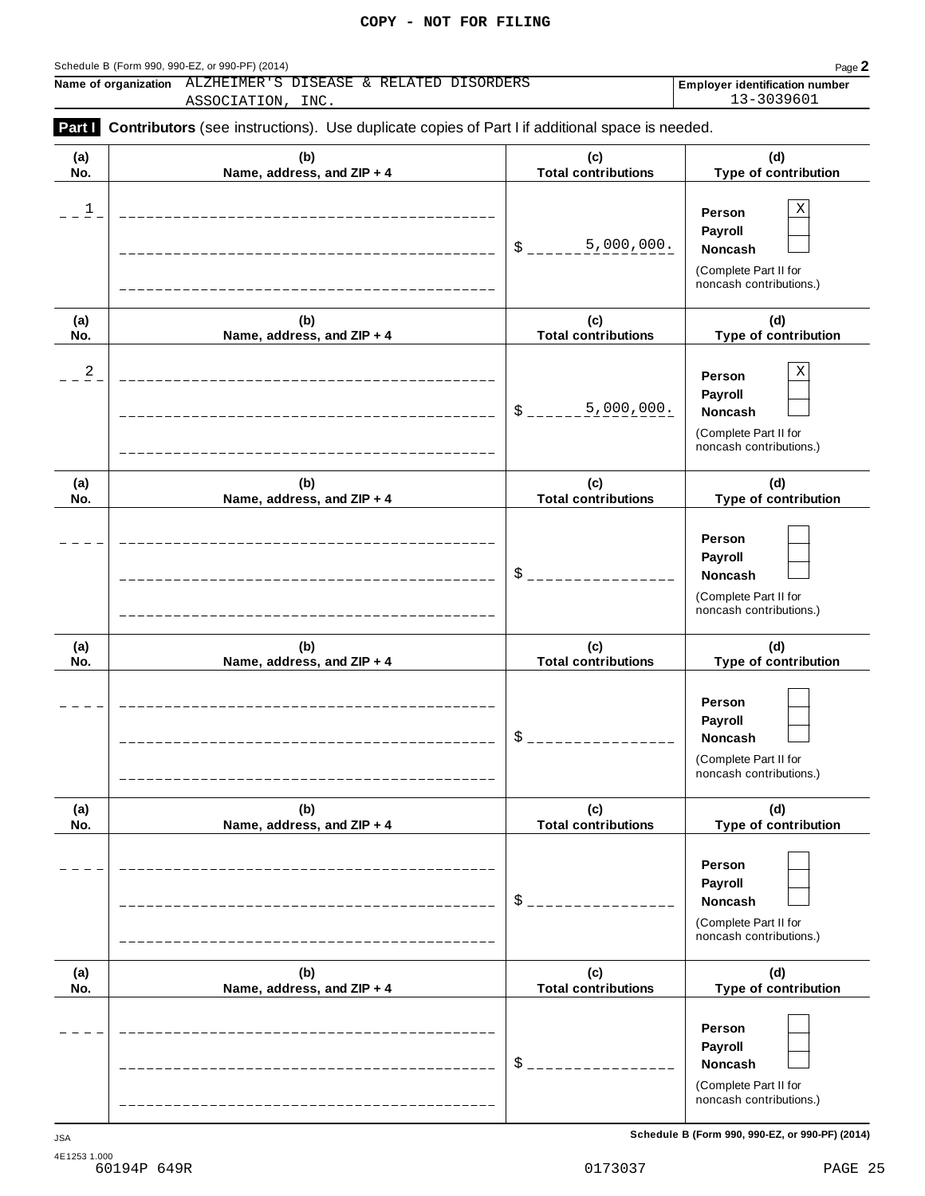**COPY - NOT FOR FILING**

Schedule B (Form 990, 990-EZ, or 990-PF) (2014) Page **2**

**Name of organization** ALZHEIMER'S DISEASE & RELATED DISORDERS ASSOCIATION, INC.

**Employer identification number** 13-3039601

**Part I** **Contributors** (see instructions). Use duplicate copies of Part I if additional space is needed.

| (a) No. | (b) Name, address, and ZIP + 4 | (c) Total contributions | (d) Type of contribution |
|---|---|---|---|
| 1 | | $ 5,000,000. | Person [X] Payroll [ ] Noncash [ ] (Complete Part II for noncash contributions.) |
| 2 | | $ 5,000,000. | Person [X] Payroll [ ] Noncash [ ] (Complete Part II for noncash contributions.) |
| | | $ | Person [ ] Payroll [ ] Noncash [ ] (Complete Part II for noncash contributions.) |
| | | $ | Person [ ] Payroll [ ] Noncash [ ] (Complete Part II for noncash contributions.) |
| | | $ | Person [ ] Payroll [ ] Noncash [ ] (Complete Part II for noncash contributions.) |
| | | $ | Person [ ] Payroll [ ] Noncash [ ] (Complete Part II for noncash contributions.) |

JSA **Schedule B (Form 990, 990-EZ, or 990-PF) (2014)**

4E1253 1.000
60194P 649R 0173037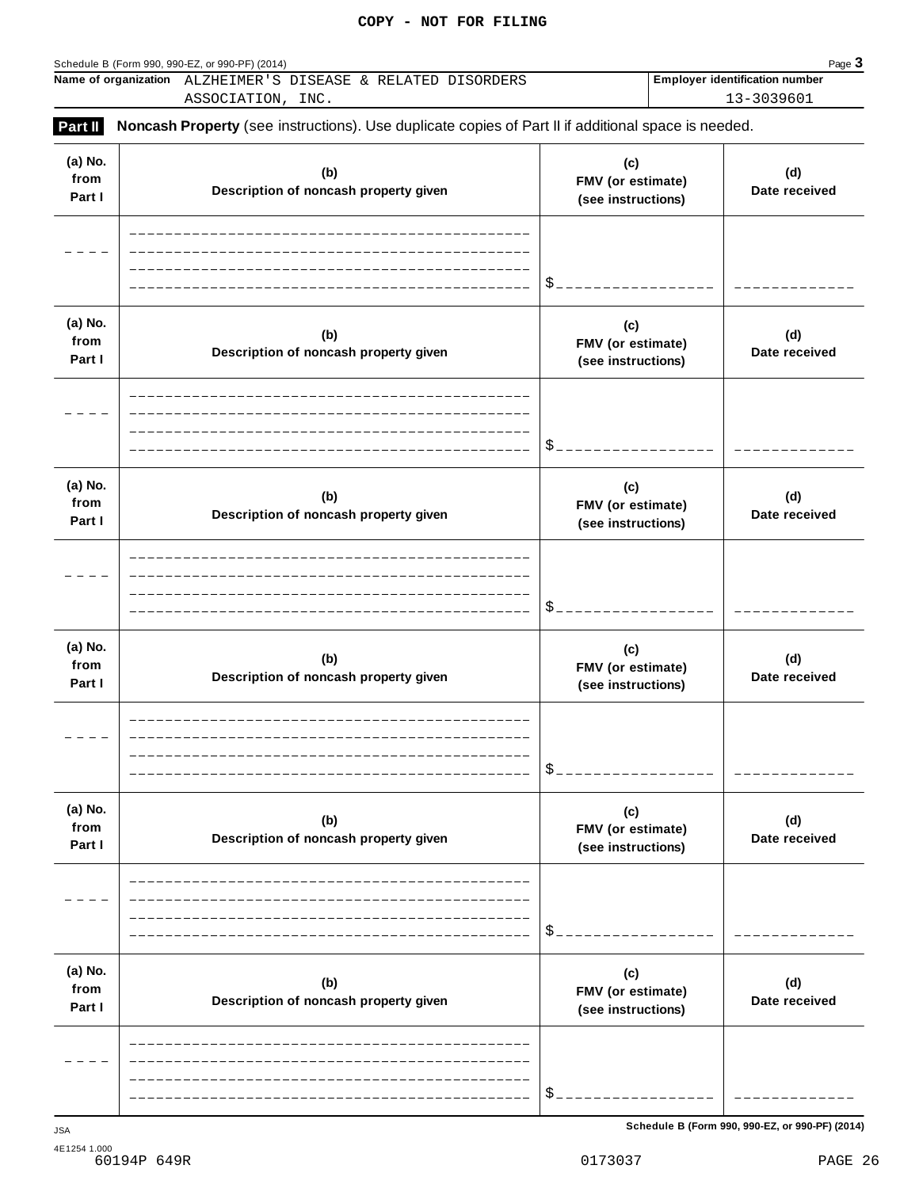COPY - NOT FOR FILING

Schedule B (Form 990, 990-EZ, or 990-PF) (2014)

| Name of organization | Employer identification number |
|---|---|
| ALZHEIMER'S DISEASE & RELATED DISORDERS ASSOCIATION, INC. | 13-3039601 |

**Part II** **Noncash Property** (see instructions). Use duplicate copies of Part II if additional space is needed.

| (a) No. from Part I | (b) Description of noncash property given | (c) FMV (or estimate) (see instructions) | (d) Date received |
|---|---|---|---|
| | | $ | |
| | | $ | |
| | | $ | |
| | | $ | |
| | | $ | |
| | | $ | |

JSA 4E1254 1.000

60194P 649R 0173037 PAGE 26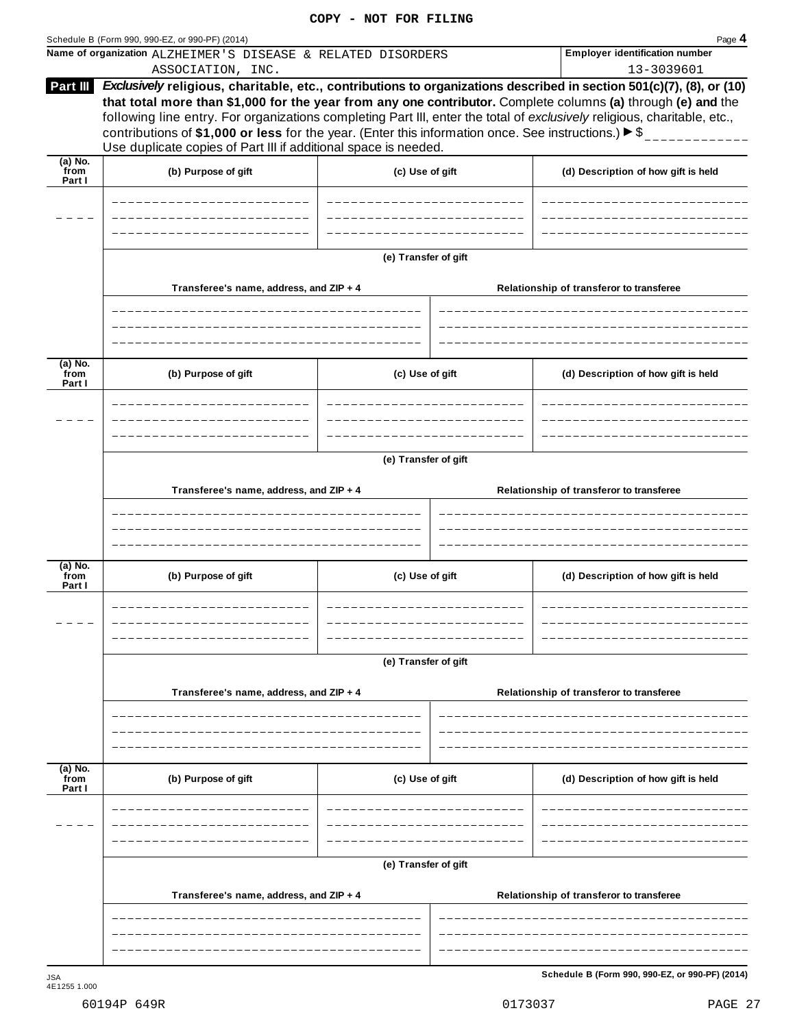COPY - NOT FOR FILING

Schedule B (Form 990, 990-EZ, or 990-PF) (2014)

**Name of organization** ALZHEIMER'S DISEASE & RELATED DISORDERS ASSOCIATION, INC.

**Employer identification number** 13-3039601

**Part III** ***Exclusively* religious, charitable, etc., contributions to organizations described in section 501(c)(7), (8), or (10) that total more than $1,000 for the year from any one contributor.** Complete columns **(a)** through **(e) and** the following line entry. For organizations completing Part III, enter the total of *exclusively* religious, charitable, etc., contributions of **$1,000 or less** for the year. (Enter this information once. See instructions.) ▶ $ ____________

Use duplicate copies of Part III if additional space is needed.

| (a) No. from Part I | (b) Purpose of gift | (c) Use of gift | (d) Description of how gift is held |
|---|---|---|---|
| | | | |

**(e) Transfer of gift**

| Transferee's name, address, and ZIP + 4 | Relationship of transferor to transferee |
|---|---|
| | |

| (a) No. from Part I | (b) Purpose of gift | (c) Use of gift | (d) Description of how gift is held |
|---|---|---|---|
| | | | |

**(e) Transfer of gift**

| Transferee's name, address, and ZIP + 4 | Relationship of transferor to transferee |
|---|---|
| | |

| (a) No. from Part I | (b) Purpose of gift | (c) Use of gift | (d) Description of how gift is held |
|---|---|---|---|
| | | | |

**(e) Transfer of gift**

| Transferee's name, address, and ZIP + 4 | Relationship of transferor to transferee |
|---|---|
| | |

| (a) No. from Part I | (b) Purpose of gift | (c) Use of gift | (d) Description of how gift is held |
|---|---|---|---|
| | | | |

**(e) Transfer of gift**

| Transferee's name, address, and ZIP + 4 | Relationship of transferor to transferee |
|---|---|
| | |

JSA 4E1255 1.000

**Schedule B (Form 990, 990-EZ, or 990-PF) (2014)**

60194P 649R 0173037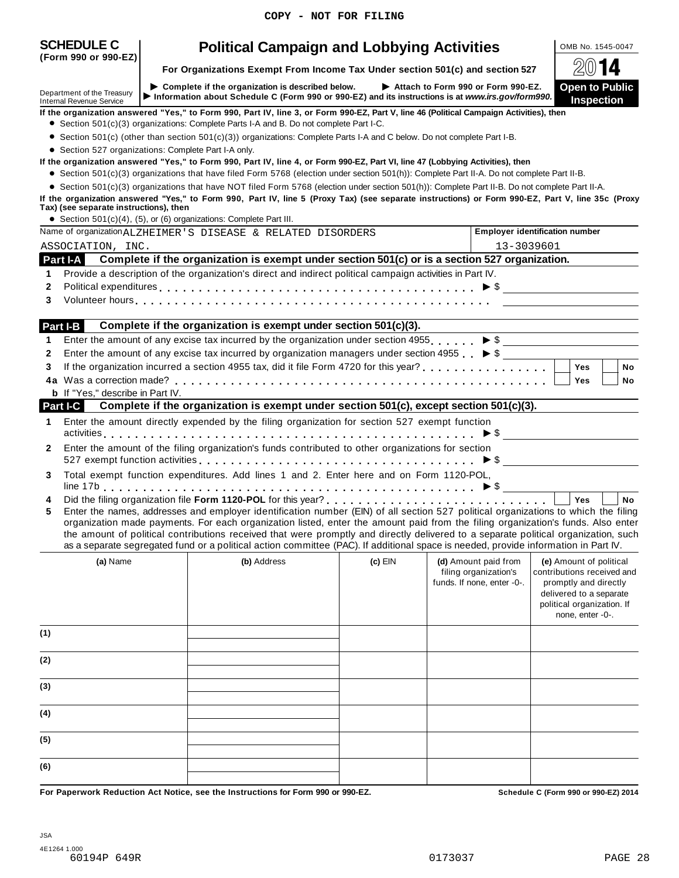COPY - NOT FOR FILING

# SCHEDULE C (Form 990 or 990-EZ)

# Political Campaign and Lobbying Activities

OMB No. 1545-0047

2014

**For Organizations Exempt From Income Tax Under section 501(c) and section 527**

▶ Complete if the organization is described below. ▶ Attach to Form 990 or Form 990-EZ.

▶ Information about Schedule C (Form 990 or 990-EZ) and its instructions is at *www.irs.gov/form990*.

Department of the Treasury Internal Revenue Service

**Open to Public Inspection**

**If the organization answered "Yes," to Form 990, Part IV, line 3, or Form 990-EZ, Part V, line 46 (Political Campaign Activities), then**

- Section 501(c)(3) organizations: Complete Parts I-A and B. Do not complete Part I-C.
- Section 501(c) (other than section 501(c)(3)) organizations: Complete Parts I-A and C below. Do not complete Part I-B.
- Section 527 organizations: Complete Part I-A only.

**If the organization answered "Yes," to Form 990, Part IV, line 4, or Form 990-EZ, Part VI, line 47 (Lobbying Activities), then**

- Section 501(c)(3) organizations that have filed Form 5768 (election under section 501(h)): Complete Part II-A. Do not complete Part II-B.
- Section 501(c)(3) organizations that have NOT filed Form 5768 (election under section 501(h)): Complete Part II-B. Do not complete Part II-A.

**If the organization answered "Yes," to Form 990, Part IV, line 5 (Proxy Tax) (see separate instructions) or Form 990-EZ, Part V, line 35c (Proxy Tax) (see separate instructions), then**

- Section 501(c)(4), (5), or (6) organizations: Complete Part III.

Name of organization: ALZHEIMER'S DISEASE & RELATED DISORDERS ASSOCIATION, INC.

Employer identification number: 13-3039601

## Part I-A Complete if the organization is exempt under section 501(c) or is a section 527 organization.

1. Provide a description of the organization's direct and indirect political campaign activities in Part IV.
2. Political expenditures . . . ▶ $
3. Volunteer hours . . .

## Part I-B Complete if the organization is exempt under section 501(c)(3).

1. Enter the amount of any excise tax incurred by the organization under section 4955 . . . ▶ $
2. Enter the amount of any excise tax incurred by organization managers under section 4955 . . ▶ $
3. If the organization incurred a section 4955 tax, did it file Form 4720 for this year? . . . ☐ Yes ☐ No

4a. Was a correction made? . . . ☐ Yes ☐ No

b. If "Yes," describe in Part IV.

## Part I-C Complete if the organization is exempt under section 501(c), except section 501(c)(3).

1. Enter the amount directly expended by the filing organization for section 527 exempt function activities . . . ▶ $
2. Enter the amount of the filing organization's funds contributed to other organizations for section 527 exempt function activities . . . ▶ $
3. Total exempt function expenditures. Add lines 1 and 2. Enter here and on Form 1120-POL, line 17b . . . ▶ $
4. Did the filing organization file **Form 1120-POL** for this year? . . . ☐ Yes ☐ No
5. Enter the names, addresses and employer identification number (EIN) of all section 527 political organizations to which the filing organization made payments. For each organization listed, enter the amount paid from the filing organization's funds. Also enter the amount of political contributions received that were promptly and directly delivered to a separate political organization, such as a separate segregated fund or a political action committee (PAC). If additional space is needed, provide information in Part IV.

| (a) Name | (b) Address | (c) EIN | (d) Amount paid from filing organization's funds. If none, enter -0-. | (e) Amount of political contributions received and promptly and directly delivered to a separate political organization. If none, enter -0-. |
|---|---|---|---|---|
| (1) | | | | |
| (2) | | | | |
| (3) | | | | |
| (4) | | | | |
| (5) | | | | |
| (6) | | | | |

**For Paperwork Reduction Act Notice, see the Instructions for Form 990 or 990-EZ.** **Schedule C (Form 990 or 990-EZ) 2014**

JSA
4E1264 1.000
60194P 649R 0173037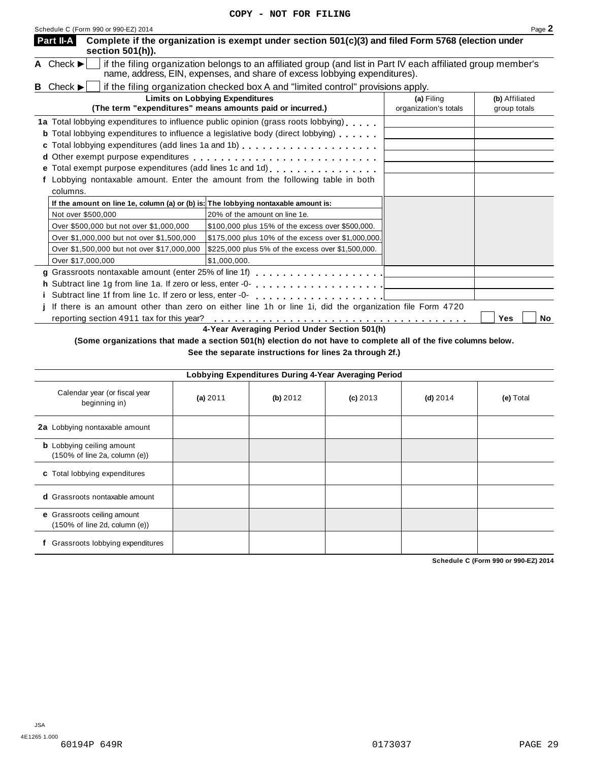COPY - NOT FOR FILING

## Part II-A Complete if the organization is exempt under section 501(c)(3) and filed Form 5768 (election under section 501(h)).

**A** Check ▶ ☐ if the filing organization belongs to an affiliated group (and list in Part IV each affiliated group member's name, address, EIN, expenses, and share of excess lobbying expenditures).

**B** Check ▶ ☐ if the filing organization checked box A and "limited control" provisions apply.

| Limits on Lobbying Expenditures (The term "expenditures" means amounts paid or incurred.) | (a) Filing organization's totals | (b) Affiliated group totals |
|---|---|---|
| **1a** Total lobbying expenditures to influence public opinion (grass roots lobbying) | | |
| **b** Total lobbying expenditures to influence a legislative body (direct lobbying) | | |
| **c** Total lobbying expenditures (add lines 1a and 1b) | | |
| **d** Other exempt purpose expenditures | | |
| **e** Total exempt purpose expenditures (add lines 1c and 1d) | | |
| **f** Lobbying nontaxable amount. Enter the amount from the following table in both columns. | | |

| If the amount on line 1e, column (a) or (b) is: | The lobbying nontaxable amount is: |
|---|---|
| Not over $500,000 | 20% of the amount on line 1e. |
| Over $500,000 but not over $1,000,000 | $100,000 plus 15% of the excess over $500,000. |
| Over $1,000,000 but not over $1,500,000 | $175,000 plus 10% of the excess over $1,000,000. |
| Over $1,500,000 but not over $17,000,000 | $225,000 plus 5% of the excess over $1,500,000. |
| Over $17,000,000 | $1,000,000. |

| | (a) Filing organization's totals | (b) Affiliated group totals |
|---|---|---|
| **g** Grassroots nontaxable amount (enter 25% of line 1f) | | |
| **h** Subtract line 1g from line 1a. If zero or less, enter -0- | | |
| **i** Subtract line 1f from line 1c. If zero or less, enter -0- | | |

**j** If there is an amount other than zero on either line 1h or line 1i, did the organization file Form 4720 reporting section 4911 tax for this year? ☐ Yes ☐ No

### 4-Year Averaging Period Under Section 501(h)

**(Some organizations that made a section 501(h) election do not have to complete all of the five columns below. See the separate instructions for lines 2a through 2f.)**

| Lobbying Expenditures During 4-Year Averaging Period | | | | | |
|---|---|---|---|---|---|
| Calendar year (or fiscal year beginning in) | **(a)** 2011 | **(b)** 2012 | **(c)** 2013 | **(d)** 2014 | **(e)** Total |
| **2a** Lobbying nontaxable amount | | | | | |
| **b** Lobbying ceiling amount (150% of line 2a, column (e)) | | | | | |
| **c** Total lobbying expenditures | | | | | |
| **d** Grassroots nontaxable amount | | | | | |
| **e** Grassroots ceiling amount (150% of line 2d, column (e)) | | | | | |
| **f** Grassroots lobbying expenditures | | | | | |

**Schedule C (Form 990 or 990-EZ) 2014**

JSA
4E1265 1.000
60194P 649R 0173037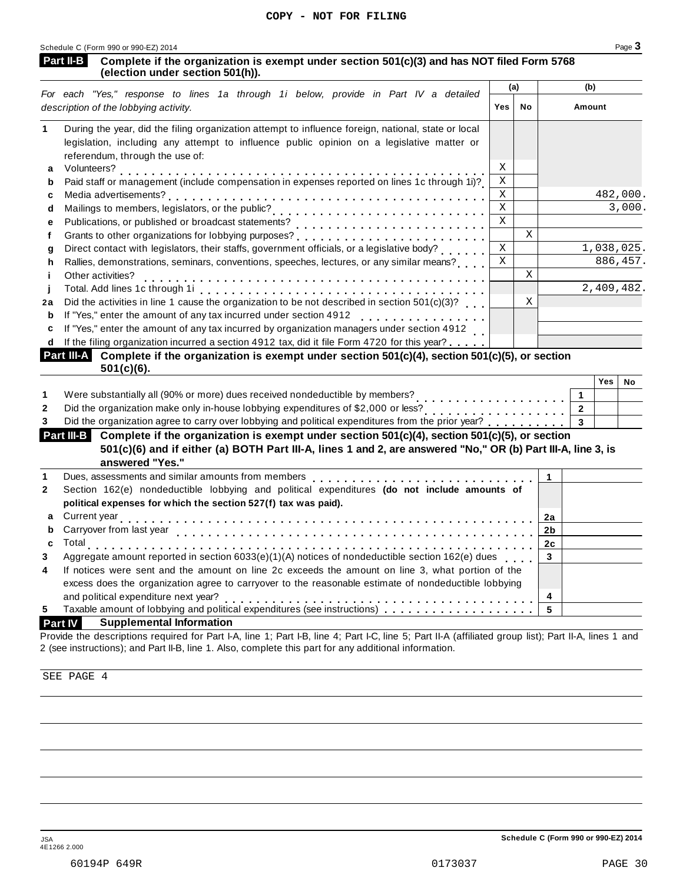COPY - NOT FOR FILING

Schedule C (Form 990 or 990-EZ) 2014

## Part II-B Complete if the organization is exempt under section 501(c)(3) and has NOT filed Form 5768 (election under section 501(h)).

| For each "Yes," response to lines 1a through 1i below, provide in Part IV a detailed description of the lobbying activity. | (a) Yes | (a) No | (b) Amount |
|---|---|---|---|
| **1** During the year, did the filing organization attempt to influence foreign, national, state or local legislation, including any attempt to influence public opinion on a legislative matter or referendum, through the use of: | | | |
| **a** Volunteers? | X | | |
| **b** Paid staff or management (include compensation in expenses reported on lines 1c through 1i)? | X | | |
| **c** Media advertisements? | X | | 482,000. |
| **d** Mailings to members, legislators, or the public? | X | | 3,000. |
| **e** Publications, or published or broadcast statements? | X | | |
| **f** Grants to other organizations for lobbying purposes? | | X | |
| **g** Direct contact with legislators, their staffs, government officials, or a legislative body? | X | | 1,038,025. |
| **h** Rallies, demonstrations, seminars, conventions, speeches, lectures, or any similar means? | X | | 886,457. |
| **i** Other activities? | | X | |
| **j** Total. Add lines 1c through 1i | | | 2,409,482. |
| **2a** Did the activities in line 1 cause the organization to be not described in section 501(c)(3)? | | X | |
| **b** If "Yes," enter the amount of any tax incurred under section 4912 | | | |
| **c** If "Yes," enter the amount of any tax incurred by organization managers under section 4912 | | | |
| **d** If the filing organization incurred a section 4912 tax, did it file Form 4720 for this year? | | | |

## Part III-A Complete if the organization is exempt under section 501(c)(4), section 501(c)(5), or section 501(c)(6).

| | | | Yes | No |
|---|---|---|---|---|
| **1** | Were substantially all (90% or more) dues received nondeductible by members? | 1 | | |
| **2** | Did the organization make only in-house lobbying expenditures of $2,000 or less? | 2 | | |
| **3** | Did the organization agree to carry over lobbying and political expenditures from the prior year? | 3 | | |

## Part III-B Complete if the organization is exempt under section 501(c)(4), section 501(c)(5), or section 501(c)(6) and if either (a) BOTH Part III-A, lines 1 and 2, are answered "No," OR (b) Part III-A, line 3, is answered "Yes."

| | | | |
|---|---|---|---|
| **1** | Dues, assessments and similar amounts from members | 1 | |
| **2** | Section 162(e) nondeductible lobbying and political expenditures **(do not include amounts of political expenses for which the section 527(f) tax was paid).** | | |
| **a** | Current year | 2a | |
| **b** | Carryover from last year | 2b | |
| **c** | Total | 2c | |
| **3** | Aggregate amount reported in section 6033(e)(1)(A) notices of nondeductible section 162(e) dues | 3 | |
| **4** | If notices were sent and the amount on line 2c exceeds the amount on line 3, what portion of the excess does the organization agree to carryover to the reasonable estimate of nondeductible lobbying and political expenditure next year? | 4 | |
| **5** | Taxable amount of lobbying and political expenditures (see instructions) | 5 | |

## Part IV Supplemental Information

Provide the descriptions required for Part I-A, line 1; Part I-B, line 4; Part I-C, line 5; Part II-A (affiliated group list); Part II-A, lines 1 and 2 (see instructions); and Part II-B, line 1. Also, complete this part for any additional information.

SEE PAGE 4

JSA
4E1266 2.000

Schedule C (Form 990 or 990-EZ) 2014

60194P 649R 0173037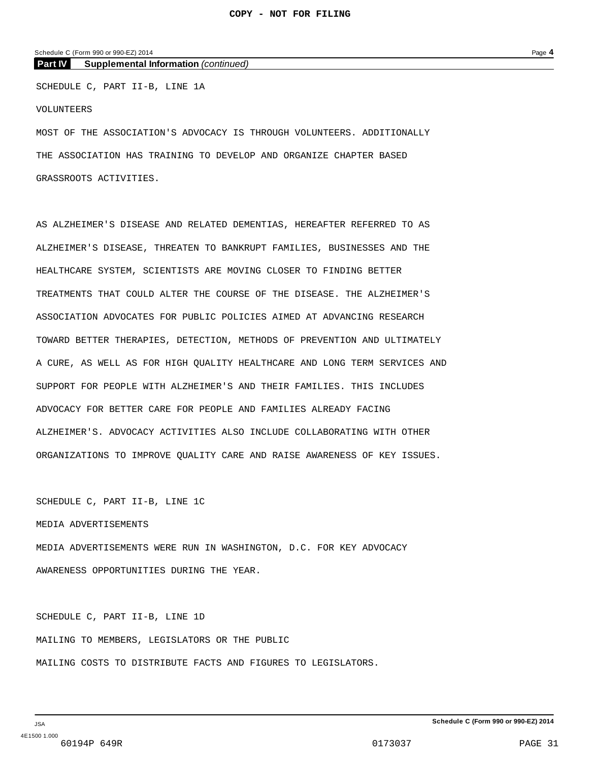**Part IV** **Supplemental Information** *(continued)*

SCHEDULE C, PART II-B, LINE 1A

VOLUNTEERS

MOST OF THE ASSOCIATION'S ADVOCACY IS THROUGH VOLUNTEERS. ADDITIONALLY THE ASSOCIATION HAS TRAINING TO DEVELOP AND ORGANIZE CHAPTER BASED GRASSROOTS ACTIVITIES.

AS ALZHEIMER'S DISEASE AND RELATED DEMENTIAS, HEREAFTER REFERRED TO AS ALZHEIMER'S DISEASE, THREATEN TO BANKRUPT FAMILIES, BUSINESSES AND THE HEALTHCARE SYSTEM, SCIENTISTS ARE MOVING CLOSER TO FINDING BETTER TREATMENTS THAT COULD ALTER THE COURSE OF THE DISEASE. THE ALZHEIMER'S ASSOCIATION ADVOCATES FOR PUBLIC POLICIES AIMED AT ADVANCING RESEARCH TOWARD BETTER THERAPIES, DETECTION, METHODS OF PREVENTION AND ULTIMATELY A CURE, AS WELL AS FOR HIGH QUALITY HEALTHCARE AND LONG TERM SERVICES AND SUPPORT FOR PEOPLE WITH ALZHEIMER'S AND THEIR FAMILIES. THIS INCLUDES ADVOCACY FOR BETTER CARE FOR PEOPLE AND FAMILIES ALREADY FACING ALZHEIMER'S. ADVOCACY ACTIVITIES ALSO INCLUDE COLLABORATING WITH OTHER ORGANIZATIONS TO IMPROVE QUALITY CARE AND RAISE AWARENESS OF KEY ISSUES.

SCHEDULE C, PART II-B, LINE 1C

MEDIA ADVERTISEMENTS

MEDIA ADVERTISEMENTS WERE RUN IN WASHINGTON, D.C. FOR KEY ADVOCACY AWARENESS OPPORTUNITIES DURING THE YEAR.

SCHEDULE C, PART II-B, LINE 1D

MAILING TO MEMBERS, LEGISLATORS OR THE PUBLIC

MAILING COSTS TO DISTRIBUTE FACTS AND FIGURES TO LEGISLATORS.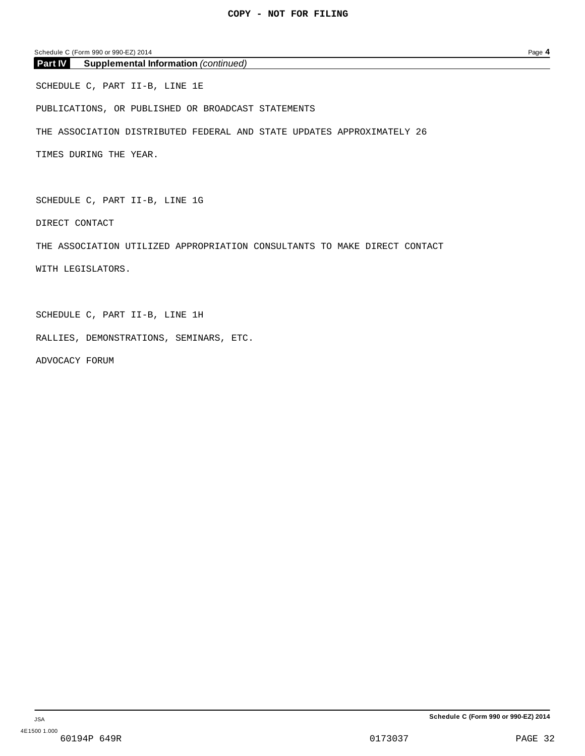## Part IV Supplemental Information *(continued)*

SCHEDULE C, PART II-B, LINE 1E

PUBLICATIONS, OR PUBLISHED OR BROADCAST STATEMENTS

THE ASSOCIATION DISTRIBUTED FEDERAL AND STATE UPDATES APPROXIMATELY 26 TIMES DURING THE YEAR.

SCHEDULE C, PART II-B, LINE 1G

DIRECT CONTACT

THE ASSOCIATION UTILIZED APPROPRIATION CONSULTANTS TO MAKE DIRECT CONTACT WITH LEGISLATORS.

SCHEDULE C, PART II-B, LINE 1H

RALLIES, DEMONSTRATIONS, SEMINARS, ETC.

ADVOCACY FORUM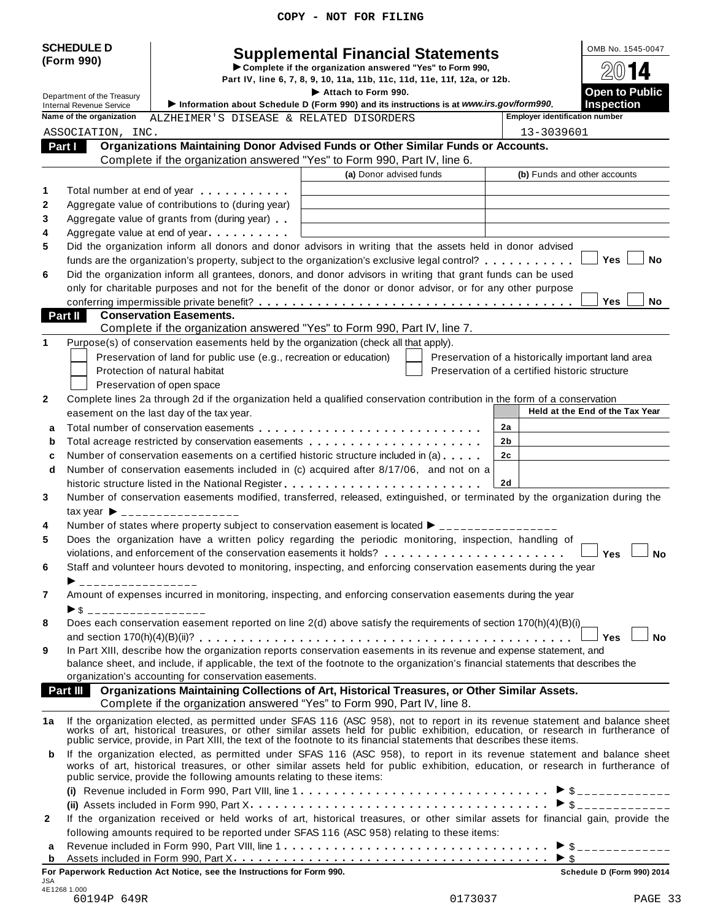COPY - NOT FOR FILING

**SCHEDULE D (Form 990)**

Department of the Treasury
Internal Revenue Service

# Supplemental Financial Statements

▶ Complete if the organization answered "Yes" to Form 990, Part IV, line 6, 7, 8, 9, 10, 11a, 11b, 11c, 11d, 11e, 11f, 12a, or 12b.

▶ Attach to Form 990.

▶ Information about Schedule D (Form 990) and its instructions is at *www.irs.gov/form990*.

OMB No. 1545-0047

2014

**Open to Public Inspection**

Name of the organization: ALZHEIMER'S DISEASE & RELATED DISORDERS ASSOCIATION, INC.

Employer identification number: 13-3039601

## Part I Organizations Maintaining Donor Advised Funds or Other Similar Funds or Accounts.

Complete if the organization answered "Yes" to Form 990, Part IV, line 6.

| | | (a) Donor advised funds | (b) Funds and other accounts |
|---|---|---|---|
| 1 | Total number at end of year | | |
| 2 | Aggregate value of contributions to (during year) | | |
| 3 | Aggregate value of grants from (during year) | | |
| 4 | Aggregate value at end of year | | |

5 Did the organization inform all donors and donor advisors in writing that the assets held in donor advised funds are the organization's property, subject to the organization's exclusive legal control? ☐ Yes ☐ No

6 Did the organization inform all grantees, donors, and donor advisors in writing that grant funds can be used only for charitable purposes and not for the benefit of the donor or donor advisor, or for any other purpose conferring impermissible private benefit? ☐ Yes ☐ No

## Part II Conservation Easements.

Complete if the organization answered "Yes" to Form 990, Part IV, line 7.

1 Purpose(s) of conservation easements held by the organization (check all that apply).

- ☐ Preservation of land for public use (e.g., recreation or education)
- ☐ Preservation of a historically important land area
- ☐ Protection of natural habitat
- ☐ Preservation of a certified historic structure
- ☐ Preservation of open space

2 Complete lines 2a through 2d if the organization held a qualified conservation contribution in the form of a conservation easement on the last day of the tax year.

| | | | Held at the End of the Tax Year |
|---|---|---|---|
| a | Total number of conservation easements | 2a | |
| b | Total acreage restricted by conservation easements | 2b | |
| c | Number of conservation easements on a certified historic structure included in (a) | 2c | |
| d | Number of conservation easements included in (c) acquired after 8/17/06, and not on a historic structure listed in the National Register | 2d | |

3 Number of conservation easements modified, transferred, released, extinguished, or terminated by the organization during the tax year ▶ ________________

4 Number of states where property subject to conservation easement is located ▶ ________________

5 Does the organization have a written policy regarding the periodic monitoring, inspection, handling of violations, and enforcement of the conservation easements it holds? ☐ Yes ☐ No

6 Staff and volunteer hours devoted to monitoring, inspecting, and enforcing conservation easements during the year ▶ ________________

7 Amount of expenses incurred in monitoring, inspecting, and enforcing conservation easements during the year ▶ $ ________________

8 Does each conservation easement reported on line 2(d) above satisfy the requirements of section 170(h)(4)(B)(i) and section 170(h)(4)(B)(ii)? ☐ Yes ☐ No

9 In Part XIII, describe how the organization reports conservation easements in its revenue and expense statement, and balance sheet, and include, if applicable, the text of the footnote to the organization's financial statements that describes the organization's accounting for conservation easements.

## Part III Organizations Maintaining Collections of Art, Historical Treasures, or Other Similar Assets.

Complete if the organization answered "Yes" to Form 990, Part IV, line 8.

1a If the organization elected, as permitted under SFAS 116 (ASC 958), not to report in its revenue statement and balance sheet works of art, historical treasures, or other similar assets held for public exhibition, education, or research in furtherance of public service, provide, in Part XIII, the text of the footnote to its financial statements that describes these items.

b If the organization elected, as permitted under SFAS 116 (ASC 958), to report in its revenue statement and balance sheet works of art, historical treasures, or other similar assets held for public exhibition, education, or research in furtherance of public service, provide the following amounts relating to these items:

(i) Revenue included in Form 990, Part VIII, line 1 ▶ $ ____________

(ii) Assets included in Form 990, Part X ▶ $ ____________

2 If the organization received or held works of art, historical treasures, or other similar assets for financial gain, provide the following amounts required to be reported under SFAS 116 (ASC 958) relating to these items:

a Revenue included in Form 990, Part VIII, line 1 ▶ $ ____________

b Assets included in Form 990, Part X ▶ $

For Paperwork Reduction Act Notice, see the Instructions for Form 990. Schedule D (Form 990) 2014

JSA
4E1268 1.000
60194P 649R 0173037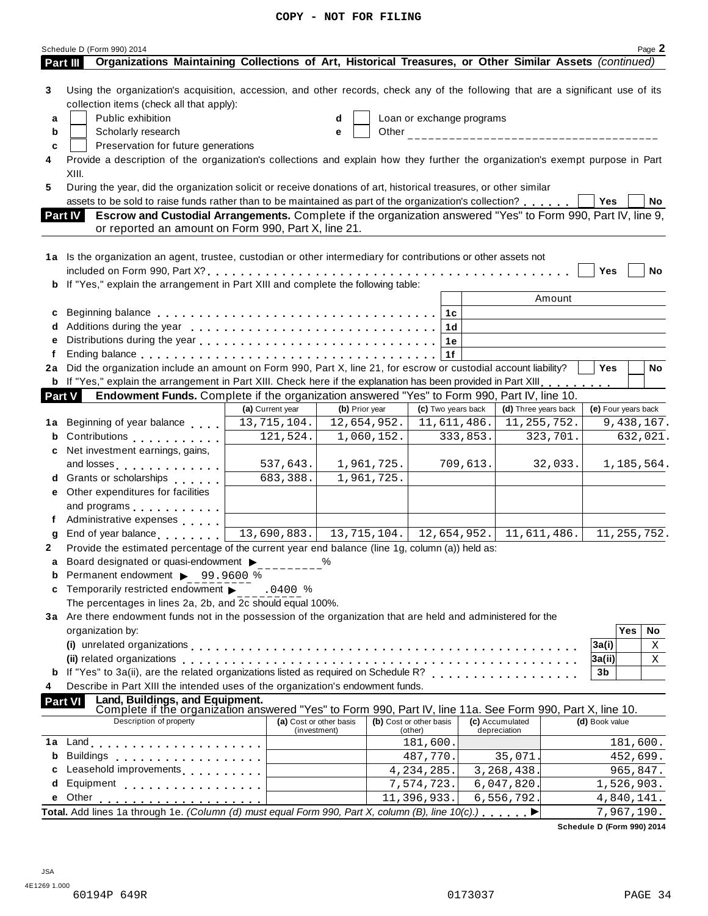COPY - NOT FOR FILING

Schedule D (Form 990) 2014 Page **2**

**Part III** **Organizations Maintaining Collections of Art, Historical Treasures, or Other Similar Assets** *(continued)*

**3** Using the organization's acquisition, accession, and other records, check any of the following that are a significant use of its collection items (check all that apply):

- **a** ☐ Public exhibition
- **b** ☐ Scholarly research
- **c** ☐ Preservation for future generations
- **d** ☐ Loan or exchange programs
- **e** ☐ Other ____________________

**4** Provide a description of the organization's collections and explain how they further the organization's exempt purpose in Part XIII.

**5** During the year, did the organization solicit or receive donations of art, historical treasures, or other similar assets to be sold to raise funds rather than to be maintained as part of the organization's collection? ☐ Yes ☐ No

**Part IV** **Escrow and Custodial Arrangements.** Complete if the organization answered "Yes" to Form 990, Part IV, line 9, or reported an amount on Form 990, Part X, line 21.

**1a** Is the organization an agent, trustee, custodian or other intermediary for contributions or other assets not included on Form 990, Part X? ☐ Yes ☐ No

**b** If "Yes," explain the arrangement in Part XIII and complete the following table:

| | | | Amount |
|---|---|---|---|
| **c** | Beginning balance | 1c | |
| **d** | Additions during the year | 1d | |
| **e** | Distributions during the year | 1e | |
| **f** | Ending balance | 1f | |

**2a** Did the organization include an amount on Form 990, Part X, line 21, for escrow or custodial account liability? ☐ Yes ☐ No

**b** If "Yes," explain the arrangement in Part XIII. Check here if the explanation has been provided in Part XIII ☐

**Part V** **Endowment Funds.** Complete if the organization answered "Yes" to Form 990, Part IV, line 10.

| | | (a) Current year | (b) Prior year | (c) Two years back | (d) Three years back | (e) Four years back |
|---|---|---|---|---|---|---|
| **1a** | Beginning of year balance | 13,715,104. | 12,654,952. | 11,611,486. | 11,255,752. | 9,438,167. |
| **b** | Contributions | 121,524. | 1,060,152. | 333,853. | 323,701. | 632,021. |
| **c** | Net investment earnings, gains, and losses | 537,643. | 1,961,725. | 709,613. | 32,033. | 1,185,564. |
| **d** | Grants or scholarships | 683,388. | 1,961,725. | | | |
| **e** | Other expenditures for facilities and programs | | | | | |
| **f** | Administrative expenses | | | | | |
| **g** | End of year balance | 13,690,883. | 13,715,104. | 12,654,952. | 11,611,486. | 11,255,752. |

**2** Provide the estimated percentage of the current year end balance (line 1g, column (a)) held as:

- **a** Board designated or quasi-endowment ▶ ________ %
- **b** Permanent endowment ▶ 99.9600 %
- **c** Temporarily restricted endowment ▶ .0400 %

The percentages in lines 2a, 2b, and 2c should equal 100%.

**3a** Are there endowment funds not in the possession of the organization that are held and administered for the organization by:

| | | Yes | No |
|---|---|---|---|
| **(i)** unrelated organizations | 3a(i) | | X |
| **(ii)** related organizations | 3a(ii) | | X |
| **b** If "Yes" to 3a(ii), are the related organizations listed as required on Schedule R? | 3b | | |

**4** Describe in Part XIII the intended uses of the organization's endowment funds.

**Part VI** **Land, Buildings, and Equipment.** Complete if the organization answered "Yes" to Form 990, Part IV, line 11a. See Form 990, Part X, line 10.

| | Description of property | (a) Cost or other basis (investment) | (b) Cost or other basis (other) | (c) Accumulated depreciation | (d) Book value |
|---|---|---|---|---|---|
| **1a** | Land | | 181,600. | | 181,600. |
| **b** | Buildings | | 487,770. | 35,071. | 452,699. |
| **c** | Leasehold improvements | | 4,234,285. | 3,268,438. | 965,847. |
| **d** | Equipment | | 7,574,723. | 6,047,820. | 1,526,903. |
| **e** | Other | | 11,396,933. | 6,556,792. | 4,840,141. |

**Total.** Add lines 1a through 1e. *(Column (d) must equal Form 990, Part X, column (B), line 10(c).)* ▶ 7,967,190.

**Schedule D (Form 990) 2014**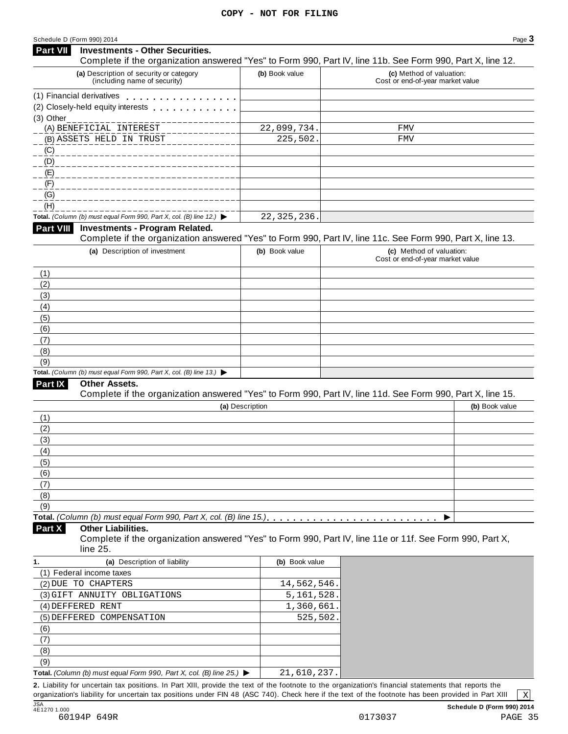COPY - NOT FOR FILING

Schedule D (Form 990) 2014

## Part VII Investments - Other Securities.

Complete if the organization answered "Yes" to Form 990, Part IV, line 11b. See Form 990, Part X, line 12.

| (a) Description of security or category (including name of security) | (b) Book value | (c) Method of valuation: Cost or end-of-year market value |
|---|---|---|
| (1) Financial derivatives | | |
| (2) Closely-held equity interests | | |
| (3) Other | | |
| (A) BENEFICIAL INTEREST | 22,099,734. | FMV |
| (B) ASSETS HELD IN TRUST | 225,502. | FMV |
| (C) | | |
| (D) | | |
| (E) | | |
| (F) | | |
| (G) | | |
| (H) | | |
| **Total.** *(Column (b) must equal Form 990, Part X, col. (B) line 12.)* ▶ | 22,325,236. | |

## Part VIII Investments - Program Related.

Complete if the organization answered "Yes" to Form 990, Part IV, line 11c. See Form 990, Part X, line 13.

| (a) Description of investment | (b) Book value | (c) Method of valuation: Cost or end-of-year market value |
|---|---|---|
| (1) | | |
| (2) | | |
| (3) | | |
| (4) | | |
| (5) | | |
| (6) | | |
| (7) | | |
| (8) | | |
| (9) | | |
| **Total.** *(Column (b) must equal Form 990, Part X, col. (B) line 13.)* ▶ | | |

## Part IX Other Assets.

Complete if the organization answered "Yes" to Form 990, Part IV, line 11d. See Form 990, Part X, line 15.

| (a) Description | (b) Book value |
|---|---|
| (1) | |
| (2) | |
| (3) | |
| (4) | |
| (5) | |
| (6) | |
| (7) | |
| (8) | |
| (9) | |
| **Total.** *(Column (b) must equal Form 990, Part X, col. (B) line 15.)* ▶ | |

## Part X Other Liabilities.

Complete if the organization answered "Yes" to Form 990, Part IV, line 11e or 11f. See Form 990, Part X, line 25.

| 1. (a) Description of liability | (b) Book value |
|---|---|
| (1) Federal income taxes | |
| (2) DUE TO CHAPTERS | 14,562,546. |
| (3) GIFT ANNUITY OBLIGATIONS | 5,161,528. |
| (4) DEFFERED RENT | 1,360,661. |
| (5) DEFFERED COMPENSATION | 525,502. |
| (6) | |
| (7) | |
| (8) | |
| (9) | |
| **Total.** *(Column (b) must equal Form 990, Part X, col. (B) line 25.)* ▶ | 21,610,237. |

**2.** Liability for uncertain tax positions. In Part XIII, provide the text of the footnote to the organization's financial statements that reports the organization's liability for uncertain tax positions under FIN 48 (ASC 740). Check here if the text of the footnote has been provided in Part XIII [X]

JSA 4E1270 1.000

Schedule D (Form 990) 2014

60194P 649R 0173037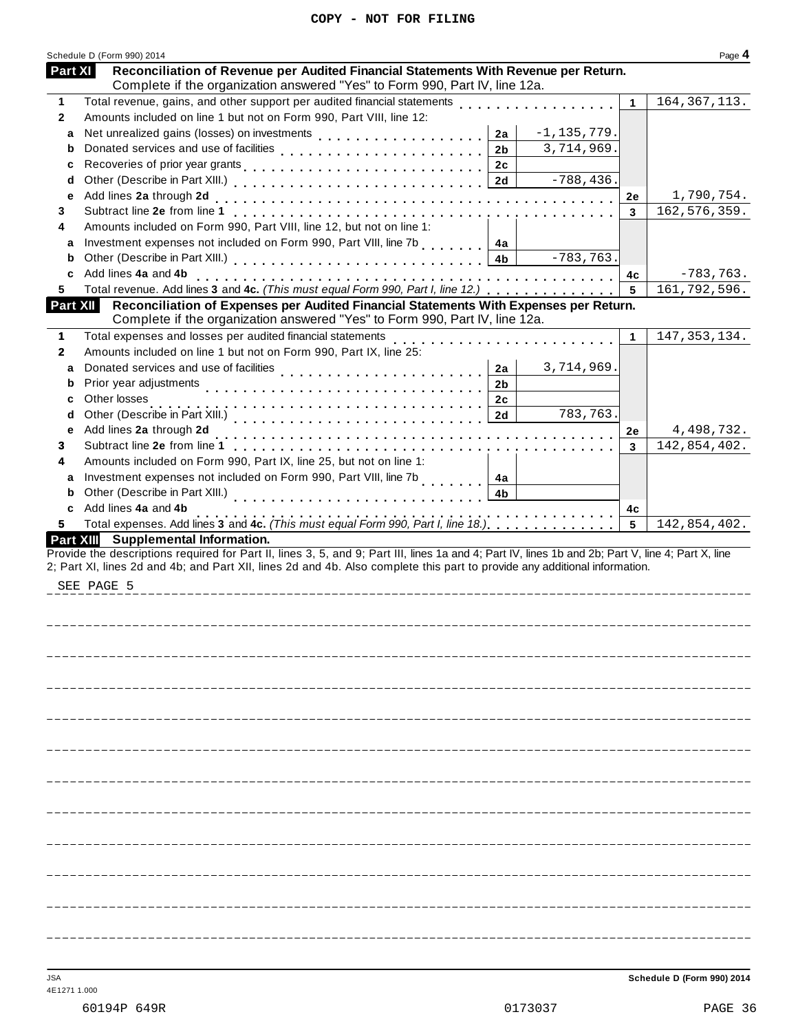COPY - NOT FOR FILING

Schedule D (Form 990) 2014

## Part XI Reconciliation of Revenue per Audited Financial Statements With Revenue per Return.

Complete if the organization answered "Yes" to Form 990, Part IV, line 12a.

| | | | | | |
|---|---|---|---|---|---|
| **1** | Total revenue, gains, and other support per audited financial statements | | | 1 | 164,367,113. |
| **2** | Amounts included on line 1 but not on Form 990, Part VIII, line 12: | | | | |
| **a** | Net unrealized gains (losses) on investments | 2a | -1,135,779. | | |
| **b** | Donated services and use of facilities | 2b | 3,714,969. | | |
| **c** | Recoveries of prior year grants | 2c | | | |
| **d** | Other (Describe in Part XIII.) | 2d | -788,436. | | |
| **e** | Add lines **2a** through **2d** | | | 2e | 1,790,754. |
| **3** | Subtract line **2e** from line **1** | | | 3 | 162,576,359. |
| **4** | Amounts included on Form 990, Part VIII, line 12, but not on line 1: | | | | |
| **a** | Investment expenses not included on Form 990, Part VIII, line 7b | 4a | | | |
| **b** | Other (Describe in Part XIII.) | 4b | -783,763. | | |
| **c** | Add lines **4a** and **4b** | | | 4c | -783,763. |
| **5** | Total revenue. Add lines **3** and **4c.** *(This must equal Form 990, Part I, line 12.)* | | | 5 | 161,792,596. |

## Part XII Reconciliation of Expenses per Audited Financial Statements With Expenses per Return.

Complete if the organization answered "Yes" to Form 990, Part IV, line 12a.

| | | | | | |
|---|---|---|---|---|---|
| **1** | Total expenses and losses per audited financial statements | | | 1 | 147,353,134. |
| **2** | Amounts included on line 1 but not on Form 990, Part IX, line 25: | | | | |
| **a** | Donated services and use of facilities | 2a | 3,714,969. | | |
| **b** | Prior year adjustments | 2b | | | |
| **c** | Other losses | 2c | | | |
| **d** | Other (Describe in Part XIII.) | 2d | 783,763. | | |
| **e** | Add lines **2a** through **2d** | | | 2e | 4,498,732. |
| **3** | Subtract line **2e** from line **1** | | | 3 | 142,854,402. |
| **4** | Amounts included on Form 990, Part IX, line 25, but not on line 1: | | | | |
| **a** | Investment expenses not included on Form 990, Part VIII, line 7b | 4a | | | |
| **b** | Other (Describe in Part XIII.) | 4b | | | |
| **c** | Add lines **4a** and **4b** | | | 4c | |
| **5** | Total expenses. Add lines **3** and **4c.** *(This must equal Form 990, Part I, line 18.)* | | | 5 | 142,854,402. |

## Part XIII Supplemental Information.

Provide the descriptions required for Part II, lines 3, 5, and 9; Part III, lines 1a and 4; Part IV, lines 1b and 2b; Part V, line 4; Part X, line 2; Part XI, lines 2d and 4b; and Part XII, lines 2d and 4b. Also complete this part to provide any additional information.

SEE PAGE 5

JSA
4E1271 1.000

Schedule D (Form 990) 2014

60194P 649R 0173037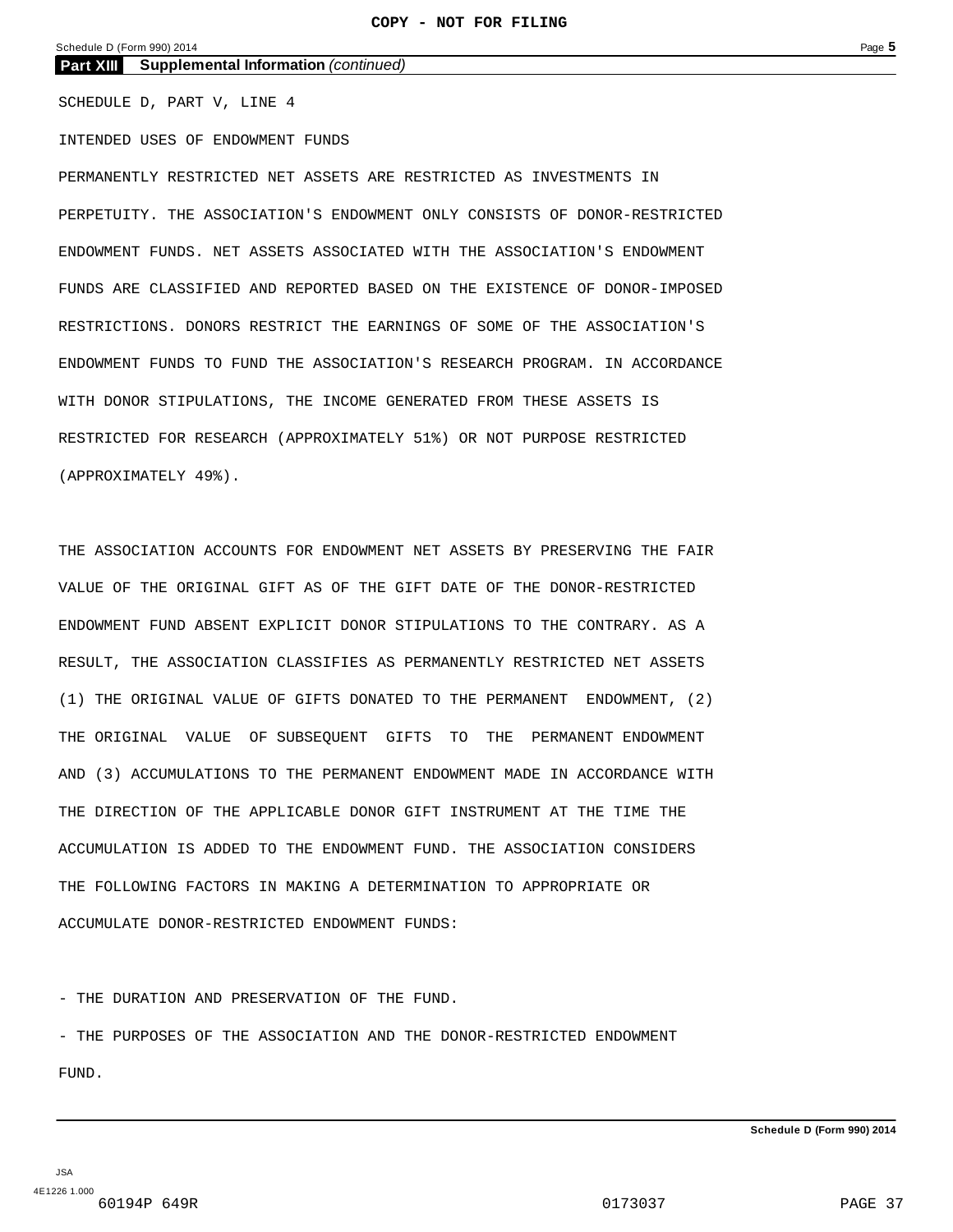COPY - NOT FOR FILING

**Part XIII Supplemental Information** *(continued)*

SCHEDULE D, PART V, LINE 4

INTENDED USES OF ENDOWMENT FUNDS

PERMANENTLY RESTRICTED NET ASSETS ARE RESTRICTED AS INVESTMENTS IN PERPETUITY. THE ASSOCIATION'S ENDOWMENT ONLY CONSISTS OF DONOR-RESTRICTED ENDOWMENT FUNDS. NET ASSETS ASSOCIATED WITH THE ASSOCIATION'S ENDOWMENT FUNDS ARE CLASSIFIED AND REPORTED BASED ON THE EXISTENCE OF DONOR-IMPOSED RESTRICTIONS. DONORS RESTRICT THE EARNINGS OF SOME OF THE ASSOCIATION'S ENDOWMENT FUNDS TO FUND THE ASSOCIATION'S RESEARCH PROGRAM. IN ACCORDANCE WITH DONOR STIPULATIONS, THE INCOME GENERATED FROM THESE ASSETS IS RESTRICTED FOR RESEARCH (APPROXIMATELY 51%) OR NOT PURPOSE RESTRICTED (APPROXIMATELY 49%).

THE ASSOCIATION ACCOUNTS FOR ENDOWMENT NET ASSETS BY PRESERVING THE FAIR VALUE OF THE ORIGINAL GIFT AS OF THE GIFT DATE OF THE DONOR-RESTRICTED ENDOWMENT FUND ABSENT EXPLICIT DONOR STIPULATIONS TO THE CONTRARY. AS A RESULT, THE ASSOCIATION CLASSIFIES AS PERMANENTLY RESTRICTED NET ASSETS (1) THE ORIGINAL VALUE OF GIFTS DONATED TO THE PERMANENT ENDOWMENT, (2) THE ORIGINAL VALUE OF SUBSEQUENT GIFTS TO THE PERMANENT ENDOWMENT AND (3) ACCUMULATIONS TO THE PERMANENT ENDOWMENT MADE IN ACCORDANCE WITH THE DIRECTION OF THE APPLICABLE DONOR GIFT INSTRUMENT AT THE TIME THE ACCUMULATION IS ADDED TO THE ENDOWMENT FUND. THE ASSOCIATION CONSIDERS THE FOLLOWING FACTORS IN MAKING A DETERMINATION TO APPROPRIATE OR ACCUMULATE DONOR-RESTRICTED ENDOWMENT FUNDS:

- THE DURATION AND PRESERVATION OF THE FUND.
- THE PURPOSES OF THE ASSOCIATION AND THE DONOR-RESTRICTED ENDOWMENT FUND.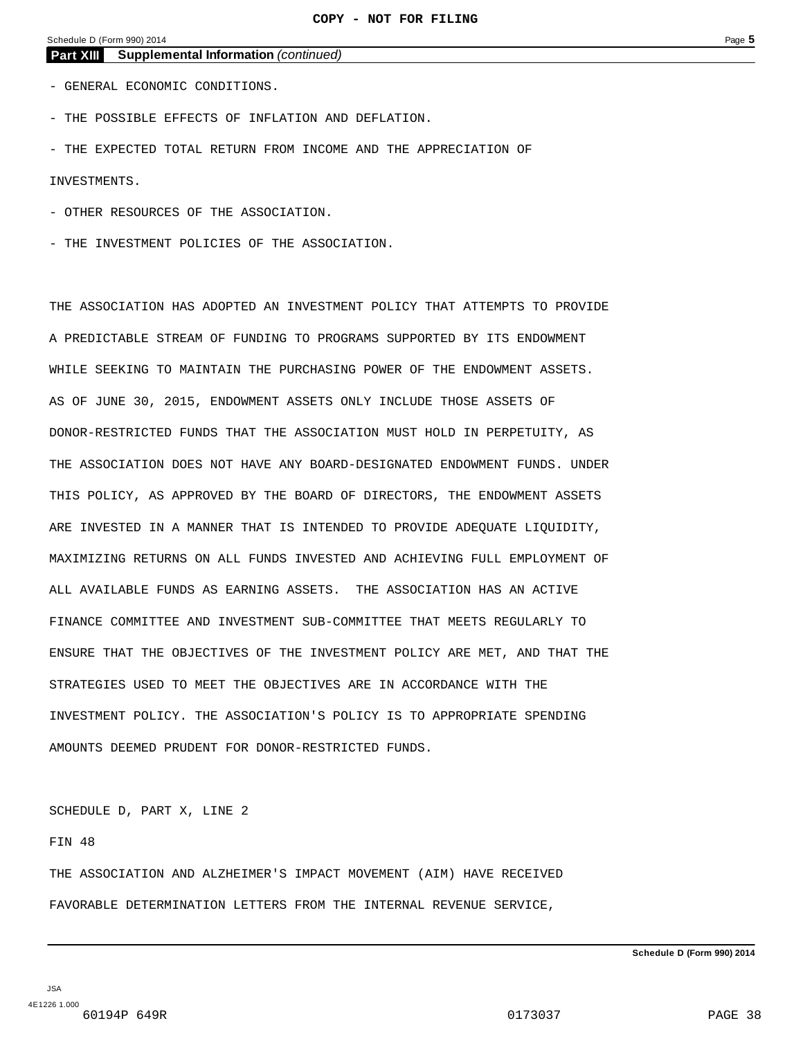## Part XIII Supplemental Information *(continued)*

- GENERAL ECONOMIC CONDITIONS.
- THE POSSIBLE EFFECTS OF INFLATION AND DEFLATION.
- THE EXPECTED TOTAL RETURN FROM INCOME AND THE APPRECIATION OF INVESTMENTS.
- OTHER RESOURCES OF THE ASSOCIATION.
- THE INVESTMENT POLICIES OF THE ASSOCIATION.

THE ASSOCIATION HAS ADOPTED AN INVESTMENT POLICY THAT ATTEMPTS TO PROVIDE A PREDICTABLE STREAM OF FUNDING TO PROGRAMS SUPPORTED BY ITS ENDOWMENT WHILE SEEKING TO MAINTAIN THE PURCHASING POWER OF THE ENDOWMENT ASSETS. AS OF JUNE 30, 2015, ENDOWMENT ASSETS ONLY INCLUDE THOSE ASSETS OF DONOR-RESTRICTED FUNDS THAT THE ASSOCIATION MUST HOLD IN PERPETUITY, AS THE ASSOCIATION DOES NOT HAVE ANY BOARD-DESIGNATED ENDOWMENT FUNDS. UNDER THIS POLICY, AS APPROVED BY THE BOARD OF DIRECTORS, THE ENDOWMENT ASSETS ARE INVESTED IN A MANNER THAT IS INTENDED TO PROVIDE ADEQUATE LIQUIDITY, MAXIMIZING RETURNS ON ALL FUNDS INVESTED AND ACHIEVING FULL EMPLOYMENT OF ALL AVAILABLE FUNDS AS EARNING ASSETS. THE ASSOCIATION HAS AN ACTIVE FINANCE COMMITTEE AND INVESTMENT SUB-COMMITTEE THAT MEETS REGULARLY TO ENSURE THAT THE OBJECTIVES OF THE INVESTMENT POLICY ARE MET, AND THAT THE STRATEGIES USED TO MEET THE OBJECTIVES ARE IN ACCORDANCE WITH THE INVESTMENT POLICY. THE ASSOCIATION'S POLICY IS TO APPROPRIATE SPENDING AMOUNTS DEEMED PRUDENT FOR DONOR-RESTRICTED FUNDS.

SCHEDULE D, PART X, LINE 2

FIN 48

THE ASSOCIATION AND ALZHEIMER'S IMPACT MOVEMENT (AIM) HAVE RECEIVED FAVORABLE DETERMINATION LETTERS FROM THE INTERNAL REVENUE SERVICE,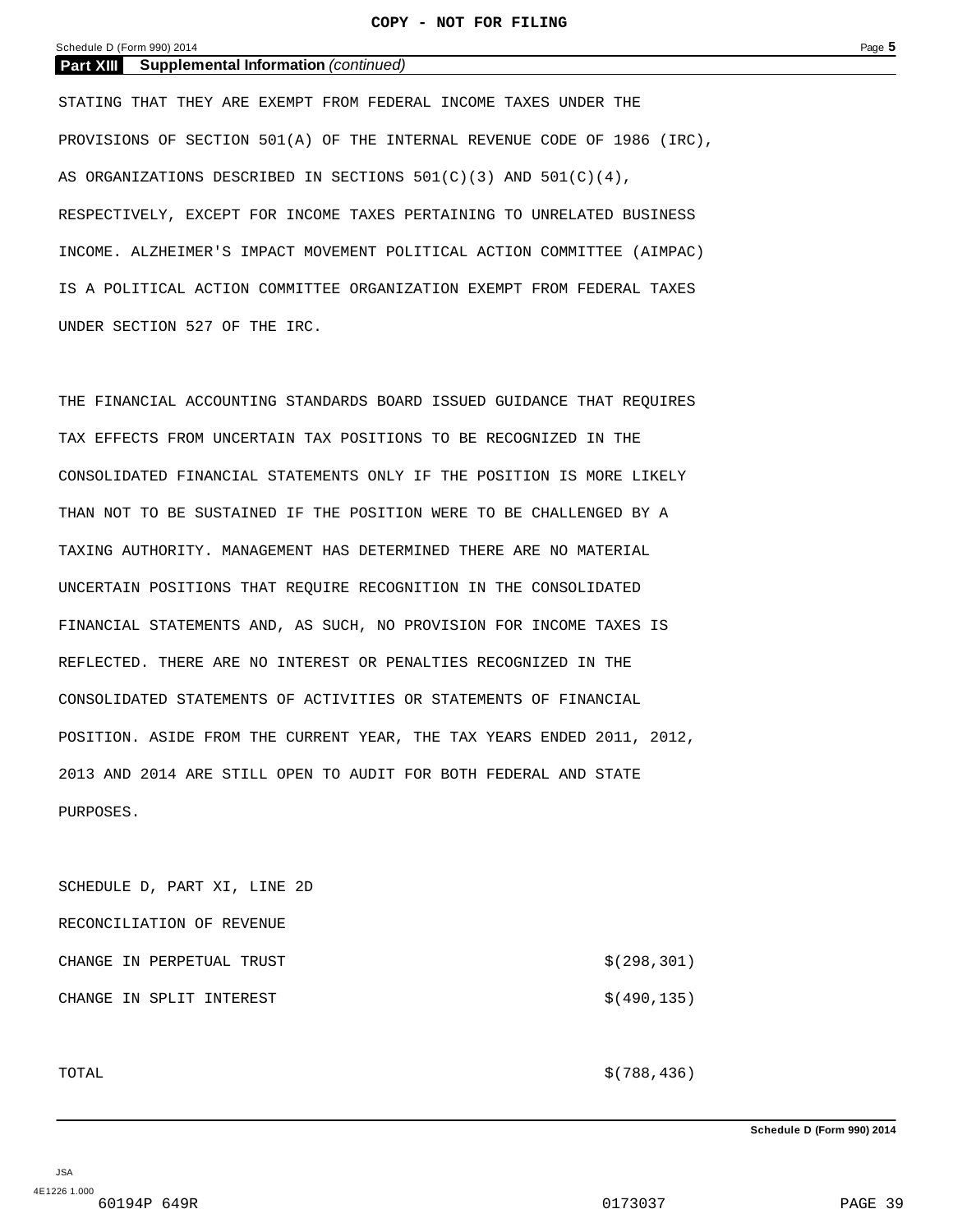**COPY - NOT FOR FILING**

## Part XIII Supplemental Information *(continued)*

STATING THAT THEY ARE EXEMPT FROM FEDERAL INCOME TAXES UNDER THE PROVISIONS OF SECTION 501(A) OF THE INTERNAL REVENUE CODE OF 1986 (IRC), AS ORGANIZATIONS DESCRIBED IN SECTIONS 501(C)(3) AND 501(C)(4), RESPECTIVELY, EXCEPT FOR INCOME TAXES PERTAINING TO UNRELATED BUSINESS INCOME. ALZHEIMER'S IMPACT MOVEMENT POLITICAL ACTION COMMITTEE (AIMPAC) IS A POLITICAL ACTION COMMITTEE ORGANIZATION EXEMPT FROM FEDERAL TAXES UNDER SECTION 527 OF THE IRC.

THE FINANCIAL ACCOUNTING STANDARDS BOARD ISSUED GUIDANCE THAT REQUIRES TAX EFFECTS FROM UNCERTAIN TAX POSITIONS TO BE RECOGNIZED IN THE CONSOLIDATED FINANCIAL STATEMENTS ONLY IF THE POSITION IS MORE LIKELY THAN NOT TO BE SUSTAINED IF THE POSITION WERE TO BE CHALLENGED BY A TAXING AUTHORITY. MANAGEMENT HAS DETERMINED THERE ARE NO MATERIAL UNCERTAIN POSITIONS THAT REQUIRE RECOGNITION IN THE CONSOLIDATED FINANCIAL STATEMENTS AND, AS SUCH, NO PROVISION FOR INCOME TAXES IS REFLECTED. THERE ARE NO INTEREST OR PENALTIES RECOGNIZED IN THE CONSOLIDATED STATEMENTS OF ACTIVITIES OR STATEMENTS OF FINANCIAL POSITION. ASIDE FROM THE CURRENT YEAR, THE TAX YEARS ENDED 2011, 2012, 2013 AND 2014 ARE STILL OPEN TO AUDIT FOR BOTH FEDERAL AND STATE PURPOSES.

SCHEDULE D, PART XI, LINE 2D

RECONCILIATION OF REVENUE

| | |
|---|---|
| CHANGE IN PERPETUAL TRUST | $(298,301) |
| CHANGE IN SPLIT INTEREST | $(490,135) |
| TOTAL | $(788,436) |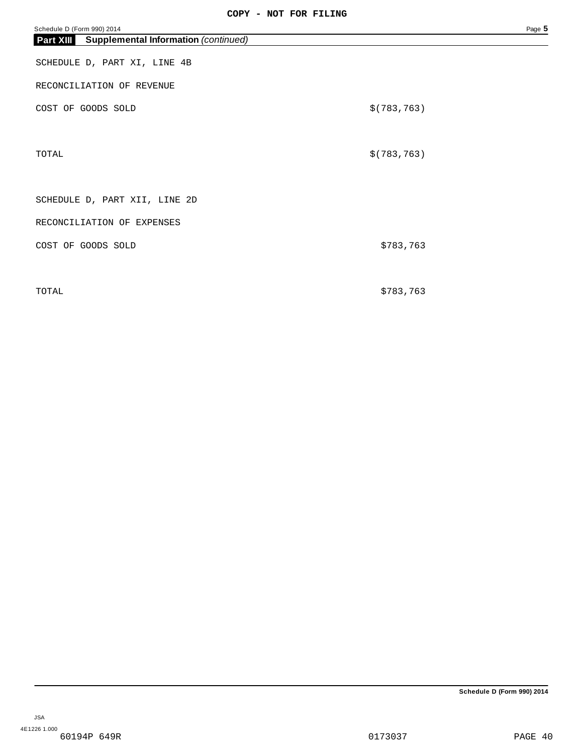COPY - NOT FOR FILING

## Part XIII Supplemental Information *(continued)*

SCHEDULE D, PART XI, LINE 4B

RECONCILIATION OF REVENUE

| | |
|---|---|
| COST OF GOODS SOLD | $(783,763) |
| TOTAL | $(783,763) |

SCHEDULE D, PART XII, LINE 2D

RECONCILIATION OF EXPENSES

| | |
|---|---|
| COST OF GOODS SOLD | $783,763 |
| TOTAL | $783,763 |

Schedule D (Form 990) 2014

JSA
4E1226 1.000
60194P 649R 0173037 PAGE 40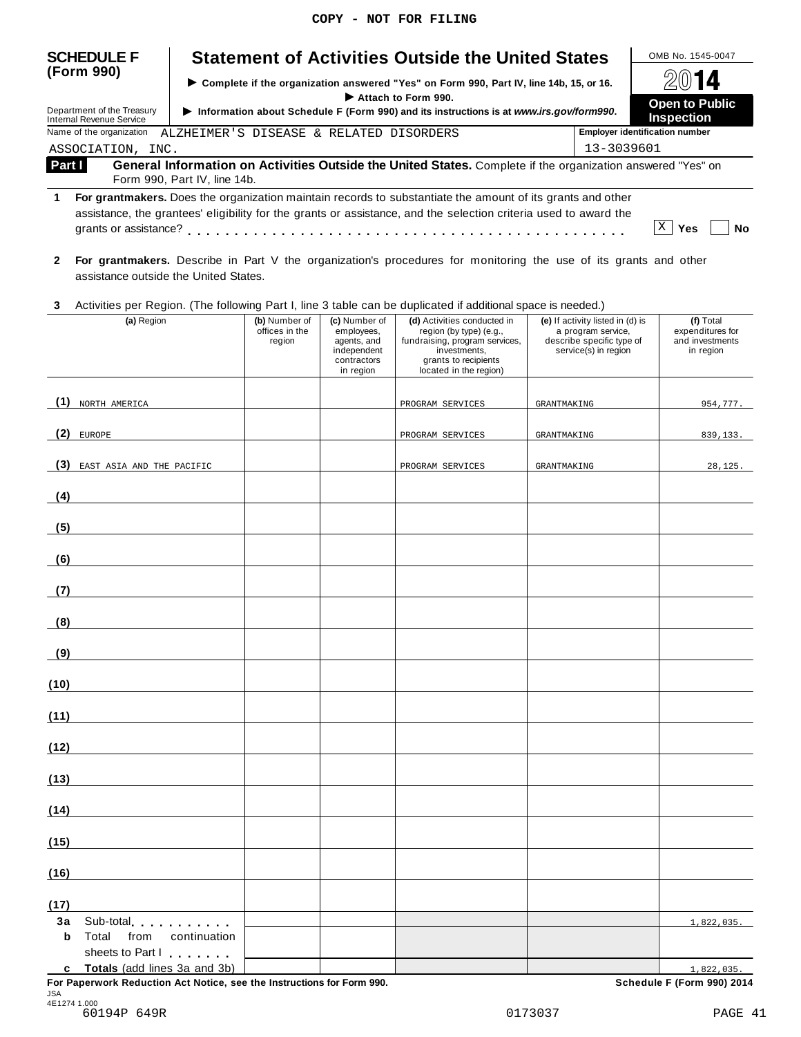COPY - NOT FOR FILING

**SCHEDULE F (Form 990)**

# Statement of Activities Outside the United States

▶ Complete if the organization answered "Yes" on Form 990, Part IV, line 14b, 15, or 16.
▶ Attach to Form 990.
▶ Information about Schedule F (Form 990) and its instructions is at *www.irs.gov/form990*.

OMB No. 1545-0047
2014
**Open to Public Inspection**

Department of the Treasury
Internal Revenue Service

Name of the organization: ALZHEIMER'S DISEASE & RELATED DISORDERS ASSOCIATION, INC.

Employer identification number: 13-3039601

**Part I — General Information on Activities Outside the United States.** Complete if the organization answered "Yes" on Form 990, Part IV, line 14b.

**1** **For grantmakers.** Does the organization maintain records to substantiate the amount of its grants and other assistance, the grantees' eligibility for the grants or assistance, and the selection criteria used to award the grants or assistance? . . . . . . . . . . . . . . . . . . . . . . . . . . . . . . . . [X] Yes [ ] No

**2** **For grantmakers.** Describe in Part V the organization's procedures for monitoring the use of its grants and other assistance outside the United States.

**3** Activities per Region. (The following Part I, line 3 table can be duplicated if additional space is needed.)

| | (a) Region | (b) Number of offices in the region | (c) Number of employees, agents, and independent contractors in region | (d) Activities conducted in region (by type) (e.g., fundraising, program services, investments, grants to recipients located in the region) | (e) If activity listed in (d) is a program service, describe specific type of service(s) in region | (f) Total expenditures for and investments in region |
|---|---|---|---|---|---|---|
| (1) | NORTH AMERICA | | | PROGRAM SERVICES | GRANTMAKING | 954,777. |
| (2) | EUROPE | | | PROGRAM SERVICES | GRANTMAKING | 839,133. |
| (3) | EAST ASIA AND THE PACIFIC | | | PROGRAM SERVICES | GRANTMAKING | 28,125. |
| (4) | | | | | | |
| (5) | | | | | | |
| (6) | | | | | | |
| (7) | | | | | | |
| (8) | | | | | | |
| (9) | | | | | | |
| (10) | | | | | | |
| (11) | | | | | | |
| (12) | | | | | | |
| (13) | | | | | | |
| (14) | | | | | | |
| (15) | | | | | | |
| (16) | | | | | | |
| (17) | | | | | | |
| 3a | Sub-total . . . . . . . . . . | | | | | 1,822,035. |
| b | Total from continuation sheets to Part I . . . . . . . | | | | | |
| c | **Totals** (add lines 3a and 3b) | | | | | 1,822,035. |

**For Paperwork Reduction Act Notice, see the Instructions for Form 990.** **Schedule F (Form 990) 2014**

JSA
4E1274 1.000
60194P 649R 0173037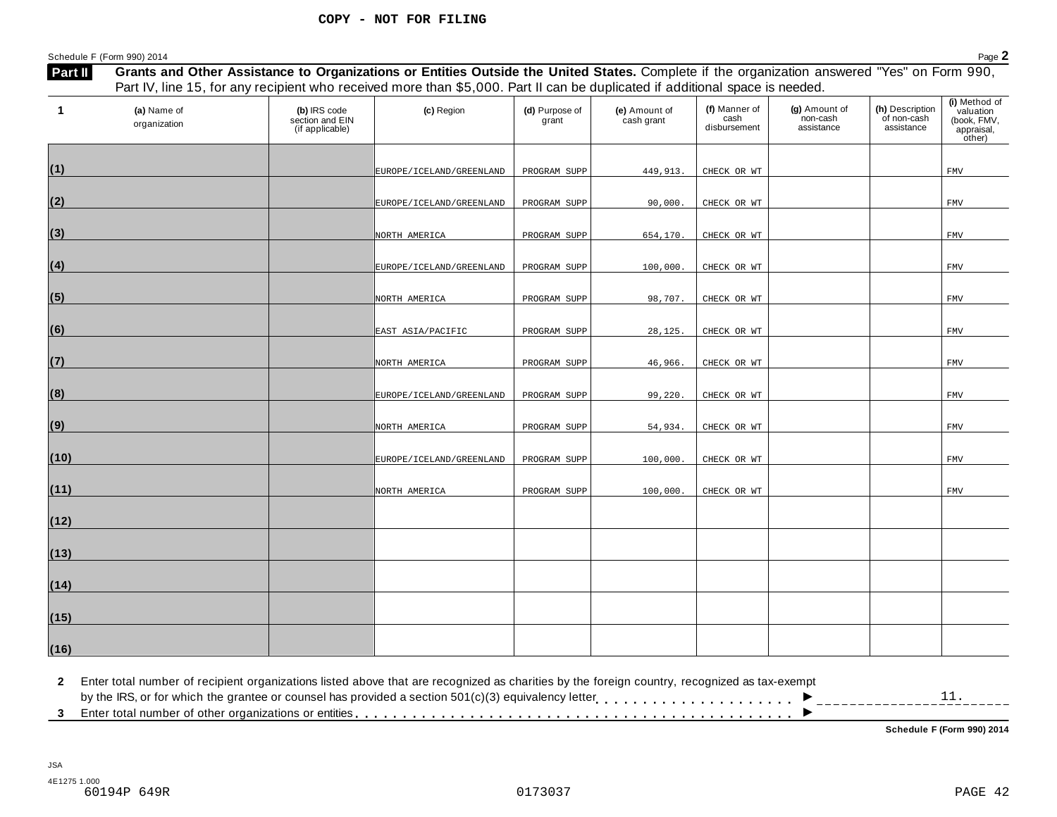COPY - NOT FOR FILING

Schedule F (Form 990) 2014

**Part II** **Grants and Other Assistance to Organizations or Entities Outside the United States.** Complete if the organization answered "Yes" on Form 990, Part IV, line 15, for any recipient who received more than $5,000. Part II can be duplicated if additional space is needed.

| 1 | (a) Name of organization | (b) IRS code section and EIN (if applicable) | (c) Region | (d) Purpose of grant | (e) Amount of cash grant | (f) Manner of cash disbursement | (g) Amount of non-cash assistance | (h) Description of non-cash assistance | (i) Method of valuation (book, FMV, appraisal, other) |
|---|---|---|---|---|---|---|---|---|---|
| (1) | | | EUROPE/ICELAND/GREENLAND | PROGRAM SUPP | 449,913. | CHECK OR WT | | | FMV |
| (2) | | | EUROPE/ICELAND/GREENLAND | PROGRAM SUPP | 90,000. | CHECK OR WT | | | FMV |
| (3) | | | NORTH AMERICA | PROGRAM SUPP | 654,170. | CHECK OR WT | | | FMV |
| (4) | | | EUROPE/ICELAND/GREENLAND | PROGRAM SUPP | 100,000. | CHECK OR WT | | | FMV |
| (5) | | | NORTH AMERICA | PROGRAM SUPP | 98,707. | CHECK OR WT | | | FMV |
| (6) | | | EAST ASIA/PACIFIC | PROGRAM SUPP | 28,125. | CHECK OR WT | | | FMV |
| (7) | | | NORTH AMERICA | PROGRAM SUPP | 46,966. | CHECK OR WT | | | FMV |
| (8) | | | EUROPE/ICELAND/GREENLAND | PROGRAM SUPP | 99,220. | CHECK OR WT | | | FMV |
| (9) | | | NORTH AMERICA | PROGRAM SUPP | 54,934. | CHECK OR WT | | | FMV |
| (10) | | | EUROPE/ICELAND/GREENLAND | PROGRAM SUPP | 100,000. | CHECK OR WT | | | FMV |
| (11) | | | NORTH AMERICA | PROGRAM SUPP | 100,000. | CHECK OR WT | | | FMV |
| (12) | | | | | | | | | |
| (13) | | | | | | | | | |
| (14) | | | | | | | | | |
| (15) | | | | | | | | | |
| (16) | | | | | | | | | |

**2** Enter total number of recipient organizations listed above that are recognized as charities by the foreign country, recognized as tax-exempt by the IRS, or for which the grantee or counsel has provided a section 501(c)(3) equivalency letter . . . . . ► 11.

**3** Enter total number of other organizations or entities . . . . . ►

**Schedule F (Form 990) 2014**

JSA
4E1275 1.000
60194P 649R 0173037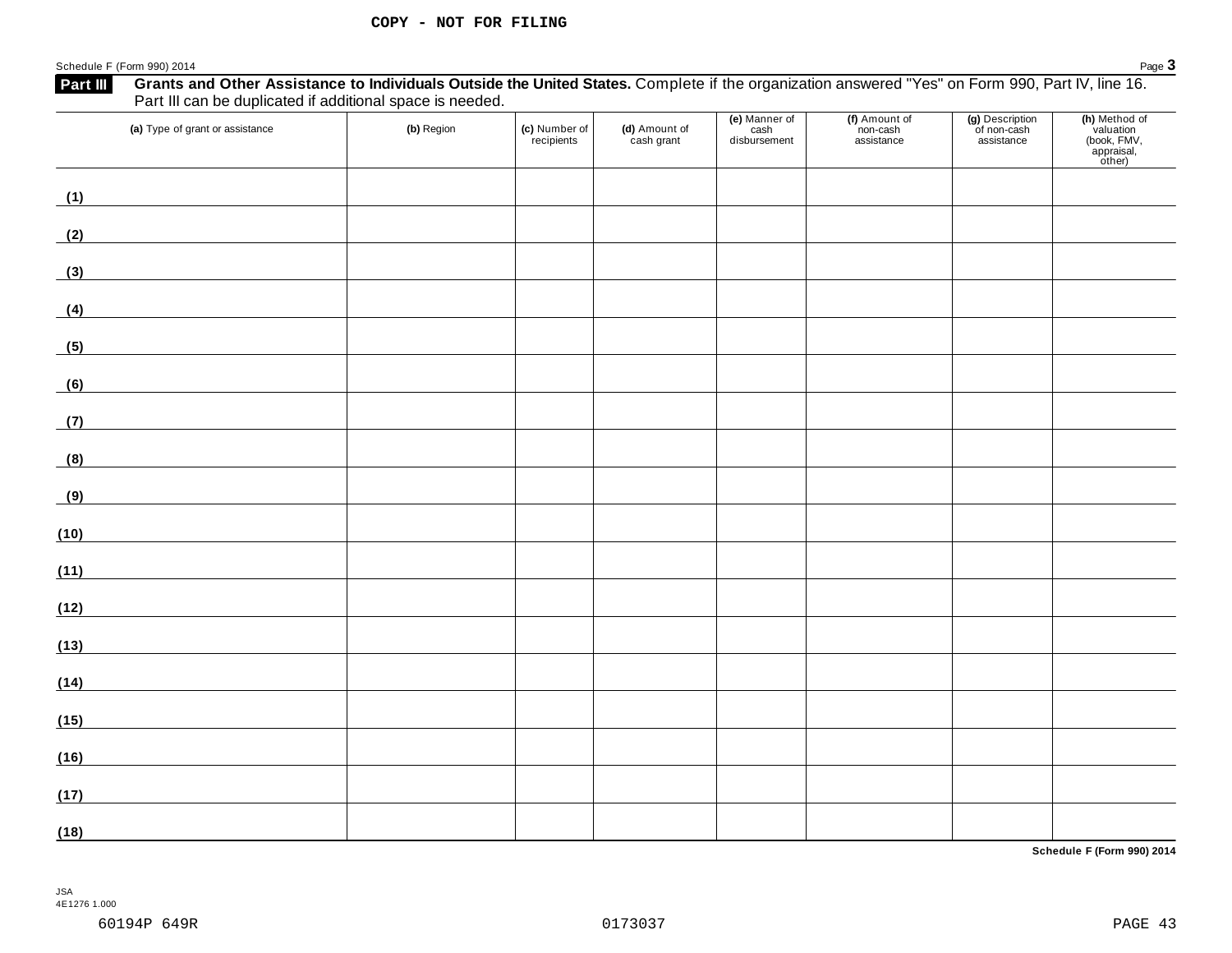COPY - NOT FOR FILING

Schedule F (Form 990) 2014 Page **3**

## Part III Grants and Other Assistance to Individuals Outside the United States.

Complete if the organization answered "Yes" on Form 990, Part IV, line 16. Part III can be duplicated if additional space is needed.

| | (a) Type of grant or assistance | (b) Region | (c) Number of recipients | (d) Amount of cash grant | (e) Manner of cash disbursement | (f) Amount of non-cash assistance | (g) Description of non-cash assistance | (h) Method of valuation (book, FMV, appraisal, other) |
|---|---|---|---|---|---|---|---|---|
| (1) | | | | | | | | |
| (2) | | | | | | | | |
| (3) | | | | | | | | |
| (4) | | | | | | | | |
| (5) | | | | | | | | |
| (6) | | | | | | | | |
| (7) | | | | | | | | |
| (8) | | | | | | | | |
| (9) | | | | | | | | |
| (10) | | | | | | | | |
| (11) | | | | | | | | |
| (12) | | | | | | | | |
| (13) | | | | | | | | |
| (14) | | | | | | | | |
| (15) | | | | | | | | |
| (16) | | | | | | | | |
| (17) | | | | | | | | |
| (18) | | | | | | | | |

**Schedule F (Form 990) 2014**

JSA
4E1276 1.000

60194P 649R 0173037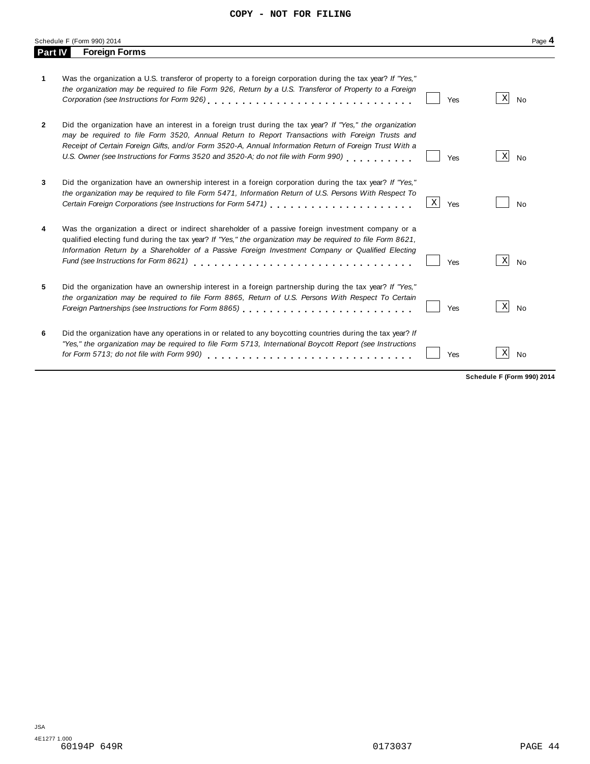COPY - NOT FOR FILING

Schedule F (Form 990) 2014 Page **4**

## Part IV Foreign Forms

| | | Yes | No |
|---|---|---|---|
| **1** | Was the organization a U.S. transferor of property to a foreign corporation during the tax year? *If "Yes," the organization may be required to file Form 926, Return by a U.S. Transferor of Property to a Foreign Corporation (see Instructions for Form 926)* | | X |
| **2** | Did the organization have an interest in a foreign trust during the tax year? *If "Yes," the organization may be required to file Form 3520, Annual Return to Report Transactions with Foreign Trusts and Receipt of Certain Foreign Gifts, and/or Form 3520-A, Annual Information Return of Foreign Trust With a U.S. Owner (see Instructions for Forms 3520 and 3520-A; do not file with Form 990)* | | X |
| **3** | Did the organization have an ownership interest in a foreign corporation during the tax year? *If "Yes," the organization may be required to file Form 5471, Information Return of U.S. Persons With Respect To Certain Foreign Corporations (see Instructions for Form 5471)* | X | |
| **4** | Was the organization a direct or indirect shareholder of a passive foreign investment company or a qualified electing fund during the tax year? *If "Yes," the organization may be required to file Form 8621, Information Return by a Shareholder of a Passive Foreign Investment Company or Qualified Electing Fund (see Instructions for Form 8621)* | | X |
| **5** | Did the organization have an ownership interest in a foreign partnership during the tax year? *If "Yes," the organization may be required to file Form 8865, Return of U.S. Persons With Respect To Certain Foreign Partnerships (see Instructions for Form 8865)* | | X |
| **6** | Did the organization have any operations in or related to any boycotting countries during the tax year? *If "Yes," the organization may be required to file Form 5713, International Boycott Report (see Instructions for Form 5713; do not file with Form 990)* | | X |

**Schedule F (Form 990) 2014**

JSA
4E1277 1.000
60194P 649R 0173037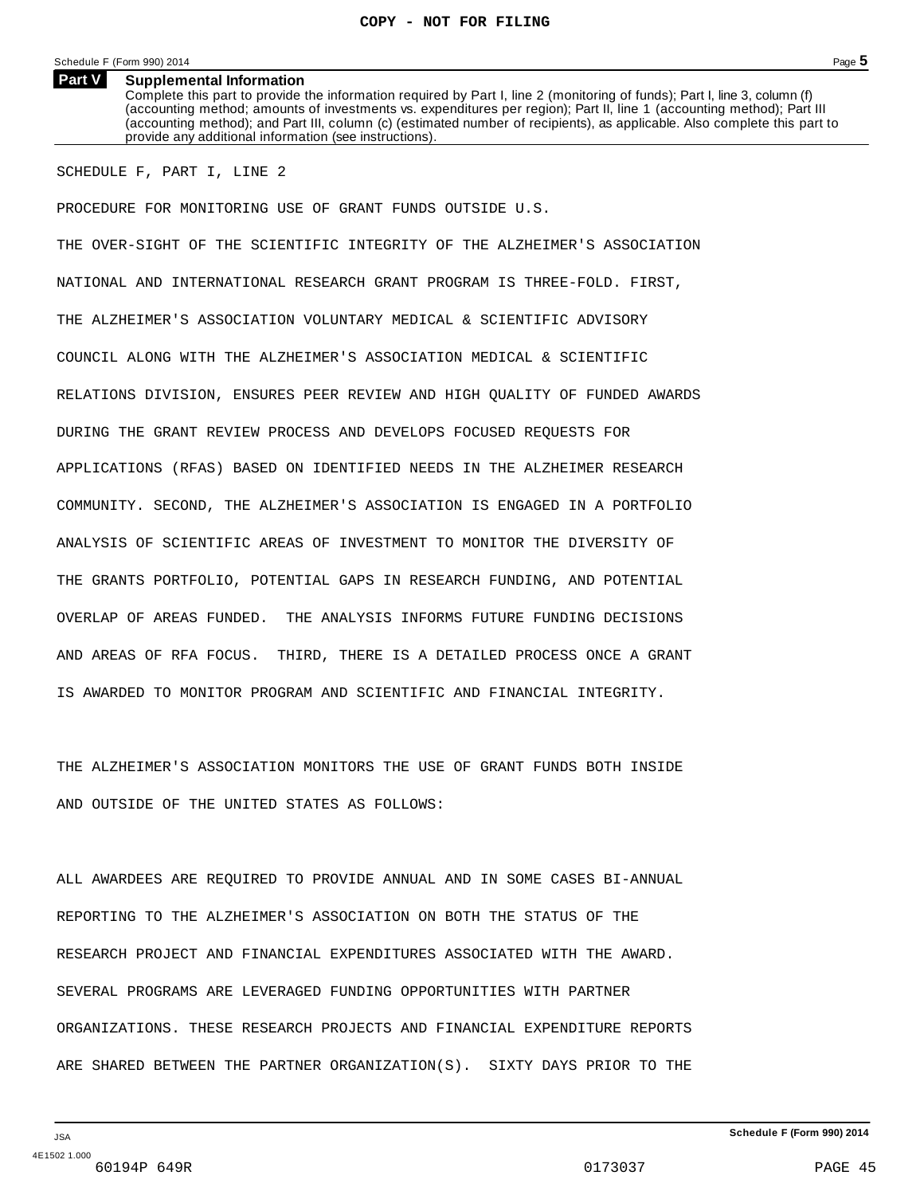**COPY - NOT FOR FILING**

## Part V Supplemental Information

Complete this part to provide the information required by Part I, line 2 (monitoring of funds); Part I, line 3, column (f) (accounting method; amounts of investments vs. expenditures per region); Part II, line 1 (accounting method); Part III (accounting method); and Part III, column (c) (estimated number of recipients), as applicable. Also complete this part to provide any additional information (see instructions).

SCHEDULE F, PART I, LINE 2

PROCEDURE FOR MONITORING USE OF GRANT FUNDS OUTSIDE U.S.

THE OVER-SIGHT OF THE SCIENTIFIC INTEGRITY OF THE ALZHEIMER'S ASSOCIATION NATIONAL AND INTERNATIONAL RESEARCH GRANT PROGRAM IS THREE-FOLD. FIRST, THE ALZHEIMER'S ASSOCIATION VOLUNTARY MEDICAL & SCIENTIFIC ADVISORY COUNCIL ALONG WITH THE ALZHEIMER'S ASSOCIATION MEDICAL & SCIENTIFIC RELATIONS DIVISION, ENSURES PEER REVIEW AND HIGH QUALITY OF FUNDED AWARDS DURING THE GRANT REVIEW PROCESS AND DEVELOPS FOCUSED REQUESTS FOR APPLICATIONS (RFAS) BASED ON IDENTIFIED NEEDS IN THE ALZHEIMER RESEARCH COMMUNITY. SECOND, THE ALZHEIMER'S ASSOCIATION IS ENGAGED IN A PORTFOLIO ANALYSIS OF SCIENTIFIC AREAS OF INVESTMENT TO MONITOR THE DIVERSITY OF THE GRANTS PORTFOLIO, POTENTIAL GAPS IN RESEARCH FUNDING, AND POTENTIAL OVERLAP OF AREAS FUNDED. THE ANALYSIS INFORMS FUTURE FUNDING DECISIONS AND AREAS OF RFA FOCUS. THIRD, THERE IS A DETAILED PROCESS ONCE A GRANT IS AWARDED TO MONITOR PROGRAM AND SCIENTIFIC AND FINANCIAL INTEGRITY.

THE ALZHEIMER'S ASSOCIATION MONITORS THE USE OF GRANT FUNDS BOTH INSIDE AND OUTSIDE OF THE UNITED STATES AS FOLLOWS:

ALL AWARDEES ARE REQUIRED TO PROVIDE ANNUAL AND IN SOME CASES BI-ANNUAL REPORTING TO THE ALZHEIMER'S ASSOCIATION ON BOTH THE STATUS OF THE RESEARCH PROJECT AND FINANCIAL EXPENDITURES ASSOCIATED WITH THE AWARD. SEVERAL PROGRAMS ARE LEVERAGED FUNDING OPPORTUNITIES WITH PARTNER ORGANIZATIONS. THESE RESEARCH PROJECTS AND FINANCIAL EXPENDITURE REPORTS ARE SHARED BETWEEN THE PARTNER ORGANIZATION(S). SIXTY DAYS PRIOR TO THE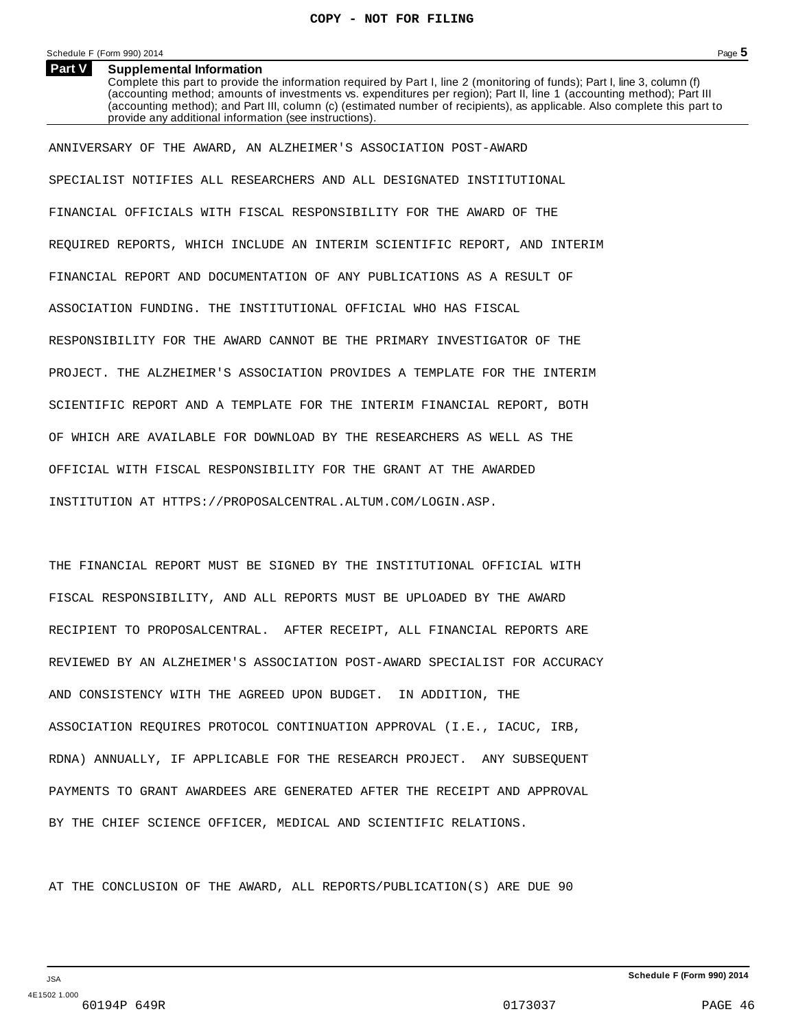**Part V Supplemental Information**

Complete this part to provide the information required by Part I, line 2 (monitoring of funds); Part I, line 3, column (f) (accounting method; amounts of investments vs. expenditures per region); Part II, line 1 (accounting method); Part III (accounting method); and Part III, column (c) (estimated number of recipients), as applicable. Also complete this part to provide any additional information (see instructions).

ANNIVERSARY OF THE AWARD, AN ALZHEIMER'S ASSOCIATION POST-AWARD SPECIALIST NOTIFIES ALL RESEARCHERS AND ALL DESIGNATED INSTITUTIONAL FINANCIAL OFFICIALS WITH FISCAL RESPONSIBILITY FOR THE AWARD OF THE REQUIRED REPORTS, WHICH INCLUDE AN INTERIM SCIENTIFIC REPORT, AND INTERIM FINANCIAL REPORT AND DOCUMENTATION OF ANY PUBLICATIONS AS A RESULT OF ASSOCIATION FUNDING. THE INSTITUTIONAL OFFICIAL WHO HAS FISCAL RESPONSIBILITY FOR THE AWARD CANNOT BE THE PRIMARY INVESTIGATOR OF THE PROJECT. THE ALZHEIMER'S ASSOCIATION PROVIDES A TEMPLATE FOR THE INTERIM SCIENTIFIC REPORT AND A TEMPLATE FOR THE INTERIM FINANCIAL REPORT, BOTH OF WHICH ARE AVAILABLE FOR DOWNLOAD BY THE RESEARCHERS AS WELL AS THE OFFICIAL WITH FISCAL RESPONSIBILITY FOR THE GRANT AT THE AWARDED INSTITUTION AT HTTPS://PROPOSALCENTRAL.ALTUM.COM/LOGIN.ASP.

THE FINANCIAL REPORT MUST BE SIGNED BY THE INSTITUTIONAL OFFICIAL WITH FISCAL RESPONSIBILITY, AND ALL REPORTS MUST BE UPLOADED BY THE AWARD RECIPIENT TO PROPOSALCENTRAL. AFTER RECEIPT, ALL FINANCIAL REPORTS ARE REVIEWED BY AN ALZHEIMER'S ASSOCIATION POST-AWARD SPECIALIST FOR ACCURACY AND CONSISTENCY WITH THE AGREED UPON BUDGET. IN ADDITION, THE ASSOCIATION REQUIRES PROTOCOL CONTINUATION APPROVAL (I.E., IACUC, IRB, RDNA) ANNUALLY, IF APPLICABLE FOR THE RESEARCH PROJECT. ANY SUBSEQUENT PAYMENTS TO GRANT AWARDEES ARE GENERATED AFTER THE RECEIPT AND APPROVAL BY THE CHIEF SCIENCE OFFICER, MEDICAL AND SCIENTIFIC RELATIONS.

AT THE CONCLUSION OF THE AWARD, ALL REPORTS/PUBLICATION(S) ARE DUE 90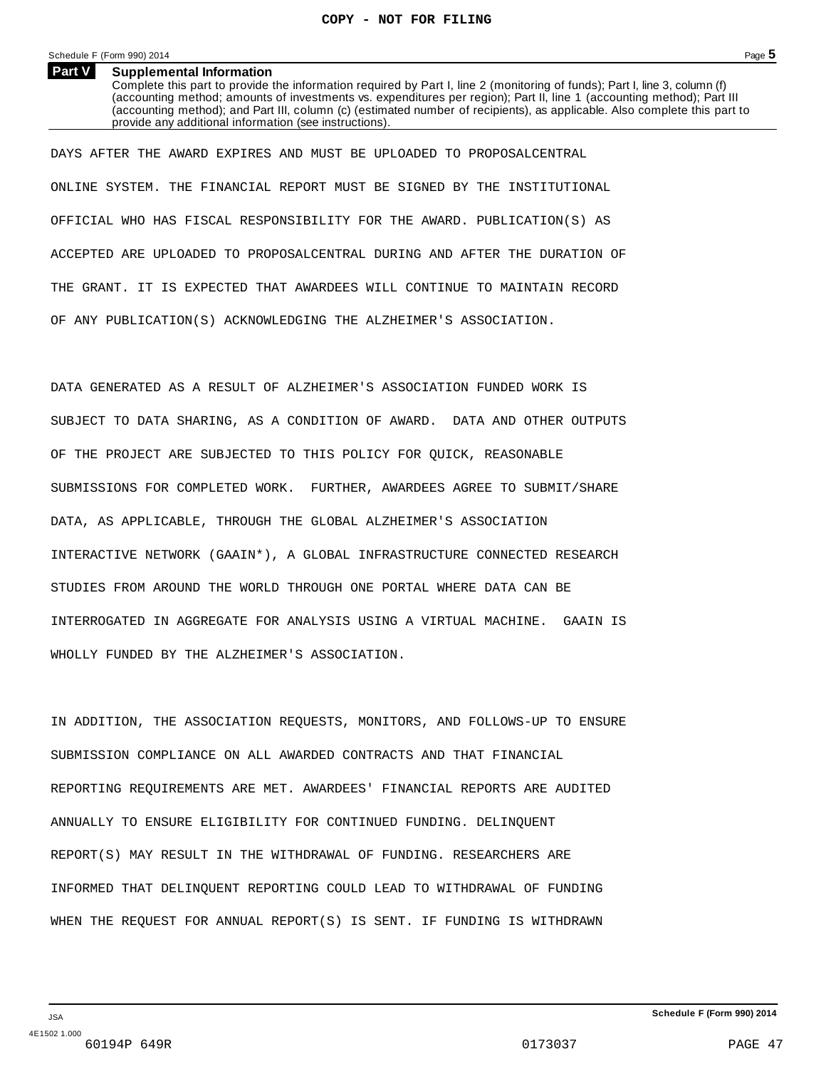## Part V Supplemental Information

Complete this part to provide the information required by Part I, line 2 (monitoring of funds); Part I, line 3, column (f) (accounting method; amounts of investments vs. expenditures per region); Part II, line 1 (accounting method); Part III (accounting method); and Part III, column (c) (estimated number of recipients), as applicable. Also complete this part to provide any additional information (see instructions).

DAYS AFTER THE AWARD EXPIRES AND MUST BE UPLOADED TO PROPOSALCENTRAL ONLINE SYSTEM. THE FINANCIAL REPORT MUST BE SIGNED BY THE INSTITUTIONAL OFFICIAL WHO HAS FISCAL RESPONSIBILITY FOR THE AWARD. PUBLICATION(S) AS ACCEPTED ARE UPLOADED TO PROPOSALCENTRAL DURING AND AFTER THE DURATION OF THE GRANT. IT IS EXPECTED THAT AWARDEES WILL CONTINUE TO MAINTAIN RECORD OF ANY PUBLICATION(S) ACKNOWLEDGING THE ALZHEIMER'S ASSOCIATION.

DATA GENERATED AS A RESULT OF ALZHEIMER'S ASSOCIATION FUNDED WORK IS SUBJECT TO DATA SHARING, AS A CONDITION OF AWARD. DATA AND OTHER OUTPUTS OF THE PROJECT ARE SUBJECTED TO THIS POLICY FOR QUICK, REASONABLE SUBMISSIONS FOR COMPLETED WORK. FURTHER, AWARDEES AGREE TO SUBMIT/SHARE DATA, AS APPLICABLE, THROUGH THE GLOBAL ALZHEIMER'S ASSOCIATION INTERACTIVE NETWORK (GAAIN*), A GLOBAL INFRASTRUCTURE CONNECTED RESEARCH STUDIES FROM AROUND THE WORLD THROUGH ONE PORTAL WHERE DATA CAN BE INTERROGATED IN AGGREGATE FOR ANALYSIS USING A VIRTUAL MACHINE. GAAIN IS WHOLLY FUNDED BY THE ALZHEIMER'S ASSOCIATION.

IN ADDITION, THE ASSOCIATION REQUESTS, MONITORS, AND FOLLOWS-UP TO ENSURE SUBMISSION COMPLIANCE ON ALL AWARDED CONTRACTS AND THAT FINANCIAL REPORTING REQUIREMENTS ARE MET. AWARDEES' FINANCIAL REPORTS ARE AUDITED ANNUALLY TO ENSURE ELIGIBILITY FOR CONTINUED FUNDING. DELINQUENT REPORT(S) MAY RESULT IN THE WITHDRAWAL OF FUNDING. RESEARCHERS ARE INFORMED THAT DELINQUENT REPORTING COULD LEAD TO WITHDRAWAL OF FUNDING WHEN THE REQUEST FOR ANNUAL REPORT(S) IS SENT. IF FUNDING IS WITHDRAWN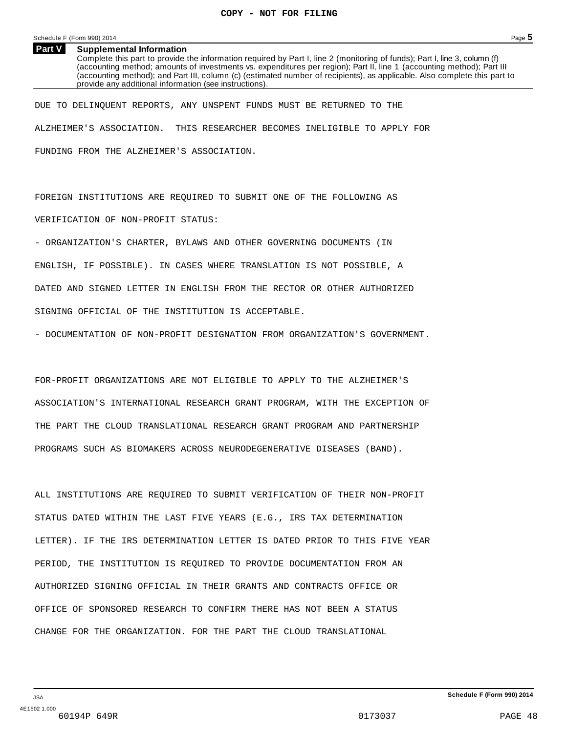## Part V Supplemental Information

Complete this part to provide the information required by Part I, line 2 (monitoring of funds); Part I, line 3, column (f) (accounting method; amounts of investments vs. expenditures per region); Part II, line 1 (accounting method); Part III (accounting method); and Part III, column (c) (estimated number of recipients), as applicable. Also complete this part to provide any additional information (see instructions).

DUE TO DELINQUENT REPORTS, ANY UNSPENT FUNDS MUST BE RETURNED TO THE ALZHEIMER'S ASSOCIATION. THIS RESEARCHER BECOMES INELIGIBLE TO APPLY FOR FUNDING FROM THE ALZHEIMER'S ASSOCIATION.

FOREIGN INSTITUTIONS ARE REQUIRED TO SUBMIT ONE OF THE FOLLOWING AS VERIFICATION OF NON-PROFIT STATUS:

- ORGANIZATION'S CHARTER, BYLAWS AND OTHER GOVERNING DOCUMENTS (IN ENGLISH, IF POSSIBLE). IN CASES WHERE TRANSLATION IS NOT POSSIBLE, A DATED AND SIGNED LETTER IN ENGLISH FROM THE RECTOR OR OTHER AUTHORIZED SIGNING OFFICIAL OF THE INSTITUTION IS ACCEPTABLE.
- DOCUMENTATION OF NON-PROFIT DESIGNATION FROM ORGANIZATION'S GOVERNMENT.

FOR-PROFIT ORGANIZATIONS ARE NOT ELIGIBLE TO APPLY TO THE ALZHEIMER'S ASSOCIATION'S INTERNATIONAL RESEARCH GRANT PROGRAM, WITH THE EXCEPTION OF THE PART THE CLOUD TRANSLATIONAL RESEARCH GRANT PROGRAM AND PARTNERSHIP PROGRAMS SUCH AS BIOMAKERS ACROSS NEURODEGENERATIVE DISEASES (BAND).

ALL INSTITUTIONS ARE REQUIRED TO SUBMIT VERIFICATION OF THEIR NON-PROFIT STATUS DATED WITHIN THE LAST FIVE YEARS (E.G., IRS TAX DETERMINATION LETTER). IF THE IRS DETERMINATION LETTER IS DATED PRIOR TO THIS FIVE YEAR PERIOD, THE INSTITUTION IS REQUIRED TO PROVIDE DOCUMENTATION FROM AN AUTHORIZED SIGNING OFFICIAL IN THEIR GRANTS AND CONTRACTS OFFICE OR OFFICE OF SPONSORED RESEARCH TO CONFIRM THERE HAS NOT BEEN A STATUS CHANGE FOR THE ORGANIZATION. FOR THE PART THE CLOUD TRANSLATIONAL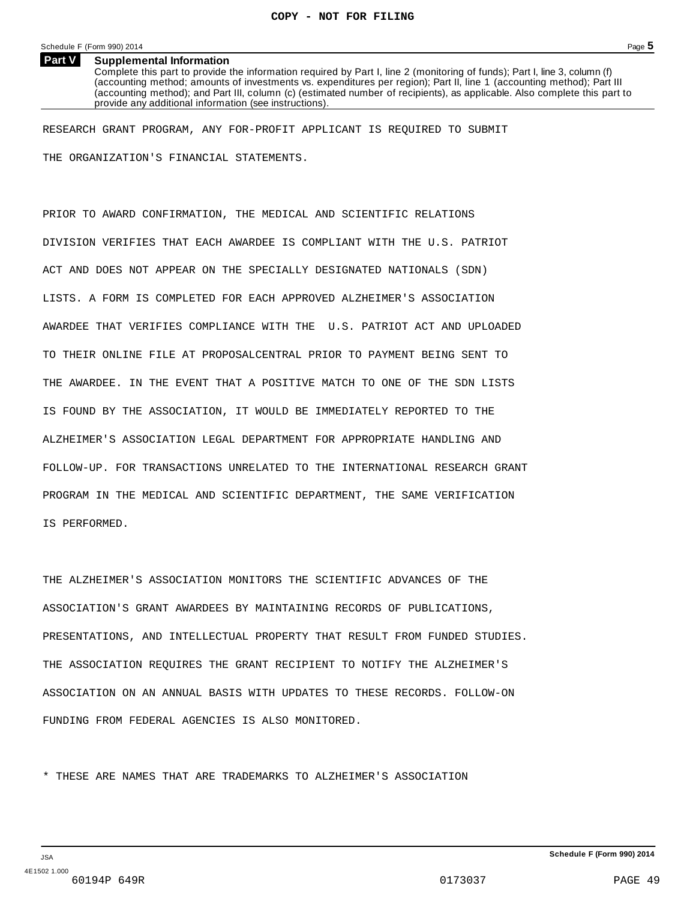## Part V Supplemental Information

Complete this part to provide the information required by Part I, line 2 (monitoring of funds); Part I, line 3, column (f) (accounting method; amounts of investments vs. expenditures per region); Part II, line 1 (accounting method); Part III (accounting method); and Part III, column (c) (estimated number of recipients), as applicable. Also complete this part to provide any additional information (see instructions).

RESEARCH GRANT PROGRAM, ANY FOR-PROFIT APPLICANT IS REQUIRED TO SUBMIT THE ORGANIZATION'S FINANCIAL STATEMENTS.

PRIOR TO AWARD CONFIRMATION, THE MEDICAL AND SCIENTIFIC RELATIONS DIVISION VERIFIES THAT EACH AWARDEE IS COMPLIANT WITH THE U.S. PATRIOT ACT AND DOES NOT APPEAR ON THE SPECIALLY DESIGNATED NATIONALS (SDN) LISTS. A FORM IS COMPLETED FOR EACH APPROVED ALZHEIMER'S ASSOCIATION AWARDEE THAT VERIFIES COMPLIANCE WITH THE U.S. PATRIOT ACT AND UPLOADED TO THEIR ONLINE FILE AT PROPOSALCENTRAL PRIOR TO PAYMENT BEING SENT TO THE AWARDEE. IN THE EVENT THAT A POSITIVE MATCH TO ONE OF THE SDN LISTS IS FOUND BY THE ASSOCIATION, IT WOULD BE IMMEDIATELY REPORTED TO THE ALZHEIMER'S ASSOCIATION LEGAL DEPARTMENT FOR APPROPRIATE HANDLING AND FOLLOW-UP. FOR TRANSACTIONS UNRELATED TO THE INTERNATIONAL RESEARCH GRANT PROGRAM IN THE MEDICAL AND SCIENTIFIC DEPARTMENT, THE SAME VERIFICATION IS PERFORMED.

THE ALZHEIMER'S ASSOCIATION MONITORS THE SCIENTIFIC ADVANCES OF THE ASSOCIATION'S GRANT AWARDEES BY MAINTAINING RECORDS OF PUBLICATIONS, PRESENTATIONS, AND INTELLECTUAL PROPERTY THAT RESULT FROM FUNDED STUDIES. THE ASSOCIATION REQUIRES THE GRANT RECIPIENT TO NOTIFY THE ALZHEIMER'S ASSOCIATION ON AN ANNUAL BASIS WITH UPDATES TO THESE RECORDS. FOLLOW-ON FUNDING FROM FEDERAL AGENCIES IS ALSO MONITORED.

* THESE ARE NAMES THAT ARE TRADEMARKS TO ALZHEIMER'S ASSOCIATION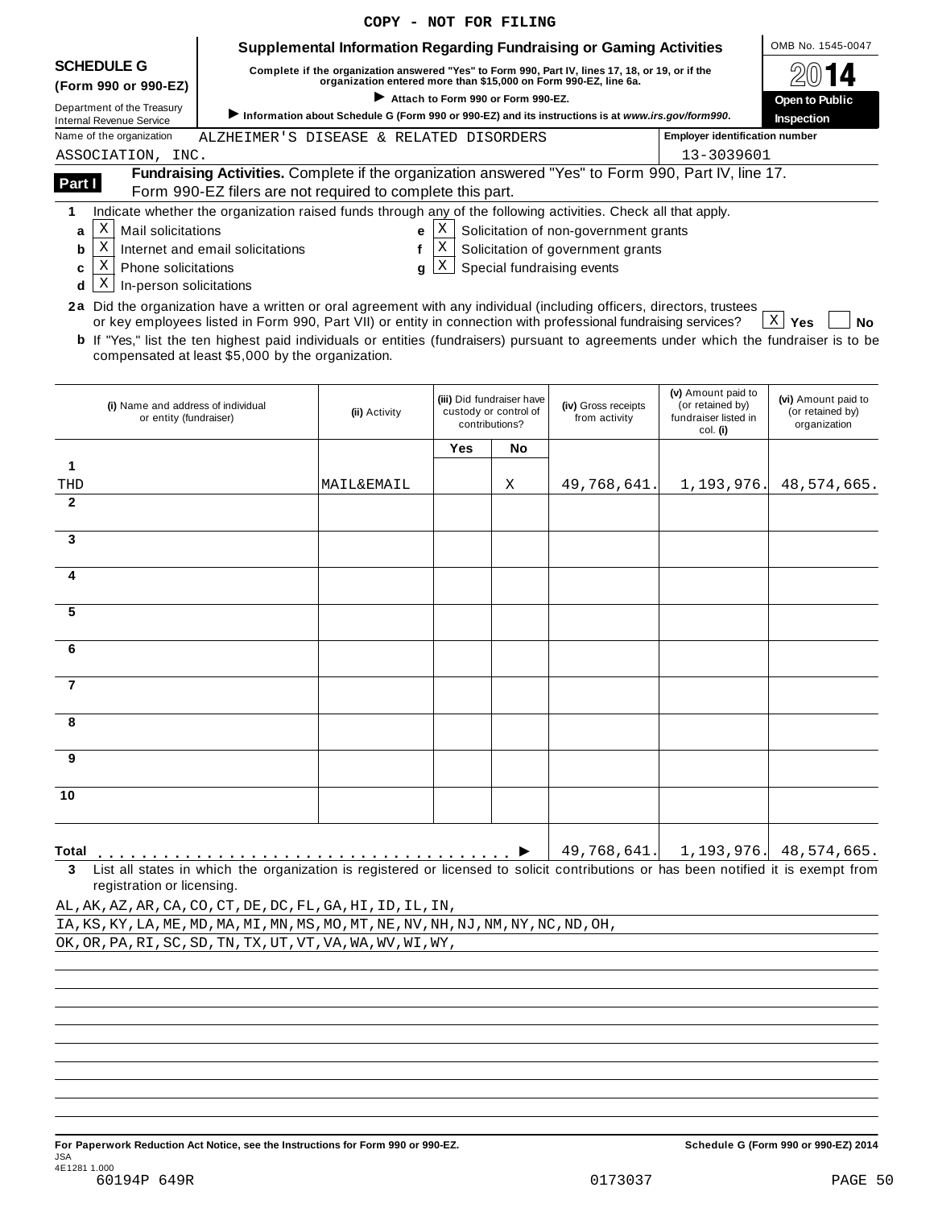COPY - NOT FOR FILING

# SCHEDULE G (Form 990 or 990-EZ)

## Supplemental Information Regarding Fundraising or Gaming Activities

**Complete if the organization answered "Yes" to Form 990, Part IV, lines 17, 18, or 19, or if the organization entered more than $15,000 on Form 990-EZ, line 6a.**

▶ Attach to Form 990 or Form 990-EZ.

▶ Information about Schedule G (Form 990 or 990-EZ) and its instructions is at *www.irs.gov/form990*.

Department of the Treasury
Internal Revenue Service

OMB No. 1545-0047

2014

Open to Public Inspection

Name of the organization: ALZHEIMER'S DISEASE & RELATED DISORDERS ASSOCIATION, INC.

Employer identification number: 13-3039601

**Part I** **Fundraising Activities.** Complete if the organization answered "Yes" to Form 990, Part IV, line 17. Form 990-EZ filers are not required to complete this part.

**1** Indicate whether the organization raised funds through any of the following activities. Check all that apply.

- **a** [X] Mail solicitations
- **b** [X] Internet and email solicitations
- **c** [X] Phone solicitations
- **d** [X] In-person solicitations
- **e** [X] Solicitation of non-government grants
- **f** [X] Solicitation of government grants
- **g** [X] Special fundraising events

**2a** Did the organization have a written or oral agreement with any individual (including officers, directors, trustees or key employees listed in Form 990, Part VII) or entity in connection with professional fundraising services? [X] **Yes** [ ] **No**

**b** If "Yes," list the ten highest paid individuals or entities (fundraisers) pursuant to agreements under which the fundraiser is to be compensated at least $5,000 by the organization.

| (i) Name and address of individual or entity (fundraiser) | (ii) Activity | (iii) Did fundraiser have custody or control of contributions? Yes | No | (iv) Gross receipts from activity | (v) Amount paid to (or retained by) fundraiser listed in col. (i) | (vi) Amount paid to (or retained by) organization |
|---|---|---|---|---|---|---|
| 1 THD | MAIL&EMAIL | | X | 49,768,641. | 1,193,976. | 48,574,665. |
| 2 | | | | | | |
| 3 | | | | | | |
| 4 | | | | | | |
| 5 | | | | | | |
| 6 | | | | | | |
| 7 | | | | | | |
| 8 | | | | | | |
| 9 | | | | | | |
| 10 | | | | | | |
| **Total** ▶ | | | | 49,768,641. | 1,193,976. | 48,574,665. |

**3** List all states in which the organization is registered or licensed to solicit contributions or has been notified it is exempt from registration or licensing.

AL,AK,AZ,AR,CA,CO,CT,DE,DC,FL,GA,HI,ID,IL,IN,
IA,KS,KY,LA,ME,MD,MA,MI,MN,MS,MO,MT,NE,NV,NH,NJ,NM,NY,NC,ND,OH,
OK,OR,PA,RI,SC,SD,TN,TX,UT,VT,VA,WA,WV,WI,WY,

**For Paperwork Reduction Act Notice, see the Instructions for Form 990 or 990-EZ.** **Schedule G (Form 990 or 990-EZ) 2014**

JSA
4E1281 1.000
60194P 649R 0173037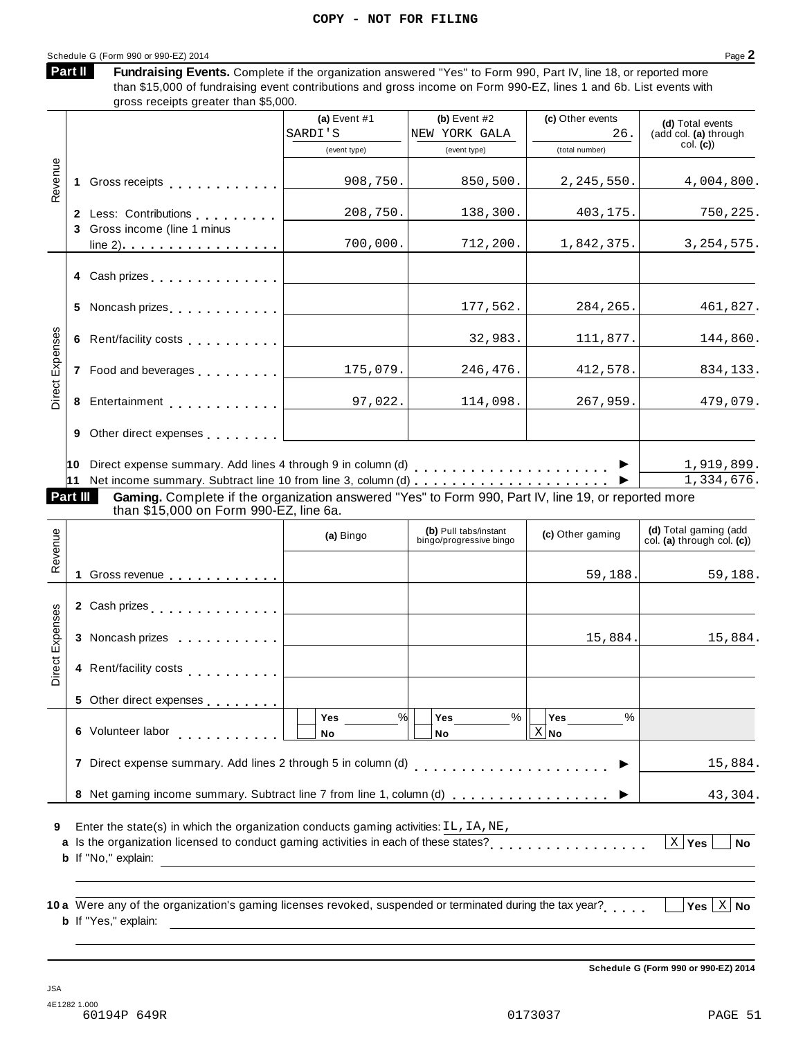COPY - NOT FOR FILING

Schedule G (Form 990 or 990-EZ) 2014

**Part II** **Fundraising Events.** Complete if the organization answered "Yes" to Form 990, Part IV, line 18, or reported more than $15,000 of fundraising event contributions and gross income on Form 990-EZ, lines 1 and 6b. List events with gross receipts greater than $5,000.

| | | (a) Event #1 SARDI'S (event type) | (b) Event #2 NEW YORK GALA (event type) | (c) Other events 26. (total number) | (d) Total events (add col. (a) through col. (c)) |
|---|---|---|---|---|---|
| Revenue | 1 Gross receipts | 908,750. | 850,500. | 2,245,550. | 4,004,800. |
| | 2 Less: Contributions | 208,750. | 138,300. | 403,175. | 750,225. |
| | 3 Gross income (line 1 minus line 2) | 700,000. | 712,200. | 1,842,375. | 3,254,575. |
| Direct Expenses | 4 Cash prizes | | | | |
| | 5 Noncash prizes | | 177,562. | 284,265. | 461,827. |
| | 6 Rent/facility costs | | 32,983. | 111,877. | 144,860. |
| | 7 Food and beverages | 175,079. | 246,476. | 412,578. | 834,133. |
| | 8 Entertainment | 97,022. | 114,098. | 267,959. | 479,079. |
| | 9 Other direct expenses | | | | |
| | 10 Direct expense summary. Add lines 4 through 9 in column (d) ▶ | | | | 1,919,899. |
| | 11 Net income summary. Subtract line 10 from line 3, column (d) ▶ | | | | 1,334,676. |

**Part III** **Gaming.** Complete if the organization answered "Yes" to Form 990, Part IV, line 19, or reported more than $15,000 on Form 990-EZ, line 6a.

| | | (a) Bingo | (b) Pull tabs/instant bingo/progressive bingo | (c) Other gaming | (d) Total gaming (add col. (a) through col. (c)) |
|---|---|---|---|---|---|
| Revenue | 1 Gross revenue | | | 59,188. | 59,188. |
| Direct Expenses | 2 Cash prizes | | | | |
| | 3 Noncash prizes | | | 15,884. | 15,884. |
| | 4 Rent/facility costs | | | | |
| | 5 Other direct expenses | | | | |
| | 6 Volunteer labor | ☐ Yes ___% ☐ No | ☐ Yes ___% ☐ No | ☐ Yes ___% ☒ No | |
| | 7 Direct expense summary. Add lines 2 through 5 in column (d) ▶ | | | | 15,884. |
| | 8 Net gaming income summary. Subtract line 7 from line 1, column (d) ▶ | | | | 43,304. |

**9** Enter the state(s) in which the organization conducts gaming activities: IL, IA, NE,

**a** Is the organization licensed to conduct gaming activities in each of these states? ☒ Yes ☐ No

**b** If "No," explain:

**10 a** Were any of the organization's gaming licenses revoked, suspended or terminated during the tax year? ☐ Yes ☒ No

**b** If "Yes," explain:

**Schedule G (Form 990 or 990-EZ) 2014**

JSA
4E1282 1.000
60194P 649R 0173037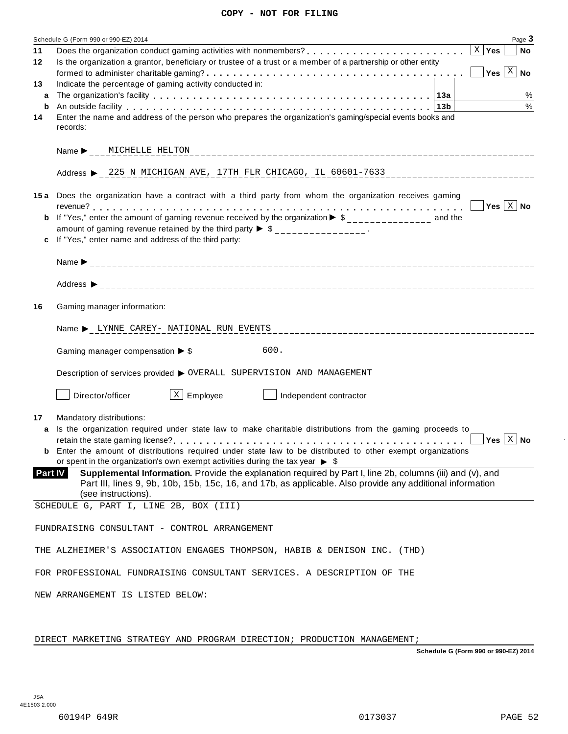COPY - NOT FOR FILING

Schedule G (Form 990 or 990-EZ) 2014 Page **3**

**11** Does the organization conduct gaming activities with nonmembers? . . . . . . . . . . . . . . . . . . . . . . . [X] **Yes** [ ] **No**

**12** Is the organization a grantor, beneficiary or trustee of a trust or a member of a partnership or other entity formed to administer charitable gaming? . . . . . . . . . . . . . . . . . . . . . . . . . . . . . . . . . . . . [ ] **Yes** [X] **No**

**13** Indicate the percentage of gaming activity conducted in:

**a** The organization's facility . . . . . . . . . . . . . . . . . . . . . . . . . . . . . . . . . . . . . . . . **13a** %

**b** An outside facility . . . . . . . . . . . . . . . . . . . . . . . . . . . . . . . . . . . . . . . . . . . . . . **13b** %

**14** Enter the name and address of the person who prepares the organization's gaming/special events books and records:

Name ► MICHELLE HELTON

Address ► 225 N MICHIGAN AVE, 17TH FLR CHICAGO, IL 60601-7633

**15a** Does the organization have a contract with a third party from whom the organization receives gaming revenue? . . . . . . . . . . . . . . . . . . . . . . . . . . . . . . . . . . . . . . . . . . . . . . . . . . . . . . . [ ] **Yes** [X] **No**

**b** If "Yes," enter the amount of gaming revenue received by the organization ► $ ______________ and the amount of gaming revenue retained by the third party ► $ ______________ .

**c** If "Yes," enter name and address of the third party:

Name ► ______________________________________________

Address ► ______________________________________________

**16** Gaming manager information:

Name ► LYNNE CAREY- NATIONAL RUN EVENTS

Gaming manager compensation ► $ 600.

Description of services provided ► OVERALL SUPERVISION AND MANAGEMENT

[ ] Director/officer [X] Employee [ ] Independent contractor

**17** Mandatory distributions:

**a** Is the organization required under state law to make charitable distributions from the gaming proceeds to retain the state gaming license? . . . . . . . . . . . . . . . . . . . . . . . . . . . . . . . . . . . . . . . . . [ ] **Yes** [X] **No**

**b** Enter the amount of distributions required under state law to be distributed to other exempt organizations or spent in the organization's own exempt activities during the tax year ► $

**Part IV** **Supplemental Information.** Provide the explanation required by Part I, line 2b, columns (iii) and (v), and Part III, lines 9, 9b, 10b, 15b, 15c, 16, and 17b, as applicable. Also provide any additional information (see instructions).

SCHEDULE G, PART I, LINE 2B, BOX (III)

FUNDRAISING CONSULTANT - CONTROL ARRANGEMENT

THE ALZHEIMER'S ASSOCIATION ENGAGES THOMPSON, HABIB & DENISON INC. (THD)

FOR PROFESSIONAL FUNDRAISING CONSULTANT SERVICES. A DESCRIPTION OF THE

NEW ARRANGEMENT IS LISTED BELOW:

DIRECT MARKETING STRATEGY AND PROGRAM DIRECTION; PRODUCTION MANAGEMENT;

**Schedule G (Form 990 or 990-EZ) 2014**

JSA
4E1503 2.000

60194P 649R 0173037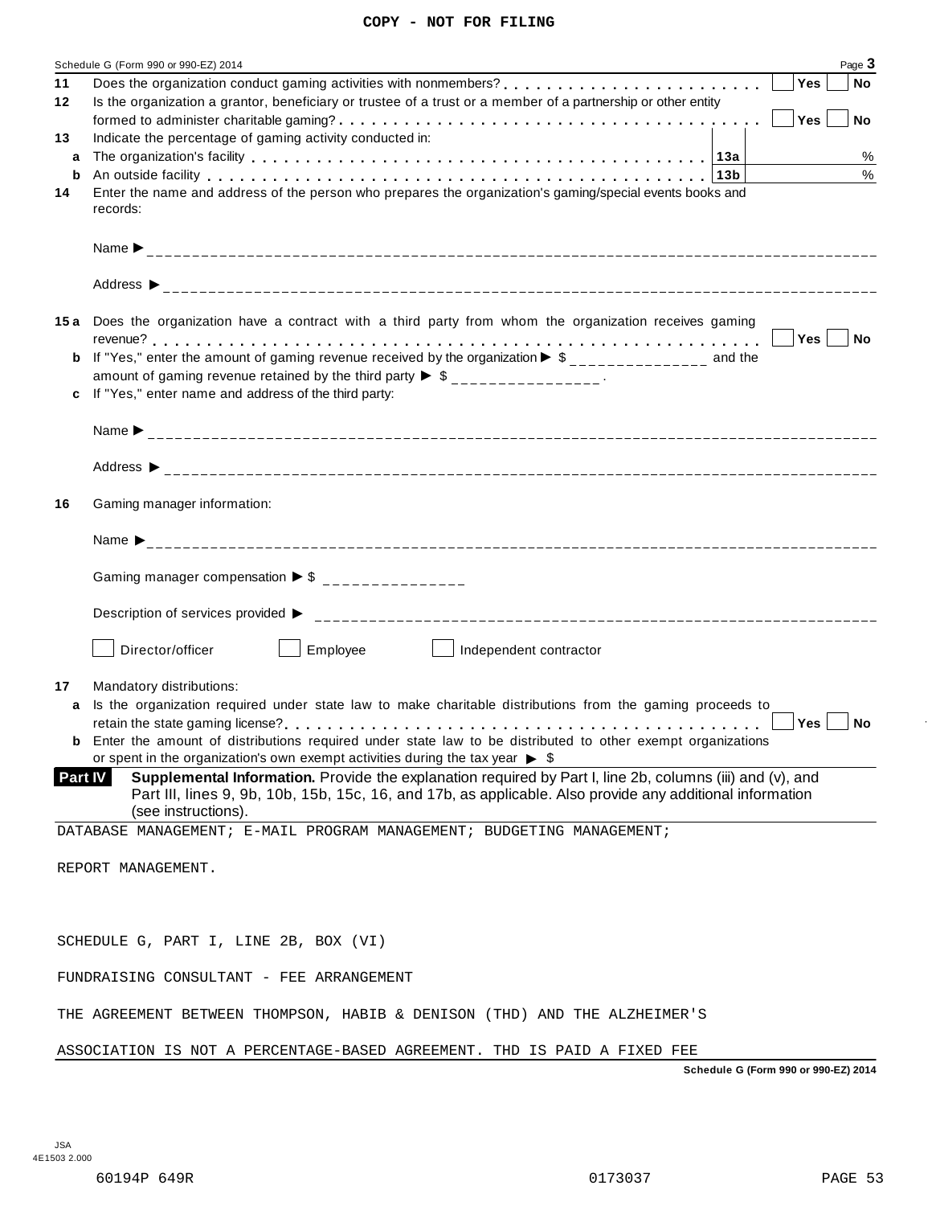COPY - NOT FOR FILING

Schedule G (Form 990 or 990-EZ) 2014 Page **3**

**11** Does the organization conduct gaming activities with nonmembers? . . . . . . . . . . . . . . . . . . . . . . . . ☐ Yes ☐ No

**12** Is the organization a grantor, beneficiary or trustee of a trust or a member of a partnership or other entity formed to administer charitable gaming? . . . . . . . . . . . . . . . . . . . . . . . . . . . . . . . . . . . . ☐ Yes ☐ No

**13** Indicate the percentage of gaming activity conducted in:

| | | | |
|---|---|---|---|
| **a** | The organization's facility | **13a** | % |
| **b** | An outside facility | **13b** | % |

**14** Enter the name and address of the person who prepares the organization's gaming/special events books and records:

Name ▶ ________________________________

Address ▶ ________________________________

**15a** Does the organization have a contract with a third party from whom the organization receives gaming revenue? . . . . . . . . . . . . . . . . . . . . . . . . . . . . . . . . . . . . . . . . . . . . . . . . ☐ Yes ☐ No

**b** If "Yes," enter the amount of gaming revenue received by the organization ▶ $ ______________ and the amount of gaming revenue retained by the third party ▶ $ ______________ .

**c** If "Yes," enter name and address of the third party:

Name ▶ ________________________________

Address ▶ ________________________________

**16** Gaming manager information:

Name ▶ ________________________________

Gaming manager compensation ▶ $ ______________

Description of services provided ▶ ________________________________

☐ Director/officer ☐ Employee ☐ Independent contractor

**17** Mandatory distributions:

**a** Is the organization required under state law to make charitable distributions from the gaming proceeds to retain the state gaming license? . . . . . . . . . . . . . . . . . . . . . . . . . . . . . . . . . . . . ☐ Yes ☐ No

**b** Enter the amount of distributions required under state law to be distributed to other exempt organizations or spent in the organization's own exempt activities during the tax year ▶ $

**Part IV** **Supplemental Information.** Provide the explanation required by Part I, line 2b, columns (iii) and (v), and Part III, lines 9, 9b, 10b, 15b, 15c, 16, and 17b, as applicable. Also provide any additional information (see instructions).

DATABASE MANAGEMENT; E-MAIL PROGRAM MANAGEMENT; BUDGETING MANAGEMENT;

REPORT MANAGEMENT.

SCHEDULE G, PART I, LINE 2B, BOX (VI)

FUNDRAISING CONSULTANT - FEE ARRANGEMENT

THE AGREEMENT BETWEEN THOMPSON, HABIB & DENISON (THD) AND THE ALZHEIMER'S

ASSOCIATION IS NOT A PERCENTAGE-BASED AGREEMENT. THD IS PAID A FIXED FEE

**Schedule G (Form 990 or 990-EZ) 2014**

JSA
4E1503 2.000

60194P 649R 0173037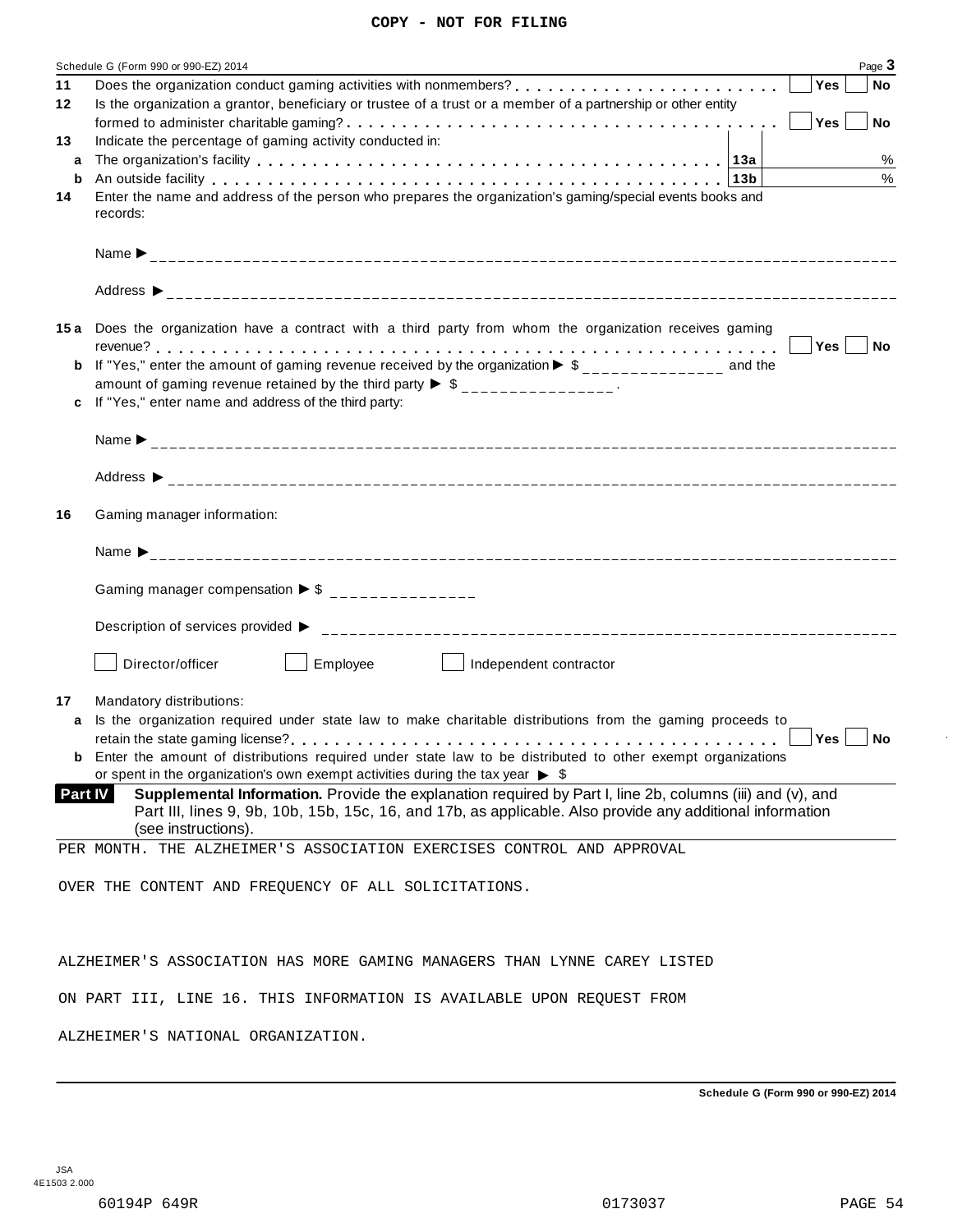COPY - NOT FOR FILING

Schedule G (Form 990 or 990-EZ) 2014

**11** Does the organization conduct gaming activities with nonmembers? . . . . . . . . . . . . . . . . . . . . . . . . Yes No

**12** Is the organization a grantor, beneficiary or trustee of a trust or a member of a partnership or other entity formed to administer charitable gaming? . . . . . . . . . . . . . . . . . . . . . . . . . . . . . . . . . . . . . Yes No

**13** Indicate the percentage of gaming activity conducted in:

**a** The organization's facility . . . . . . . . . . . . . . . . . . . . . . . . . . . . . . . . . . . . . . . . . **13a** %

**b** An outside facility . . . . . . . . . . . . . . . . . . . . . . . . . . . . . . . . . . . . . . . . . . . . . **13b** %

**14** Enter the name and address of the person who prepares the organization's gaming/special events books and records:

Name ►

Address ►

**15a** Does the organization have a contract with a third party from whom the organization receives gaming revenue? . . . . . . . . . . . . . . . . . . . . . . . . . . . . . . . . . . . . . . . . . . . . . . . . . . . . . . . . . Yes No

**b** If "Yes," enter the amount of gaming revenue received by the organization ► $ ______________ and the amount of gaming revenue retained by the third party ► $ ______________ .

**c** If "Yes," enter name and address of the third party:

Name ►

Address ►

**16** Gaming manager information:

Name ►

Gaming manager compensation ► $

Description of services provided ►

☐ Director/officer ☐ Employee ☐ Independent contractor

**17** Mandatory distributions:

**a** Is the organization required under state law to make charitable distributions from the gaming proceeds to retain the state gaming license? . . . . . . . . . . . . . . . . . . . . . . . . . . . . . . . . . . . . . . . . . . . Yes No

**b** Enter the amount of distributions required under state law to be distributed to other exempt organizations or spent in the organization's own exempt activities during the tax year ► $

**Part IV** **Supplemental Information.** Provide the explanation required by Part I, line 2b, columns (iii) and (v), and Part III, lines 9, 9b, 10b, 15b, 15c, 16, and 17b, as applicable. Also provide any additional information (see instructions).

PER MONTH. THE ALZHEIMER'S ASSOCIATION EXERCISES CONTROL AND APPROVAL

OVER THE CONTENT AND FREQUENCY OF ALL SOLICITATIONS.

ALZHEIMER'S ASSOCIATION HAS MORE GAMING MANAGERS THAN LYNNE CAREY LISTED

ON PART III, LINE 16. THIS INFORMATION IS AVAILABLE UPON REQUEST FROM

ALZHEIMER'S NATIONAL ORGANIZATION.

Schedule G (Form 990 or 990-EZ) 2014

JSA
4E1503 2.000

60194P 649R 0173037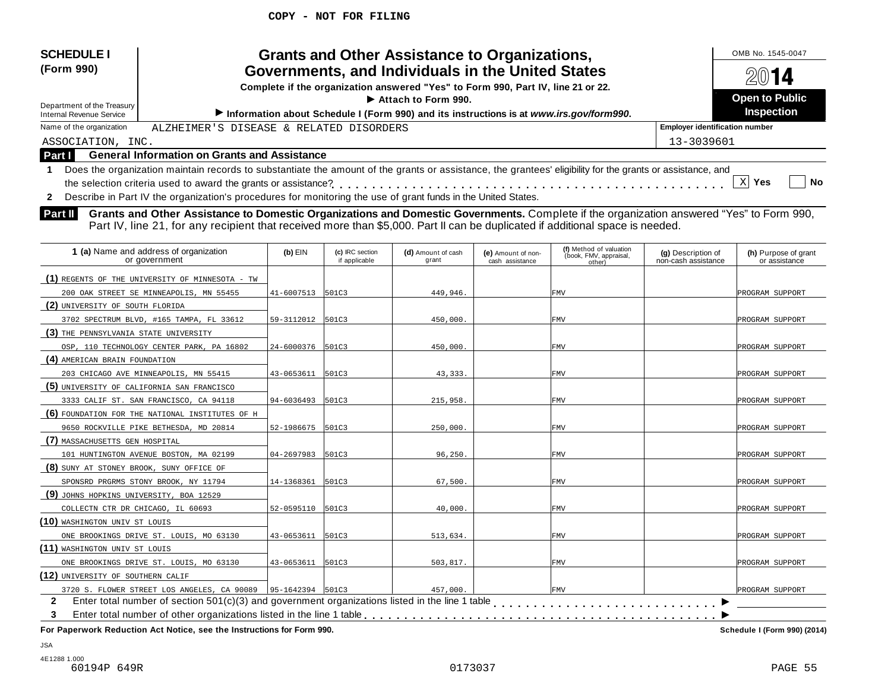COPY - NOT FOR FILING

**SCHEDULE I**
**(Form 990)**

Department of the Treasury
Internal Revenue Service

# Grants and Other Assistance to Organizations, Governments, and Individuals in the United States

**Complete if the organization answered "Yes" to Form 990, Part IV, line 21 or 22.**
**▶ Attach to Form 990.**
**▶ Information about Schedule I (Form 990) and its instructions is at *www.irs.gov/form990*.**

OMB No. 1545-0047
**2014**
**Open to Public Inspection**

Name of the organization: ALZHEIMER'S DISEASE & RELATED DISORDERS ASSOCIATION, INC.

Employer identification number: 13-3039601

## Part I — General Information on Grants and Assistance

1 Does the organization maintain records to substantiate the amount of the grants or assistance, the grantees' eligibility for the grants or assistance, and the selection criteria used to award the grants or assistance? . . . . . . [X] Yes [ ] No

2 Describe in Part IV the organization's procedures for monitoring the use of grant funds in the United States.

## Part II — Grants and Other Assistance to Domestic Organizations and Domestic Governments.

Complete if the organization answered "Yes" to Form 990, Part IV, line 21, for any recipient that received more than $5,000. Part II can be duplicated if additional space is needed.

| 1 (a) Name and address of organization or government | (b) EIN | (c) IRC section if applicable | (d) Amount of cash grant | (e) Amount of non-cash assistance | (f) Method of valuation (book, FMV, appraisal, other) | (g) Description of non-cash assistance | (h) Purpose of grant or assistance |
|---|---|---|---|---|---|---|---|
| (1) REGENTS OF THE UNIVERSITY OF MINNESOTA - TW 200 OAK STREET SE MINNEAPOLIS, MN 55455 | 41-6007513 | 501C3 | 449,946. | | FMV | | PROGRAM SUPPORT |
| (2) UNIVERSITY OF SOUTH FLORIDA 3702 SPECTRUM BLVD, #165 TAMPA, FL 33612 | 59-3112012 | 501C3 | 450,000. | | FMV | | PROGRAM SUPPORT |
| (3) THE PENNSYLVANIA STATE UNIVERSITY OSP, 110 TECHNOLOGY CENTER PARK, PA 16802 | 24-6000376 | 501C3 | 450,000. | | FMV | | PROGRAM SUPPORT |
| (4) AMERICAN BRAIN FOUNDATION 203 CHICAGO AVE MINNEAPOLIS, MN 55415 | 43-0653611 | 501C3 | 43,333. | | FMV | | PROGRAM SUPPORT |
| (5) UNIVERSITY OF CALIFORNIA SAN FRANCISCO 3333 CALIF ST. SAN FRANCISCO, CA 94118 | 94-6036493 | 501C3 | 215,958. | | FMV | | PROGRAM SUPPORT |
| (6) FOUNDATION FOR THE NATIONAL INSTITUTES OF H 9650 ROCKVILLE PIKE BETHESDA, MD 20814 | 52-1986675 | 501C3 | 250,000. | | FMV | | PROGRAM SUPPORT |
| (7) MASSACHUSETTS GEN HOSPITAL 101 HUNTINGTON AVENUE BOSTON, MA 02199 | 04-2697983 | 501C3 | 96,250. | | FMV | | PROGRAM SUPPORT |
| (8) SUNY AT STONEY BROOK, SUNY OFFICE OF SPONSRD PRGRMS STONY BROOK, NY 11794 | 14-1368361 | 501C3 | 67,500. | | FMV | | PROGRAM SUPPORT |
| (9) JOHNS HOPKINS UNIVERSITY, BOA 12529 COLLECTN CTR DR CHICAGO, IL 60693 | 52-0595110 | 501C3 | 40,000. | | FMV | | PROGRAM SUPPORT |
| (10) WASHINGTON UNIV ST LOUIS ONE BROOKINGS DRIVE ST. LOUIS, MO 63130 | 43-0653611 | 501C3 | 513,634. | | FMV | | PROGRAM SUPPORT |
| (11) WASHINGTON UNIV ST LOUIS ONE BROOKINGS DRIVE ST. LOUIS, MO 63130 | 43-0653611 | 501C3 | 503,817. | | FMV | | PROGRAM SUPPORT |
| (12) UNIVERSITY OF SOUTHERN CALIF 3720 S. FLOWER STREET LOS ANGELES, CA 90089 | 95-1642394 | 501C3 | 457,000. | | FMV | | PROGRAM SUPPORT |

2 Enter total number of section 501(c)(3) and government organizations listed in the line 1 table . . . . . ▶

3 Enter total number of other organizations listed in the line 1 table . . . . . ▶

**For Paperwork Reduction Act Notice, see the Instructions for Form 990.** **Schedule I (Form 990) (2014)**

JSA
4E1288 1.000
60194P 649R 0173037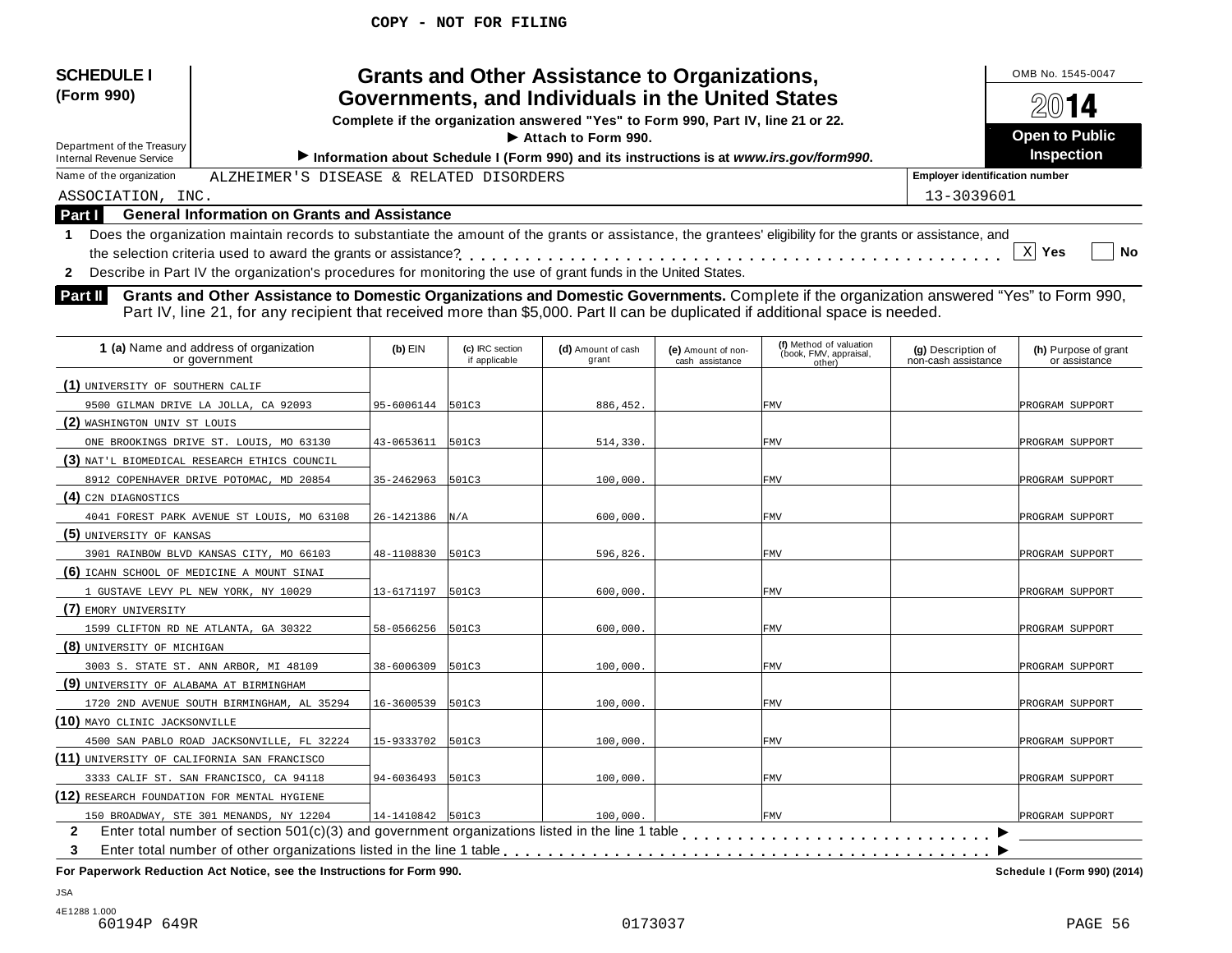COPY - NOT FOR FILING

**SCHEDULE I (Form 990)**

Department of the Treasury
Internal Revenue Service

# Grants and Other Assistance to Organizations, Governments, and Individuals in the United States

**Complete if the organization answered "Yes" to Form 990, Part IV, line 21 or 22.**
**▶ Attach to Form 990.**
**▶ Information about Schedule I (Form 990) and its instructions is at *www.irs.gov/form990*.**

OMB No. 1545-0047

**2014**

**Open to Public Inspection**

Name of the organization: ALZHEIMER'S DISEASE & RELATED DISORDERS ASSOCIATION, INC.

Employer identification number: 13-3039601

## Part I General Information on Grants and Assistance

1 Does the organization maintain records to substantiate the amount of the grants or assistance, the grantees' eligibility for the grants or assistance, and the selection criteria used to award the grants or assistance? [X] Yes [ ] No

2 Describe in Part IV the organization's procedures for monitoring the use of grant funds in the United States.

## Part II Grants and Other Assistance to Domestic Organizations and Domestic Governments.

Complete if the organization answered "Yes" to Form 990, Part IV, line 21, for any recipient that received more than $5,000. Part II can be duplicated if additional space is needed.

| 1 (a) Name and address of organization or government | (b) EIN | (c) IRC section if applicable | (d) Amount of cash grant | (e) Amount of non-cash assistance | (f) Method of valuation (book, FMV, appraisal, other) | (g) Description of non-cash assistance | (h) Purpose of grant or assistance |
|---|---|---|---|---|---|---|---|
| (1) UNIVERSITY OF SOUTHERN CALIF 9500 GILMAN DRIVE LA JOLLA, CA 92093 | 95-6006144 | 501C3 | 886,452. | | FMV | | PROGRAM SUPPORT |
| (2) WASHINGTON UNIV ST LOUIS ONE BROOKINGS DRIVE ST. LOUIS, MO 63130 | 43-0653611 | 501C3 | 514,330. | | FMV | | PROGRAM SUPPORT |
| (3) NAT'L BIOMEDICAL RESEARCH ETHICS COUNCIL 8912 COPENHAVER DRIVE POTOMAC, MD 20854 | 35-2462963 | 501C3 | 100,000. | | FMV | | PROGRAM SUPPORT |
| (4) C2N DIAGNOSTICS 4041 FOREST PARK AVENUE ST LOUIS, MO 63108 | 26-1421386 | N/A | 600,000. | | FMV | | PROGRAM SUPPORT |
| (5) UNIVERSITY OF KANSAS 3901 RAINBOW BLVD KANSAS CITY, MO 66103 | 48-1108830 | 501C3 | 596,826. | | FMV | | PROGRAM SUPPORT |
| (6) ICAHN SCHOOL OF MEDICINE A MOUNT SINAI 1 GUSTAVE LEVY PL NEW YORK, NY 10029 | 13-6171197 | 501C3 | 600,000. | | FMV | | PROGRAM SUPPORT |
| (7) EMORY UNIVERSITY 1599 CLIFTON RD NE ATLANTA, GA 30322 | 58-0566256 | 501C3 | 600,000. | | FMV | | PROGRAM SUPPORT |
| (8) UNIVERSITY OF MICHIGAN 3003 S. STATE ST. ANN ARBOR, MI 48109 | 38-6006309 | 501C3 | 100,000. | | FMV | | PROGRAM SUPPORT |
| (9) UNIVERSITY OF ALABAMA AT BIRMINGHAM 1720 2ND AVENUE SOUTH BIRMINGHAM, AL 35294 | 16-3600539 | 501C3 | 100,000. | | FMV | | PROGRAM SUPPORT |
| (10) MAYO CLINIC JACKSONVILLE 4500 SAN PABLO ROAD JACKSONVILLE, FL 32224 | 15-9333702 | 501C3 | 100,000. | | FMV | | PROGRAM SUPPORT |
| (11) UNIVERSITY OF CALIFORNIA SAN FRANCISCO 3333 CALIF ST. SAN FRANCISCO, CA 94118 | 94-6036493 | 501C3 | 100,000. | | FMV | | PROGRAM SUPPORT |
| (12) RESEARCH FOUNDATION FOR MENTAL HYGIENE 150 BROADWAY, STE 301 MENANDS, NY 12204 | 14-1410842 | 501C3 | 100,000. | | FMV | | PROGRAM SUPPORT |

2 Enter total number of section 501(c)(3) and government organizations listed in the line 1 table ▶

3 Enter total number of other organizations listed in the line 1 table ▶

**For Paperwork Reduction Act Notice, see the Instructions for Form 990.** **Schedule I (Form 990) (2014)**

JSA
4E1288 1.000
60194P 649R 0173037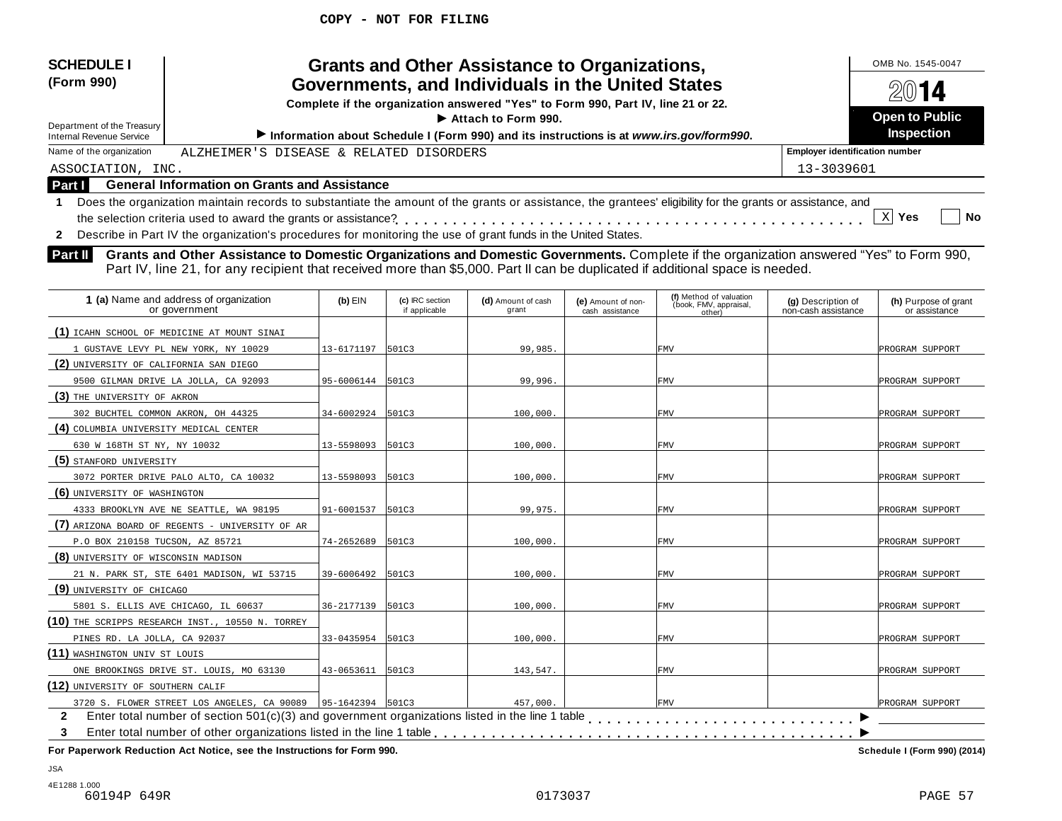COPY - NOT FOR FILING

**SCHEDULE I (Form 990)**

Department of the Treasury
Internal Revenue Service

# Grants and Other Assistance to Organizations, Governments, and Individuals in the United States

**Complete if the organization answered "Yes" to Form 990, Part IV, line 21 or 22.**

**► Attach to Form 990.**

**► Information about Schedule I (Form 990) and its instructions is at *www.irs.gov/form990*.**

OMB No. 1545-0047

**2014**

**Open to Public Inspection**

Name of the organization: ALZHEIMER'S DISEASE & RELATED DISORDERS ASSOCIATION, INC.

Employer identification number: 13-3039601

## Part I General Information on Grants and Assistance

**1** Does the organization maintain records to substantiate the amount of the grants or assistance, the grantees' eligibility for the grants or assistance, and the selection criteria used to award the grants or assistance? [X] Yes [ ] No

**2** Describe in Part IV the organization's procedures for monitoring the use of grant funds in the United States.

## Part II Grants and Other Assistance to Domestic Organizations and Domestic Governments.

Complete if the organization answered "Yes" to Form 990, Part IV, line 21, for any recipient that received more than $5,000. Part II can be duplicated if additional space is needed.

| 1 (a) Name and address of organization or government | (b) EIN | (c) IRC section if applicable | (d) Amount of cash grant | (e) Amount of non-cash assistance | (f) Method of valuation (book, FMV, appraisal, other) | (g) Description of non-cash assistance | (h) Purpose of grant or assistance |
|---|---|---|---|---|---|---|---|
| (1) ICAHN SCHOOL OF MEDICINE AT MOUNT SINAI 1 GUSTAVE LEVY PL NEW YORK, NY 10029 | 13-6171197 | 501C3 | 99,985. | | FMV | | PROGRAM SUPPORT |
| (2) UNIVERSITY OF CALIFORNIA SAN DIEGO 9500 GILMAN DRIVE LA JOLLA, CA 92093 | 95-6006144 | 501C3 | 99,996. | | FMV | | PROGRAM SUPPORT |
| (3) THE UNIVERSITY OF AKRON 302 BUCHTEL COMMON AKRON, OH 44325 | 34-6002924 | 501C3 | 100,000. | | FMV | | PROGRAM SUPPORT |
| (4) COLUMBIA UNIVERSITY MEDICAL CENTER 630 W 168TH ST NY, NY 10032 | 13-5598093 | 501C3 | 100,000. | | FMV | | PROGRAM SUPPORT |
| (5) STANFORD UNIVERSITY 3072 PORTER DRIVE PALO ALTO, CA 10032 | 13-5598093 | 501C3 | 100,000. | | FMV | | PROGRAM SUPPORT |
| (6) UNIVERSITY OF WASHINGTON 4333 BROOKLYN AVE NE SEATTLE, WA 98195 | 91-6001537 | 501C3 | 99,975. | | FMV | | PROGRAM SUPPORT |
| (7) ARIZONA BOARD OF REGENTS - UNIVERSITY OF AR P.O BOX 210158 TUCSON, AZ 85721 | 74-2652689 | 501C3 | 100,000. | | FMV | | PROGRAM SUPPORT |
| (8) UNIVERSITY OF WISCONSIN MADISON 21 N. PARK ST, STE 6401 MADISON, WI 53715 | 39-6006492 | 501C3 | 100,000. | | FMV | | PROGRAM SUPPORT |
| (9) UNIVERSITY OF CHICAGO 5801 S. ELLIS AVE CHICAGO, IL 60637 | 36-2177139 | 501C3 | 100,000. | | FMV | | PROGRAM SUPPORT |
| (10) THE SCRIPPS RESEARCH INST., 10550 N. TORREY PINES RD. LA JOLLA, CA 92037 | 33-0435954 | 501C3 | 100,000. | | FMV | | PROGRAM SUPPORT |
| (11) WASHINGTON UNIV ST LOUIS ONE BROOKINGS DRIVE ST. LOUIS, MO 63130 | 43-0653611 | 501C3 | 143,547. | | FMV | | PROGRAM SUPPORT |
| (12) UNIVERSITY OF SOUTHERN CALIF 3720 S. FLOWER STREET LOS ANGELES, CA 90089 | 95-1642394 | 501C3 | 457,000. | | FMV | | PROGRAM SUPPORT |

**2** Enter total number of section 501(c)(3) and government organizations listed in the line 1 table ►

**3** Enter total number of other organizations listed in the line 1 table ►

**For Paperwork Reduction Act Notice, see the Instructions for Form 990.** Schedule I (Form 990) (2014)

JSA
4E1288 1.000
60194P 649R 0173037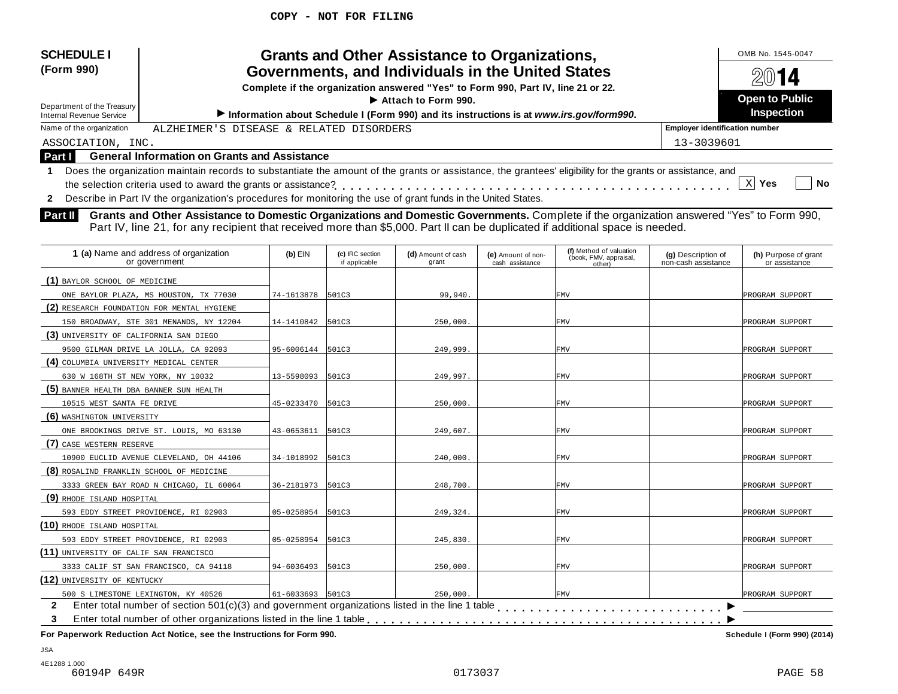COPY - NOT FOR FILING

**SCHEDULE I (Form 990)**

Department of the Treasury
Internal Revenue Service

# Grants and Other Assistance to Organizations, Governments, and Individuals in the United States

**Complete if the organization answered "Yes" to Form 990, Part IV, line 21 or 22.**
**▶ Attach to Form 990.**
**▶ Information about Schedule I (Form 990) and its instructions is at *www.irs.gov/form990*.**

OMB No. 1545-0047

**2014**

**Open to Public Inspection**

Name of the organization: ALZHEIMER'S DISEASE & RELATED DISORDERS ASSOCIATION, INC.

Employer identification number: 13-3039601

**Part I — General Information on Grants and Assistance**

1 Does the organization maintain records to substantiate the amount of the grants or assistance, the grantees' eligibility for the grants or assistance, and the selection criteria used to award the grants or assistance? [X] Yes [ ] No

2 Describe in Part IV the organization's procedures for monitoring the use of grant funds in the United States.

**Part II — Grants and Other Assistance to Domestic Organizations and Domestic Governments.** Complete if the organization answered "Yes" to Form 990, Part IV, line 21, for any recipient that received more than $5,000. Part II can be duplicated if additional space is needed.

| 1 (a) Name and address of organization or government | (b) EIN | (c) IRC section if applicable | (d) Amount of cash grant | (e) Amount of non-cash assistance | (f) Method of valuation (book, FMV, appraisal, other) | (g) Description of non-cash assistance | (h) Purpose of grant or assistance |
|---|---|---|---|---|---|---|---|
| (1) BAYLOR SCHOOL OF MEDICINE ONE BAYLOR PLAZA, MS HOUSTON, TX 77030 | 74-1613878 | 501C3 | 99,940. | | FMV | | PROGRAM SUPPORT |
| (2) RESEARCH FOUNDATION FOR MENTAL HYGIENE 150 BROADWAY, STE 301 MENANDS, NY 12204 | 14-1410842 | 501C3 | 250,000. | | FMV | | PROGRAM SUPPORT |
| (3) UNIVERSITY OF CALIFORNIA SAN DIEGO 9500 GILMAN DRIVE LA JOLLA, CA 92093 | 95-6006144 | 501C3 | 249,999. | | FMV | | PROGRAM SUPPORT |
| (4) COLUMBIA UNIVERSITY MEDICAL CENTER 630 W 168TH ST NEW YORK, NY 10032 | 13-5598093 | 501C3 | 249,997. | | FMV | | PROGRAM SUPPORT |
| (5) BANNER HEALTH DBA BANNER SUN HEALTH 10515 WEST SANTA FE DRIVE | 45-0233470 | 501C3 | 250,000. | | FMV | | PROGRAM SUPPORT |
| (6) WASHINGTON UNIVERSITY ONE BROOKINGS DRIVE ST. LOUIS, MO 63130 | 43-0653611 | 501C3 | 249,607. | | FMV | | PROGRAM SUPPORT |
| (7) CASE WESTERN RESERVE 10900 EUCLID AVENUE CLEVELAND, OH 44106 | 34-1018992 | 501C3 | 240,000. | | FMV | | PROGRAM SUPPORT |
| (8) ROSALIND FRANKLIN SCHOOL OF MEDICINE 3333 GREEN BAY ROAD N CHICAGO, IL 60064 | 36-2181973 | 501C3 | 248,700. | | FMV | | PROGRAM SUPPORT |
| (9) RHODE ISLAND HOSPITAL 593 EDDY STREET PROVIDENCE, RI 02903 | 05-0258954 | 501C3 | 249,324. | | FMV | | PROGRAM SUPPORT |
| (10) RHODE ISLAND HOSPITAL 593 EDDY STREET PROVIDENCE, RI 02903 | 05-0258954 | 501C3 | 245,830. | | FMV | | PROGRAM SUPPORT |
| (11) UNIVERSITY OF CALIF SAN FRANCISCO 3333 CALIF ST SAN FRANCISCO, CA 94118 | 94-6036493 | 501C3 | 250,000. | | FMV | | PROGRAM SUPPORT |
| (12) UNIVERSITY OF KENTUCKY 500 S LIMESTONE LEXINGTON, KY 40526 | 61-6033693 | 501C3 | 250,000. | | FMV | | PROGRAM SUPPORT |

2 Enter total number of section 501(c)(3) and government organizations listed in the line 1 table ▶

3 Enter total number of other organizations listed in the line 1 table ▶

**For Paperwork Reduction Act Notice, see the Instructions for Form 990.** **Schedule I (Form 990) (2014)**

JSA
4E1288 1.000
60194P 649R 0173037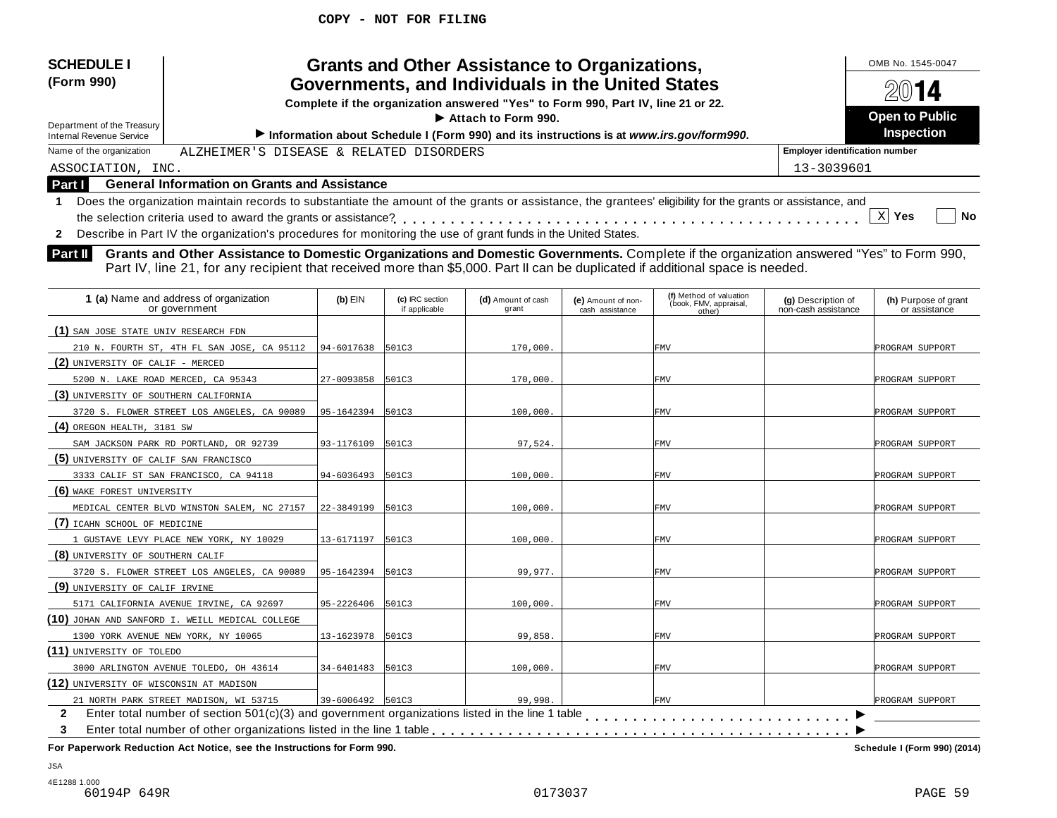COPY - NOT FOR FILING

**SCHEDULE I (Form 990)**

Department of the Treasury
Internal Revenue Service

# Grants and Other Assistance to Organizations, Governments, and Individuals in the United States

**Complete if the organization answered "Yes" to Form 990, Part IV, line 21 or 22.**

**▶ Attach to Form 990.**

**▶ Information about Schedule I (Form 990) and its instructions is at *www.irs.gov/form990*.**

OMB No. 1545-0047

**2014**

**Open to Public Inspection**

Name of the organization: ALZHEIMER'S DISEASE & RELATED DISORDERS ASSOCIATION, INC.

Employer identification number: 13-3039601

## Part I General Information on Grants and Assistance

1 Does the organization maintain records to substantiate the amount of the grants or assistance, the grantees' eligibility for the grants or assistance, and the selection criteria used to award the grants or assistance? [X] Yes [ ] No

2 Describe in Part IV the organization's procedures for monitoring the use of grant funds in the United States.

## Part II Grants and Other Assistance to Domestic Organizations and Domestic Governments.

Complete if the organization answered "Yes" to Form 990, Part IV, line 21, for any recipient that received more than $5,000. Part II can be duplicated if additional space is needed.

| 1 (a) Name and address of organization or government | (b) EIN | (c) IRC section if applicable | (d) Amount of cash grant | (e) Amount of non-cash assistance | (f) Method of valuation (book, FMV, appraisal, other) | (g) Description of non-cash assistance | (h) Purpose of grant or assistance |
|---|---|---|---|---|---|---|---|
| (1) SAN JOSE STATE UNIV RESEARCH FDN 210 N. FOURTH ST, 4TH FL SAN JOSE, CA 95112 | 94-6017638 | 501C3 | 170,000. | | FMV | | PROGRAM SUPPORT |
| (2) UNIVERSITY OF CALIF - MERCED 5200 N. LAKE ROAD MERCED, CA 95343 | 27-0093858 | 501C3 | 170,000. | | FMV | | PROGRAM SUPPORT |
| (3) UNIVERSITY OF SOUTHERN CALIFORNIA 3720 S. FLOWER STREET LOS ANGELES, CA 90089 | 95-1642394 | 501C3 | 100,000. | | FMV | | PROGRAM SUPPORT |
| (4) OREGON HEALTH, 3181 SW SAM JACKSON PARK RD PORTLAND, OR 92739 | 93-1176109 | 501C3 | 97,524. | | FMV | | PROGRAM SUPPORT |
| (5) UNIVERSITY OF CALIF SAN FRANCISCO 3333 CALIF ST SAN FRANCISCO, CA 94118 | 94-6036493 | 501C3 | 100,000. | | FMV | | PROGRAM SUPPORT |
| (6) WAKE FOREST UNIVERSITY MEDICAL CENTER BLVD WINSTON SALEM, NC 27157 | 22-3849199 | 501C3 | 100,000. | | FMV | | PROGRAM SUPPORT |
| (7) ICAHN SCHOOL OF MEDICINE 1 GUSTAVE LEVY PLACE NEW YORK, NY 10029 | 13-6171197 | 501C3 | 100,000. | | FMV | | PROGRAM SUPPORT |
| (8) UNIVERSITY OF SOUTHERN CALIF 3720 S. FLOWER STREET LOS ANGELES, CA 90089 | 95-1642394 | 501C3 | 99,977. | | FMV | | PROGRAM SUPPORT |
| (9) UNIVERSITY OF CALIF IRVINE 5171 CALIFORNIA AVENUE IRVINE, CA 92697 | 95-2226406 | 501C3 | 100,000. | | FMV | | PROGRAM SUPPORT |
| (10) JOHAN AND SANFORD I. WEILL MEDICAL COLLEGE 1300 YORK AVENUE NEW YORK, NY 10065 | 13-1623978 | 501C3 | 99,858. | | FMV | | PROGRAM SUPPORT |
| (11) UNIVERSITY OF TOLEDO 3000 ARLINGTON AVENUE TOLEDO, OH 43614 | 34-6401483 | 501C3 | 100,000. | | FMV | | PROGRAM SUPPORT |
| (12) UNIVERSITY OF WISCONSIN AT MADISON 21 NORTH PARK STREET MADISON, WI 53715 | 39-6006492 | 501C3 | 99,998. | | FMV | | PROGRAM SUPPORT |

2 Enter total number of section 501(c)(3) and government organizations listed in the line 1 table ▶

3 Enter total number of other organizations listed in the line 1 table ▶

**For Paperwork Reduction Act Notice, see the Instructions for Form 990.** **Schedule I (Form 990) (2014)**

JSA
4E1288 1.000
60194P 649R 0173037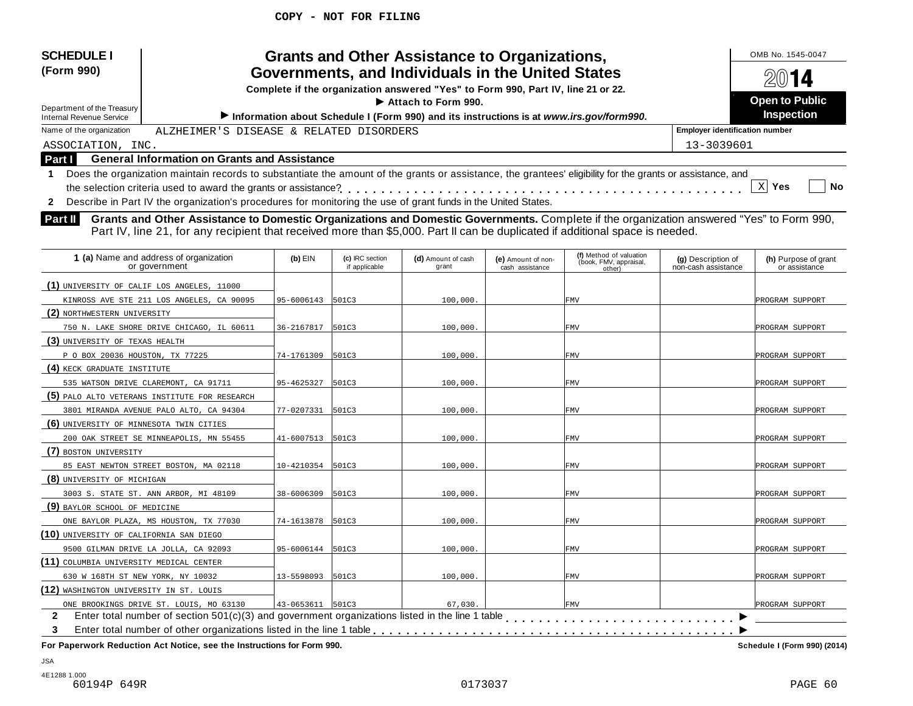COPY - NOT FOR FILING

**SCHEDULE I**
**(Form 990)**

Department of the Treasury
Internal Revenue Service

# Grants and Other Assistance to Organizations, Governments, and Individuals in the United States

**Complete if the organization answered "Yes" to Form 990, Part IV, line 21 or 22.**
**▶ Attach to Form 990.**
**▶ Information about Schedule I (Form 990) and its instructions is at *www.irs.gov/form990*.**

OMB No. 1545-0047
**2014**
**Open to Public Inspection**

Name of the organization: ALZHEIMER'S DISEASE & RELATED DISORDERS ASSOCIATION, INC.

Employer identification number: 13-3039601

## Part I General Information on Grants and Assistance

**1** Does the organization maintain records to substantiate the amount of the grants or assistance, the grantees' eligibility for the grants or assistance, and the selection criteria used to award the grants or assistance? . . . . . . . . . . . [X] Yes [ ] No

**2** Describe in Part IV the organization's procedures for monitoring the use of grant funds in the United States.

## Part II Grants and Other Assistance to Domestic Organizations and Domestic Governments.

Complete if the organization answered "Yes" to Form 990, Part IV, line 21, for any recipient that received more than $5,000. Part II can be duplicated if additional space is needed.

| **1 (a)** Name and address of organization or government | **(b)** EIN | **(c)** IRC section if applicable | **(d)** Amount of cash grant | **(e)** Amount of non-cash assistance | **(f)** Method of valuation (book, FMV, appraisal, other) | **(g)** Description of non-cash assistance | **(h)** Purpose of grant or assistance |
|---|---|---|---|---|---|---|---|
| (1) UNIVERSITY OF CALIF LOS ANGELES, 11000 KINROSS AVE STE 211 LOS ANGELES, CA 90095 | 95-6006143 | 501C3 | 100,000. | | FMV | | PROGRAM SUPPORT |
| (2) NORTHWESTERN UNIVERSITY 750 N. LAKE SHORE DRIVE CHICAGO, IL 60611 | 36-2167817 | 501C3 | 100,000. | | FMV | | PROGRAM SUPPORT |
| (3) UNIVERSITY OF TEXAS HEALTH P O BOX 20036 HOUSTON, TX 77225 | 74-1761309 | 501C3 | 100,000. | | FMV | | PROGRAM SUPPORT |
| (4) KECK GRADUATE INSTITUTE 535 WATSON DRIVE CLAREMONT, CA 91711 | 95-4625327 | 501C3 | 100,000. | | FMV | | PROGRAM SUPPORT |
| (5) PALO ALTO VETERANS INSTITUTE FOR RESEARCH 3801 MIRANDA AVENUE PALO ALTO, CA 94304 | 77-0207331 | 501C3 | 100,000. | | FMV | | PROGRAM SUPPORT |
| (6) UNIVERSITY OF MINNESOTA TWIN CITIES 200 OAK STREET SE MINNEAPOLIS, MN 55455 | 41-6007513 | 501C3 | 100,000. | | FMV | | PROGRAM SUPPORT |
| (7) BOSTON UNIVERSITY 85 EAST NEWTON STREET BOSTON, MA 02118 | 10-4210354 | 501C3 | 100,000. | | FMV | | PROGRAM SUPPORT |
| (8) UNIVERSITY OF MICHIGAN 3003 S. STATE ST. ANN ARBOR, MI 48109 | 38-6006309 | 501C3 | 100,000. | | FMV | | PROGRAM SUPPORT |
| (9) BAYLOR SCHOOL OF MEDICINE ONE BAYLOR PLAZA, MS HOUSTON, TX 77030 | 74-1613878 | 501C3 | 100,000. | | FMV | | PROGRAM SUPPORT |
| (10) UNIVERSITY OF CALIFORNIA SAN DIEGO 9500 GILMAN DRIVE LA JOLLA, CA 92093 | 95-6006144 | 501C3 | 100,000. | | FMV | | PROGRAM SUPPORT |
| (11) COLUMBIA UNIVERSITY MEDICAL CENTER 630 W 168TH ST NEW YORK, NY 10032 | 13-5598093 | 501C3 | 100,000. | | FMV | | PROGRAM SUPPORT |
| (12) WASHINGTON UNIVERSITY IN ST. LOUIS ONE BROOKINGS DRIVE ST. LOUIS, MO 63130 | 43-0653611 | 501C3 | 67,030. | | FMV | | PROGRAM SUPPORT |

**2** Enter total number of section 501(c)(3) and government organizations listed in the line 1 table . . . . . . ▶

**3** Enter total number of other organizations listed in the line 1 table . . . . . . ▶

**For Paperwork Reduction Act Notice, see the Instructions for Form 990.** **Schedule I (Form 990) (2014)**

JSA
4E1288 1.000
60194P 649R 0173037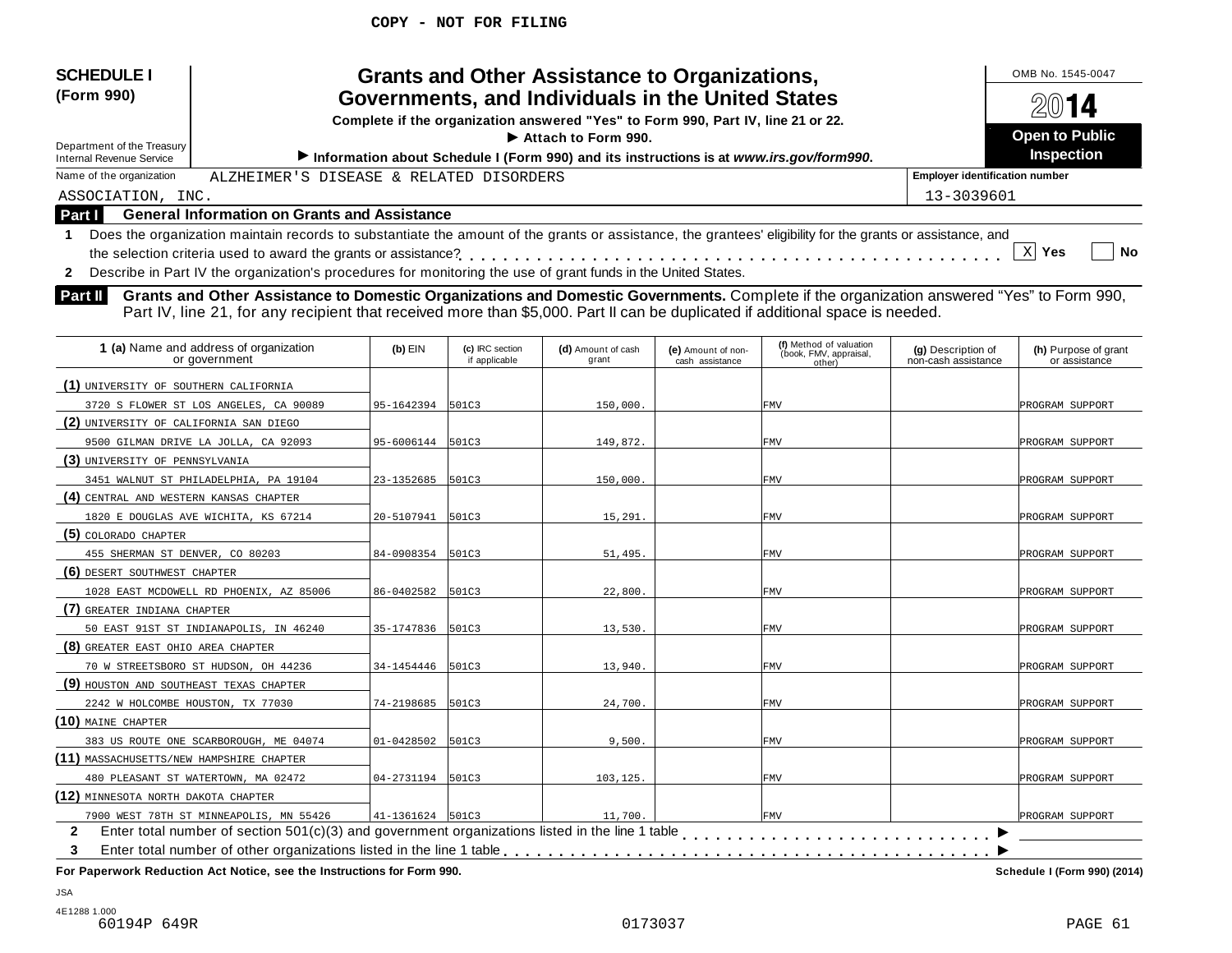COPY - NOT FOR FILING

**SCHEDULE I (Form 990)**

Department of the Treasury
Internal Revenue Service

# Grants and Other Assistance to Organizations, Governments, and Individuals in the United States

**Complete if the organization answered "Yes" to Form 990, Part IV, line 21 or 22.**

**▶ Attach to Form 990.**

**▶ Information about Schedule I (Form 990) and its instructions is at *www.irs.gov/form990*.**

OMB No. 1545-0047

**2014**

**Open to Public Inspection**

Name of the organization: ALZHEIMER'S DISEASE & RELATED DISORDERS ASSOCIATION, INC.

Employer identification number: 13-3039601

## Part I General Information on Grants and Assistance

1 Does the organization maintain records to substantiate the amount of the grants or assistance, the grantees' eligibility for the grants or assistance, and the selection criteria used to award the grants or assistance? [X] Yes [ ] No

2 Describe in Part IV the organization's procedures for monitoring the use of grant funds in the United States.

## Part II Grants and Other Assistance to Domestic Organizations and Domestic Governments.

Complete if the organization answered "Yes" to Form 990, Part IV, line 21, for any recipient that received more than $5,000. Part II can be duplicated if additional space is needed.

| 1 (a) Name and address of organization or government | (b) EIN | (c) IRC section if applicable | (d) Amount of cash grant | (e) Amount of non-cash assistance | (f) Method of valuation (book, FMV, appraisal, other) | (g) Description of non-cash assistance | (h) Purpose of grant or assistance |
|---|---|---|---|---|---|---|---|
| (1) UNIVERSITY OF SOUTHERN CALIFORNIA 3720 S FLOWER ST LOS ANGELES, CA 90089 | 95-1642394 | 501C3 | 150,000. | | FMV | | PROGRAM SUPPORT |
| (2) UNIVERSITY OF CALIFORNIA SAN DIEGO 9500 GILMAN DRIVE LA JOLLA, CA 92093 | 95-6006144 | 501C3 | 149,872. | | FMV | | PROGRAM SUPPORT |
| (3) UNIVERSITY OF PENNSYLVANIA 3451 WALNUT ST PHILADELPHIA, PA 19104 | 23-1352685 | 501C3 | 150,000. | | FMV | | PROGRAM SUPPORT |
| (4) CENTRAL AND WESTERN KANSAS CHAPTER 1820 E DOUGLAS AVE WICHITA, KS 67214 | 20-5107941 | 501C3 | 15,291. | | FMV | | PROGRAM SUPPORT |
| (5) COLORADO CHAPTER 455 SHERMAN ST DENVER, CO 80203 | 84-0908354 | 501C3 | 51,495. | | FMV | | PROGRAM SUPPORT |
| (6) DESERT SOUTHWEST CHAPTER 1028 EAST MCDOWELL RD PHOENIX, AZ 85006 | 86-0402582 | 501C3 | 22,800. | | FMV | | PROGRAM SUPPORT |
| (7) GREATER INDIANA CHAPTER 50 EAST 91ST ST INDIANAPOLIS, IN 46240 | 35-1747836 | 501C3 | 13,530. | | FMV | | PROGRAM SUPPORT |
| (8) GREATER EAST OHIO AREA CHAPTER 70 W STREETSBORO ST HUDSON, OH 44236 | 34-1454446 | 501C3 | 13,940. | | FMV | | PROGRAM SUPPORT |
| (9) HOUSTON AND SOUTHEAST TEXAS CHAPTER 2242 W HOLCOMBE HOUSTON, TX 77030 | 74-2198685 | 501C3 | 24,700. | | FMV | | PROGRAM SUPPORT |
| (10) MAINE CHAPTER 383 US ROUTE ONE SCARBOROUGH, ME 04074 | 01-0428502 | 501C3 | 9,500. | | FMV | | PROGRAM SUPPORT |
| (11) MASSACHUSETTS/NEW HAMPSHIRE CHAPTER 480 PLEASANT ST WATERTOWN, MA 02472 | 04-2731194 | 501C3 | 103,125. | | FMV | | PROGRAM SUPPORT |
| (12) MINNESOTA NORTH DAKOTA CHAPTER 7900 WEST 78TH ST MINNEAPOLIS, MN 55426 | 41-1361624 | 501C3 | 11,700. | | FMV | | PROGRAM SUPPORT |

2 Enter total number of section 501(c)(3) and government organizations listed in the line 1 table ▶

3 Enter total number of other organizations listed in the line 1 table ▶

**For Paperwork Reduction Act Notice, see the Instructions for Form 990.** **Schedule I (Form 990) (2014)**

JSA
4E1288 1.000
60194P 649R 0173037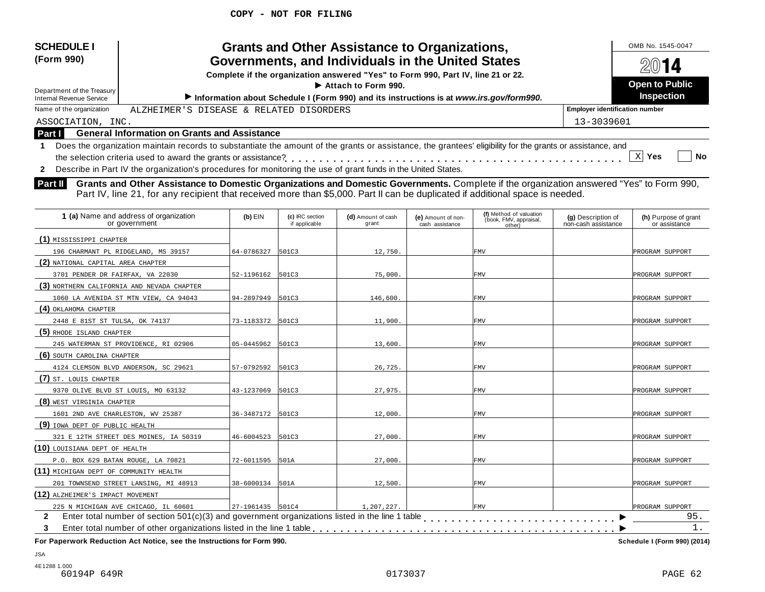COPY - NOT FOR FILING

**SCHEDULE I (Form 990)**

Department of the Treasury
Internal Revenue Service

# Grants and Other Assistance to Organizations, Governments, and Individuals in the United States

**Complete if the organization answered "Yes" to Form 990, Part IV, line 21 or 22.**

► Attach to Form 990.

► Information about Schedule I (Form 990) and its instructions is at *www.irs.gov/form990*.

OMB No. 1545-0047

**2014**

**Open to Public Inspection**

Name of the organization: ALZHEIMER'S DISEASE & RELATED DISORDERS ASSOCIATION, INC.

Employer identification number: 13-3039601

## Part I General Information on Grants and Assistance

**1** Does the organization maintain records to substantiate the amount of the grants or assistance, the grantees' eligibility for the grants or assistance, and the selection criteria used to award the grants or assistance? X Yes ☐ No

**2** Describe in Part IV the organization's procedures for monitoring the use of grant funds in the United States.

## Part II Grants and Other Assistance to Domestic Organizations and Domestic Governments.

Complete if the organization answered "Yes" to Form 990, Part IV, line 21, for any recipient that received more than $5,000. Part II can be duplicated if additional space is needed.

| 1 (a) Name and address of organization or government | (b) EIN | (c) IRC section if applicable | (d) Amount of cash grant | (e) Amount of non-cash assistance | (f) Method of valuation (book, FMV, appraisal, other) | (g) Description of non-cash assistance | (h) Purpose of grant or assistance |
|---|---|---|---|---|---|---|---|
| (1) MISSISSIPPI CHAPTER 196 CHARMANT PL RIDGELAND, MS 39157 | 64-0786327 | 501C3 | 12,750. | | FMV | | PROGRAM SUPPORT |
| (2) NATIONAL CAPITAL AREA CHAPTER 3701 PENDER DR FAIRFAX, VA 22030 | 52-1196162 | 501C3 | 75,000. | | FMV | | PROGRAM SUPPORT |
| (3) NORTHERN CALIFORNIA AND NEVADA CHAPTER 1060 LA AVENIDA ST MTN VIEW, CA 94043 | 94-2897949 | 501C3 | 146,600. | | FMV | | PROGRAM SUPPORT |
| (4) OKLAHOMA CHAPTER 2448 E 81ST ST TULSA, OK 74137 | 73-1183372 | 501C3 | 11,900. | | FMV | | PROGRAM SUPPORT |
| (5) RHODE ISLAND CHAPTER 245 WATERMAN ST PROVIDENCE, RI 02906 | 05-0445962 | 501C3 | 13,600. | | FMV | | PROGRAM SUPPORT |
| (6) SOUTH CAROLINA CHAPTER 4124 CLEMSON BLVD ANDERSON, SC 29621 | 57-0792592 | 501C3 | 26,725. | | FMV | | PROGRAM SUPPORT |
| (7) ST. LOUIS CHAPTER 9370 OLIVE BLVD ST LOUIS, MO 63132 | 43-1237069 | 501C3 | 27,975. | | FMV | | PROGRAM SUPPORT |
| (8) WEST VIRGINIA CHAPTER 1601 2ND AVE CHARLESTON, WV 25387 | 36-3487172 | 501C3 | 12,000. | | FMV | | PROGRAM SUPPORT |
| (9) IOWA DEPT OF PUBLIC HEALTH 321 E 12TH STREET DES MOINES, IA 50319 | 46-6004523 | 501C3 | 27,000. | | FMV | | PROGRAM SUPPORT |
| (10) LOUISIANA DEPT OF HEALTH P.O. BOX 629 BATAN ROUGE, LA 70821 | 72-6011595 | 501A | 27,000. | | FMV | | PROGRAM SUPPORT |
| (11) MICHIGAN DEPT OF COMMUNITY HEALTH 201 TOWNSEND STREET LANSING, MI 48913 | 38-6000134 | 501A | 12,500. | | FMV | | PROGRAM SUPPORT |
| (12) ALZHEIMER'S IMPACT MOVEMENT 225 N MICHIGAN AVE CHICAGO, IL 60601 | 27-1961435 | 501C4 | 1,207,227. | | FMV | | PROGRAM SUPPORT |

**2** Enter total number of section 501(c)(3) and government organizations listed in the line 1 table ► 95.

**3** Enter total number of other organizations listed in the line 1 table ► 1.

**For Paperwork Reduction Act Notice, see the Instructions for Form 990.** Schedule I (Form 990) (2014)

JSA
4E1288 1.000
60194P 649R 0173037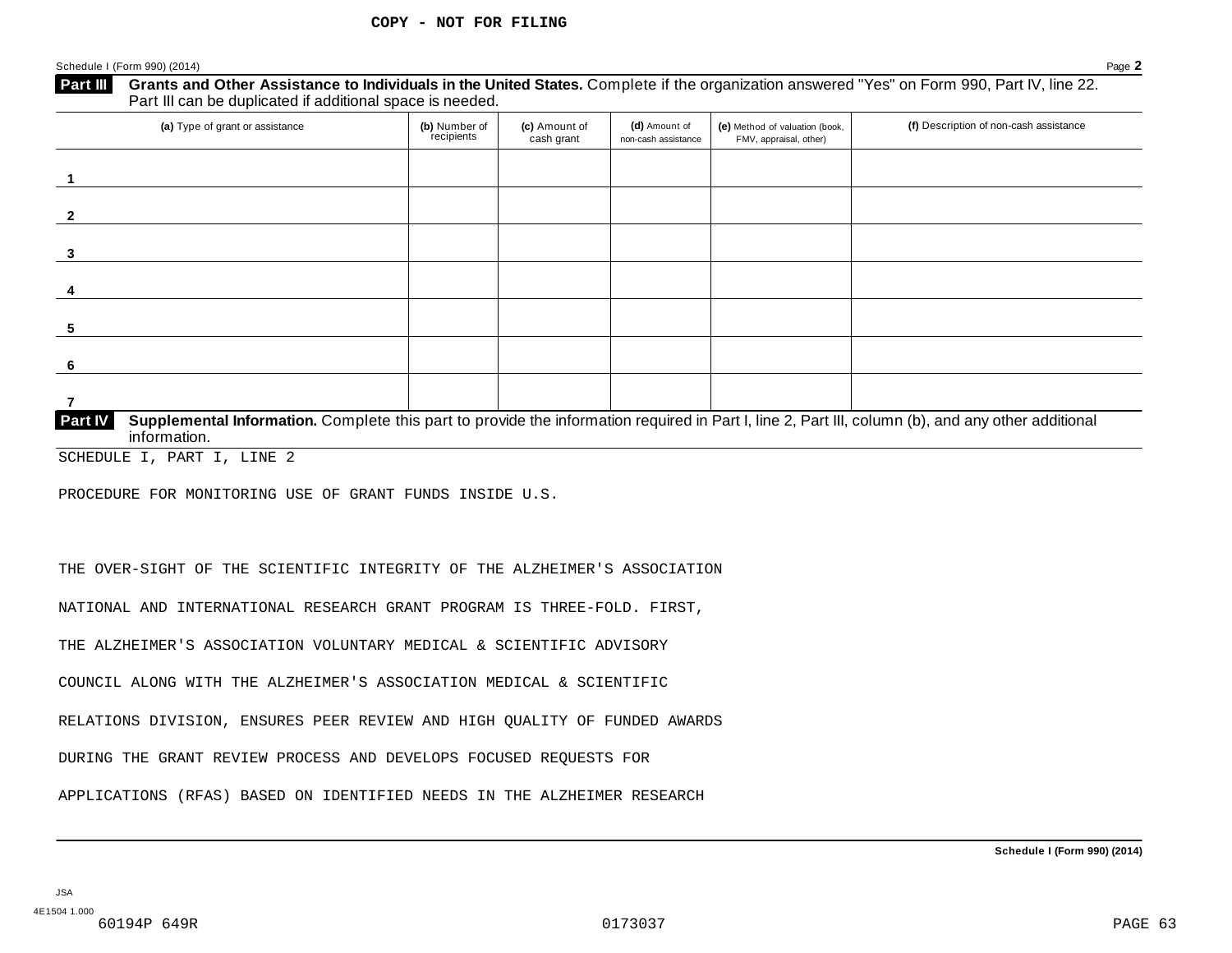COPY - NOT FOR FILING

## Part III Grants and Other Assistance to Individuals in the United States.

Complete if the organization answered "Yes" on Form 990, Part IV, line 22. Part III can be duplicated if additional space is needed.

| (a) Type of grant or assistance | (b) Number of recipients | (c) Amount of cash grant | (d) Amount of non-cash assistance | (e) Method of valuation (book, FMV, appraisal, other) | (f) Description of non-cash assistance |
|---|---|---|---|---|---|
| 1 | | | | | |
| 2 | | | | | |
| 3 | | | | | |
| 4 | | | | | |
| 5 | | | | | |
| 6 | | | | | |
| 7 | | | | | |

## Part IV Supplemental Information.

Complete this part to provide the information required in Part I, line 2, Part III, column (b), and any other additional information.

SCHEDULE I, PART I, LINE 2

PROCEDURE FOR MONITORING USE OF GRANT FUNDS INSIDE U.S.

THE OVER-SIGHT OF THE SCIENTIFIC INTEGRITY OF THE ALZHEIMER'S ASSOCIATION NATIONAL AND INTERNATIONAL RESEARCH GRANT PROGRAM IS THREE-FOLD. FIRST, THE ALZHEIMER'S ASSOCIATION VOLUNTARY MEDICAL & SCIENTIFIC ADVISORY COUNCIL ALONG WITH THE ALZHEIMER'S ASSOCIATION MEDICAL & SCIENTIFIC RELATIONS DIVISION, ENSURES PEER REVIEW AND HIGH QUALITY OF FUNDED AWARDS DURING THE GRANT REVIEW PROCESS AND DEVELOPS FOCUSED REQUESTS FOR APPLICATIONS (RFAS) BASED ON IDENTIFIED NEEDS IN THE ALZHEIMER RESEARCH

Schedule I (Form 990) (2014)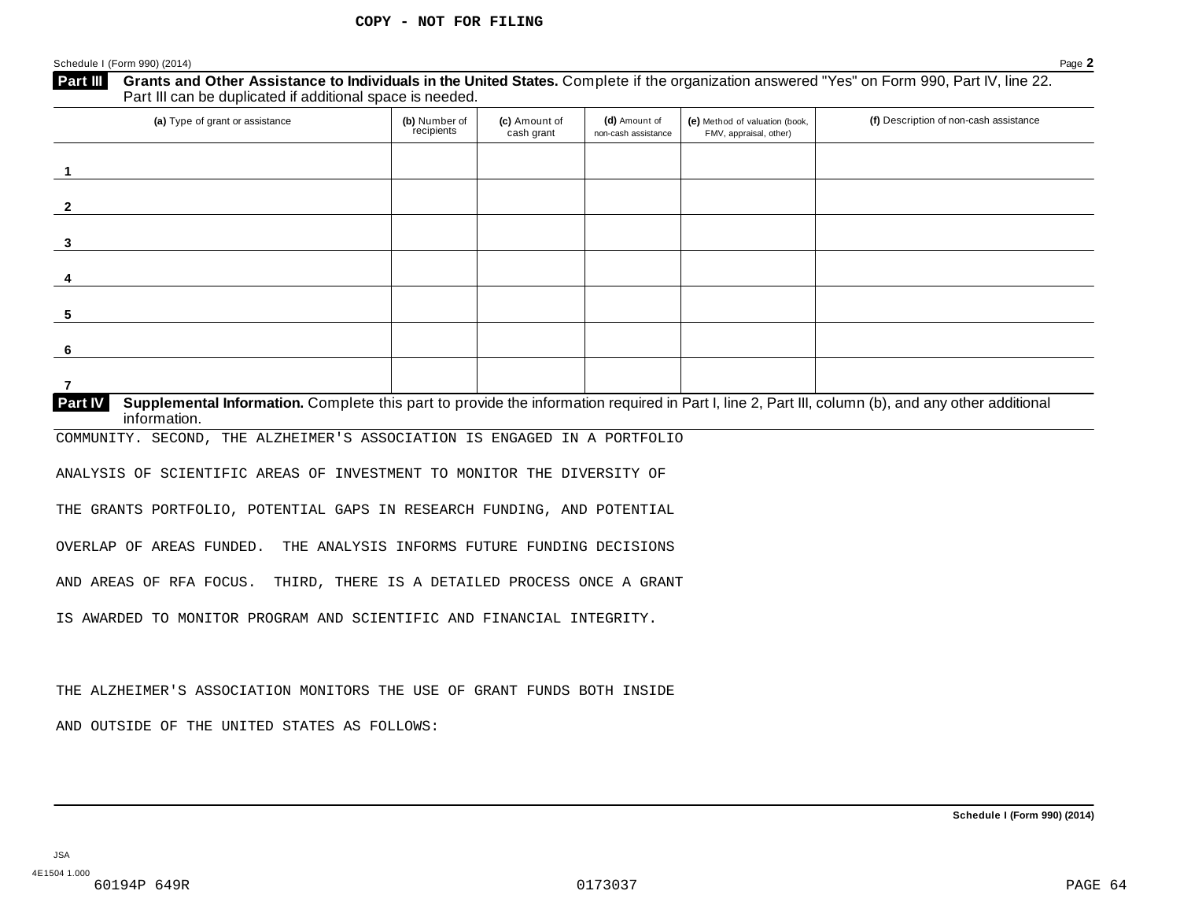COPY - NOT FOR FILING

**Part III** **Grants and Other Assistance to Individuals in the United States.** Complete if the organization answered "Yes" on Form 990, Part IV, line 22. Part III can be duplicated if additional space is needed.

| (a) Type of grant or assistance | (b) Number of recipients | (c) Amount of cash grant | (d) Amount of non-cash assistance | (e) Method of valuation (book, FMV, appraisal, other) | (f) Description of non-cash assistance |
|---|---|---|---|---|---|
| 1 | | | | | |
| 2 | | | | | |
| 3 | | | | | |
| 4 | | | | | |
| 5 | | | | | |
| 6 | | | | | |
| 7 | | | | | |

**Part IV** **Supplemental Information.** Complete this part to provide the information required in Part I, line 2, Part III, column (b), and any other additional information.

COMMUNITY. SECOND, THE ALZHEIMER'S ASSOCIATION IS ENGAGED IN A PORTFOLIO ANALYSIS OF SCIENTIFIC AREAS OF INVESTMENT TO MONITOR THE DIVERSITY OF THE GRANTS PORTFOLIO, POTENTIAL GAPS IN RESEARCH FUNDING, AND POTENTIAL OVERLAP OF AREAS FUNDED. THE ANALYSIS INFORMS FUTURE FUNDING DECISIONS AND AREAS OF RFA FOCUS. THIRD, THERE IS A DETAILED PROCESS ONCE A GRANT IS AWARDED TO MONITOR PROGRAM AND SCIENTIFIC AND FINANCIAL INTEGRITY.

THE ALZHEIMER'S ASSOCIATION MONITORS THE USE OF GRANT FUNDS BOTH INSIDE AND OUTSIDE OF THE UNITED STATES AS FOLLOWS: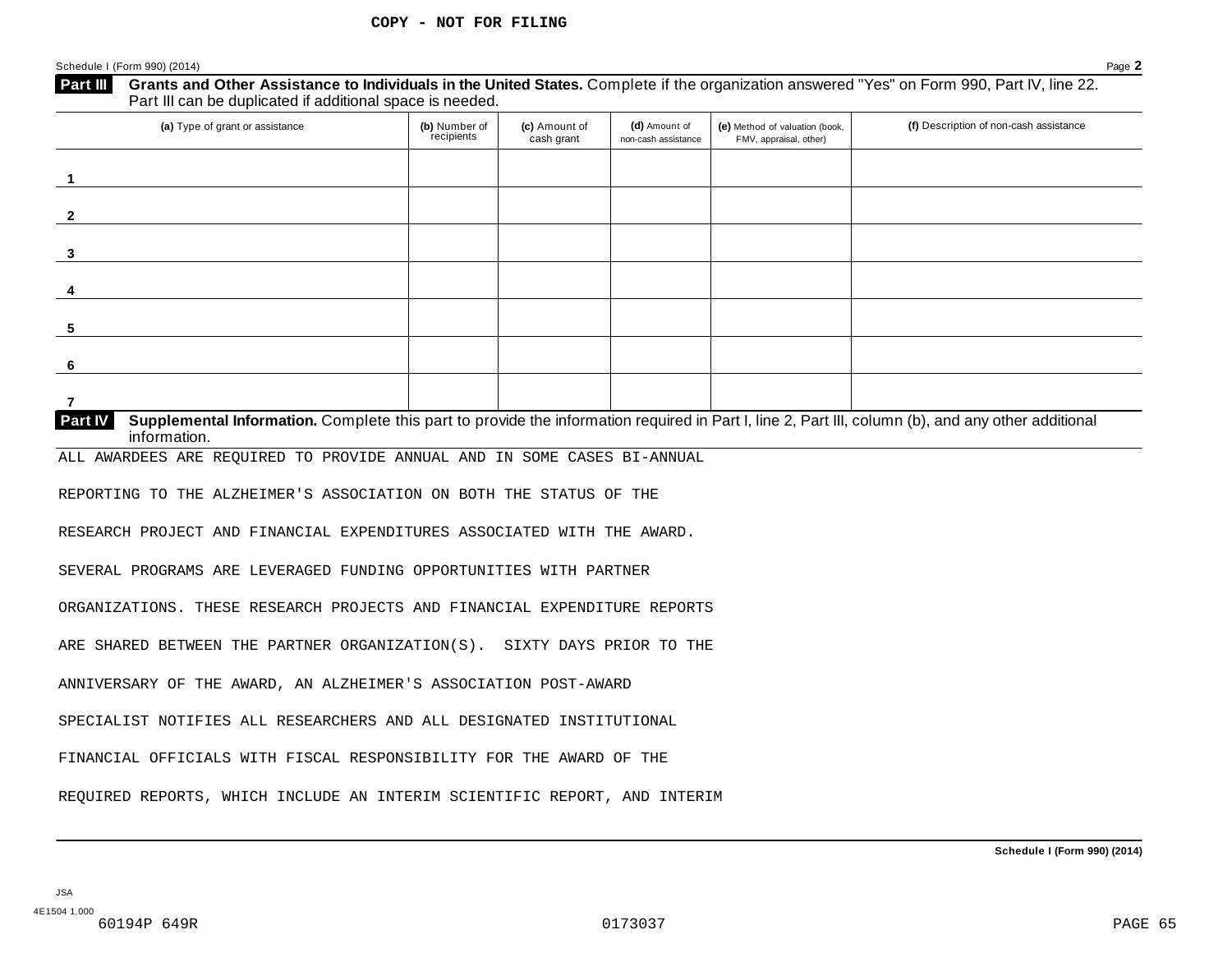COPY - NOT FOR FILING

## Part III Grants and Other Assistance to Individuals in the United States.

Complete if the organization answered "Yes" on Form 990, Part IV, line 22. Part III can be duplicated if additional space is needed.

| (a) Type of grant or assistance | (b) Number of recipients | (c) Amount of cash grant | (d) Amount of non-cash assistance | (e) Method of valuation (book, FMV, appraisal, other) | (f) Description of non-cash assistance |
|---|---|---|---|---|---|
| 1 | | | | | |
| 2 | | | | | |
| 3 | | | | | |
| 4 | | | | | |
| 5 | | | | | |
| 6 | | | | | |
| 7 | | | | | |

## Part IV Supplemental Information.

Complete this part to provide the information required in Part I, line 2, Part III, column (b), and any other additional information.

ALL AWARDEES ARE REQUIRED TO PROVIDE ANNUAL AND IN SOME CASES BI-ANNUAL

REPORTING TO THE ALZHEIMER'S ASSOCIATION ON BOTH THE STATUS OF THE

RESEARCH PROJECT AND FINANCIAL EXPENDITURES ASSOCIATED WITH THE AWARD.

SEVERAL PROGRAMS ARE LEVERAGED FUNDING OPPORTUNITIES WITH PARTNER

ORGANIZATIONS. THESE RESEARCH PROJECTS AND FINANCIAL EXPENDITURE REPORTS

ARE SHARED BETWEEN THE PARTNER ORGANIZATION(S). SIXTY DAYS PRIOR TO THE

ANNIVERSARY OF THE AWARD, AN ALZHEIMER'S ASSOCIATION POST-AWARD

SPECIALIST NOTIFIES ALL RESEARCHERS AND ALL DESIGNATED INSTITUTIONAL

FINANCIAL OFFICIALS WITH FISCAL RESPONSIBILITY FOR THE AWARD OF THE

REQUIRED REPORTS, WHICH INCLUDE AN INTERIM SCIENTIFIC REPORT, AND INTERIM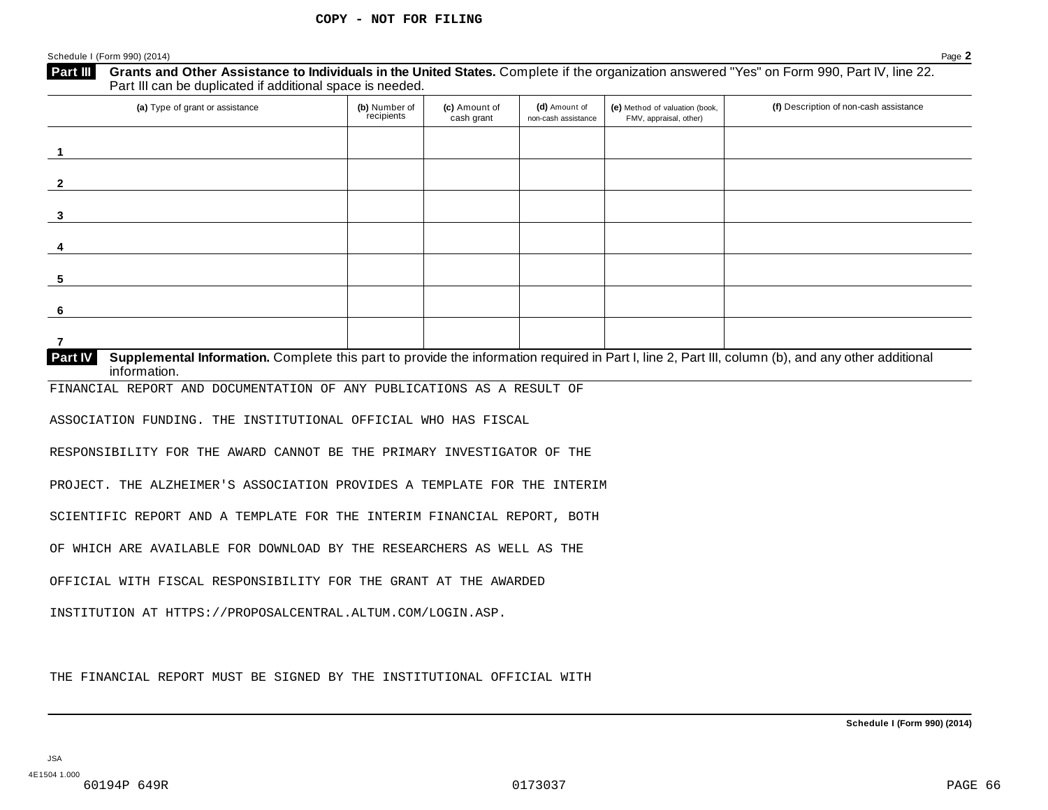COPY - NOT FOR FILING

Schedule I (Form 990) (2014)

**Part III** **Grants and Other Assistance to Individuals in the United States.** Complete if the organization answered "Yes" on Form 990, Part IV, line 22. Part III can be duplicated if additional space is needed.

| (a) Type of grant or assistance | (b) Number of recipients | (c) Amount of cash grant | (d) Amount of non-cash assistance | (e) Method of valuation (book, FMV, appraisal, other) | (f) Description of non-cash assistance |
|---|---|---|---|---|---|
| 1 | | | | | |
| 2 | | | | | |
| 3 | | | | | |
| 4 | | | | | |
| 5 | | | | | |
| 6 | | | | | |
| 7 | | | | | |

**Part IV** **Supplemental Information.** Complete this part to provide the information required in Part I, line 2, Part III, column (b), and any other additional information.

FINANCIAL REPORT AND DOCUMENTATION OF ANY PUBLICATIONS AS A RESULT OF ASSOCIATION FUNDING. THE INSTITUTIONAL OFFICIAL WHO HAS FISCAL RESPONSIBILITY FOR THE AWARD CANNOT BE THE PRIMARY INVESTIGATOR OF THE PROJECT. THE ALZHEIMER'S ASSOCIATION PROVIDES A TEMPLATE FOR THE INTERIM SCIENTIFIC REPORT AND A TEMPLATE FOR THE INTERIM FINANCIAL REPORT, BOTH OF WHICH ARE AVAILABLE FOR DOWNLOAD BY THE RESEARCHERS AS WELL AS THE OFFICIAL WITH FISCAL RESPONSIBILITY FOR THE GRANT AT THE AWARDED INSTITUTION AT HTTPS://PROPOSALCENTRAL.ALTUM.COM/LOGIN.ASP.

THE FINANCIAL REPORT MUST BE SIGNED BY THE INSTITUTIONAL OFFICIAL WITH

Schedule I (Form 990) (2014)

JSA
4E1504 1.000
60194P 649R 0173037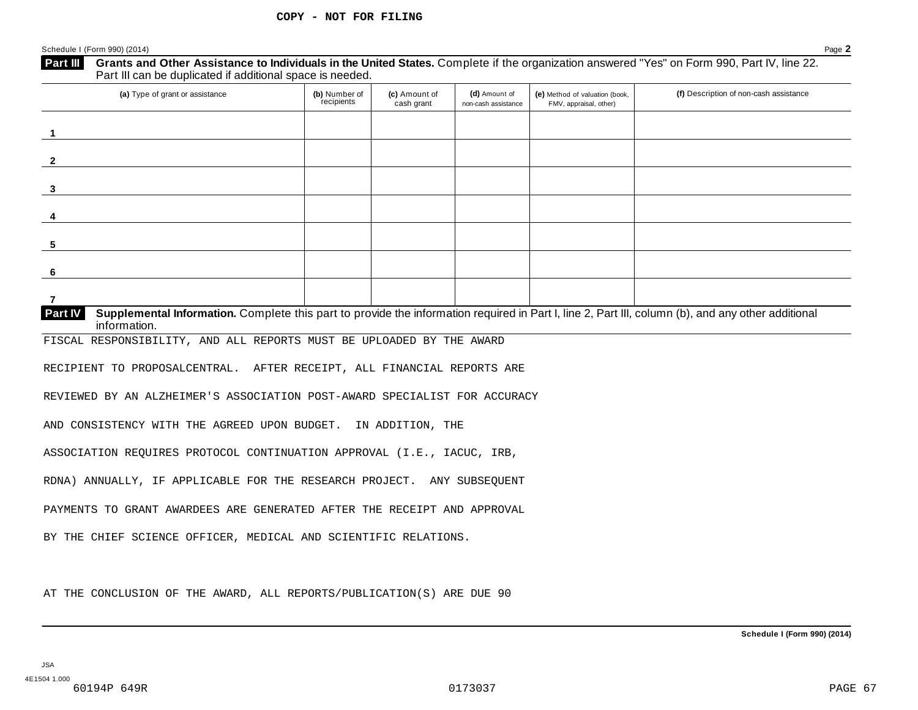COPY - NOT FOR FILING

**Part III** **Grants and Other Assistance to Individuals in the United States.** Complete if the organization answered "Yes" on Form 990, Part IV, line 22. Part III can be duplicated if additional space is needed.

| (a) Type of grant or assistance | (b) Number of recipients | (c) Amount of cash grant | (d) Amount of non-cash assistance | (e) Method of valuation (book, FMV, appraisal, other) | (f) Description of non-cash assistance |
|---|---|---|---|---|---|
| 1 | | | | | |
| 2 | | | | | |
| 3 | | | | | |
| 4 | | | | | |
| 5 | | | | | |
| 6 | | | | | |
| 7 | | | | | |

**Part IV** **Supplemental Information.** Complete this part to provide the information required in Part I, line 2, Part III, column (b), and any other additional information.

FISCAL RESPONSIBILITY, AND ALL REPORTS MUST BE UPLOADED BY THE AWARD RECIPIENT TO PROPOSALCENTRAL. AFTER RECEIPT, ALL FINANCIAL REPORTS ARE REVIEWED BY AN ALZHEIMER'S ASSOCIATION POST-AWARD SPECIALIST FOR ACCURACY AND CONSISTENCY WITH THE AGREED UPON BUDGET. IN ADDITION, THE ASSOCIATION REQUIRES PROTOCOL CONTINUATION APPROVAL (I.E., IACUC, IRB, RDNA) ANNUALLY, IF APPLICABLE FOR THE RESEARCH PROJECT. ANY SUBSEQUENT PAYMENTS TO GRANT AWARDEES ARE GENERATED AFTER THE RECEIPT AND APPROVAL BY THE CHIEF SCIENCE OFFICER, MEDICAL AND SCIENTIFIC RELATIONS.

AT THE CONCLUSION OF THE AWARD, ALL REPORTS/PUBLICATION(S) ARE DUE 90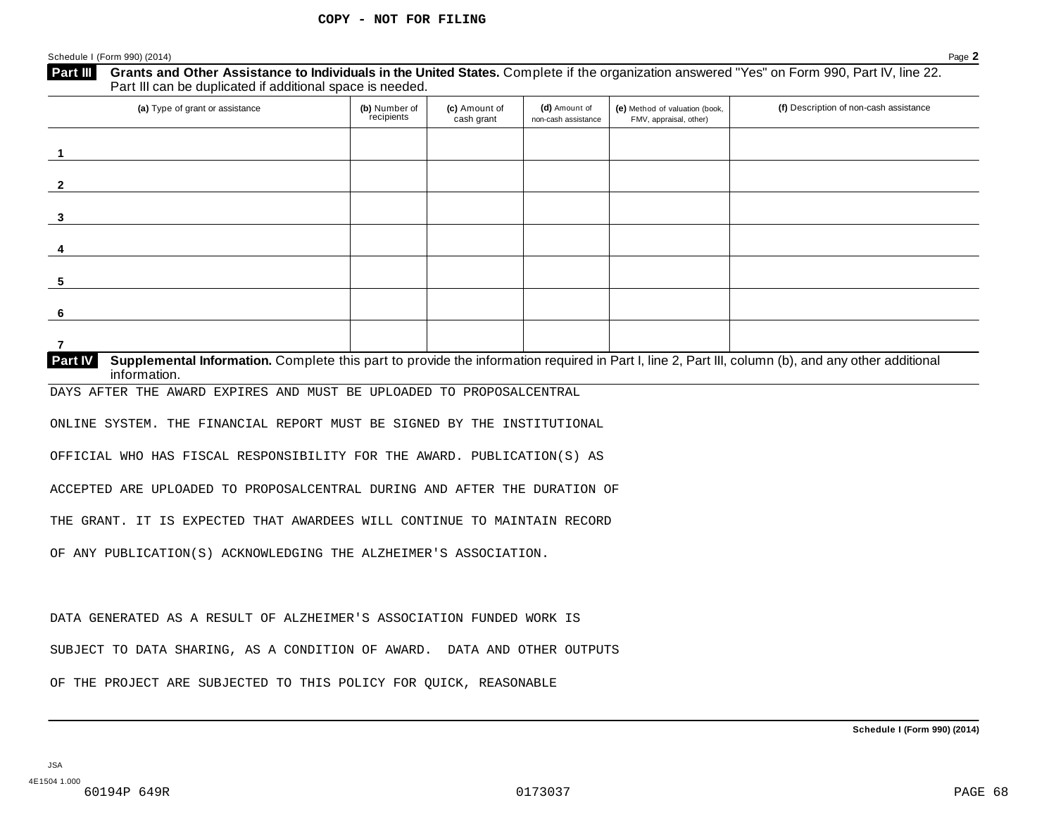COPY - NOT FOR FILING

## Part III Grants and Other Assistance to Individuals in the United States.

Complete if the organization answered "Yes" on Form 990, Part IV, line 22. Part III can be duplicated if additional space is needed.

| (a) Type of grant or assistance | (b) Number of recipients | (c) Amount of cash grant | (d) Amount of non-cash assistance | (e) Method of valuation (book, FMV, appraisal, other) | (f) Description of non-cash assistance |
|---|---|---|---|---|---|
| 1 | | | | | |
| 2 | | | | | |
| 3 | | | | | |
| 4 | | | | | |
| 5 | | | | | |
| 6 | | | | | |
| 7 | | | | | |

## Part IV Supplemental Information.

Complete this part to provide the information required in Part I, line 2, Part III, column (b), and any other additional information.

DAYS AFTER THE AWARD EXPIRES AND MUST BE UPLOADED TO PROPOSALCENTRAL

ONLINE SYSTEM. THE FINANCIAL REPORT MUST BE SIGNED BY THE INSTITUTIONAL

OFFICIAL WHO HAS FISCAL RESPONSIBILITY FOR THE AWARD. PUBLICATION(S) AS

ACCEPTED ARE UPLOADED TO PROPOSALCENTRAL DURING AND AFTER THE DURATION OF

THE GRANT. IT IS EXPECTED THAT AWARDEES WILL CONTINUE TO MAINTAIN RECORD

OF ANY PUBLICATION(S) ACKNOWLEDGING THE ALZHEIMER'S ASSOCIATION.

DATA GENERATED AS A RESULT OF ALZHEIMER'S ASSOCIATION FUNDED WORK IS

SUBJECT TO DATA SHARING, AS A CONDITION OF AWARD. DATA AND OTHER OUTPUTS

OF THE PROJECT ARE SUBJECTED TO THIS POLICY FOR QUICK, REASONABLE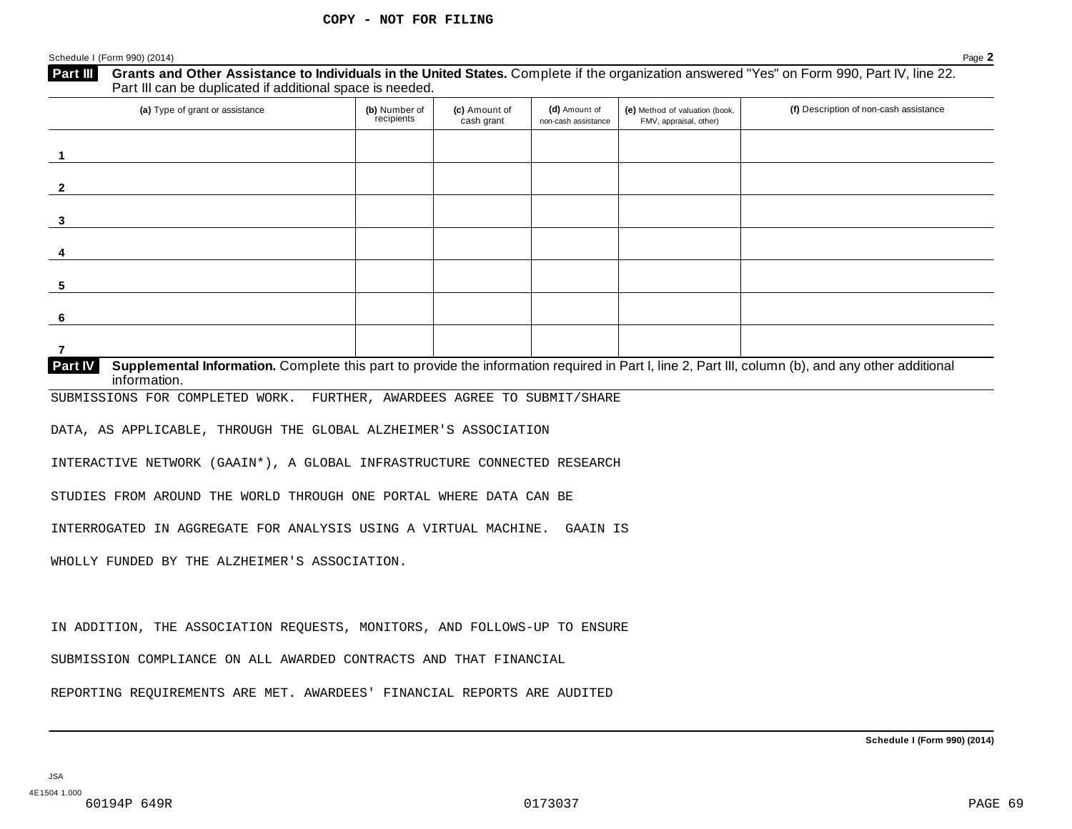COPY - NOT FOR FILING

## Part III Grants and Other Assistance to Individuals in the United States.

Complete if the organization answered "Yes" on Form 990, Part IV, line 22. Part III can be duplicated if additional space is needed.

| (a) Type of grant or assistance | (b) Number of recipients | (c) Amount of cash grant | (d) Amount of non-cash assistance | (e) Method of valuation (book, FMV, appraisal, other) | (f) Description of non-cash assistance |
|---|---|---|---|---|---|
| 1 | | | | | |
| 2 | | | | | |
| 3 | | | | | |
| 4 | | | | | |
| 5 | | | | | |
| 6 | | | | | |
| 7 | | | | | |

## Part IV Supplemental Information.

Complete this part to provide the information required in Part I, line 2, Part III, column (b), and any other additional information.

SUBMISSIONS FOR COMPLETED WORK. FURTHER, AWARDEES AGREE TO SUBMIT/SHARE DATA, AS APPLICABLE, THROUGH THE GLOBAL ALZHEIMER'S ASSOCIATION INTERACTIVE NETWORK (GAAIN*), A GLOBAL INFRASTRUCTURE CONNECTED RESEARCH STUDIES FROM AROUND THE WORLD THROUGH ONE PORTAL WHERE DATA CAN BE INTERROGATED IN AGGREGATE FOR ANALYSIS USING A VIRTUAL MACHINE. GAAIN IS WHOLLY FUNDED BY THE ALZHEIMER'S ASSOCIATION.

IN ADDITION, THE ASSOCIATION REQUESTS, MONITORS, AND FOLLOWS-UP TO ENSURE SUBMISSION COMPLIANCE ON ALL AWARDED CONTRACTS AND THAT FINANCIAL REPORTING REQUIREMENTS ARE MET. AWARDEES' FINANCIAL REPORTS ARE AUDITED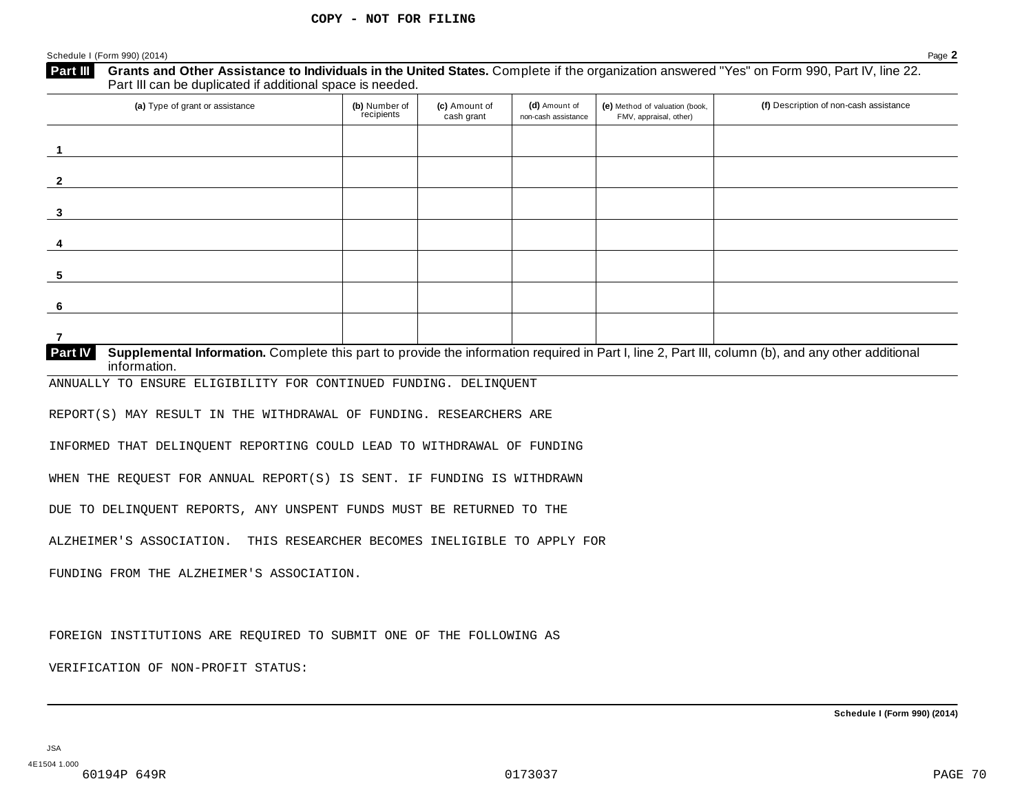COPY - NOT FOR FILING

## Part III Grants and Other Assistance to Individuals in the United States. Complete if the organization answered "Yes" on Form 990, Part IV, line 22. Part III can be duplicated if additional space is needed.

| (a) Type of grant or assistance | (b) Number of recipients | (c) Amount of cash grant | (d) Amount of non-cash assistance | (e) Method of valuation (book, FMV, appraisal, other) | (f) Description of non-cash assistance |
|---|---|---|---|---|---|
| 1 | | | | | |
| 2 | | | | | |
| 3 | | | | | |
| 4 | | | | | |
| 5 | | | | | |
| 6 | | | | | |
| 7 | | | | | |

## Part IV Supplemental Information. Complete this part to provide the information required in Part I, line 2, Part III, column (b), and any other additional information.

ANNUALLY TO ENSURE ELIGIBILITY FOR CONTINUED FUNDING. DELINQUENT REPORT(S) MAY RESULT IN THE WITHDRAWAL OF FUNDING. RESEARCHERS ARE INFORMED THAT DELINQUENT REPORTING COULD LEAD TO WITHDRAWAL OF FUNDING WHEN THE REQUEST FOR ANNUAL REPORT(S) IS SENT. IF FUNDING IS WITHDRAWN DUE TO DELINQUENT REPORTS, ANY UNSPENT FUNDS MUST BE RETURNED TO THE ALZHEIMER'S ASSOCIATION. THIS RESEARCHER BECOMES INELIGIBLE TO APPLY FOR FUNDING FROM THE ALZHEIMER'S ASSOCIATION.

FOREIGN INSTITUTIONS ARE REQUIRED TO SUBMIT ONE OF THE FOLLOWING AS VERIFICATION OF NON-PROFIT STATUS: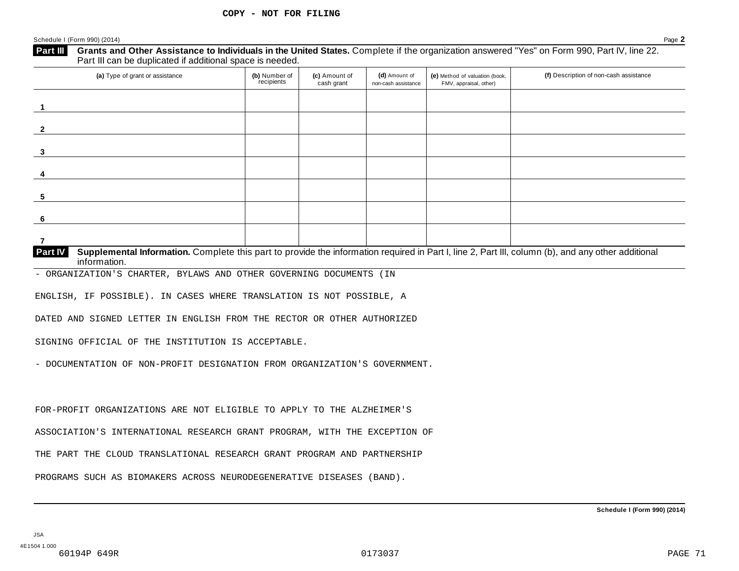COPY - NOT FOR FILING

Schedule I (Form 990) (2014)

**Part III Grants and Other Assistance to Individuals in the United States.** Complete if the organization answered "Yes" on Form 990, Part IV, line 22. Part III can be duplicated if additional space is needed.

| (a) Type of grant or assistance | (b) Number of recipients | (c) Amount of cash grant | (d) Amount of non-cash assistance | (e) Method of valuation (book, FMV, appraisal, other) | (f) Description of non-cash assistance |
|---|---|---|---|---|---|
| 1 | | | | | |
| 2 | | | | | |
| 3 | | | | | |
| 4 | | | | | |
| 5 | | | | | |
| 6 | | | | | |
| 7 | | | | | |

**Part IV Supplemental Information.** Complete this part to provide the information required in Part I, line 2, Part III, column (b), and any other additional information.

- ORGANIZATION'S CHARTER, BYLAWS AND OTHER GOVERNING DOCUMENTS (IN ENGLISH, IF POSSIBLE). IN CASES WHERE TRANSLATION IS NOT POSSIBLE, A DATED AND SIGNED LETTER IN ENGLISH FROM THE RECTOR OR OTHER AUTHORIZED SIGNING OFFICIAL OF THE INSTITUTION IS ACCEPTABLE.

- DOCUMENTATION OF NON-PROFIT DESIGNATION FROM ORGANIZATION'S GOVERNMENT.

FOR-PROFIT ORGANIZATIONS ARE NOT ELIGIBLE TO APPLY TO THE ALZHEIMER'S ASSOCIATION'S INTERNATIONAL RESEARCH GRANT PROGRAM, WITH THE EXCEPTION OF THE PART THE CLOUD TRANSLATIONAL RESEARCH GRANT PROGRAM AND PARTNERSHIP PROGRAMS SUCH AS BIOMAKERS ACROSS NEURODEGENERATIVE DISEASES (BAND).

Schedule I (Form 990) (2014)

JSA 4E1504 1.000 60194P 649R 0173037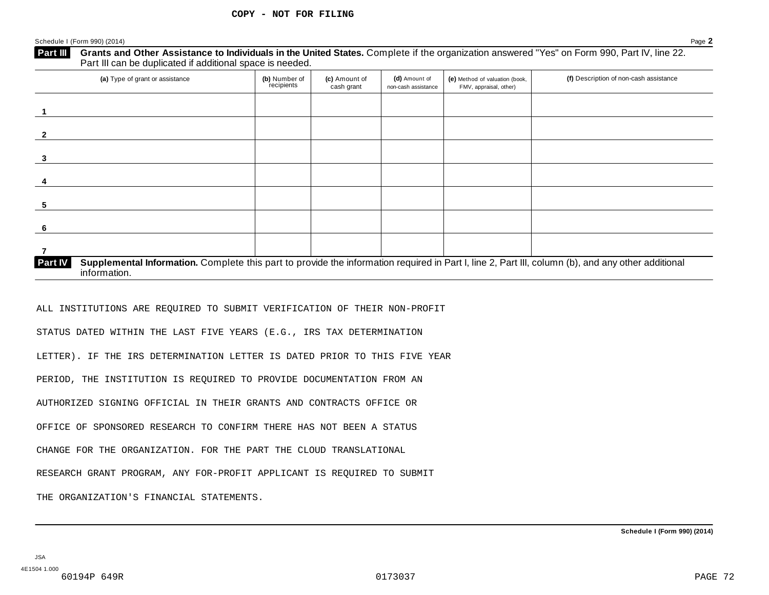COPY - NOT FOR FILING

**Part III** **Grants and Other Assistance to Individuals in the United States.** Complete if the organization answered "Yes" on Form 990, Part IV, line 22. Part III can be duplicated if additional space is needed.

| (a) Type of grant or assistance | (b) Number of recipients | (c) Amount of cash grant | (d) Amount of non-cash assistance | (e) Method of valuation (book, FMV, appraisal, other) | (f) Description of non-cash assistance |
|---|---|---|---|---|---|
| 1 | | | | | |
| 2 | | | | | |
| 3 | | | | | |
| 4 | | | | | |
| 5 | | | | | |
| 6 | | | | | |
| 7 | | | | | |

**Part IV** **Supplemental Information.** Complete this part to provide the information required in Part I, line 2, Part III, column (b), and any other additional information.

ALL INSTITUTIONS ARE REQUIRED TO SUBMIT VERIFICATION OF THEIR NON-PROFIT STATUS DATED WITHIN THE LAST FIVE YEARS (E.G., IRS TAX DETERMINATION LETTER). IF THE IRS DETERMINATION LETTER IS DATED PRIOR TO THIS FIVE YEAR PERIOD, THE INSTITUTION IS REQUIRED TO PROVIDE DOCUMENTATION FROM AN AUTHORIZED SIGNING OFFICIAL IN THEIR GRANTS AND CONTRACTS OFFICE OR OFFICE OF SPONSORED RESEARCH TO CONFIRM THERE HAS NOT BEEN A STATUS CHANGE FOR THE ORGANIZATION. FOR THE PART THE CLOUD TRANSLATIONAL RESEARCH GRANT PROGRAM, ANY FOR-PROFIT APPLICANT IS REQUIRED TO SUBMIT THE ORGANIZATION'S FINANCIAL STATEMENTS.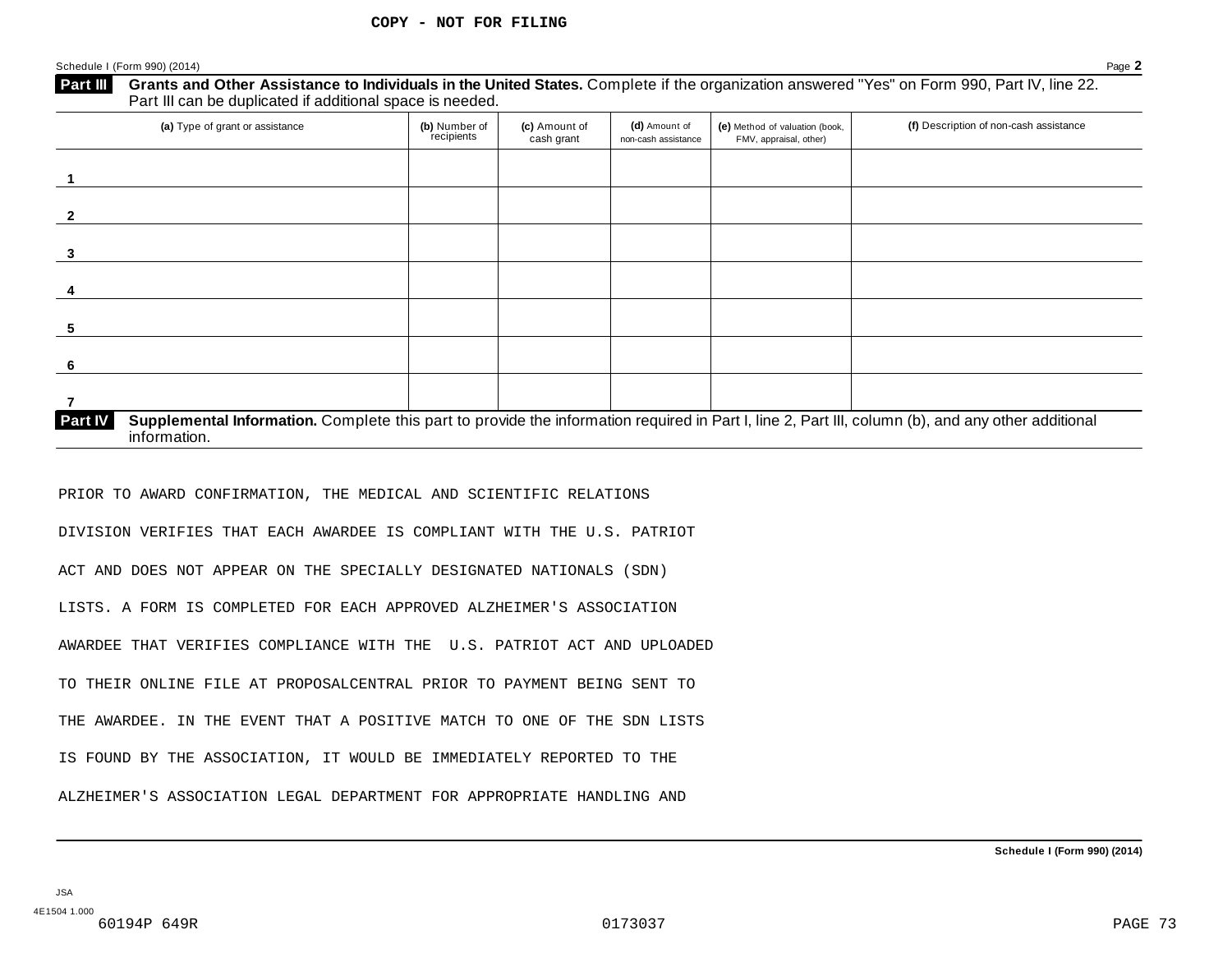COPY - NOT FOR FILING

## Part III Grants and Other Assistance to Individuals in the United States.

Complete if the organization answered "Yes" on Form 990, Part IV, line 22. Part III can be duplicated if additional space is needed.

| (a) Type of grant or assistance | (b) Number of recipients | (c) Amount of cash grant | (d) Amount of non-cash assistance | (e) Method of valuation (book, FMV, appraisal, other) | (f) Description of non-cash assistance |
|---|---|---|---|---|---|
| 1 | | | | | |
| 2 | | | | | |
| 3 | | | | | |
| 4 | | | | | |
| 5 | | | | | |
| 6 | | | | | |
| 7 | | | | | |

## Part IV Supplemental Information.

Complete this part to provide the information required in Part I, line 2, Part III, column (b), and any other additional information.

PRIOR TO AWARD CONFIRMATION, THE MEDICAL AND SCIENTIFIC RELATIONS DIVISION VERIFIES THAT EACH AWARDEE IS COMPLIANT WITH THE U.S. PATRIOT ACT AND DOES NOT APPEAR ON THE SPECIALLY DESIGNATED NATIONALS (SDN) LISTS. A FORM IS COMPLETED FOR EACH APPROVED ALZHEIMER'S ASSOCIATION AWARDEE THAT VERIFIES COMPLIANCE WITH THE U.S. PATRIOT ACT AND UPLOADED TO THEIR ONLINE FILE AT PROPOSALCENTRAL PRIOR TO PAYMENT BEING SENT TO THE AWARDEE. IN THE EVENT THAT A POSITIVE MATCH TO ONE OF THE SDN LISTS IS FOUND BY THE ASSOCIATION, IT WOULD BE IMMEDIATELY REPORTED TO THE ALZHEIMER'S ASSOCIATION LEGAL DEPARTMENT FOR APPROPRIATE HANDLING AND

Schedule I (Form 990) (2014)

JSA
4E1504 1.000
60194P 649R 0173037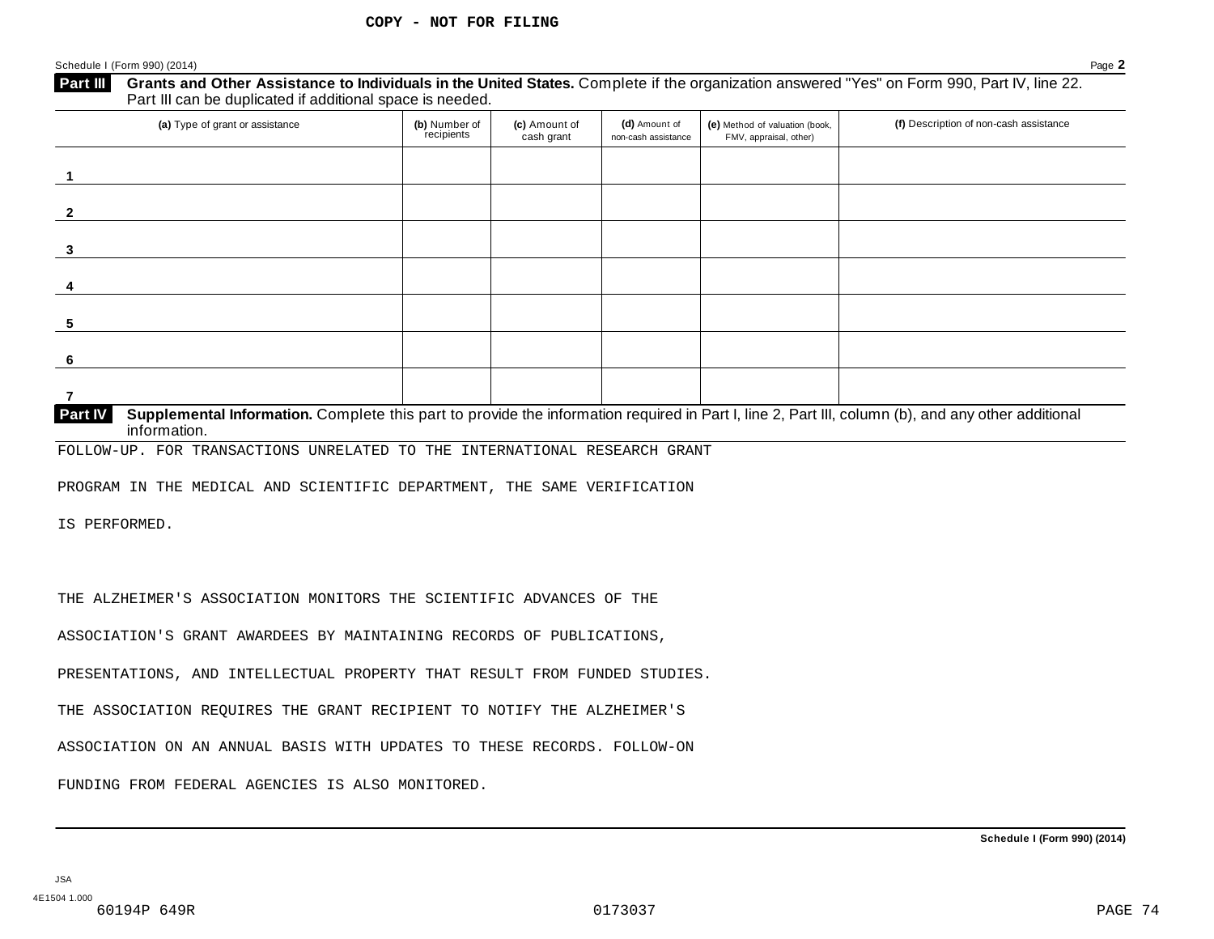**COPY - NOT FOR FILING**

Schedule I (Form 990) (2014) Page **2**

## Part III Grants and Other Assistance to Individuals in the United States.

Complete if the organization answered "Yes" on Form 990, Part IV, line 22. Part III can be duplicated if additional space is needed.

| (a) Type of grant or assistance | (b) Number of recipients | (c) Amount of cash grant | (d) Amount of non-cash assistance | (e) Method of valuation (book, FMV, appraisal, other) | (f) Description of non-cash assistance |
|---|---|---|---|---|---|
| 1 | | | | | |
| 2 | | | | | |
| 3 | | | | | |
| 4 | | | | | |
| 5 | | | | | |
| 6 | | | | | |
| 7 | | | | | |

## Part IV Supplemental Information.

Complete this part to provide the information required in Part I, line 2, Part III, column (b), and any other additional information.

FOLLOW-UP. FOR TRANSACTIONS UNRELATED TO THE INTERNATIONAL RESEARCH GRANT PROGRAM IN THE MEDICAL AND SCIENTIFIC DEPARTMENT, THE SAME VERIFICATION IS PERFORMED.

THE ALZHEIMER'S ASSOCIATION MONITORS THE SCIENTIFIC ADVANCES OF THE ASSOCIATION'S GRANT AWARDEES BY MAINTAINING RECORDS OF PUBLICATIONS, PRESENTATIONS, AND INTELLECTUAL PROPERTY THAT RESULT FROM FUNDED STUDIES. THE ASSOCIATION REQUIRES THE GRANT RECIPIENT TO NOTIFY THE ALZHEIMER'S ASSOCIATION ON AN ANNUAL BASIS WITH UPDATES TO THESE RECORDS. FOLLOW-ON FUNDING FROM FEDERAL AGENCIES IS ALSO MONITORED.

**Schedule I (Form 990) (2014)**

JSA
4E1504 1.000
60194P 649R 0173037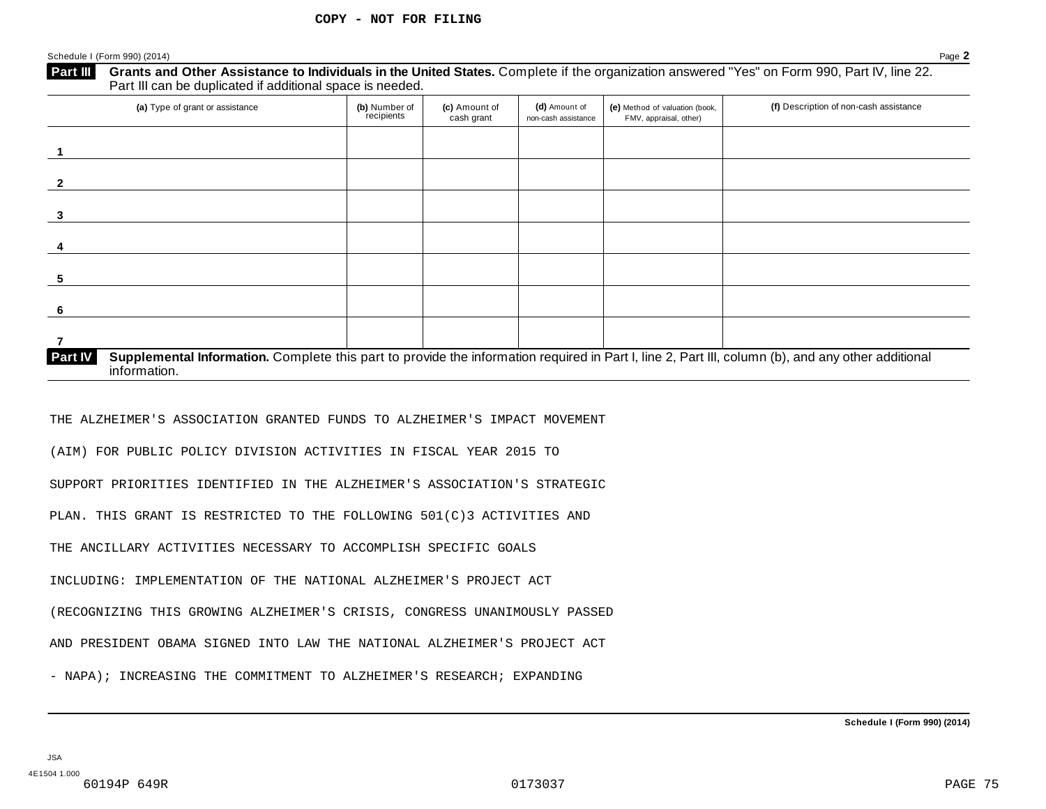COPY - NOT FOR FILING

**Part III** **Grants and Other Assistance to Individuals in the United States.** Complete if the organization answered "Yes" on Form 990, Part IV, line 22. Part III can be duplicated if additional space is needed.

| (a) Type of grant or assistance | (b) Number of recipients | (c) Amount of cash grant | (d) Amount of non-cash assistance | (e) Method of valuation (book, FMV, appraisal, other) | (f) Description of non-cash assistance |
|---|---|---|---|---|---|
| 1 | | | | | |
| 2 | | | | | |
| 3 | | | | | |
| 4 | | | | | |
| 5 | | | | | |
| 6 | | | | | |
| 7 | | | | | |

**Part IV** **Supplemental Information.** Complete this part to provide the information required in Part I, line 2, Part III, column (b), and any other additional information.

THE ALZHEIMER'S ASSOCIATION GRANTED FUNDS TO ALZHEIMER'S IMPACT MOVEMENT (AIM) FOR PUBLIC POLICY DIVISION ACTIVITIES IN FISCAL YEAR 2015 TO SUPPORT PRIORITIES IDENTIFIED IN THE ALZHEIMER'S ASSOCIATION'S STRATEGIC PLAN. THIS GRANT IS RESTRICTED TO THE FOLLOWING 501(C)3 ACTIVITIES AND THE ANCILLARY ACTIVITIES NECESSARY TO ACCOMPLISH SPECIFIC GOALS INCLUDING: IMPLEMENTATION OF THE NATIONAL ALZHEIMER'S PROJECT ACT (RECOGNIZING THIS GROWING ALZHEIMER'S CRISIS, CONGRESS UNANIMOUSLY PASSED AND PRESIDENT OBAMA SIGNED INTO LAW THE NATIONAL ALZHEIMER'S PROJECT ACT - NAPA); INCREASING THE COMMITMENT TO ALZHEIMER'S RESEARCH; EXPANDING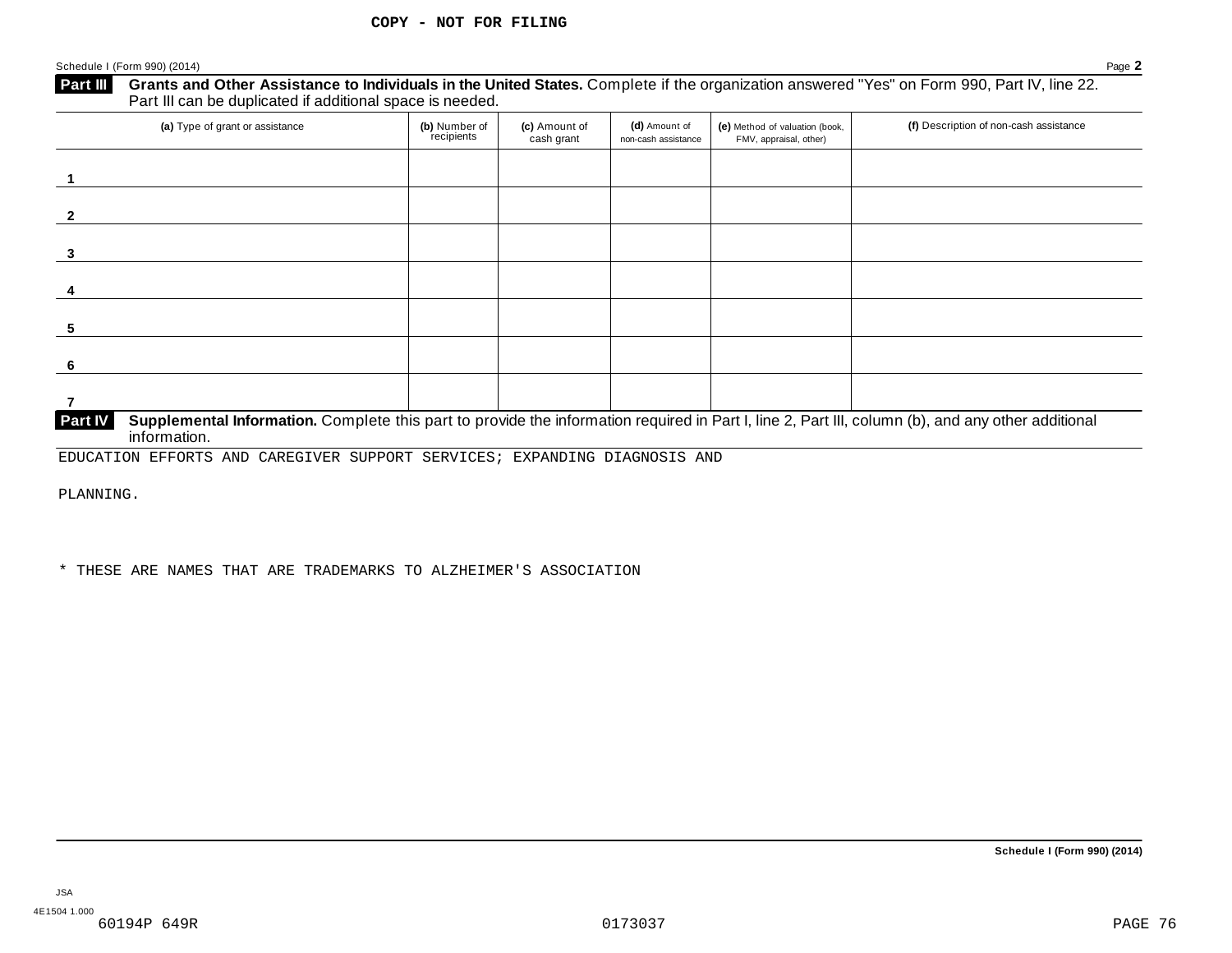COPY - NOT FOR FILING

**Part III** **Grants and Other Assistance to Individuals in the United States.** Complete if the organization answered "Yes" on Form 990, Part IV, line 22. Part III can be duplicated if additional space is needed.

| (a) Type of grant or assistance | (b) Number of recipients | (c) Amount of cash grant | (d) Amount of non-cash assistance | (e) Method of valuation (book, FMV, appraisal, other) | (f) Description of non-cash assistance |
|---|---|---|---|---|---|
| 1 | | | | | |
| 2 | | | | | |
| 3 | | | | | |
| 4 | | | | | |
| 5 | | | | | |
| 6 | | | | | |
| 7 | | | | | |

**Part IV** **Supplemental Information.** Complete this part to provide the information required in Part I, line 2, Part III, column (b), and any other additional information.

EDUCATION EFFORTS AND CAREGIVER SUPPORT SERVICES; EXPANDING DIAGNOSIS AND

PLANNING.

* THESE ARE NAMES THAT ARE TRADEMARKS TO ALZHEIMER'S ASSOCIATION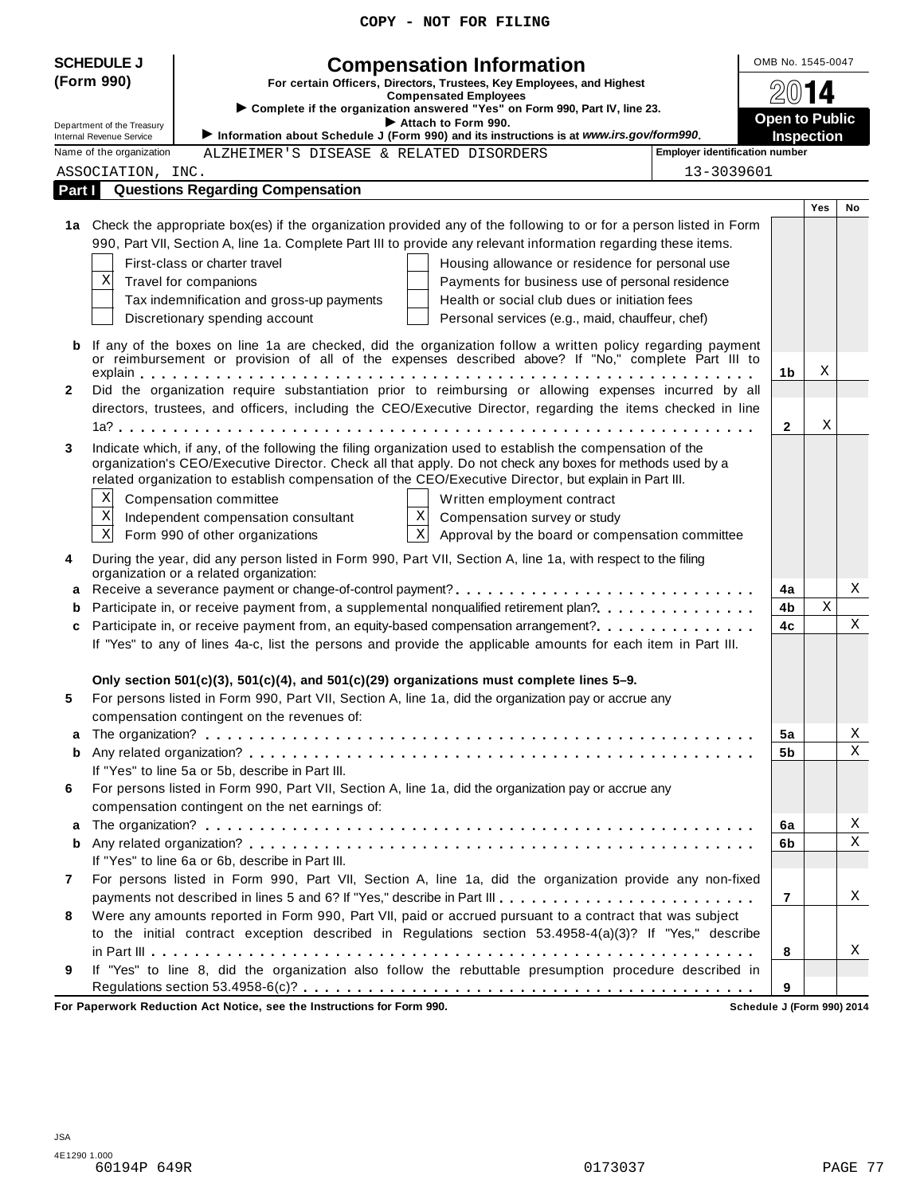COPY - NOT FOR FILING

**SCHEDULE J (Form 990)**

# Compensation Information

**For certain Officers, Directors, Trustees, Key Employees, and Highest Compensated Employees**

▶ **Complete if the organization answered "Yes" on Form 990, Part IV, line 23.**

▶ **Attach to Form 990.**

▶ **Information about Schedule J (Form 990) and its instructions is at *www.irs.gov/form990*.**

Department of the Treasury
Internal Revenue Service

OMB No. 1545-0047

**2014**

**Open to Public Inspection**

Name of the organization: ALZHEIMER'S DISEASE & RELATED DISORDERS ASSOCIATION, INC.

Employer identification number: 13-3039601

## Part I Questions Regarding Compensation

| | | | Yes | No |
|---|---|---|---|---|
| **1a** | Check the appropriate box(es) if the organization provided any of the following to or for a person listed in Form 990, Part VII, Section A, line 1a. Complete Part III to provide any relevant information regarding these items.<br>☐ First-class or charter travel<br>☒ Travel for companions<br>☐ Tax indemnification and gross-up payments<br>☐ Discretionary spending account<br>☐ Housing allowance or residence for personal use<br>☐ Payments for business use of personal residence<br>☐ Health or social club dues or initiation fees<br>☐ Personal services (e.g., maid, chauffeur, chef) | | | |
| **b** | If any of the boxes on line 1a are checked, did the organization follow a written policy regarding payment or reimbursement or provision of all of the expenses described above? If "No," complete Part III to explain | 1b | X | |
| **2** | Did the organization require substantiation prior to reimbursing or allowing expenses incurred by all directors, trustees, and officers, including the CEO/Executive Director, regarding the items checked in line 1a? | 2 | X | |
| **3** | Indicate which, if any, of the following the filing organization used to establish the compensation of the organization's CEO/Executive Director. Check all that apply. Do not check any boxes for methods used by a related organization to establish compensation of the CEO/Executive Director, but explain in Part III.<br>☒ Compensation committee<br>☒ Independent compensation consultant<br>☒ Form 990 of other organizations<br>☐ Written employment contract<br>☒ Compensation survey or study<br>☒ Approval by the board or compensation committee | | | |
| **4** | During the year, did any person listed in Form 990, Part VII, Section A, line 1a, with respect to the filing organization or a related organization: | | | |
| **a** | Receive a severance payment or change-of-control payment? | 4a | | X |
| **b** | Participate in, or receive payment from, a supplemental nonqualified retirement plan? | 4b | X | |
| **c** | Participate in, or receive payment from, an equity-based compensation arrangement? | 4c | | X |
| | If "Yes" to any of lines 4a-c, list the persons and provide the applicable amounts for each item in Part III. | | | |
| | **Only section 501(c)(3), 501(c)(4), and 501(c)(29) organizations must complete lines 5–9.** | | | |
| **5** | For persons listed in Form 990, Part VII, Section A, line 1a, did the organization pay or accrue any compensation contingent on the revenues of: | | | |
| **a** | The organization? | 5a | | X |
| **b** | Any related organization? | 5b | | X |
| | If "Yes" to line 5a or 5b, describe in Part III. | | | |
| **6** | For persons listed in Form 990, Part VII, Section A, line 1a, did the organization pay or accrue any compensation contingent on the net earnings of: | | | |
| **a** | The organization? | 6a | | X |
| **b** | Any related organization? | 6b | | X |
| | If "Yes" to line 6a or 6b, describe in Part III. | | | |
| **7** | For persons listed in Form 990, Part VII, Section A, line 1a, did the organization provide any non-fixed payments not described in lines 5 and 6? If "Yes," describe in Part III | 7 | | X |
| **8** | Were any amounts reported in Form 990, Part VII, paid or accrued pursuant to a contract that was subject to the initial contract exception described in Regulations section 53.4958-4(a)(3)? If "Yes," describe in Part III | 8 | | X |
| **9** | If "Yes" to line 8, did the organization also follow the rebuttable presumption procedure described in Regulations section 53.4958-6(c)? | 9 | | |

**For Paperwork Reduction Act Notice, see the Instructions for Form 990.** **Schedule J (Form 990) 2014**

JSA
4E1290 1.000
60194P 649R 0173037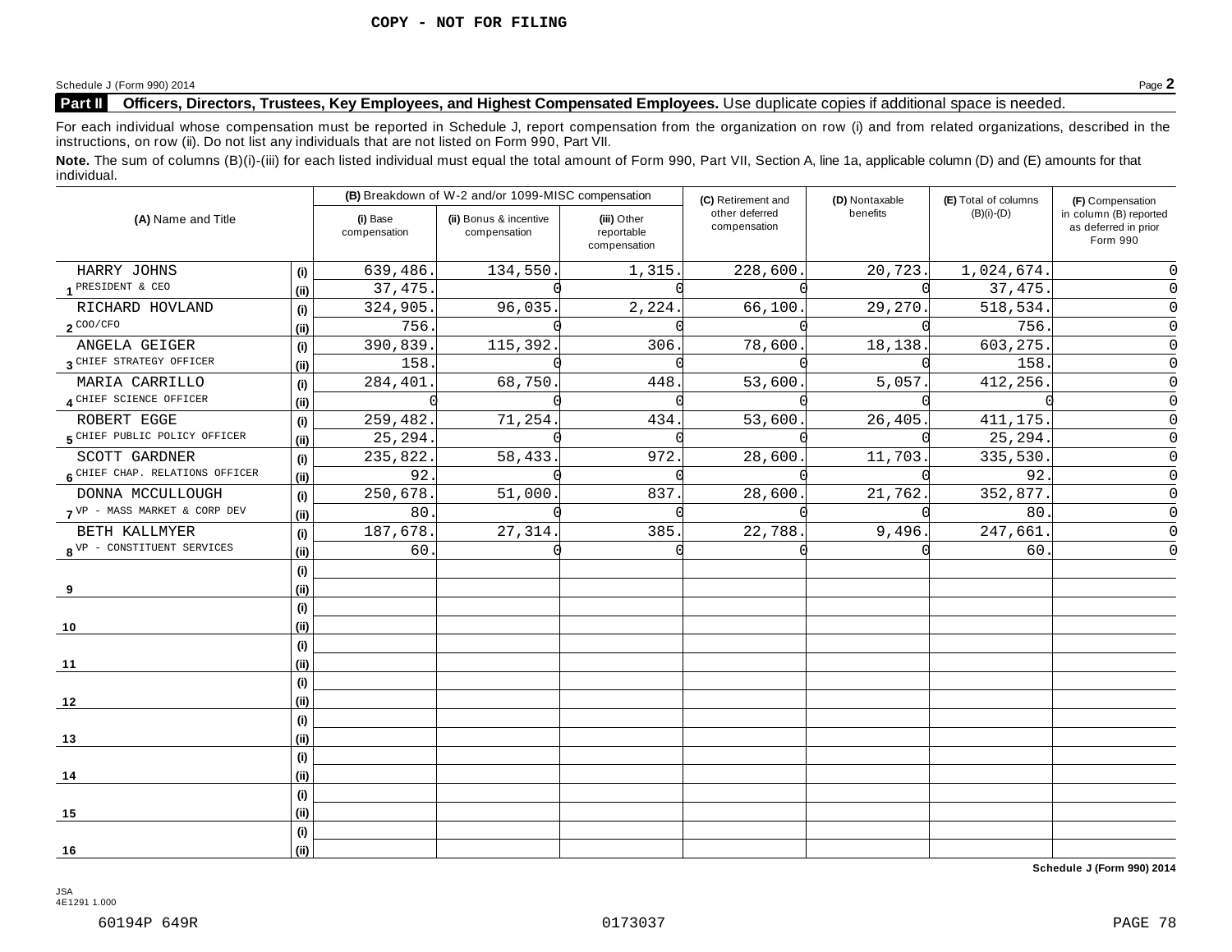COPY - NOT FOR FILING

## Part II Officers, Directors, Trustees, Key Employees, and Highest Compensated Employees. Use duplicate copies if additional space is needed.

For each individual whose compensation must be reported in Schedule J, report compensation from the organization on row (i) and from related organizations, described in the instructions, on row (ii). Do not list any individuals that are not listed on Form 990, Part VII.

**Note.** The sum of columns (B)(i)-(iii) for each listed individual must equal the total amount of Form 990, Part VII, Section A, line 1a, applicable column (D) and (E) amounts for that individual.

| (A) Name and Title | | (B) Breakdown of W-2 and/or 1099-MISC compensation | | | (C) Retirement and other deferred compensation | (D) Nontaxable benefits | (E) Total of columns (B)(i)-(D) | (F) Compensation in column (B) reported as deferred in prior Form 990 |
|---|---|---|---|---|---|---|---|---|
| | | (i) Base compensation | (ii) Bonus & incentive compensation | (iii) Other reportable compensation | | | | |
| 1 HARRY JOHNS | (i) | 639,486. | 134,550. | 1,315. | 228,600. | 20,723. | 1,024,674. | 0 |
| PRESIDENT & CEO | (ii) | 37,475. | 0 | 0 | 0 | 0 | 37,475. | 0 |
| 2 RICHARD HOVLAND | (i) | 324,905. | 96,035. | 2,224. | 66,100. | 29,270. | 518,534. | 0 |
| COO/CFO | (ii) | 756. | 0 | 0 | 0 | 0 | 756. | 0 |
| 3 ANGELA GEIGER | (i) | 390,839. | 115,392. | 306. | 78,600. | 18,138. | 603,275. | 0 |
| CHIEF STRATEGY OFFICER | (ii) | 158. | 0 | 0 | 0 | 0 | 158. | 0 |
| 4 MARIA CARRILLO | (i) | 284,401. | 68,750. | 448. | 53,600. | 5,057. | 412,256. | 0 |
| CHIEF SCIENCE OFFICER | (ii) | 0 | 0 | 0 | 0 | 0 | 0 | 0 |
| 5 ROBERT EGGE | (i) | 259,482. | 71,254. | 434. | 53,600. | 26,405. | 411,175. | 0 |
| CHIEF PUBLIC POLICY OFFICER | (ii) | 25,294. | 0 | 0 | 0 | 0 | 25,294. | 0 |
| 6 SCOTT GARDNER | (i) | 235,822. | 58,433. | 972. | 28,600. | 11,703. | 335,530. | 0 |
| CHIEF CHAP. RELATIONS OFFICER | (ii) | 92. | 0 | 0 | 0 | 0 | 92. | 0 |
| 7 DONNA MCCULLOUGH | (i) | 250,678. | 51,000. | 837. | 28,600. | 21,762. | 352,877. | 0 |
| VP - MASS MARKET & CORP DEV | (ii) | 80. | 0 | 0 | 0 | 0 | 80. | 0 |
| 8 BETH KALLMYER | (i) | 187,678. | 27,314. | 385. | 22,788. | 9,496. | 247,661. | 0 |
| VP - CONSTITUENT SERVICES | (ii) | 60. | 0 | 0 | 0 | 0 | 60. | 0 |
| 9 | (i) | | | | | | | |
| | (ii) | | | | | | | |
| 10 | (i) | | | | | | | |
| | (ii) | | | | | | | |
| 11 | (i) | | | | | | | |
| | (ii) | | | | | | | |
| 12 | (i) | | | | | | | |
| | (ii) | | | | | | | |
| 13 | (i) | | | | | | | |
| | (ii) | | | | | | | |
| 14 | (i) | | | | | | | |
| | (ii) | | | | | | | |
| 15 | (i) | | | | | | | |
| | (ii) | | | | | | | |
| 16 | (i) | | | | | | | |
| | (ii) | | | | | | | |

JSA
4E1291 1.000

60194P 649R 0173037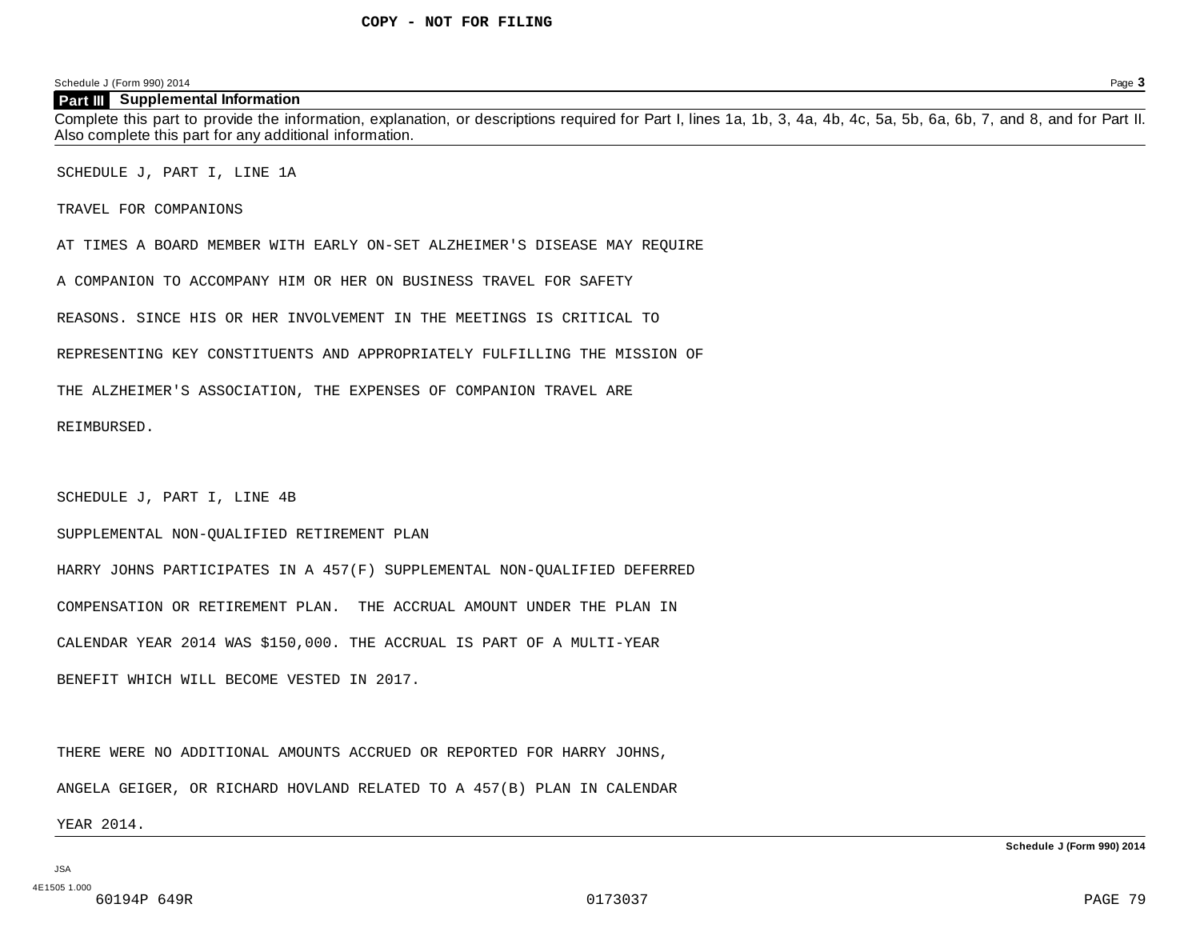COPY - NOT FOR FILING

## Part III Supplemental Information

Complete this part to provide the information, explanation, or descriptions required for Part I, lines 1a, 1b, 3, 4a, 4b, 4c, 5a, 5b, 6a, 6b, 7, and 8, and for Part II. Also complete this part for any additional information.

SCHEDULE J, PART I, LINE 1A

TRAVEL FOR COMPANIONS

AT TIMES A BOARD MEMBER WITH EARLY ON-SET ALZHEIMER'S DISEASE MAY REQUIRE A COMPANION TO ACCOMPANY HIM OR HER ON BUSINESS TRAVEL FOR SAFETY REASONS. SINCE HIS OR HER INVOLVEMENT IN THE MEETINGS IS CRITICAL TO REPRESENTING KEY CONSTITUENTS AND APPROPRIATELY FULFILLING THE MISSION OF THE ALZHEIMER'S ASSOCIATION, THE EXPENSES OF COMPANION TRAVEL ARE REIMBURSED.

SCHEDULE J, PART I, LINE 4B

SUPPLEMENTAL NON-QUALIFIED RETIREMENT PLAN

HARRY JOHNS PARTICIPATES IN A 457(F) SUPPLEMENTAL NON-QUALIFIED DEFERRED COMPENSATION OR RETIREMENT PLAN. THE ACCRUAL AMOUNT UNDER THE PLAN IN CALENDAR YEAR 2014 WAS $150,000. THE ACCRUAL IS PART OF A MULTI-YEAR BENEFIT WHICH WILL BECOME VESTED IN 2017.

THERE WERE NO ADDITIONAL AMOUNTS ACCRUED OR REPORTED FOR HARRY JOHNS, ANGELA GEIGER, OR RICHARD HOVLAND RELATED TO A 457(B) PLAN IN CALENDAR YEAR 2014.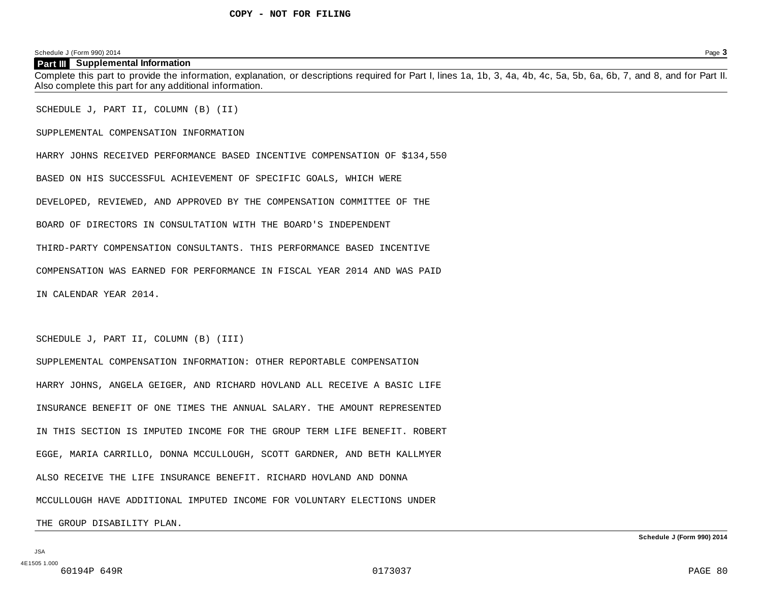COPY - NOT FOR FILING

## Part III Supplemental Information

Complete this part to provide the information, explanation, or descriptions required for Part I, lines 1a, 1b, 3, 4a, 4b, 4c, 5a, 5b, 6a, 6b, 7, and 8, and for Part II. Also complete this part for any additional information.

SCHEDULE J, PART II, COLUMN (B) (II)

SUPPLEMENTAL COMPENSATION INFORMATION

HARRY JOHNS RECEIVED PERFORMANCE BASED INCENTIVE COMPENSATION OF $134,550 BASED ON HIS SUCCESSFUL ACHIEVEMENT OF SPECIFIC GOALS, WHICH WERE DEVELOPED, REVIEWED, AND APPROVED BY THE COMPENSATION COMMITTEE OF THE BOARD OF DIRECTORS IN CONSULTATION WITH THE BOARD'S INDEPENDENT THIRD-PARTY COMPENSATION CONSULTANTS. THIS PERFORMANCE BASED INCENTIVE COMPENSATION WAS EARNED FOR PERFORMANCE IN FISCAL YEAR 2014 AND WAS PAID IN CALENDAR YEAR 2014.

SCHEDULE J, PART II, COLUMN (B) (III)

SUPPLEMENTAL COMPENSATION INFORMATION: OTHER REPORTABLE COMPENSATION

HARRY JOHNS, ANGELA GEIGER, AND RICHARD HOVLAND ALL RECEIVE A BASIC LIFE INSURANCE BENEFIT OF ONE TIMES THE ANNUAL SALARY. THE AMOUNT REPRESENTED IN THIS SECTION IS IMPUTED INCOME FOR THE GROUP TERM LIFE BENEFIT. ROBERT EGGE, MARIA CARRILLO, DONNA MCCULLOUGH, SCOTT GARDNER, AND BETH KALLMYER ALSO RECEIVE THE LIFE INSURANCE BENEFIT. RICHARD HOVLAND AND DONNA MCCULLOUGH HAVE ADDITIONAL IMPUTED INCOME FOR VOLUNTARY ELECTIONS UNDER THE GROUP DISABILITY PLAN.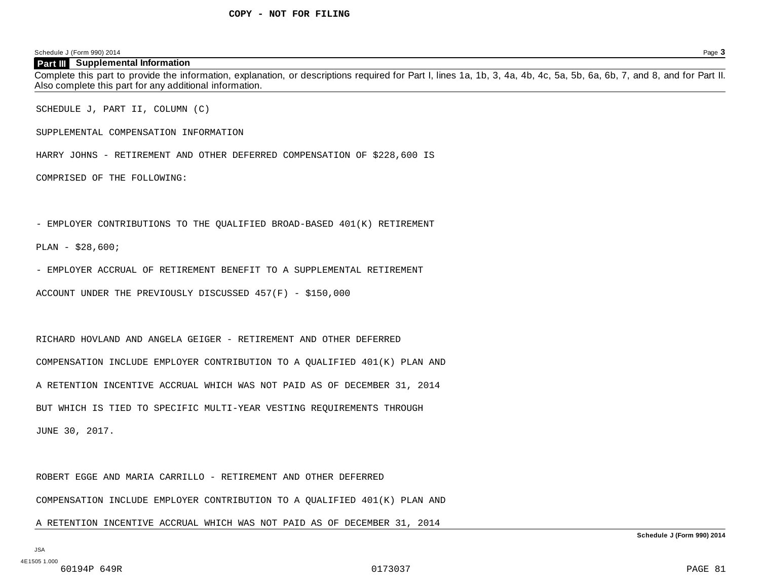## Part III Supplemental Information

Complete this part to provide the information, explanation, or descriptions required for Part I, lines 1a, 1b, 3, 4a, 4b, 4c, 5a, 5b, 6a, 6b, 7, and 8, and for Part II. Also complete this part for any additional information.

SCHEDULE J, PART II, COLUMN (C)

SUPPLEMENTAL COMPENSATION INFORMATION

HARRY JOHNS - RETIREMENT AND OTHER DEFERRED COMPENSATION OF $228,600 IS COMPRISED OF THE FOLLOWING:

- EMPLOYER CONTRIBUTIONS TO THE QUALIFIED BROAD-BASED 401(K) RETIREMENT PLAN - $28,600;
- EMPLOYER ACCRUAL OF RETIREMENT BENEFIT TO A SUPPLEMENTAL RETIREMENT ACCOUNT UNDER THE PREVIOUSLY DISCUSSED 457(F) - $150,000

RICHARD HOVLAND AND ANGELA GEIGER - RETIREMENT AND OTHER DEFERRED COMPENSATION INCLUDE EMPLOYER CONTRIBUTION TO A QUALIFIED 401(K) PLAN AND A RETENTION INCENTIVE ACCRUAL WHICH WAS NOT PAID AS OF DECEMBER 31, 2014 BUT WHICH IS TIED TO SPECIFIC MULTI-YEAR VESTING REQUIREMENTS THROUGH JUNE 30, 2017.

ROBERT EGGE AND MARIA CARRILLO - RETIREMENT AND OTHER DEFERRED COMPENSATION INCLUDE EMPLOYER CONTRIBUTION TO A QUALIFIED 401(K) PLAN AND A RETENTION INCENTIVE ACCRUAL WHICH WAS NOT PAID AS OF DECEMBER 31, 2014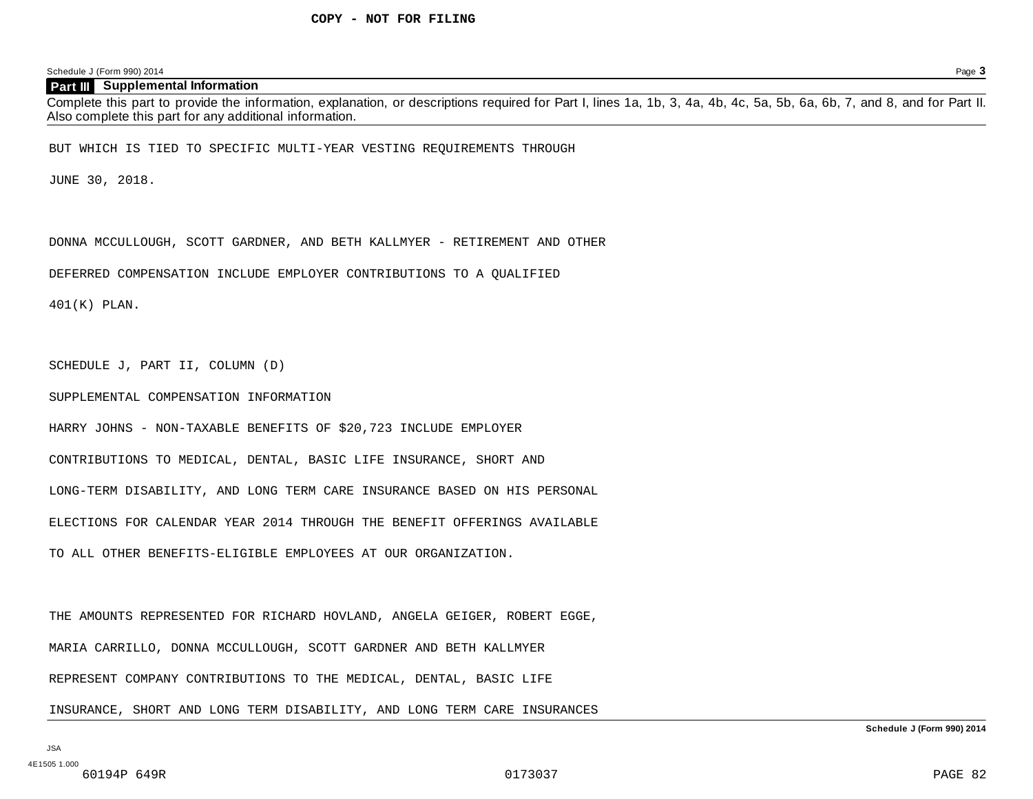## Part III Supplemental Information

Complete this part to provide the information, explanation, or descriptions required for Part I, lines 1a, 1b, 3, 4a, 4b, 4c, 5a, 5b, 6a, 6b, 7, and 8, and for Part II. Also complete this part for any additional information.

BUT WHICH IS TIED TO SPECIFIC MULTI-YEAR VESTING REQUIREMENTS THROUGH JUNE 30, 2018.

DONNA MCCULLOUGH, SCOTT GARDNER, AND BETH KALLMYER - RETIREMENT AND OTHER DEFERRED COMPENSATION INCLUDE EMPLOYER CONTRIBUTIONS TO A QUALIFIED 401(K) PLAN.

SCHEDULE J, PART II, COLUMN (D)

SUPPLEMENTAL COMPENSATION INFORMATION

HARRY JOHNS - NON-TAXABLE BENEFITS OF $20,723 INCLUDE EMPLOYER CONTRIBUTIONS TO MEDICAL, DENTAL, BASIC LIFE INSURANCE, SHORT AND LONG-TERM DISABILITY, AND LONG TERM CARE INSURANCE BASED ON HIS PERSONAL ELECTIONS FOR CALENDAR YEAR 2014 THROUGH THE BENEFIT OFFERINGS AVAILABLE TO ALL OTHER BENEFITS-ELIGIBLE EMPLOYEES AT OUR ORGANIZATION.

THE AMOUNTS REPRESENTED FOR RICHARD HOVLAND, ANGELA GEIGER, ROBERT EGGE, MARIA CARRILLO, DONNA MCCULLOUGH, SCOTT GARDNER AND BETH KALLMYER REPRESENT COMPANY CONTRIBUTIONS TO THE MEDICAL, DENTAL, BASIC LIFE INSURANCE, SHORT AND LONG TERM DISABILITY, AND LONG TERM CARE INSURANCES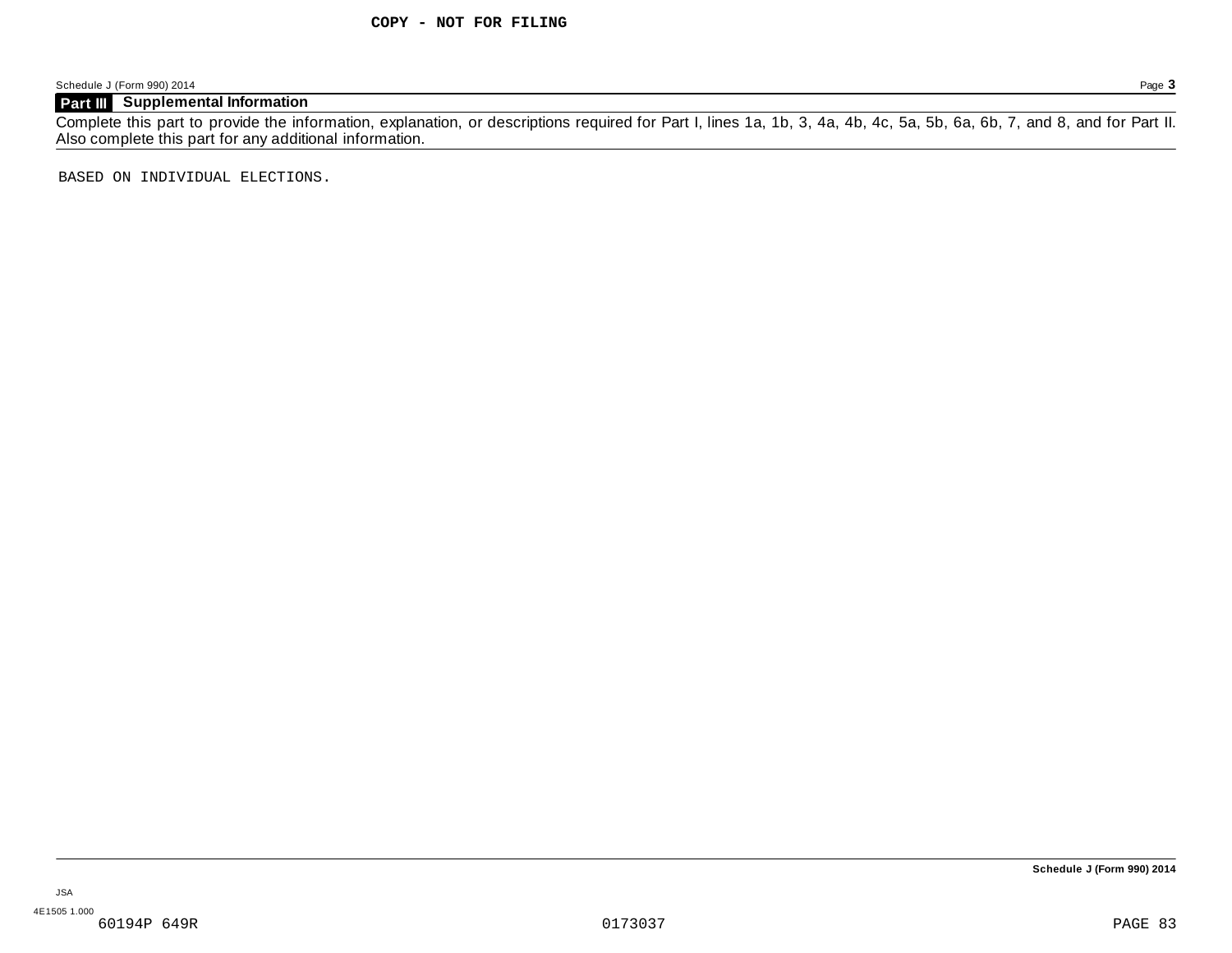COPY - NOT FOR FILING

## Part III Supplemental Information

Complete this part to provide the information, explanation, or descriptions required for Part I, lines 1a, 1b, 3, 4a, 4b, 4c, 5a, 5b, 6a, 6b, 7, and 8, and for Part II. Also complete this part for any additional information.

BASED ON INDIVIDUAL ELECTIONS.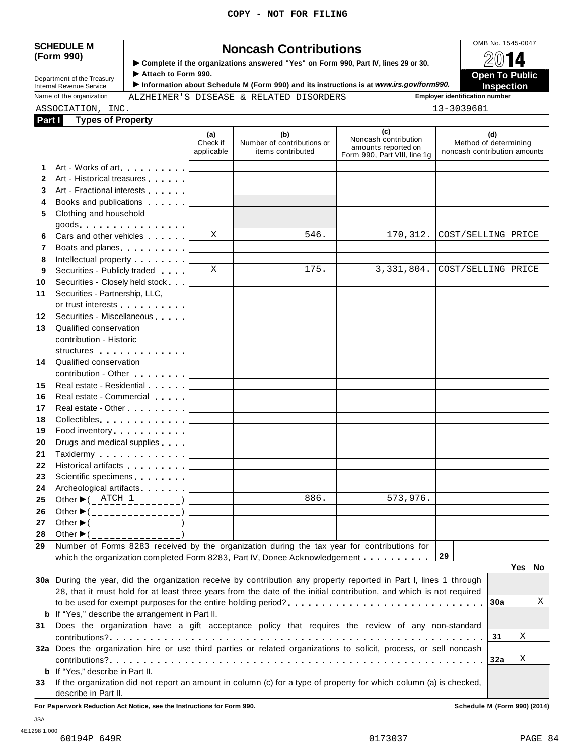COPY - NOT FOR FILING

**SCHEDULE M (Form 990)**

Department of the Treasury
Internal Revenue Service

# Noncash Contributions

▶ Complete if the organizations answered "Yes" on Form 990, Part IV, lines 29 or 30.
▶ Attach to Form 990.
▶ Information about Schedule M (Form 990) and its instructions is at *www.irs.gov/form990.*

OMB No. 1545-0047

**2014**

**Open To Public Inspection**

Name of the organization: ALZHEIMER'S DISEASE & RELATED DISORDERS ASSOCIATION, INC.

Employer identification number: 13-3039601

**Part I Types of Property**

| | | (a) Check if applicable | (b) Number of contributions or items contributed | (c) Noncash contribution amounts reported on Form 990, Part VIII, line 1g | (d) Method of determining noncash contribution amounts |
|---|---|---|---|---|---|
| 1 | Art - Works of art | | | | |
| 2 | Art - Historical treasures | | | | |
| 3 | Art - Fractional interests | | | | |
| 4 | Books and publications | | | | |
| 5 | Clothing and household goods | | | | |
| 6 | Cars and other vehicles | X | 546. | 170,312. | COST/SELLING PRICE |
| 7 | Boats and planes | | | | |
| 8 | Intellectual property | | | | |
| 9 | Securities - Publicly traded | X | 175. | 3,331,804. | COST/SELLING PRICE |
| 10 | Securities - Closely held stock | | | | |
| 11 | Securities - Partnership, LLC, or trust interests | | | | |
| 12 | Securities - Miscellaneous | | | | |
| 13 | Qualified conservation contribution - Historic structures | | | | |
| 14 | Qualified conservation contribution - Other | | | | |
| 15 | Real estate - Residential | | | | |
| 16 | Real estate - Commercial | | | | |
| 17 | Real estate - Other | | | | |
| 18 | Collectibles | | | | |
| 19 | Food inventory | | | | |
| 20 | Drugs and medical supplies | | | | |
| 21 | Taxidermy | | | | |
| 22 | Historical artifacts | | | | |
| 23 | Scientific specimens | | | | |
| 24 | Archeological artifacts | | | | |
| 25 | Other ▶( ATCH 1 ) | | 886. | 573,976. | |
| 26 | Other ▶( ) | | | | |
| 27 | Other ▶( ) | | | | |
| 28 | Other ▶( ) | | | | |

**29** Number of Forms 8283 received by the organization during the tax year for contributions for which the organization completed Form 8283, Part IV, Donee Acknowledgement . . . **29**

| | | | Yes | No |
|---|---|---|---|---|
| **30a** | During the year, did the organization receive by contribution any property reported in Part I, lines 1 through 28, that it must hold for at least three years from the date of the initial contribution, and which is not required to be used for exempt purposes for the entire holding period? | 30a | | X |
| **b** | If "Yes," describe the arrangement in Part II. | | | |
| **31** | Does the organization have a gift acceptance policy that requires the review of any non-standard contributions? | 31 | X | |
| **32a** | Does the organization hire or use third parties or related organizations to solicit, process, or sell noncash contributions? | 32a | X | |
| **b** | If "Yes," describe in Part II. | | | |
| **33** | If the organization did not report an amount in column (c) for a type of property for which column (a) is checked, describe in Part II. | | | |

**For Paperwork Reduction Act Notice, see the Instructions for Form 990.** **Schedule M (Form 990) (2014)**

JSA
4E1298 1.000
60194P 649R 0173037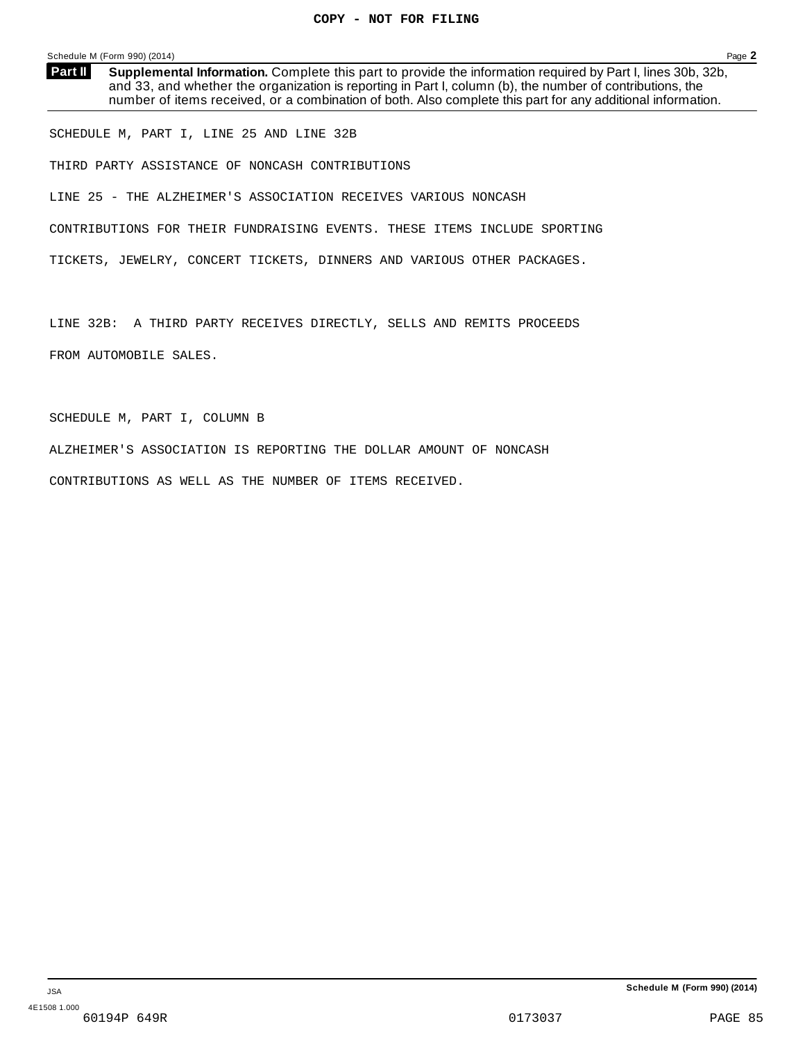COPY - NOT FOR FILING

**Part II** **Supplemental Information.** Complete this part to provide the information required by Part I, lines 30b, 32b, and 33, and whether the organization is reporting in Part I, column (b), the number of contributions, the number of items received, or a combination of both. Also complete this part for any additional information.

SCHEDULE M, PART I, LINE 25 AND LINE 32B

THIRD PARTY ASSISTANCE OF NONCASH CONTRIBUTIONS

LINE 25 - THE ALZHEIMER'S ASSOCIATION RECEIVES VARIOUS NONCASH CONTRIBUTIONS FOR THEIR FUNDRAISING EVENTS. THESE ITEMS INCLUDE SPORTING TICKETS, JEWELRY, CONCERT TICKETS, DINNERS AND VARIOUS OTHER PACKAGES.

LINE 32B: A THIRD PARTY RECEIVES DIRECTLY, SELLS AND REMITS PROCEEDS FROM AUTOMOBILE SALES.

SCHEDULE M, PART I, COLUMN B

ALZHEIMER'S ASSOCIATION IS REPORTING THE DOLLAR AMOUNT OF NONCASH CONTRIBUTIONS AS WELL AS THE NUMBER OF ITEMS RECEIVED.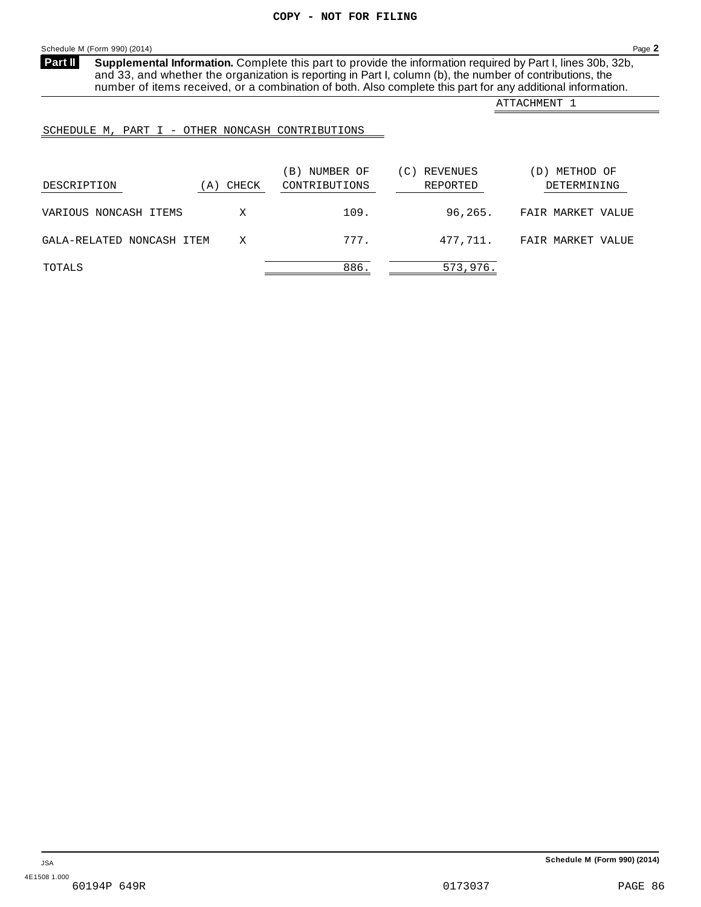COPY - NOT FOR FILING

**Part II** **Supplemental Information.** Complete this part to provide the information required by Part I, lines 30b, 32b, and 33, and whether the organization is reporting in Part I, column (b), the number of contributions, the number of items received, or a combination of both. Also complete this part for any additional information.

ATTACHMENT 1

SCHEDULE M, PART I - OTHER NONCASH CONTRIBUTIONS

| DESCRIPTION | (A) CHECK | (B) NUMBER OF CONTRIBUTIONS | (C) REVENUES REPORTED | (D) METHOD OF DETERMINING |
|---|---|---|---|---|
| VARIOUS NONCASH ITEMS | X | 109. | 96,265. | FAIR MARKET VALUE |
| GALA-RELATED NONCASH ITEM | X | 777. | 477,711. | FAIR MARKET VALUE |
| TOTALS | | 886. | 573,976. | |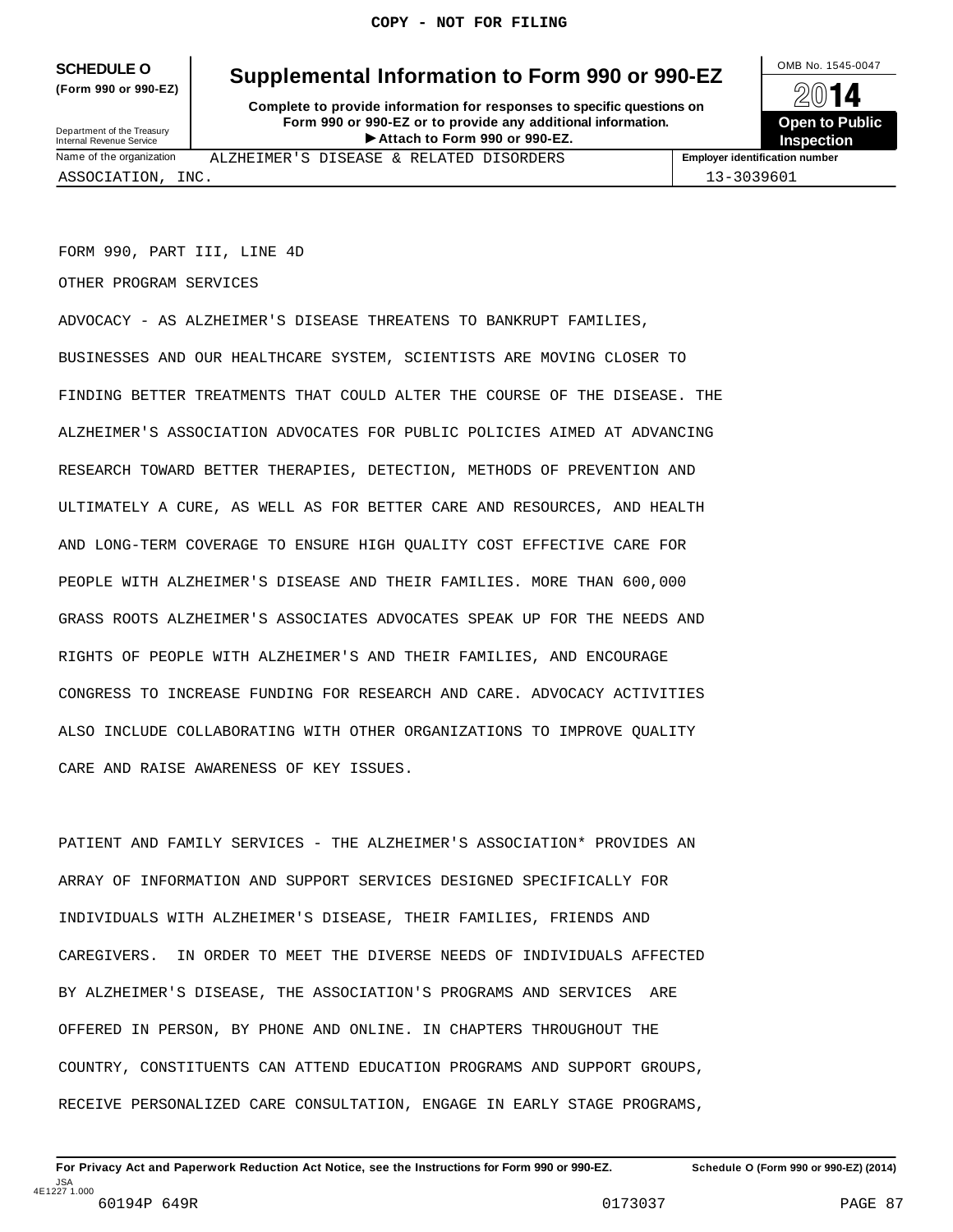COPY - NOT FOR FILING

**SCHEDULE O** (Form 990 or 990-EZ)

Department of the Treasury
Internal Revenue Service

# Supplemental Information to Form 990 or 990-EZ

**Complete to provide information for responses to specific questions on Form 990 or 990-EZ or to provide any additional information.**
**▶ Attach to Form 990 or 990-EZ.**

OMB No. 1545-0047

**2014**

**Open to Public Inspection**

Name of the organization: ALZHEIMER'S DISEASE & RELATED DISORDERS ASSOCIATION, INC.

Employer identification number: 13-3039601

FORM 990, PART III, LINE 4D

OTHER PROGRAM SERVICES

ADVOCACY - AS ALZHEIMER'S DISEASE THREATENS TO BANKRUPT FAMILIES, BUSINESSES AND OUR HEALTHCARE SYSTEM, SCIENTISTS ARE MOVING CLOSER TO FINDING BETTER TREATMENTS THAT COULD ALTER THE COURSE OF THE DISEASE. THE ALZHEIMER'S ASSOCIATION ADVOCATES FOR PUBLIC POLICIES AIMED AT ADVANCING RESEARCH TOWARD BETTER THERAPIES, DETECTION, METHODS OF PREVENTION AND ULTIMATELY A CURE, AS WELL AS FOR BETTER CARE AND RESOURCES, AND HEALTH AND LONG-TERM COVERAGE TO ENSURE HIGH QUALITY COST EFFECTIVE CARE FOR PEOPLE WITH ALZHEIMER'S DISEASE AND THEIR FAMILIES. MORE THAN 600,000 GRASS ROOTS ALZHEIMER'S ASSOCIATES ADVOCATES SPEAK UP FOR THE NEEDS AND RIGHTS OF PEOPLE WITH ALZHEIMER'S AND THEIR FAMILIES, AND ENCOURAGE CONGRESS TO INCREASE FUNDING FOR RESEARCH AND CARE. ADVOCACY ACTIVITIES ALSO INCLUDE COLLABORATING WITH OTHER ORGANIZATIONS TO IMPROVE QUALITY CARE AND RAISE AWARENESS OF KEY ISSUES.

PATIENT AND FAMILY SERVICES - THE ALZHEIMER'S ASSOCIATION* PROVIDES AN ARRAY OF INFORMATION AND SUPPORT SERVICES DESIGNED SPECIFICALLY FOR INDIVIDUALS WITH ALZHEIMER'S DISEASE, THEIR FAMILIES, FRIENDS AND CAREGIVERS. IN ORDER TO MEET THE DIVERSE NEEDS OF INDIVIDUALS AFFECTED BY ALZHEIMER'S DISEASE, THE ASSOCIATION'S PROGRAMS AND SERVICES ARE OFFERED IN PERSON, BY PHONE AND ONLINE. IN CHAPTERS THROUGHOUT THE COUNTRY, CONSTITUENTS CAN ATTEND EDUCATION PROGRAMS AND SUPPORT GROUPS, RECEIVE PERSONALIZED CARE CONSULTATION, ENGAGE IN EARLY STAGE PROGRAMS,

**For Privacy Act and Paperwork Reduction Act Notice, see the Instructions for Form 990 or 990-EZ.** **Schedule O (Form 990 or 990-EZ) (2014)**

JSA 4E1227 1.000
60194P 649R 0173037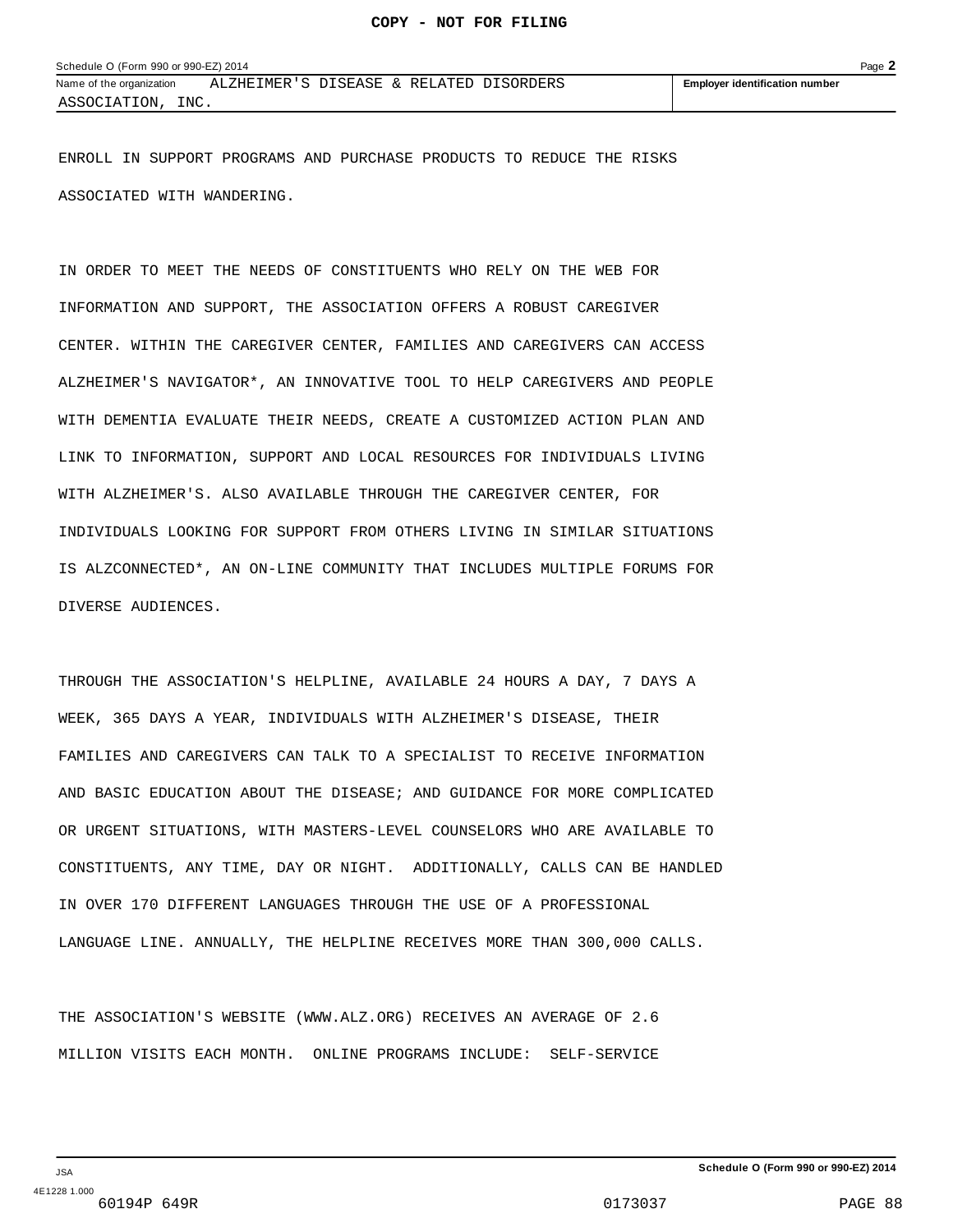ENROLL IN SUPPORT PROGRAMS AND PURCHASE PRODUCTS TO REDUCE THE RISKS ASSOCIATED WITH WANDERING.

IN ORDER TO MEET THE NEEDS OF CONSTITUENTS WHO RELY ON THE WEB FOR INFORMATION AND SUPPORT, THE ASSOCIATION OFFERS A ROBUST CAREGIVER CENTER. WITHIN THE CAREGIVER CENTER, FAMILIES AND CAREGIVERS CAN ACCESS ALZHEIMER'S NAVIGATOR*, AN INNOVATIVE TOOL TO HELP CAREGIVERS AND PEOPLE WITH DEMENTIA EVALUATE THEIR NEEDS, CREATE A CUSTOMIZED ACTION PLAN AND LINK TO INFORMATION, SUPPORT AND LOCAL RESOURCES FOR INDIVIDUALS LIVING WITH ALZHEIMER'S. ALSO AVAILABLE THROUGH THE CAREGIVER CENTER, FOR INDIVIDUALS LOOKING FOR SUPPORT FROM OTHERS LIVING IN SIMILAR SITUATIONS IS ALZCONNECTED*, AN ON-LINE COMMUNITY THAT INCLUDES MULTIPLE FORUMS FOR DIVERSE AUDIENCES.

THROUGH THE ASSOCIATION'S HELPLINE, AVAILABLE 24 HOURS A DAY, 7 DAYS A WEEK, 365 DAYS A YEAR, INDIVIDUALS WITH ALZHEIMER'S DISEASE, THEIR FAMILIES AND CAREGIVERS CAN TALK TO A SPECIALIST TO RECEIVE INFORMATION AND BASIC EDUCATION ABOUT THE DISEASE; AND GUIDANCE FOR MORE COMPLICATED OR URGENT SITUATIONS, WITH MASTERS-LEVEL COUNSELORS WHO ARE AVAILABLE TO CONSTITUENTS, ANY TIME, DAY OR NIGHT. ADDITIONALLY, CALLS CAN BE HANDLED IN OVER 170 DIFFERENT LANGUAGES THROUGH THE USE OF A PROFESSIONAL LANGUAGE LINE. ANNUALLY, THE HELPLINE RECEIVES MORE THAN 300,000 CALLS.

THE ASSOCIATION'S WEBSITE (WWW.ALZ.ORG) RECEIVES AN AVERAGE OF 2.6 MILLION VISITS EACH MONTH. ONLINE PROGRAMS INCLUDE: SELF-SERVICE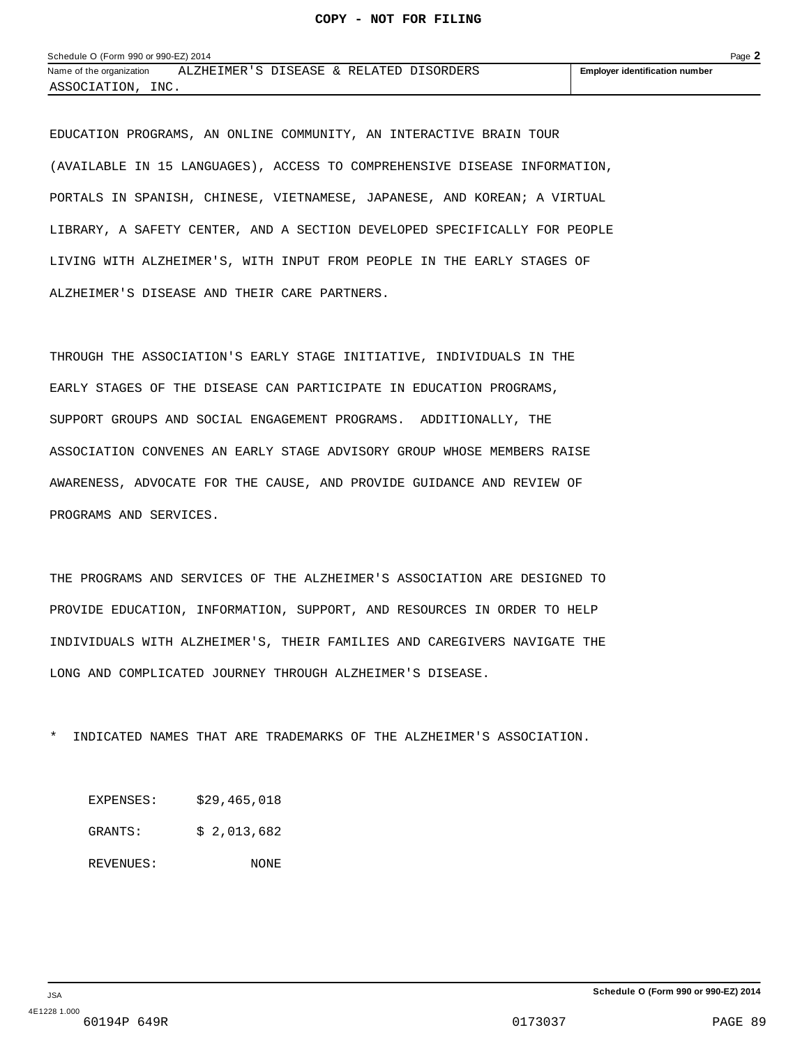EDUCATION PROGRAMS, AN ONLINE COMMUNITY, AN INTERACTIVE BRAIN TOUR (AVAILABLE IN 15 LANGUAGES), ACCESS TO COMPREHENSIVE DISEASE INFORMATION, PORTALS IN SPANISH, CHINESE, VIETNAMESE, JAPANESE, AND KOREAN; A VIRTUAL LIBRARY, A SAFETY CENTER, AND A SECTION DEVELOPED SPECIFICALLY FOR PEOPLE LIVING WITH ALZHEIMER'S, WITH INPUT FROM PEOPLE IN THE EARLY STAGES OF ALZHEIMER'S DISEASE AND THEIR CARE PARTNERS.

THROUGH THE ASSOCIATION'S EARLY STAGE INITIATIVE, INDIVIDUALS IN THE EARLY STAGES OF THE DISEASE CAN PARTICIPATE IN EDUCATION PROGRAMS, SUPPORT GROUPS AND SOCIAL ENGAGEMENT PROGRAMS. ADDITIONALLY, THE ASSOCIATION CONVENES AN EARLY STAGE ADVISORY GROUP WHOSE MEMBERS RAISE AWARENESS, ADVOCATE FOR THE CAUSE, AND PROVIDE GUIDANCE AND REVIEW OF PROGRAMS AND SERVICES.

THE PROGRAMS AND SERVICES OF THE ALZHEIMER'S ASSOCIATION ARE DESIGNED TO PROVIDE EDUCATION, INFORMATION, SUPPORT, AND RESOURCES IN ORDER TO HELP INDIVIDUALS WITH ALZHEIMER'S, THEIR FAMILIES AND CAREGIVERS NAVIGATE THE LONG AND COMPLICATED JOURNEY THROUGH ALZHEIMER'S DISEASE.

* INDICATED NAMES THAT ARE TRADEMARKS OF THE ALZHEIMER'S ASSOCIATION.

| | |
|---|---|
| EXPENSES: | $29,465,018 |
| GRANTS: | $ 2,013,682 |
| REVENUES: | NONE |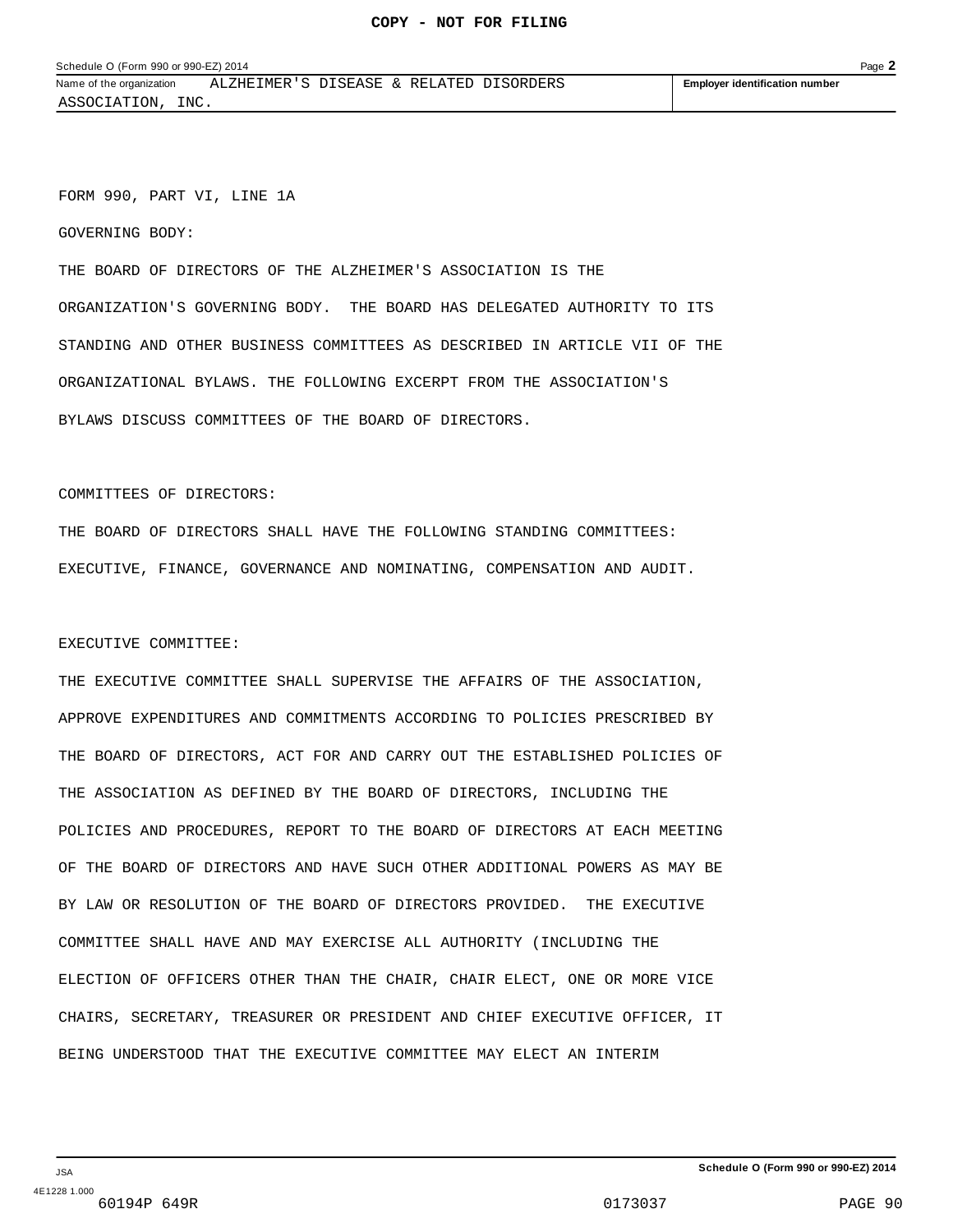FORM 990, PART VI, LINE 1A

GOVERNING BODY:

THE BOARD OF DIRECTORS OF THE ALZHEIMER'S ASSOCIATION IS THE ORGANIZATION'S GOVERNING BODY. THE BOARD HAS DELEGATED AUTHORITY TO ITS STANDING AND OTHER BUSINESS COMMITTEES AS DESCRIBED IN ARTICLE VII OF THE ORGANIZATIONAL BYLAWS. THE FOLLOWING EXCERPT FROM THE ASSOCIATION'S BYLAWS DISCUSS COMMITTEES OF THE BOARD OF DIRECTORS.

COMMITTEES OF DIRECTORS:

THE BOARD OF DIRECTORS SHALL HAVE THE FOLLOWING STANDING COMMITTEES: EXECUTIVE, FINANCE, GOVERNANCE AND NOMINATING, COMPENSATION AND AUDIT.

EXECUTIVE COMMITTEE:

THE EXECUTIVE COMMITTEE SHALL SUPERVISE THE AFFAIRS OF THE ASSOCIATION, APPROVE EXPENDITURES AND COMMITMENTS ACCORDING TO POLICIES PRESCRIBED BY THE BOARD OF DIRECTORS, ACT FOR AND CARRY OUT THE ESTABLISHED POLICIES OF THE ASSOCIATION AS DEFINED BY THE BOARD OF DIRECTORS, INCLUDING THE POLICIES AND PROCEDURES, REPORT TO THE BOARD OF DIRECTORS AT EACH MEETING OF THE BOARD OF DIRECTORS AND HAVE SUCH OTHER ADDITIONAL POWERS AS MAY BE BY LAW OR RESOLUTION OF THE BOARD OF DIRECTORS PROVIDED. THE EXECUTIVE COMMITTEE SHALL HAVE AND MAY EXERCISE ALL AUTHORITY (INCLUDING THE ELECTION OF OFFICERS OTHER THAN THE CHAIR, CHAIR ELECT, ONE OR MORE VICE CHAIRS, SECRETARY, TREASURER OR PRESIDENT AND CHIEF EXECUTIVE OFFICER, IT BEING UNDERSTOOD THAT THE EXECUTIVE COMMITTEE MAY ELECT AN INTERIM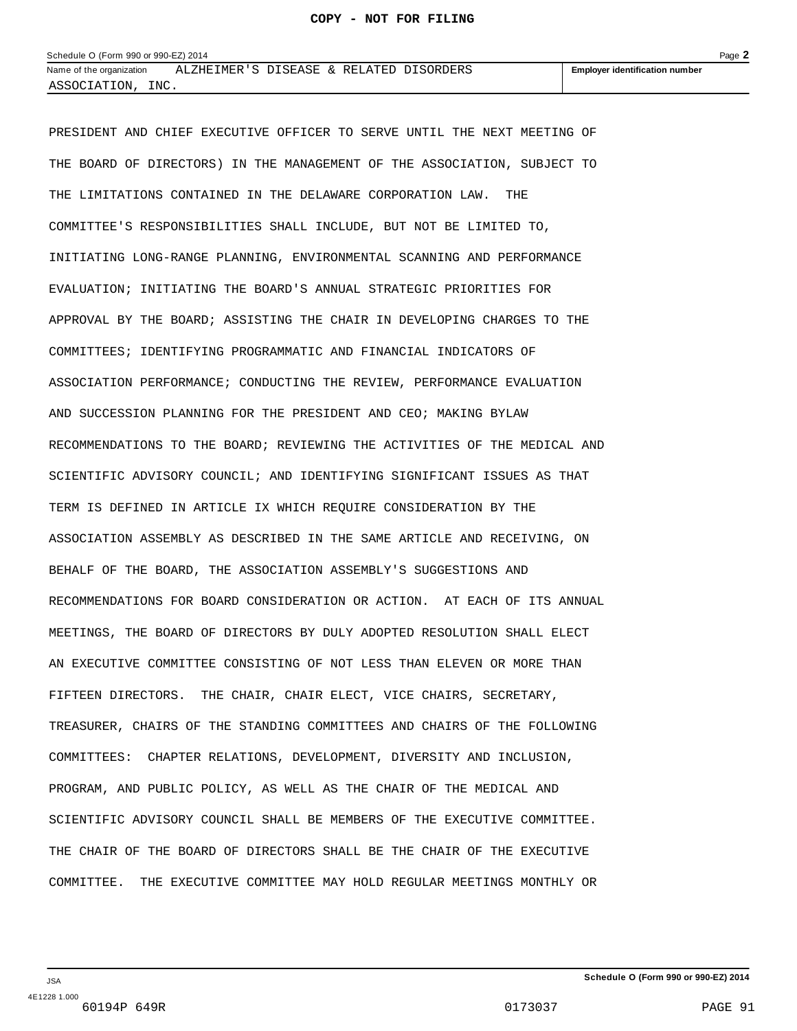PRESIDENT AND CHIEF EXECUTIVE OFFICER TO SERVE UNTIL THE NEXT MEETING OF THE BOARD OF DIRECTORS) IN THE MANAGEMENT OF THE ASSOCIATION, SUBJECT TO THE LIMITATIONS CONTAINED IN THE DELAWARE CORPORATION LAW. THE COMMITTEE'S RESPONSIBILITIES SHALL INCLUDE, BUT NOT BE LIMITED TO, INITIATING LONG-RANGE PLANNING, ENVIRONMENTAL SCANNING AND PERFORMANCE EVALUATION; INITIATING THE BOARD'S ANNUAL STRATEGIC PRIORITIES FOR APPROVAL BY THE BOARD; ASSISTING THE CHAIR IN DEVELOPING CHARGES TO THE COMMITTEES; IDENTIFYING PROGRAMMATIC AND FINANCIAL INDICATORS OF ASSOCIATION PERFORMANCE; CONDUCTING THE REVIEW, PERFORMANCE EVALUATION AND SUCCESSION PLANNING FOR THE PRESIDENT AND CEO; MAKING BYLAW RECOMMENDATIONS TO THE BOARD; REVIEWING THE ACTIVITIES OF THE MEDICAL AND SCIENTIFIC ADVISORY COUNCIL; AND IDENTIFYING SIGNIFICANT ISSUES AS THAT TERM IS DEFINED IN ARTICLE IX WHICH REQUIRE CONSIDERATION BY THE ASSOCIATION ASSEMBLY AS DESCRIBED IN THE SAME ARTICLE AND RECEIVING, ON BEHALF OF THE BOARD, THE ASSOCIATION ASSEMBLY'S SUGGESTIONS AND RECOMMENDATIONS FOR BOARD CONSIDERATION OR ACTION. AT EACH OF ITS ANNUAL MEETINGS, THE BOARD OF DIRECTORS BY DULY ADOPTED RESOLUTION SHALL ELECT AN EXECUTIVE COMMITTEE CONSISTING OF NOT LESS THAN ELEVEN OR MORE THAN FIFTEEN DIRECTORS. THE CHAIR, CHAIR ELECT, VICE CHAIRS, SECRETARY, TREASURER, CHAIRS OF THE STANDING COMMITTEES AND CHAIRS OF THE FOLLOWING COMMITTEES: CHAPTER RELATIONS, DEVELOPMENT, DIVERSITY AND INCLUSION, PROGRAM, AND PUBLIC POLICY, AS WELL AS THE CHAIR OF THE MEDICAL AND SCIENTIFIC ADVISORY COUNCIL SHALL BE MEMBERS OF THE EXECUTIVE COMMITTEE. THE CHAIR OF THE BOARD OF DIRECTORS SHALL BE THE CHAIR OF THE EXECUTIVE COMMITTEE. THE EXECUTIVE COMMITTEE MAY HOLD REGULAR MEETINGS MONTHLY OR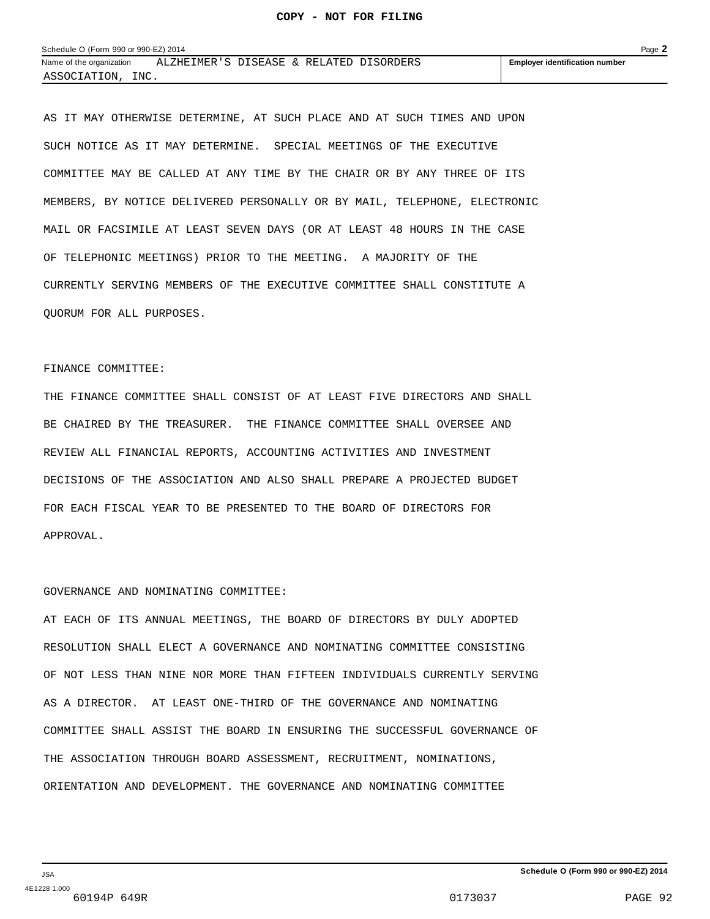AS IT MAY OTHERWISE DETERMINE, AT SUCH PLACE AND AT SUCH TIMES AND UPON SUCH NOTICE AS IT MAY DETERMINE. SPECIAL MEETINGS OF THE EXECUTIVE COMMITTEE MAY BE CALLED AT ANY TIME BY THE CHAIR OR BY ANY THREE OF ITS MEMBERS, BY NOTICE DELIVERED PERSONALLY OR BY MAIL, TELEPHONE, ELECTRONIC MAIL OR FACSIMILE AT LEAST SEVEN DAYS (OR AT LEAST 48 HOURS IN THE CASE OF TELEPHONIC MEETINGS) PRIOR TO THE MEETING. A MAJORITY OF THE CURRENTLY SERVING MEMBERS OF THE EXECUTIVE COMMITTEE SHALL CONSTITUTE A QUORUM FOR ALL PURPOSES.

FINANCE COMMITTEE:

THE FINANCE COMMITTEE SHALL CONSIST OF AT LEAST FIVE DIRECTORS AND SHALL BE CHAIRED BY THE TREASURER. THE FINANCE COMMITTEE SHALL OVERSEE AND REVIEW ALL FINANCIAL REPORTS, ACCOUNTING ACTIVITIES AND INVESTMENT DECISIONS OF THE ASSOCIATION AND ALSO SHALL PREPARE A PROJECTED BUDGET FOR EACH FISCAL YEAR TO BE PRESENTED TO THE BOARD OF DIRECTORS FOR APPROVAL.

GOVERNANCE AND NOMINATING COMMITTEE:

AT EACH OF ITS ANNUAL MEETINGS, THE BOARD OF DIRECTORS BY DULY ADOPTED RESOLUTION SHALL ELECT A GOVERNANCE AND NOMINATING COMMITTEE CONSISTING OF NOT LESS THAN NINE NOR MORE THAN FIFTEEN INDIVIDUALS CURRENTLY SERVING AS A DIRECTOR. AT LEAST ONE-THIRD OF THE GOVERNANCE AND NOMINATING COMMITTEE SHALL ASSIST THE BOARD IN ENSURING THE SUCCESSFUL GOVERNANCE OF THE ASSOCIATION THROUGH BOARD ASSESSMENT, RECRUITMENT, NOMINATIONS, ORIENTATION AND DEVELOPMENT. THE GOVERNANCE AND NOMINATING COMMITTEE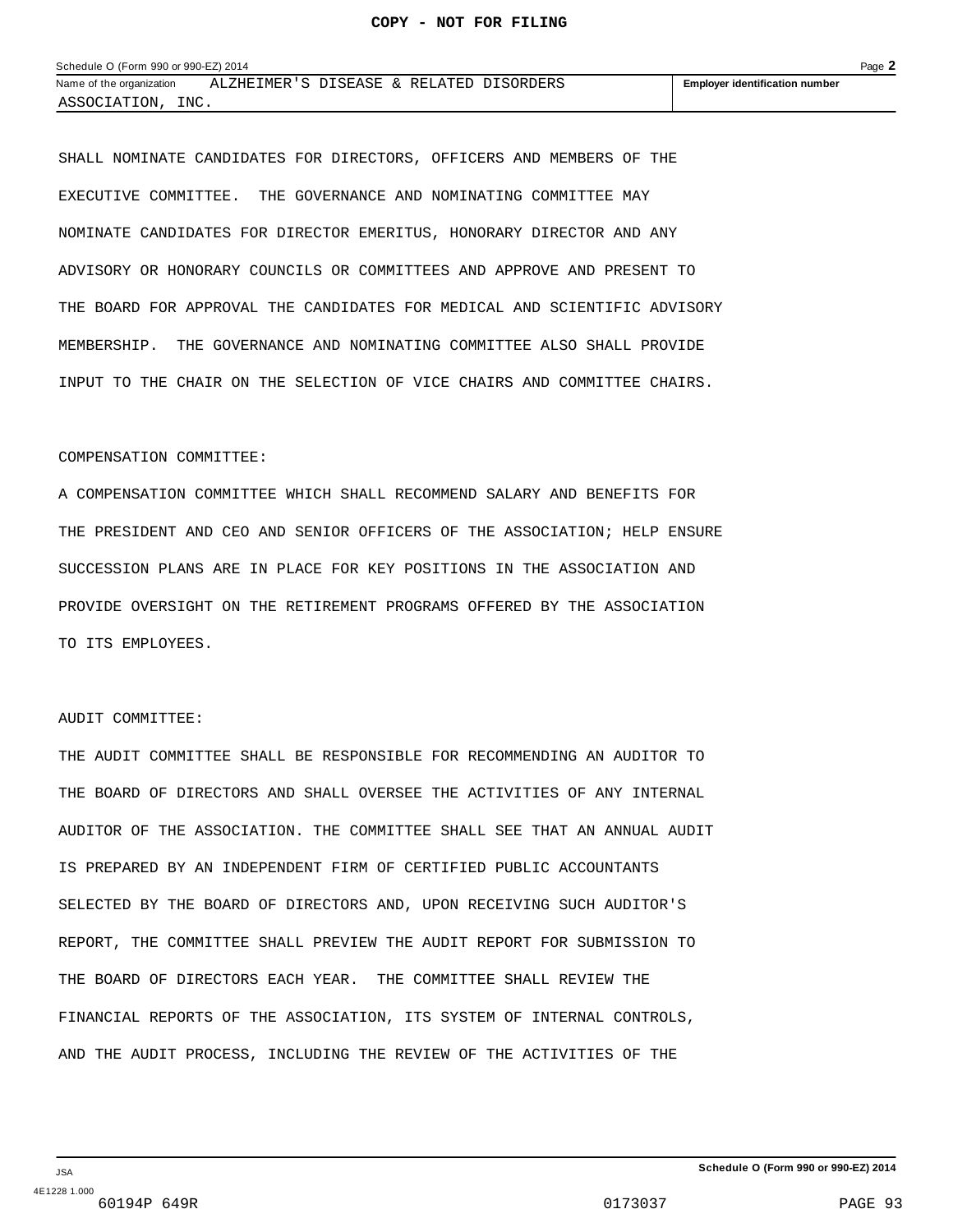SHALL NOMINATE CANDIDATES FOR DIRECTORS, OFFICERS AND MEMBERS OF THE EXECUTIVE COMMITTEE. THE GOVERNANCE AND NOMINATING COMMITTEE MAY NOMINATE CANDIDATES FOR DIRECTOR EMERITUS, HONORARY DIRECTOR AND ANY ADVISORY OR HONORARY COUNCILS OR COMMITTEES AND APPROVE AND PRESENT TO THE BOARD FOR APPROVAL THE CANDIDATES FOR MEDICAL AND SCIENTIFIC ADVISORY MEMBERSHIP. THE GOVERNANCE AND NOMINATING COMMITTEE ALSO SHALL PROVIDE INPUT TO THE CHAIR ON THE SELECTION OF VICE CHAIRS AND COMMITTEE CHAIRS.

COMPENSATION COMMITTEE:

A COMPENSATION COMMITTEE WHICH SHALL RECOMMEND SALARY AND BENEFITS FOR THE PRESIDENT AND CEO AND SENIOR OFFICERS OF THE ASSOCIATION; HELP ENSURE SUCCESSION PLANS ARE IN PLACE FOR KEY POSITIONS IN THE ASSOCIATION AND PROVIDE OVERSIGHT ON THE RETIREMENT PROGRAMS OFFERED BY THE ASSOCIATION TO ITS EMPLOYEES.

AUDIT COMMITTEE:

THE AUDIT COMMITTEE SHALL BE RESPONSIBLE FOR RECOMMENDING AN AUDITOR TO THE BOARD OF DIRECTORS AND SHALL OVERSEE THE ACTIVITIES OF ANY INTERNAL AUDITOR OF THE ASSOCIATION. THE COMMITTEE SHALL SEE THAT AN ANNUAL AUDIT IS PREPARED BY AN INDEPENDENT FIRM OF CERTIFIED PUBLIC ACCOUNTANTS SELECTED BY THE BOARD OF DIRECTORS AND, UPON RECEIVING SUCH AUDITOR'S REPORT, THE COMMITTEE SHALL PREVIEW THE AUDIT REPORT FOR SUBMISSION TO THE BOARD OF DIRECTORS EACH YEAR. THE COMMITTEE SHALL REVIEW THE FINANCIAL REPORTS OF THE ASSOCIATION, ITS SYSTEM OF INTERNAL CONTROLS, AND THE AUDIT PROCESS, INCLUDING THE REVIEW OF THE ACTIVITIES OF THE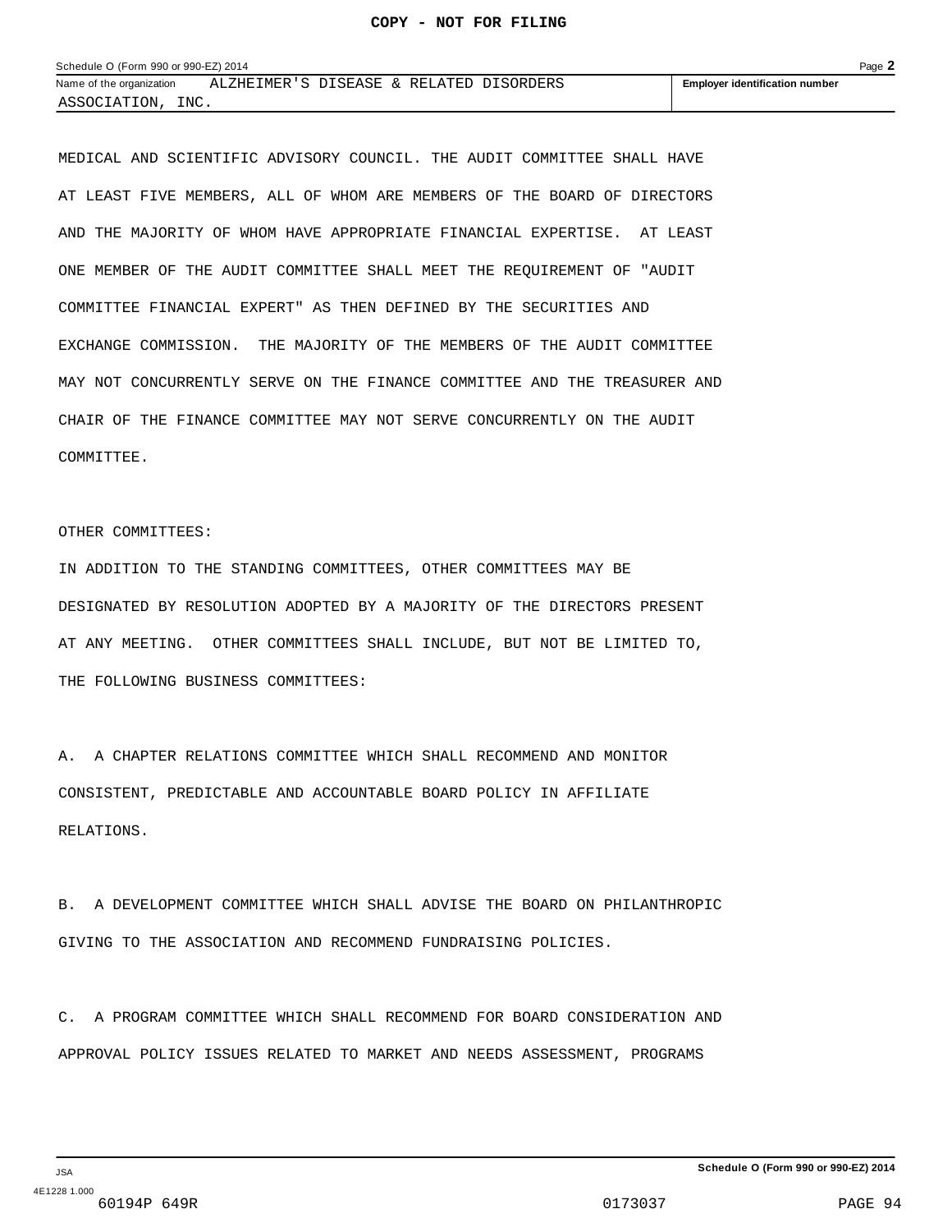MEDICAL AND SCIENTIFIC ADVISORY COUNCIL. THE AUDIT COMMITTEE SHALL HAVE AT LEAST FIVE MEMBERS, ALL OF WHOM ARE MEMBERS OF THE BOARD OF DIRECTORS AND THE MAJORITY OF WHOM HAVE APPROPRIATE FINANCIAL EXPERTISE. AT LEAST ONE MEMBER OF THE AUDIT COMMITTEE SHALL MEET THE REQUIREMENT OF "AUDIT COMMITTEE FINANCIAL EXPERT" AS THEN DEFINED BY THE SECURITIES AND EXCHANGE COMMISSION. THE MAJORITY OF THE MEMBERS OF THE AUDIT COMMITTEE MAY NOT CONCURRENTLY SERVE ON THE FINANCE COMMITTEE AND THE TREASURER AND CHAIR OF THE FINANCE COMMITTEE MAY NOT SERVE CONCURRENTLY ON THE AUDIT COMMITTEE.

OTHER COMMITTEES:

IN ADDITION TO THE STANDING COMMITTEES, OTHER COMMITTEES MAY BE DESIGNATED BY RESOLUTION ADOPTED BY A MAJORITY OF THE DIRECTORS PRESENT AT ANY MEETING. OTHER COMMITTEES SHALL INCLUDE, BUT NOT BE LIMITED TO, THE FOLLOWING BUSINESS COMMITTEES:

A. A CHAPTER RELATIONS COMMITTEE WHICH SHALL RECOMMEND AND MONITOR CONSISTENT, PREDICTABLE AND ACCOUNTABLE BOARD POLICY IN AFFILIATE RELATIONS.

B. A DEVELOPMENT COMMITTEE WHICH SHALL ADVISE THE BOARD ON PHILANTHROPIC GIVING TO THE ASSOCIATION AND RECOMMEND FUNDRAISING POLICIES.

C. A PROGRAM COMMITTEE WHICH SHALL RECOMMEND FOR BOARD CONSIDERATION AND APPROVAL POLICY ISSUES RELATED TO MARKET AND NEEDS ASSESSMENT, PROGRAMS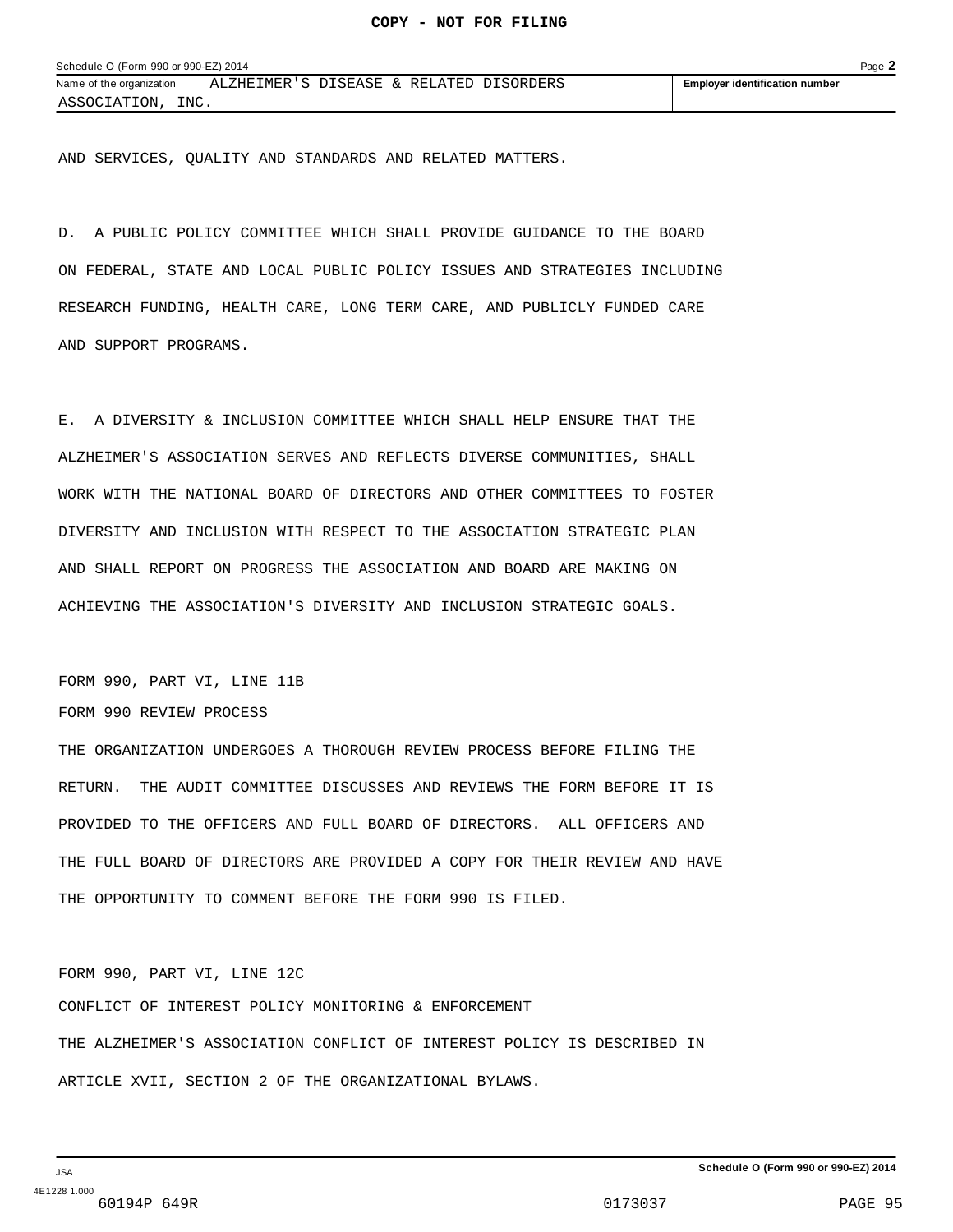AND SERVICES, QUALITY AND STANDARDS AND RELATED MATTERS.

D. A PUBLIC POLICY COMMITTEE WHICH SHALL PROVIDE GUIDANCE TO THE BOARD ON FEDERAL, STATE AND LOCAL PUBLIC POLICY ISSUES AND STRATEGIES INCLUDING RESEARCH FUNDING, HEALTH CARE, LONG TERM CARE, AND PUBLICLY FUNDED CARE AND SUPPORT PROGRAMS.

E. A DIVERSITY & INCLUSION COMMITTEE WHICH SHALL HELP ENSURE THAT THE ALZHEIMER'S ASSOCIATION SERVES AND REFLECTS DIVERSE COMMUNITIES, SHALL WORK WITH THE NATIONAL BOARD OF DIRECTORS AND OTHER COMMITTEES TO FOSTER DIVERSITY AND INCLUSION WITH RESPECT TO THE ASSOCIATION STRATEGIC PLAN AND SHALL REPORT ON PROGRESS THE ASSOCIATION AND BOARD ARE MAKING ON ACHIEVING THE ASSOCIATION'S DIVERSITY AND INCLUSION STRATEGIC GOALS.

FORM 990, PART VI, LINE 11B

FORM 990 REVIEW PROCESS

THE ORGANIZATION UNDERGOES A THOROUGH REVIEW PROCESS BEFORE FILING THE RETURN. THE AUDIT COMMITTEE DISCUSSES AND REVIEWS THE FORM BEFORE IT IS PROVIDED TO THE OFFICERS AND FULL BOARD OF DIRECTORS. ALL OFFICERS AND THE FULL BOARD OF DIRECTORS ARE PROVIDED A COPY FOR THEIR REVIEW AND HAVE THE OPPORTUNITY TO COMMENT BEFORE THE FORM 990 IS FILED.

FORM 990, PART VI, LINE 12C

CONFLICT OF INTEREST POLICY MONITORING & ENFORCEMENT

THE ALZHEIMER'S ASSOCIATION CONFLICT OF INTEREST POLICY IS DESCRIBED IN ARTICLE XVII, SECTION 2 OF THE ORGANIZATIONAL BYLAWS.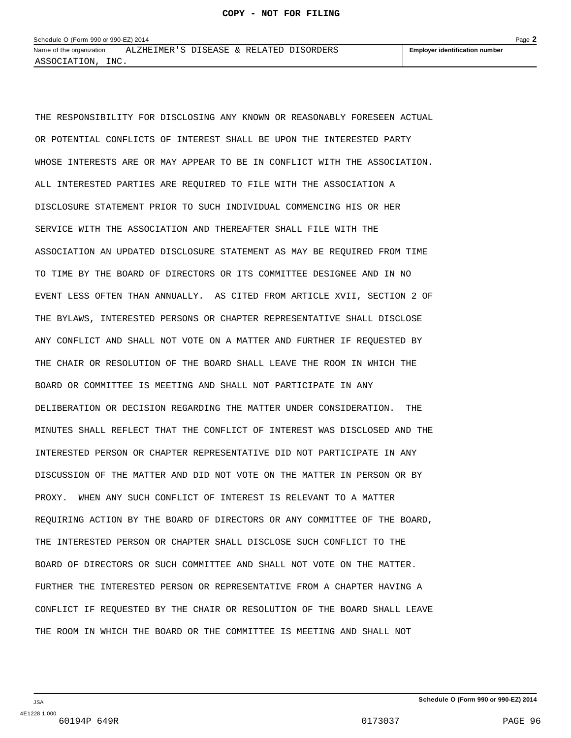THE RESPONSIBILITY FOR DISCLOSING ANY KNOWN OR REASONABLY FORESEEN ACTUAL OR POTENTIAL CONFLICTS OF INTEREST SHALL BE UPON THE INTERESTED PARTY WHOSE INTERESTS ARE OR MAY APPEAR TO BE IN CONFLICT WITH THE ASSOCIATION. ALL INTERESTED PARTIES ARE REQUIRED TO FILE WITH THE ASSOCIATION A DISCLOSURE STATEMENT PRIOR TO SUCH INDIVIDUAL COMMENCING HIS OR HER SERVICE WITH THE ASSOCIATION AND THEREAFTER SHALL FILE WITH THE ASSOCIATION AN UPDATED DISCLOSURE STATEMENT AS MAY BE REQUIRED FROM TIME TO TIME BY THE BOARD OF DIRECTORS OR ITS COMMITTEE DESIGNEE AND IN NO EVENT LESS OFTEN THAN ANNUALLY. AS CITED FROM ARTICLE XVII, SECTION 2 OF THE BYLAWS, INTERESTED PERSONS OR CHAPTER REPRESENTATIVE SHALL DISCLOSE ANY CONFLICT AND SHALL NOT VOTE ON A MATTER AND FURTHER IF REQUESTED BY THE CHAIR OR RESOLUTION OF THE BOARD SHALL LEAVE THE ROOM IN WHICH THE BOARD OR COMMITTEE IS MEETING AND SHALL NOT PARTICIPATE IN ANY DELIBERATION OR DECISION REGARDING THE MATTER UNDER CONSIDERATION. THE MINUTES SHALL REFLECT THAT THE CONFLICT OF INTEREST WAS DISCLOSED AND THE INTERESTED PERSON OR CHAPTER REPRESENTATIVE DID NOT PARTICIPATE IN ANY DISCUSSION OF THE MATTER AND DID NOT VOTE ON THE MATTER IN PERSON OR BY PROXY. WHEN ANY SUCH CONFLICT OF INTEREST IS RELEVANT TO A MATTER REQUIRING ACTION BY THE BOARD OF DIRECTORS OR ANY COMMITTEE OF THE BOARD, THE INTERESTED PERSON OR CHAPTER SHALL DISCLOSE SUCH CONFLICT TO THE BOARD OF DIRECTORS OR SUCH COMMITTEE AND SHALL NOT VOTE ON THE MATTER. FURTHER THE INTERESTED PERSON OR REPRESENTATIVE FROM A CHAPTER HAVING A CONFLICT IF REQUESTED BY THE CHAIR OR RESOLUTION OF THE BOARD SHALL LEAVE THE ROOM IN WHICH THE BOARD OR THE COMMITTEE IS MEETING AND SHALL NOT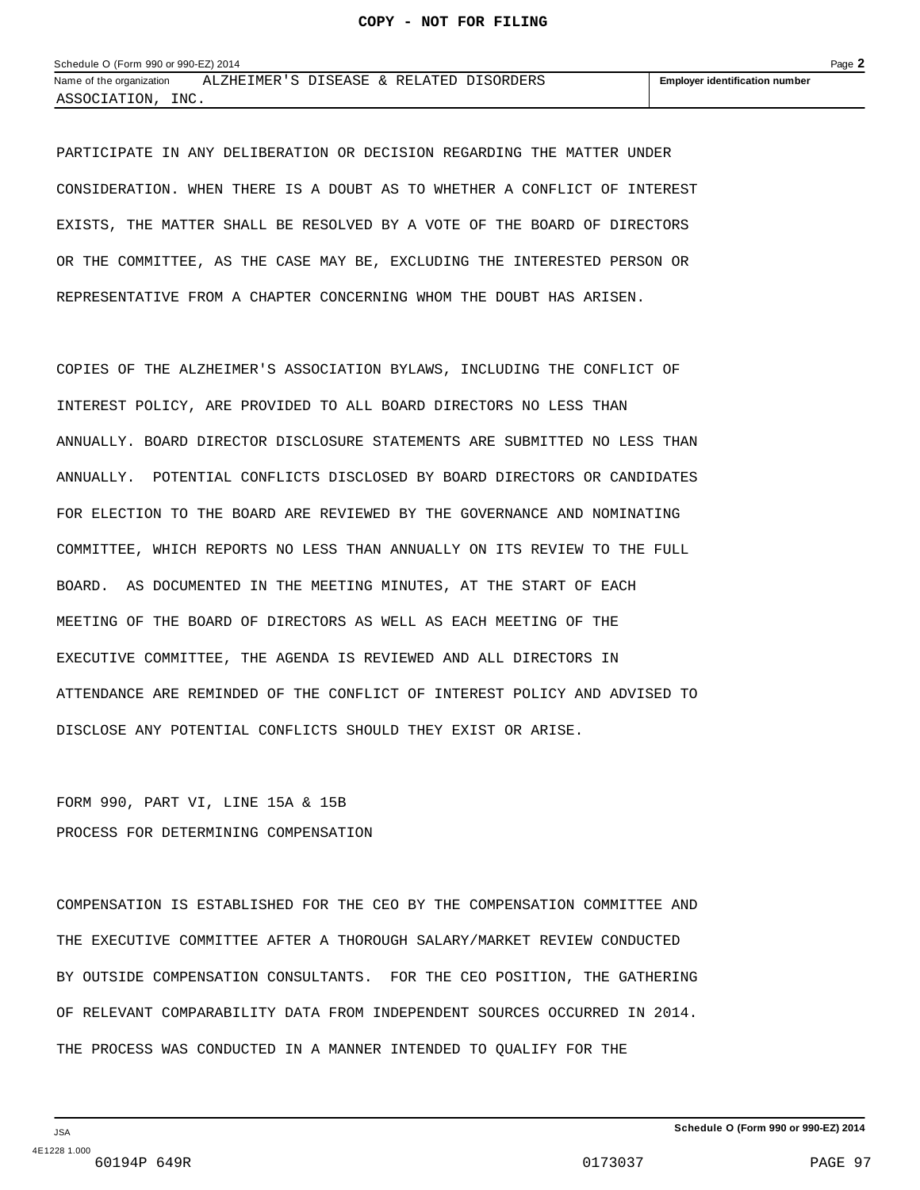PARTICIPATE IN ANY DELIBERATION OR DECISION REGARDING THE MATTER UNDER CONSIDERATION. WHEN THERE IS A DOUBT AS TO WHETHER A CONFLICT OF INTEREST EXISTS, THE MATTER SHALL BE RESOLVED BY A VOTE OF THE BOARD OF DIRECTORS OR THE COMMITTEE, AS THE CASE MAY BE, EXCLUDING THE INTERESTED PERSON OR REPRESENTATIVE FROM A CHAPTER CONCERNING WHOM THE DOUBT HAS ARISEN.

COPIES OF THE ALZHEIMER'S ASSOCIATION BYLAWS, INCLUDING THE CONFLICT OF INTEREST POLICY, ARE PROVIDED TO ALL BOARD DIRECTORS NO LESS THAN ANNUALLY. BOARD DIRECTOR DISCLOSURE STATEMENTS ARE SUBMITTED NO LESS THAN ANNUALLY. POTENTIAL CONFLICTS DISCLOSED BY BOARD DIRECTORS OR CANDIDATES FOR ELECTION TO THE BOARD ARE REVIEWED BY THE GOVERNANCE AND NOMINATING COMMITTEE, WHICH REPORTS NO LESS THAN ANNUALLY ON ITS REVIEW TO THE FULL BOARD. AS DOCUMENTED IN THE MEETING MINUTES, AT THE START OF EACH MEETING OF THE BOARD OF DIRECTORS AS WELL AS EACH MEETING OF THE EXECUTIVE COMMITTEE, THE AGENDA IS REVIEWED AND ALL DIRECTORS IN ATTENDANCE ARE REMINDED OF THE CONFLICT OF INTEREST POLICY AND ADVISED TO DISCLOSE ANY POTENTIAL CONFLICTS SHOULD THEY EXIST OR ARISE.

FORM 990, PART VI, LINE 15A & 15B
PROCESS FOR DETERMINING COMPENSATION

COMPENSATION IS ESTABLISHED FOR THE CEO BY THE COMPENSATION COMMITTEE AND THE EXECUTIVE COMMITTEE AFTER A THOROUGH SALARY/MARKET REVIEW CONDUCTED BY OUTSIDE COMPENSATION CONSULTANTS. FOR THE CEO POSITION, THE GATHERING OF RELEVANT COMPARABILITY DATA FROM INDEPENDENT SOURCES OCCURRED IN 2014. THE PROCESS WAS CONDUCTED IN A MANNER INTENDED TO QUALIFY FOR THE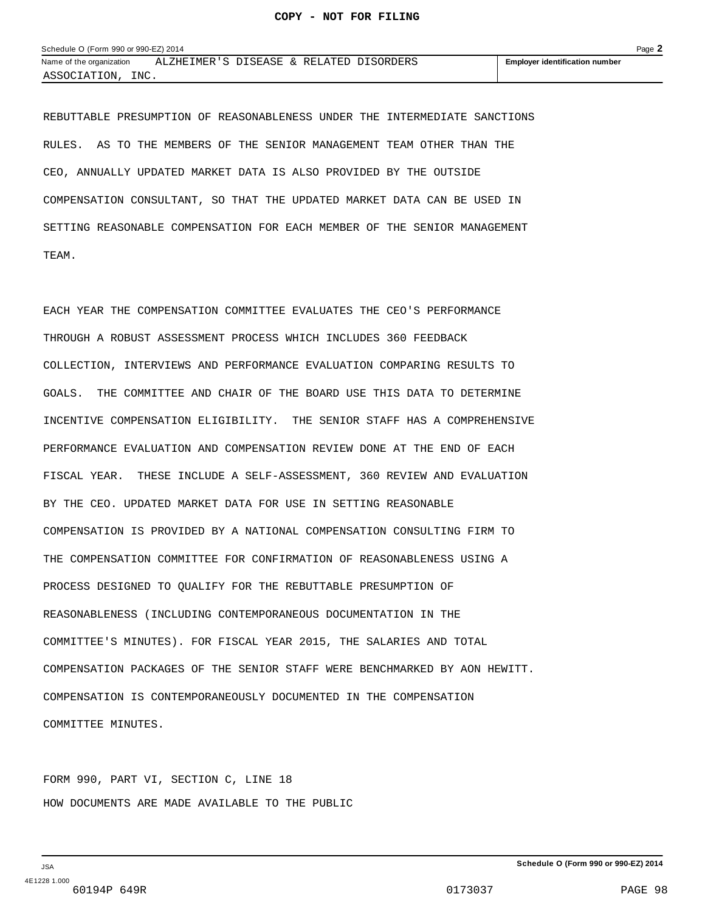REBUTTABLE PRESUMPTION OF REASONABLENESS UNDER THE INTERMEDIATE SANCTIONS RULES. AS TO THE MEMBERS OF THE SENIOR MANAGEMENT TEAM OTHER THAN THE CEO, ANNUALLY UPDATED MARKET DATA IS ALSO PROVIDED BY THE OUTSIDE COMPENSATION CONSULTANT, SO THAT THE UPDATED MARKET DATA CAN BE USED IN SETTING REASONABLE COMPENSATION FOR EACH MEMBER OF THE SENIOR MANAGEMENT TEAM.

EACH YEAR THE COMPENSATION COMMITTEE EVALUATES THE CEO'S PERFORMANCE THROUGH A ROBUST ASSESSMENT PROCESS WHICH INCLUDES 360 FEEDBACK COLLECTION, INTERVIEWS AND PERFORMANCE EVALUATION COMPARING RESULTS TO GOALS. THE COMMITTEE AND CHAIR OF THE BOARD USE THIS DATA TO DETERMINE INCENTIVE COMPENSATION ELIGIBILITY. THE SENIOR STAFF HAS A COMPREHENSIVE PERFORMANCE EVALUATION AND COMPENSATION REVIEW DONE AT THE END OF EACH FISCAL YEAR. THESE INCLUDE A SELF-ASSESSMENT, 360 REVIEW AND EVALUATION BY THE CEO. UPDATED MARKET DATA FOR USE IN SETTING REASONABLE COMPENSATION IS PROVIDED BY A NATIONAL COMPENSATION CONSULTING FIRM TO THE COMPENSATION COMMITTEE FOR CONFIRMATION OF REASONABLENESS USING A PROCESS DESIGNED TO QUALIFY FOR THE REBUTTABLE PRESUMPTION OF REASONABLENESS (INCLUDING CONTEMPORANEOUS DOCUMENTATION IN THE COMMITTEE'S MINUTES). FOR FISCAL YEAR 2015, THE SALARIES AND TOTAL COMPENSATION PACKAGES OF THE SENIOR STAFF WERE BENCHMARKED BY AON HEWITT. COMPENSATION IS CONTEMPORANEOUSLY DOCUMENTED IN THE COMPENSATION COMMITTEE MINUTES.

FORM 990, PART VI, SECTION C, LINE 18

HOW DOCUMENTS ARE MADE AVAILABLE TO THE PUBLIC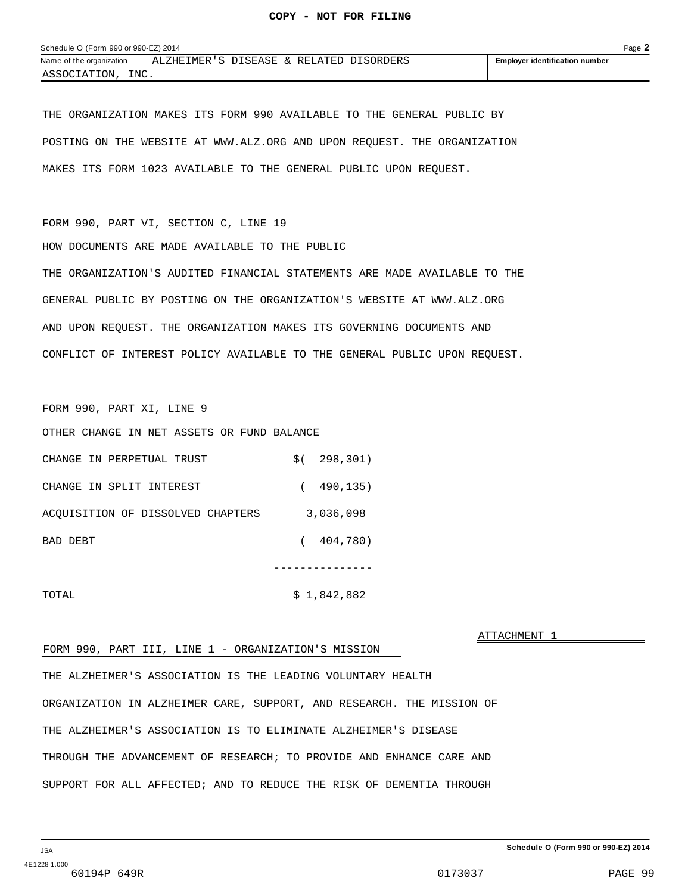THE ORGANIZATION MAKES ITS FORM 990 AVAILABLE TO THE GENERAL PUBLIC BY POSTING ON THE WEBSITE AT WWW.ALZ.ORG AND UPON REQUEST. THE ORGANIZATION MAKES ITS FORM 1023 AVAILABLE TO THE GENERAL PUBLIC UPON REQUEST.

FORM 990, PART VI, SECTION C, LINE 19

HOW DOCUMENTS ARE MADE AVAILABLE TO THE PUBLIC

THE ORGANIZATION'S AUDITED FINANCIAL STATEMENTS ARE MADE AVAILABLE TO THE GENERAL PUBLIC BY POSTING ON THE ORGANIZATION'S WEBSITE AT WWW.ALZ.ORG AND UPON REQUEST. THE ORGANIZATION MAKES ITS GOVERNING DOCUMENTS AND CONFLICT OF INTEREST POLICY AVAILABLE TO THE GENERAL PUBLIC UPON REQUEST.

FORM 990, PART XI, LINE 9

OTHER CHANGE IN NET ASSETS OR FUND BALANCE

| | |
|---|---|
| CHANGE IN PERPETUAL TRUST | $( 298,301) |
| CHANGE IN SPLIT INTEREST | ( 490,135) |
| ACQUISITION OF DISSOLVED CHAPTERS | 3,036,098 |
| BAD DEBT | ( 404,780) |
| TOTAL | $ 1,842,882 |

ATTACHMENT 1

FORM 990, PART III, LINE 1 - ORGANIZATION'S MISSION

THE ALZHEIMER'S ASSOCIATION IS THE LEADING VOLUNTARY HEALTH ORGANIZATION IN ALZHEIMER CARE, SUPPORT, AND RESEARCH. THE MISSION OF THE ALZHEIMER'S ASSOCIATION IS TO ELIMINATE ALZHEIMER'S DISEASE THROUGH THE ADVANCEMENT OF RESEARCH; TO PROVIDE AND ENHANCE CARE AND SUPPORT FOR ALL AFFECTED; AND TO REDUCE THE RISK OF DEMENTIA THROUGH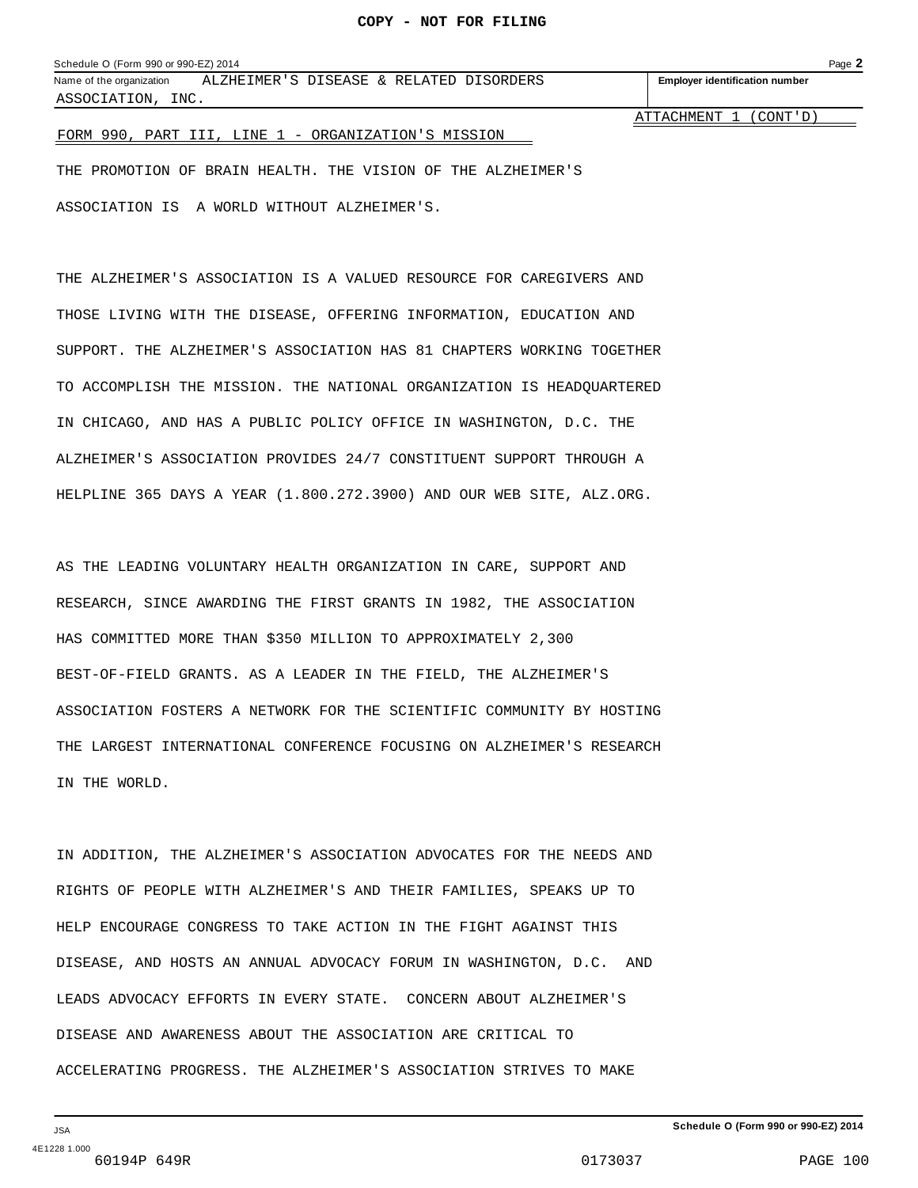COPY - NOT FOR FILING

Name of the organization ALZHEIMER'S DISEASE & RELATED DISORDERS ASSOCIATION, INC.

Employer identification number

ATTACHMENT 1 (CONT'D)

FORM 990, PART III, LINE 1 - ORGANIZATION'S MISSION

THE PROMOTION OF BRAIN HEALTH. THE VISION OF THE ALZHEIMER'S ASSOCIATION IS A WORLD WITHOUT ALZHEIMER'S.

THE ALZHEIMER'S ASSOCIATION IS A VALUED RESOURCE FOR CAREGIVERS AND THOSE LIVING WITH THE DISEASE, OFFERING INFORMATION, EDUCATION AND SUPPORT. THE ALZHEIMER'S ASSOCIATION HAS 81 CHAPTERS WORKING TOGETHER TO ACCOMPLISH THE MISSION. THE NATIONAL ORGANIZATION IS HEADQUARTERED IN CHICAGO, AND HAS A PUBLIC POLICY OFFICE IN WASHINGTON, D.C. THE ALZHEIMER'S ASSOCIATION PROVIDES 24/7 CONSTITUENT SUPPORT THROUGH A HELPLINE 365 DAYS A YEAR (1.800.272.3900) AND OUR WEB SITE, ALZ.ORG.

AS THE LEADING VOLUNTARY HEALTH ORGANIZATION IN CARE, SUPPORT AND RESEARCH, SINCE AWARDING THE FIRST GRANTS IN 1982, THE ASSOCIATION HAS COMMITTED MORE THAN $350 MILLION TO APPROXIMATELY 2,300 BEST-OF-FIELD GRANTS. AS A LEADER IN THE FIELD, THE ALZHEIMER'S ASSOCIATION FOSTERS A NETWORK FOR THE SCIENTIFIC COMMUNITY BY HOSTING THE LARGEST INTERNATIONAL CONFERENCE FOCUSING ON ALZHEIMER'S RESEARCH IN THE WORLD.

IN ADDITION, THE ALZHEIMER'S ASSOCIATION ADVOCATES FOR THE NEEDS AND RIGHTS OF PEOPLE WITH ALZHEIMER'S AND THEIR FAMILIES, SPEAKS UP TO HELP ENCOURAGE CONGRESS TO TAKE ACTION IN THE FIGHT AGAINST THIS DISEASE, AND HOSTS AN ANNUAL ADVOCACY FORUM IN WASHINGTON, D.C. AND LEADS ADVOCACY EFFORTS IN EVERY STATE. CONCERN ABOUT ALZHEIMER'S DISEASE AND AWARENESS ABOUT THE ASSOCIATION ARE CRITICAL TO ACCELERATING PROGRESS. THE ALZHEIMER'S ASSOCIATION STRIVES TO MAKE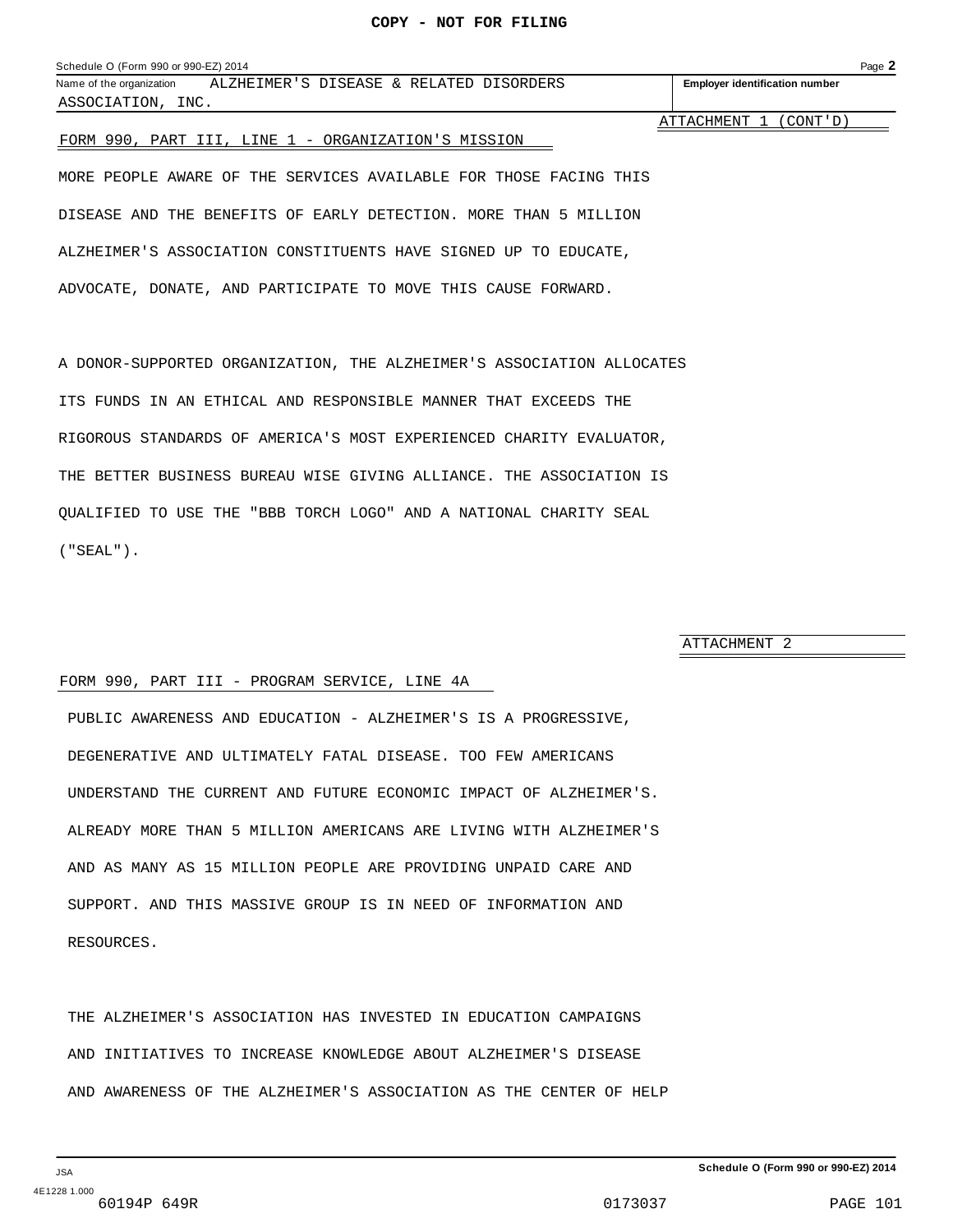COPY - NOT FOR FILING

Name of the organization ALZHEIMER'S DISEASE & RELATED DISORDERS ASSOCIATION, INC.

Employer identification number

ATTACHMENT 1 (CONT'D)

FORM 990, PART III, LINE 1 - ORGANIZATION'S MISSION

MORE PEOPLE AWARE OF THE SERVICES AVAILABLE FOR THOSE FACING THIS DISEASE AND THE BENEFITS OF EARLY DETECTION. MORE THAN 5 MILLION ALZHEIMER'S ASSOCIATION CONSTITUENTS HAVE SIGNED UP TO EDUCATE, ADVOCATE, DONATE, AND PARTICIPATE TO MOVE THIS CAUSE FORWARD.

A DONOR-SUPPORTED ORGANIZATION, THE ALZHEIMER'S ASSOCIATION ALLOCATES ITS FUNDS IN AN ETHICAL AND RESPONSIBLE MANNER THAT EXCEEDS THE RIGOROUS STANDARDS OF AMERICA'S MOST EXPERIENCED CHARITY EVALUATOR, THE BETTER BUSINESS BUREAU WISE GIVING ALLIANCE. THE ASSOCIATION IS QUALIFIED TO USE THE "BBB TORCH LOGO" AND A NATIONAL CHARITY SEAL ("SEAL").

ATTACHMENT 2

FORM 990, PART III - PROGRAM SERVICE, LINE 4A

PUBLIC AWARENESS AND EDUCATION - ALZHEIMER'S IS A PROGRESSIVE, DEGENERATIVE AND ULTIMATELY FATAL DISEASE. TOO FEW AMERICANS UNDERSTAND THE CURRENT AND FUTURE ECONOMIC IMPACT OF ALZHEIMER'S. ALREADY MORE THAN 5 MILLION AMERICANS ARE LIVING WITH ALZHEIMER'S AND AS MANY AS 15 MILLION PEOPLE ARE PROVIDING UNPAID CARE AND SUPPORT. AND THIS MASSIVE GROUP IS IN NEED OF INFORMATION AND RESOURCES.

THE ALZHEIMER'S ASSOCIATION HAS INVESTED IN EDUCATION CAMPAIGNS AND INITIATIVES TO INCREASE KNOWLEDGE ABOUT ALZHEIMER'S DISEASE AND AWARENESS OF THE ALZHEIMER'S ASSOCIATION AS THE CENTER OF HELP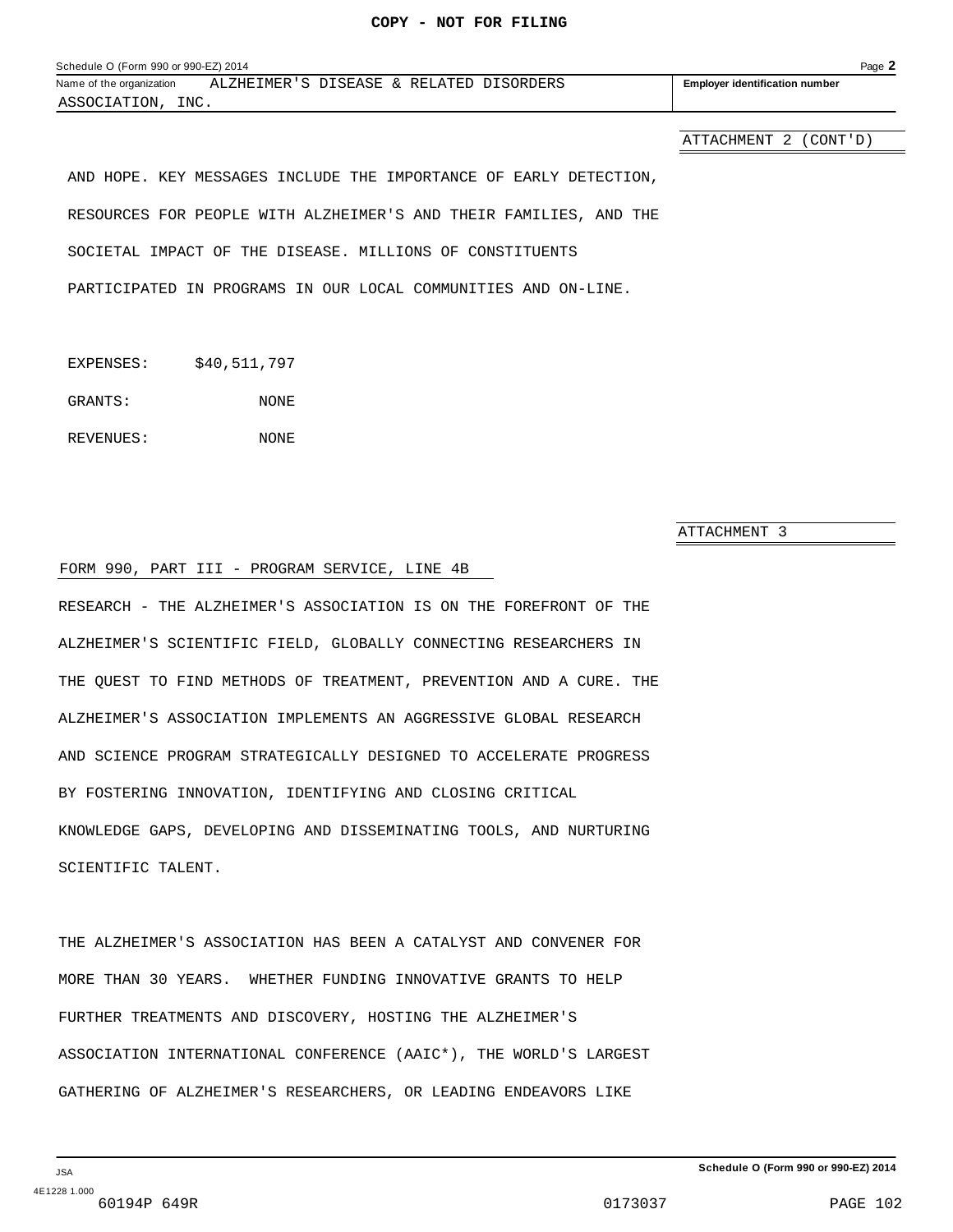ATTACHMENT 2 (CONT'D)

AND HOPE. KEY MESSAGES INCLUDE THE IMPORTANCE OF EARLY DETECTION, RESOURCES FOR PEOPLE WITH ALZHEIMER'S AND THEIR FAMILIES, AND THE SOCIETAL IMPACT OF THE DISEASE. MILLIONS OF CONSTITUENTS PARTICIPATED IN PROGRAMS IN OUR LOCAL COMMUNITIES AND ON-LINE.

EXPENSES: $40,511,797

GRANTS: NONE

REVENUES: NONE

ATTACHMENT 3

FORM 990, PART III - PROGRAM SERVICE, LINE 4B

RESEARCH - THE ALZHEIMER'S ASSOCIATION IS ON THE FOREFRONT OF THE ALZHEIMER'S SCIENTIFIC FIELD, GLOBALLY CONNECTING RESEARCHERS IN THE QUEST TO FIND METHODS OF TREATMENT, PREVENTION AND A CURE. THE ALZHEIMER'S ASSOCIATION IMPLEMENTS AN AGGRESSIVE GLOBAL RESEARCH AND SCIENCE PROGRAM STRATEGICALLY DESIGNED TO ACCELERATE PROGRESS BY FOSTERING INNOVATION, IDENTIFYING AND CLOSING CRITICAL KNOWLEDGE GAPS, DEVELOPING AND DISSEMINATING TOOLS, AND NURTURING SCIENTIFIC TALENT.

THE ALZHEIMER'S ASSOCIATION HAS BEEN A CATALYST AND CONVENER FOR MORE THAN 30 YEARS. WHETHER FUNDING INNOVATIVE GRANTS TO HELP FURTHER TREATMENTS AND DISCOVERY, HOSTING THE ALZHEIMER'S ASSOCIATION INTERNATIONAL CONFERENCE (AAIC*), THE WORLD'S LARGEST GATHERING OF ALZHEIMER'S RESEARCHERS, OR LEADING ENDEAVORS LIKE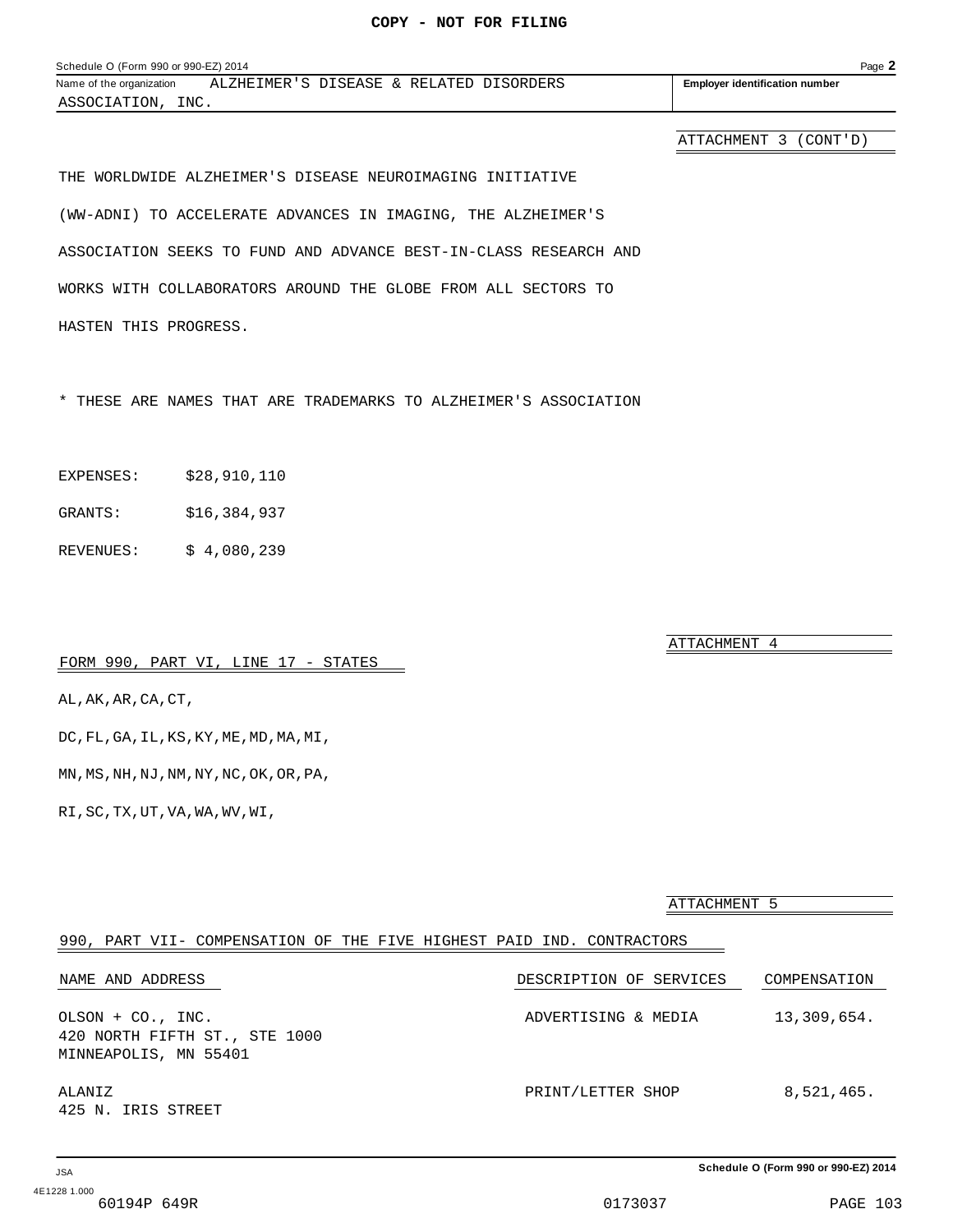COPY - NOT FOR FILING

Name of the organization ALZHEIMER'S DISEASE & RELATED DISORDERS ASSOCIATION, INC.

Employer identification number

ATTACHMENT 3 (CONT'D)

THE WORLDWIDE ALZHEIMER'S DISEASE NEUROIMAGING INITIATIVE (WW-ADNI) TO ACCELERATE ADVANCES IN IMAGING, THE ALZHEIMER'S ASSOCIATION SEEKS TO FUND AND ADVANCE BEST-IN-CLASS RESEARCH AND WORKS WITH COLLABORATORS AROUND THE GLOBE FROM ALL SECTORS TO HASTEN THIS PROGRESS.

* THESE ARE NAMES THAT ARE TRADEMARKS TO ALZHEIMER'S ASSOCIATION

EXPENSES: $28,910,110

GRANTS: $16,384,937

REVENUES: $ 4,080,239

ATTACHMENT 4

FORM 990, PART VI, LINE 17 - STATES

AL,AK,AR,CA,CT,

DC,FL,GA,IL,KS,KY,ME,MD,MA,MI,

MN,MS,NH,NJ,NM,NY,NC,OK,OR,PA,

RI,SC,TX,UT,VA,WA,WV,WI,

ATTACHMENT 5

990, PART VII- COMPENSATION OF THE FIVE HIGHEST PAID IND. CONTRACTORS

| NAME AND ADDRESS | DESCRIPTION OF SERVICES | COMPENSATION |
|---|---|---|
| OLSON + CO., INC.<br>420 NORTH FIFTH ST., STE 1000<br>MINNEAPOLIS, MN 55401 | ADVERTISING & MEDIA | 13,309,654. |
| ALANIZ<br>425 N. IRIS STREET | PRINT/LETTER SHOP | 8,521,465. |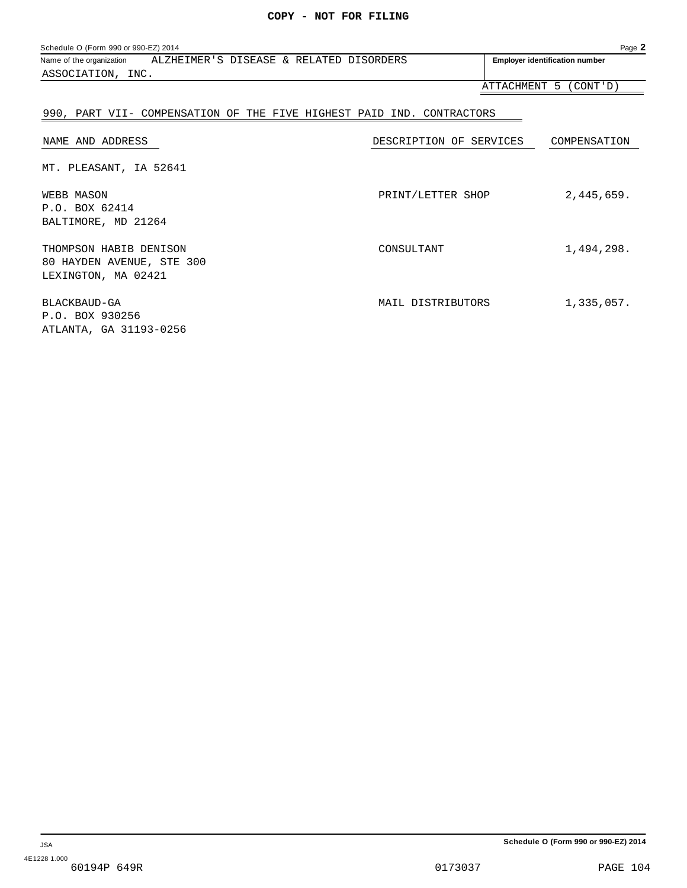COPY - NOT FOR FILING

Schedule O (Form 990 or 990-EZ) 2014

Name of the organization ALZHEIMER'S DISEASE & RELATED DISORDERS ASSOCIATION, INC.

Employer identification number

ATTACHMENT 5 (CONT'D)

## 990, PART VII- COMPENSATION OF THE FIVE HIGHEST PAID IND. CONTRACTORS

| NAME AND ADDRESS | DESCRIPTION OF SERVICES | COMPENSATION |
|---|---|---|
| MT. PLEASANT, IA 52641 | | |
| WEBB MASON<br>P.O. BOX 62414<br>BALTIMORE, MD 21264 | PRINT/LETTER SHOP | 2,445,659. |
| THOMPSON HABIB DENISON<br>80 HAYDEN AVENUE, STE 300<br>LEXINGTON, MA 02421 | CONSULTANT | 1,494,298. |
| BLACKBAUD-GA<br>P.O. BOX 930256<br>ATLANTA, GA 31193-0256 | MAIL DISTRIBUTORS | 1,335,057. |

JSA

Schedule O (Form 990 or 990-EZ) 2014

4E1228 1.000

60194P 649R 0173037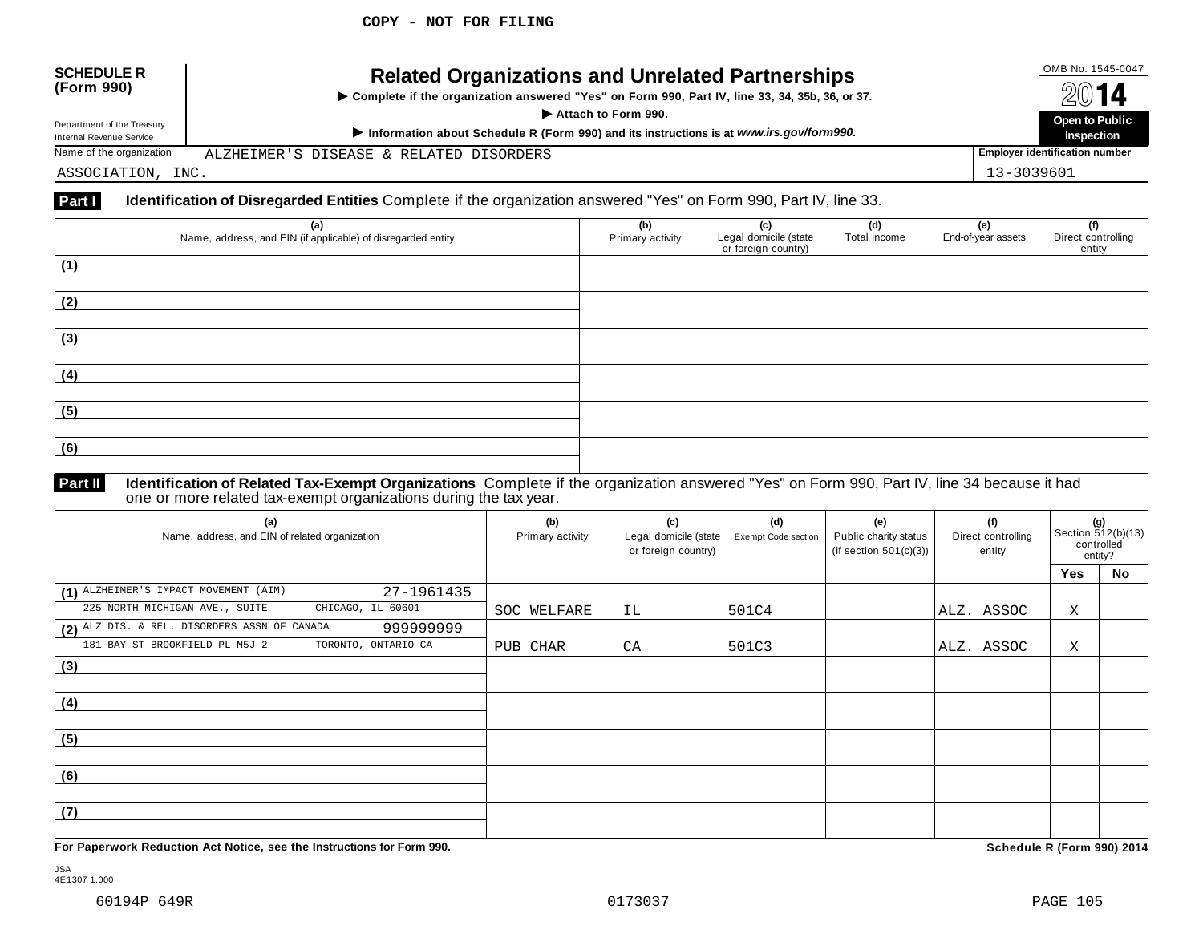COPY - NOT FOR FILING

**SCHEDULE R (Form 990)**

Department of the Treasury
Internal Revenue Service

# Related Organizations and Unrelated Partnerships

▶ **Complete if the organization answered "Yes" on Form 990, Part IV, line 33, 34, 35b, 36, or 37.**

▶ **Attach to Form 990.**

▶ **Information about Schedule R (Form 990) and its instructions is at *www.irs.gov/form990*.**

OMB No. 1545-0047

**2014**

**Open to Public Inspection**

Name of the organization: ALZHEIMER'S DISEASE & RELATED DISORDERS ASSOCIATION, INC.

**Employer identification number:** 13-3039601

**Part I** **Identification of Disregarded Entities** Complete if the organization answered "Yes" on Form 990, Part IV, line 33.

| (a) Name, address, and EIN (if applicable) of disregarded entity | (b) Primary activity | (c) Legal domicile (state or foreign country) | (d) Total income | (e) End-of-year assets | (f) Direct controlling entity |
|---|---|---|---|---|---|
| (1) | | | | | |
| (2) | | | | | |
| (3) | | | | | |
| (4) | | | | | |
| (5) | | | | | |
| (6) | | | | | |

**Part II** **Identification of Related Tax-Exempt Organizations** Complete if the organization answered "Yes" on Form 990, Part IV, line 34 because it had one or more related tax-exempt organizations during the tax year.

| (a) Name, address, and EIN of related organization | (b) Primary activity | (c) Legal domicile (state or foreign country) | (d) Exempt Code section | (e) Public charity status (if section 501(c)(3)) | (f) Direct controlling entity | (g) Section 512(b)(13) controlled entity? Yes | No |
|---|---|---|---|---|---|---|---|
| (1) ALZHEIMER'S IMPACT MOVEMENT (AIM) 27-1961435<br>225 NORTH MICHIGAN AVE., SUITE CHICAGO, IL 60601 | SOC WELFARE | IL | 501C4 | | ALZ. ASSOC | X | |
| (2) ALZ DIS. & REL. DISORDERS ASSN OF CANADA 999999999<br>181 BAY ST BROOKFIELD PL M5J 2 TORONTO, ONTARIO CA | PUB CHAR | CA | 501C3 | | ALZ. ASSOC | X | |
| (3) | | | | | | | |
| (4) | | | | | | | |
| (5) | | | | | | | |
| (6) | | | | | | | |
| (7) | | | | | | | |

**For Paperwork Reduction Act Notice, see the Instructions for Form 990.**

**Schedule R (Form 990) 2014**

JSA
4E1307 1.000

60194P 649R 0173037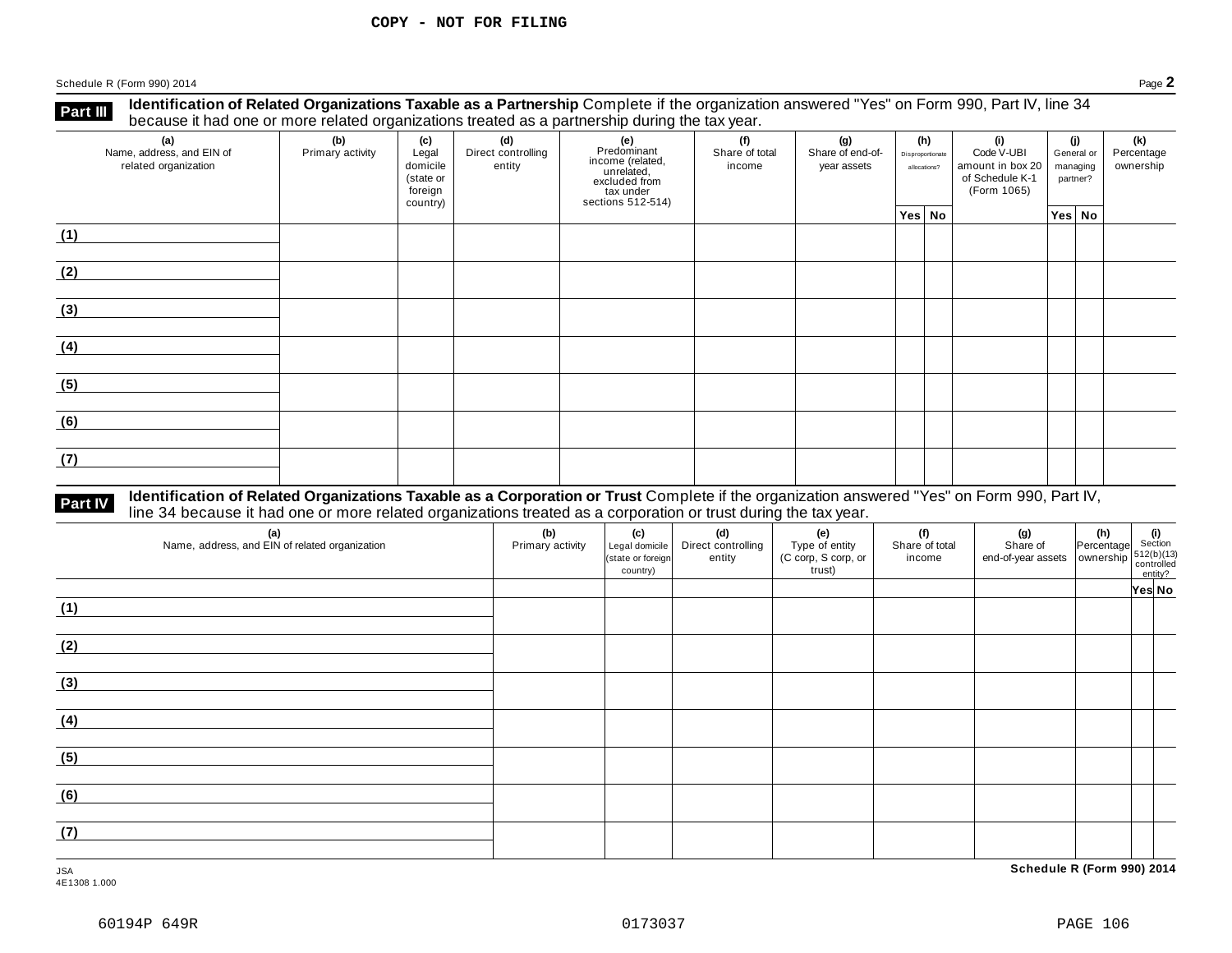COPY - NOT FOR FILING

Schedule R (Form 990) 2014 Page **2**

## Part III Identification of Related Organizations Taxable as a Partnership

Complete if the organization answered "Yes" on Form 990, Part IV, line 34 because it had one or more related organizations treated as a partnership during the tax year.

| (a) Name, address, and EIN of related organization | (b) Primary activity | (c) Legal domicile (state or foreign country) | (d) Direct controlling entity | (e) Predominant income (related, unrelated, excluded from tax under sections 512-514) | (f) Share of total income | (g) Share of end-of-year assets | (h) Disproportionate allocations? | | (i) Code V-UBI amount in box 20 of Schedule K-1 (Form 1065) | (j) General or managing partner? | | (k) Percentage ownership |
|---|---|---|---|---|---|---|---|---|---|---|---|---|
| | | | | | | | Yes | No | | Yes | No | |
| (1) | | | | | | | | | | | | |
| (2) | | | | | | | | | | | | |
| (3) | | | | | | | | | | | | |
| (4) | | | | | | | | | | | | |
| (5) | | | | | | | | | | | | |
| (6) | | | | | | | | | | | | |
| (7) | | | | | | | | | | | | |

## Part IV Identification of Related Organizations Taxable as a Corporation or Trust

Complete if the organization answered "Yes" on Form 990, Part IV, line 34 because it had one or more related organizations treated as a corporation or trust during the tax year.

| (a) Name, address, and EIN of related organization | (b) Primary activity | (c) Legal domicile (state or foreign country) | (d) Direct controlling entity | (e) Type of entity (C corp, S corp, or trust) | (f) Share of total income | (g) Share of end-of-year assets | (h) Percentage ownership | (i) Section 512(b)(13) controlled entity? | |
|---|---|---|---|---|---|---|---|---|---|
| | | | | | | | | Yes | No |
| (1) | | | | | | | | | |
| (2) | | | | | | | | | |
| (3) | | | | | | | | | |
| (4) | | | | | | | | | |
| (5) | | | | | | | | | |
| (6) | | | | | | | | | |
| (7) | | | | | | | | | |

JSA
4E1308 1.000

**Schedule R (Form 990) 2014**

60194P 649R 0173037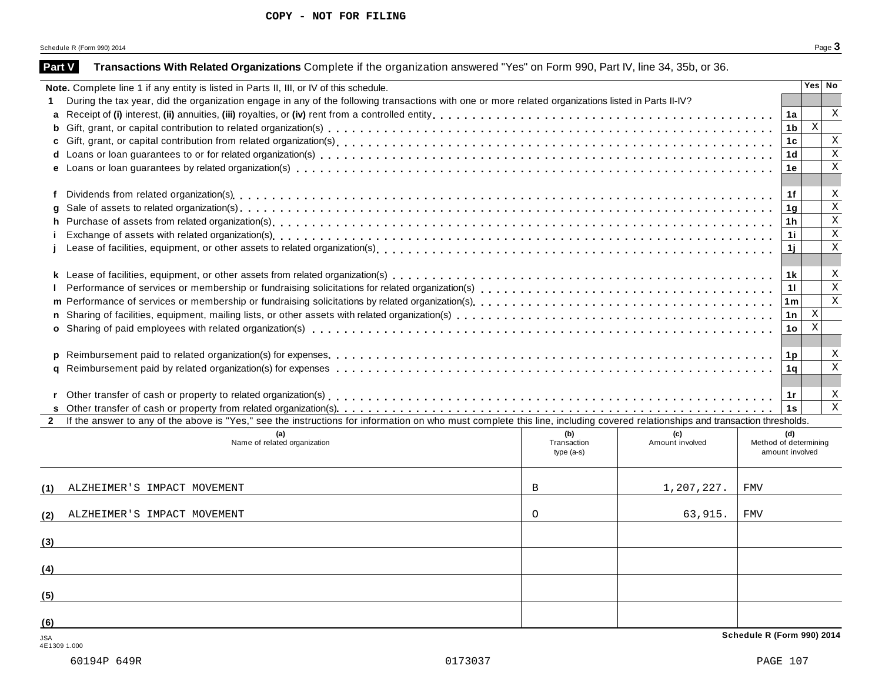COPY - NOT FOR FILING

Schedule R (Form 990) 2014 Page **3**

## Part V Transactions With Related Organizations

Complete if the organization answered "Yes" on Form 990, Part IV, line 34, 35b, or 36.

| **Note.** Complete line 1 if any entity is listed in Parts II, III, or IV of this schedule. | | Yes | No |
|---|---|---|---|
| **1** During the tax year, did the organization engage in any of the following transactions with one or more related organizations listed in Parts II-IV? | | | |
| **a** Receipt of **(i)** interest, **(ii)** annuities, **(iii)** royalties, or **(iv)** rent from a controlled entity | 1a | | X |
| **b** Gift, grant, or capital contribution to related organization(s) | 1b | X | |
| **c** Gift, grant, or capital contribution from related organization(s) | 1c | | X |
| **d** Loans or loan guarantees to or for related organization(s) | 1d | | X |
| **e** Loans or loan guarantees by related organization(s) | 1e | | X |
| **f** Dividends from related organization(s) | 1f | | X |
| **g** Sale of assets to related organization(s) | 1g | | X |
| **h** Purchase of assets from related organization(s) | 1h | | X |
| **i** Exchange of assets with related organization(s) | 1i | | X |
| **j** Lease of facilities, equipment, or other assets to related organization(s) | 1j | | X |
| **k** Lease of facilities, equipment, or other assets from related organization(s) | 1k | | X |
| **l** Performance of services or membership or fundraising solicitations for related organization(s) | 1l | | X |
| **m** Performance of services or membership or fundraising solicitations by related organization(s) | 1m | | X |
| **n** Sharing of facilities, equipment, mailing lists, or other assets with related organization(s) | 1n | X | |
| **o** Sharing of paid employees with related organization(s) | 1o | X | |
| **p** Reimbursement paid to related organization(s) for expenses | 1p | | X |
| **q** Reimbursement paid by related organization(s) for expenses | 1q | | X |
| **r** Other transfer of cash or property to related organization(s) | 1r | | X |
| **s** Other transfer of cash or property from related organization(s) | 1s | | X |

**2** If the answer to any of the above is "Yes," see the instructions for information on who must complete this line, including covered relationships and transaction thresholds.

| | (a) Name of related organization | (b) Transaction type (a-s) | (c) Amount involved | (d) Method of determining amount involved |
|---|---|---|---|---|
| (1) | ALZHEIMER'S IMPACT MOVEMENT | B | 1,207,227. | FMV |
| (2) | ALZHEIMER'S IMPACT MOVEMENT | O | 63,915. | FMV |
| (3) | | | | |
| (4) | | | | |
| (5) | | | | |
| (6) | | | | |

JSA 4E1309 1.000

**Schedule R (Form 990) 2014**

60194P 649R 0173037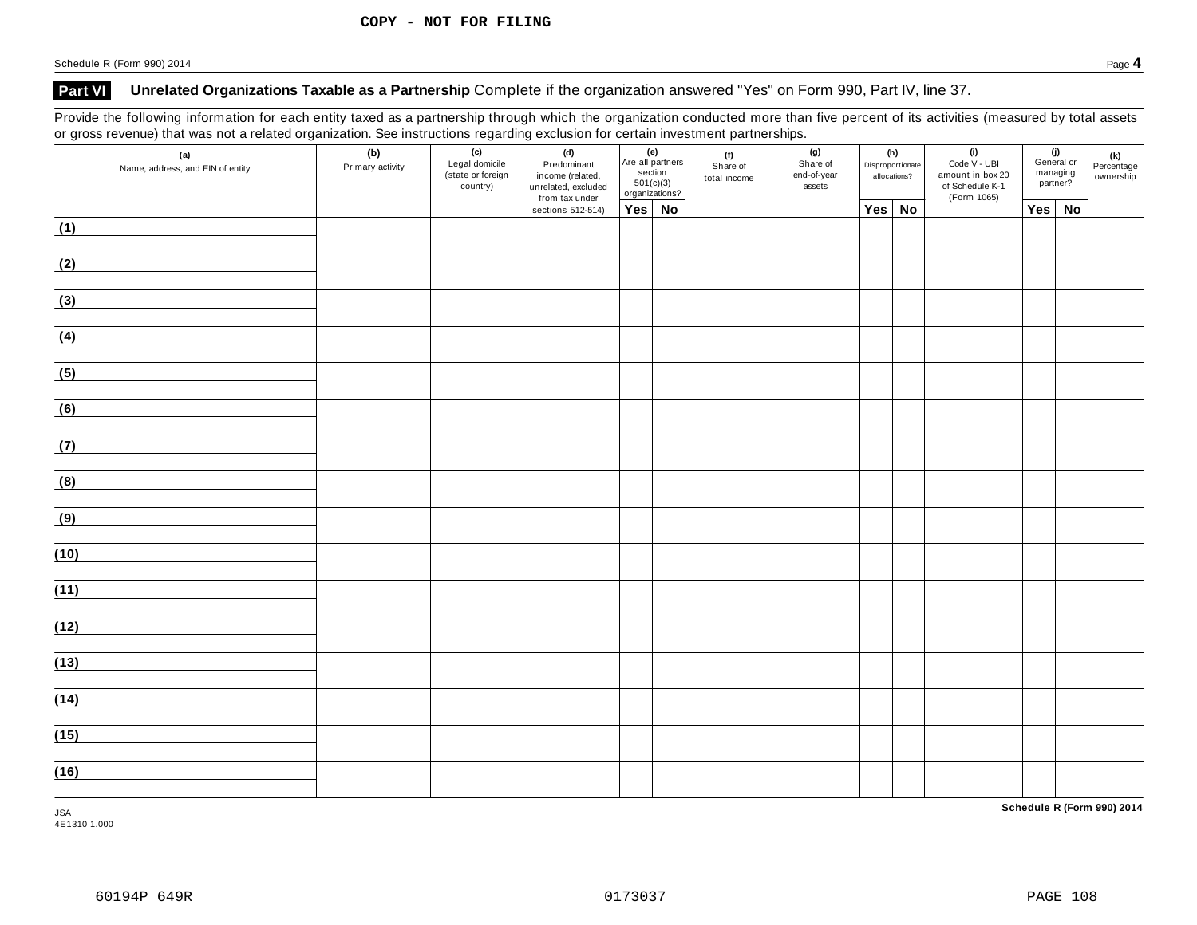COPY - NOT FOR FILING

## Part VI Unrelated Organizations Taxable as a Partnership Complete if the organization answered "Yes" on Form 990, Part IV, line 37.

Provide the following information for each entity taxed as a partnership through which the organization conducted more than five percent of its activities (measured by total assets or gross revenue) that was not a related organization. See instructions regarding exclusion for certain investment partnerships.

| (a) Name, address, and EIN of entity | (b) Primary activity | (c) Legal domicile (state or foreign country) | (d) Predominant income (related, unrelated, excluded from tax under sections 512-514) | (e) Are all partners section 501(c)(3) organizations? | | (f) Share of total income | (g) Share of end-of-year assets | (h) Disproportionate allocations? | | (i) Code V - UBI amount in box 20 of Schedule K-1 (Form 1065) | (j) General or managing partner? | | (k) Percentage ownership |
|---|---|---|---|---|---|---|---|---|---|---|---|---|---|
| | | | | Yes | No | | | Yes | No | | Yes | No | |
| (1) | | | | | | | | | | | | | |
| (2) | | | | | | | | | | | | | |
| (3) | | | | | | | | | | | | | |
| (4) | | | | | | | | | | | | | |
| (5) | | | | | | | | | | | | | |
| (6) | | | | | | | | | | | | | |
| (7) | | | | | | | | | | | | | |
| (8) | | | | | | | | | | | | | |
| (9) | | | | | | | | | | | | | |
| (10) | | | | | | | | | | | | | |
| (11) | | | | | | | | | | | | | |
| (12) | | | | | | | | | | | | | |
| (13) | | | | | | | | | | | | | |
| (14) | | | | | | | | | | | | | |
| (15) | | | | | | | | | | | | | |
| (16) | | | | | | | | | | | | | |

JSA
4E1310 1.000

60194P 649R    0173037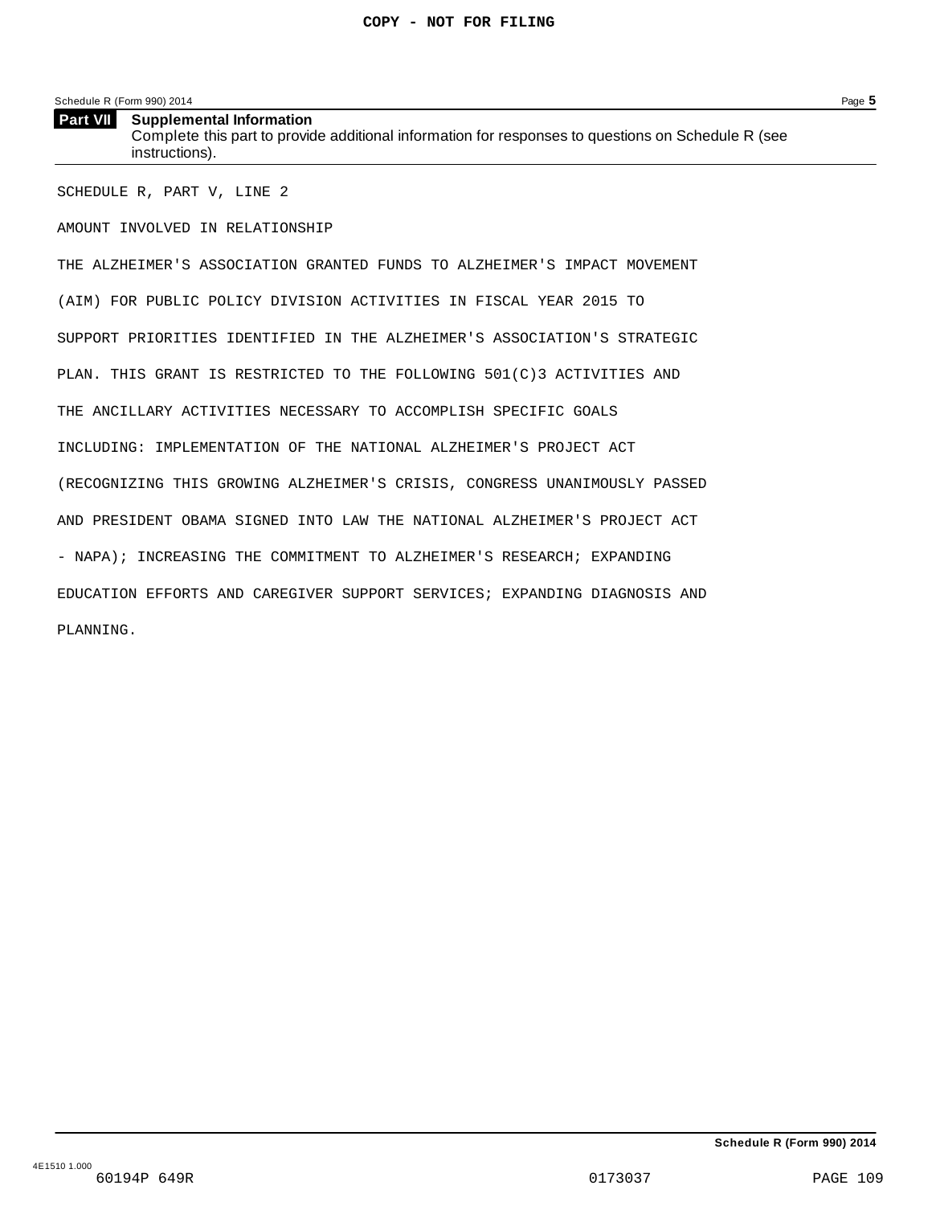**Part VII** **Supplemental Information**

Complete this part to provide additional information for responses to questions on Schedule R (see instructions).

SCHEDULE R, PART V, LINE 2

AMOUNT INVOLVED IN RELATIONSHIP

THE ALZHEIMER'S ASSOCIATION GRANTED FUNDS TO ALZHEIMER'S IMPACT MOVEMENT (AIM) FOR PUBLIC POLICY DIVISION ACTIVITIES IN FISCAL YEAR 2015 TO SUPPORT PRIORITIES IDENTIFIED IN THE ALZHEIMER'S ASSOCIATION'S STRATEGIC PLAN. THIS GRANT IS RESTRICTED TO THE FOLLOWING 501(C)3 ACTIVITIES AND THE ANCILLARY ACTIVITIES NECESSARY TO ACCOMPLISH SPECIFIC GOALS INCLUDING: IMPLEMENTATION OF THE NATIONAL ALZHEIMER'S PROJECT ACT (RECOGNIZING THIS GROWING ALZHEIMER'S CRISIS, CONGRESS UNANIMOUSLY PASSED AND PRESIDENT OBAMA SIGNED INTO LAW THE NATIONAL ALZHEIMER'S PROJECT ACT - NAPA); INCREASING THE COMMITMENT TO ALZHEIMER'S RESEARCH; EXPANDING EDUCATION EFFORTS AND CAREGIVER SUPPORT SERVICES; EXPANDING DIAGNOSIS AND PLANNING.